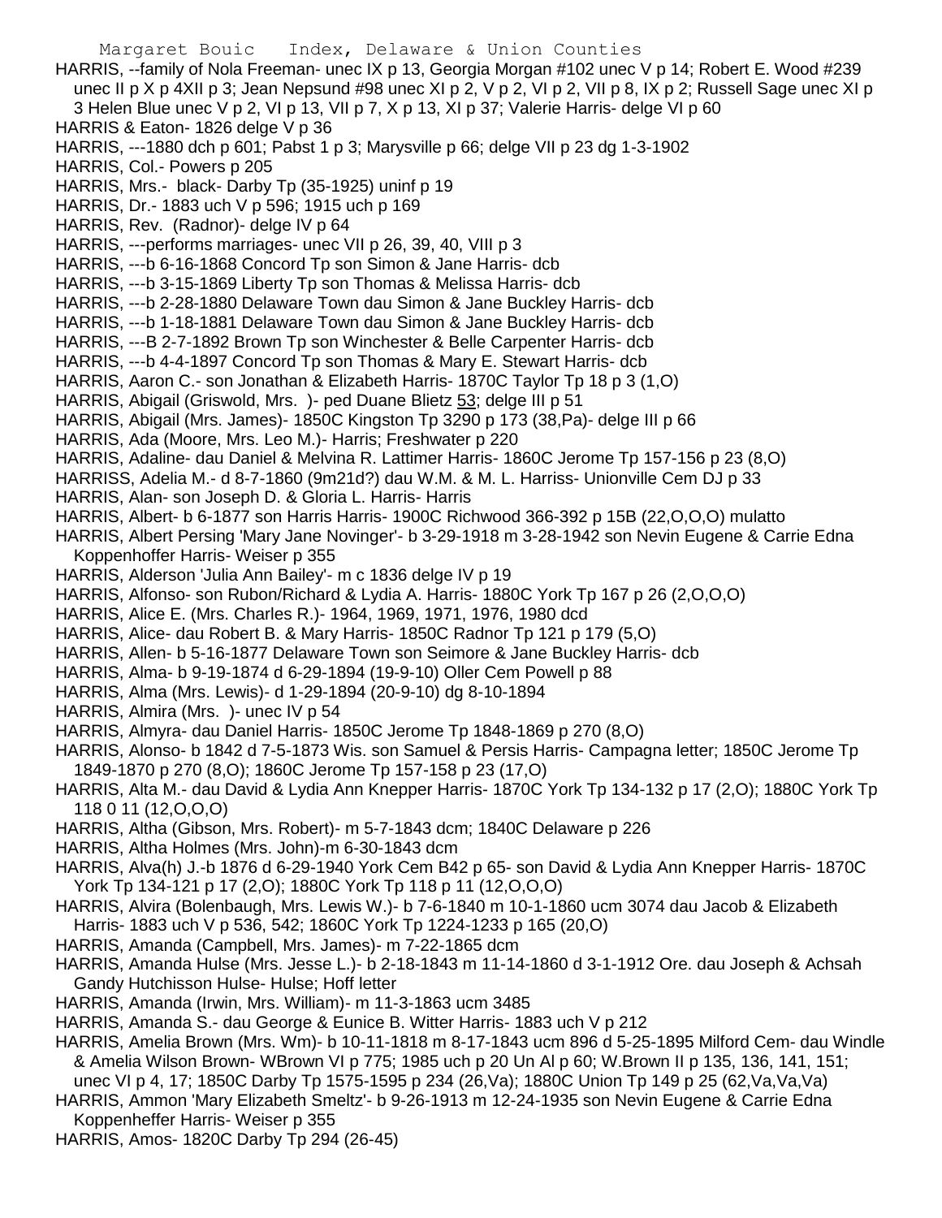HARRIS, --family of Nola Freeman- unec IX p 13, Georgia Morgan #102 unec V p 14; Robert E. Wood #239 unec II p X p 4XII p 3; Jean Nepsund #98 unec XI p 2, V p 2, VI p 2, VII p 8, IX p 2; Russell Sage unec XI p 3 Helen Blue unec V p 2, VI p 13, VII p 7, X p 13, XI p 37; Valerie Harris- delge VI p 60

HARRIS & Eaton- 1826 delge V p 36

HARRIS, ---1880 dch p 601; Pabst 1 p 3; Marysville p 66; delge VII p 23 dg 1-3-1902

HARRIS, Col.- Powers p 205

HARRIS, Mrs.- black- Darby Tp (35-1925) uninf p 19

HARRIS, Dr.- 1883 uch V p 596; 1915 uch p 169

HARRIS, Rev. (Radnor)- delge IV p 64

HARRIS, ---performs marriages- unec VII p 26, 39, 40, VIII p 3

HARRIS, ---b 6-16-1868 Concord Tp son Simon & Jane Harris- dcb

HARRIS, ---b 3-15-1869 Liberty Tp son Thomas & Melissa Harris- dcb

HARRIS, ---b 2-28-1880 Delaware Town dau Simon & Jane Buckley Harris- dcb

HARRIS, ---b 1-18-1881 Delaware Town dau Simon & Jane Buckley Harris- dcb

HARRIS, ---B 2-7-1892 Brown Tp son Winchester & Belle Carpenter Harris- dcb

HARRIS, ---b 4-4-1897 Concord Tp son Thomas & Mary E. Stewart Harris- dcb

HARRIS, Aaron C.- son Jonathan & Elizabeth Harris- 1870C Taylor Tp 18 p 3 (1,O)

HARRIS, Abigail (Griswold, Mrs. )- ped Duane Blietz 53; delge III p 51

HARRIS, Abigail (Mrs. James)- 1850C Kingston Tp 3290 p 173 (38,Pa)- delge III p 66

HARRIS, Ada (Moore, Mrs. Leo M.)- Harris; Freshwater p 220

HARRIS, Adaline- dau Daniel & Melvina R. Lattimer Harris- 1860C Jerome Tp 157-156 p 23 (8,O)

HARRISS, Adelia M.- d 8-7-1860 (9m21d?) dau W.M. & M. L. Harriss- Unionville Cem DJ p 33

HARRIS, Alan- son Joseph D. & Gloria L. Harris- Harris

HARRIS, Albert- b 6-1877 son Harris Harris- 1900C Richwood 366-392 p 15B (22,O,O,O) mulatto

HARRIS, Albert Persing 'Mary Jane Novinger'- b 3-29-1918 m 3-28-1942 son Nevin Eugene & Carrie Edna Koppenhoffer Harris- Weiser p 355

HARRIS, Alderson 'Julia Ann Bailey'- m c 1836 delge IV p 19

HARRIS, Alfonso- son Rubon/Richard & Lydia A. Harris- 1880C York Tp 167 p 26 (2,O,O,O)

HARRIS, Alice E. (Mrs. Charles R.)- 1964, 1969, 1971, 1976, 1980 dcd

HARRIS, Alice- dau Robert B. & Mary Harris- 1850C Radnor Tp 121 p 179 (5,O)

HARRIS, Allen- b 5-16-1877 Delaware Town son Seimore & Jane Buckley Harris- dcb

HARRIS, Alma- b 9-19-1874 d 6-29-1894 (19-9-10) Oller Cem Powell p 88

HARRIS, Alma (Mrs. Lewis)- d 1-29-1894 (20-9-10) dg 8-10-1894

HARRIS, Almira (Mrs. )- unec IV p 54

HARRIS, Almyra- dau Daniel Harris- 1850C Jerome Tp 1848-1869 p 270 (8,O)

HARRIS, Alonso- b 1842 d 7-5-1873 Wis. son Samuel & Persis Harris- Campagna letter; 1850C Jerome Tp 1849-1870 p 270 (8,O); 1860C Jerome Tp 157-158 p 23 (17,O)

HARRIS, Alta M.- dau David & Lydia Ann Knepper Harris- 1870C York Tp 134-132 p 17 (2,O); 1880C York Tp 118 0 11 (12,O,O,O)

HARRIS, Altha (Gibson, Mrs. Robert)- m 5-7-1843 dcm; 1840C Delaware p 226

HARRIS, Altha Holmes (Mrs. John)-m 6-30-1843 dcm

HARRIS, Alva(h) J.-b 1876 d 6-29-1940 York Cem B42 p 65- son David & Lydia Ann Knepper Harris- 1870C York Tp 134-121 p 17 (2,O); 1880C York Tp 118 p 11 (12,O,O,O)

HARRIS, Alvira (Bolenbaugh, Mrs. Lewis W.)- b 7-6-1840 m 10-1-1860 ucm 3074 dau Jacob & Elizabeth Harris- 1883 uch V p 536, 542; 1860C York Tp 1224-1233 p 165 (20,O)

HARRIS, Amanda (Campbell, Mrs. James)- m 7-22-1865 dcm

HARRIS, Amanda Hulse (Mrs. Jesse L.)- b 2-18-1843 m 11-14-1860 d 3-1-1912 Ore. dau Joseph & Achsah Gandy Hutchisson Hulse- Hulse; Hoff letter

HARRIS, Amanda (Irwin, Mrs. William)- m 11-3-1863 ucm 3485

HARRIS, Amanda S.- dau George & Eunice B. Witter Harris- 1883 uch V p 212

HARRIS, Amelia Brown (Mrs. Wm)- b 10-11-1818 m 8-17-1843 ucm 896 d 5-25-1895 Milford Cem- dau Windle & Amelia Wilson Brown- WBrown VI p 775; 1985 uch p 20 Un Al p 60; W.Brown II p 135, 136, 141, 151; unec VI p 4, 17; 1850C Darby Tp 1575-1595 p 234 (26,Va); 1880C Union Tp 149 p 25 (62,Va,Va,Va)

HARRIS, Ammon 'Mary Elizabeth Smeltz'- b 9-26-1913 m 12-24-1935 son Nevin Eugene & Carrie Edna Koppenheffer Harris- Weiser p 355

HARRIS, Amos- 1820C Darby Tp 294 (26-45)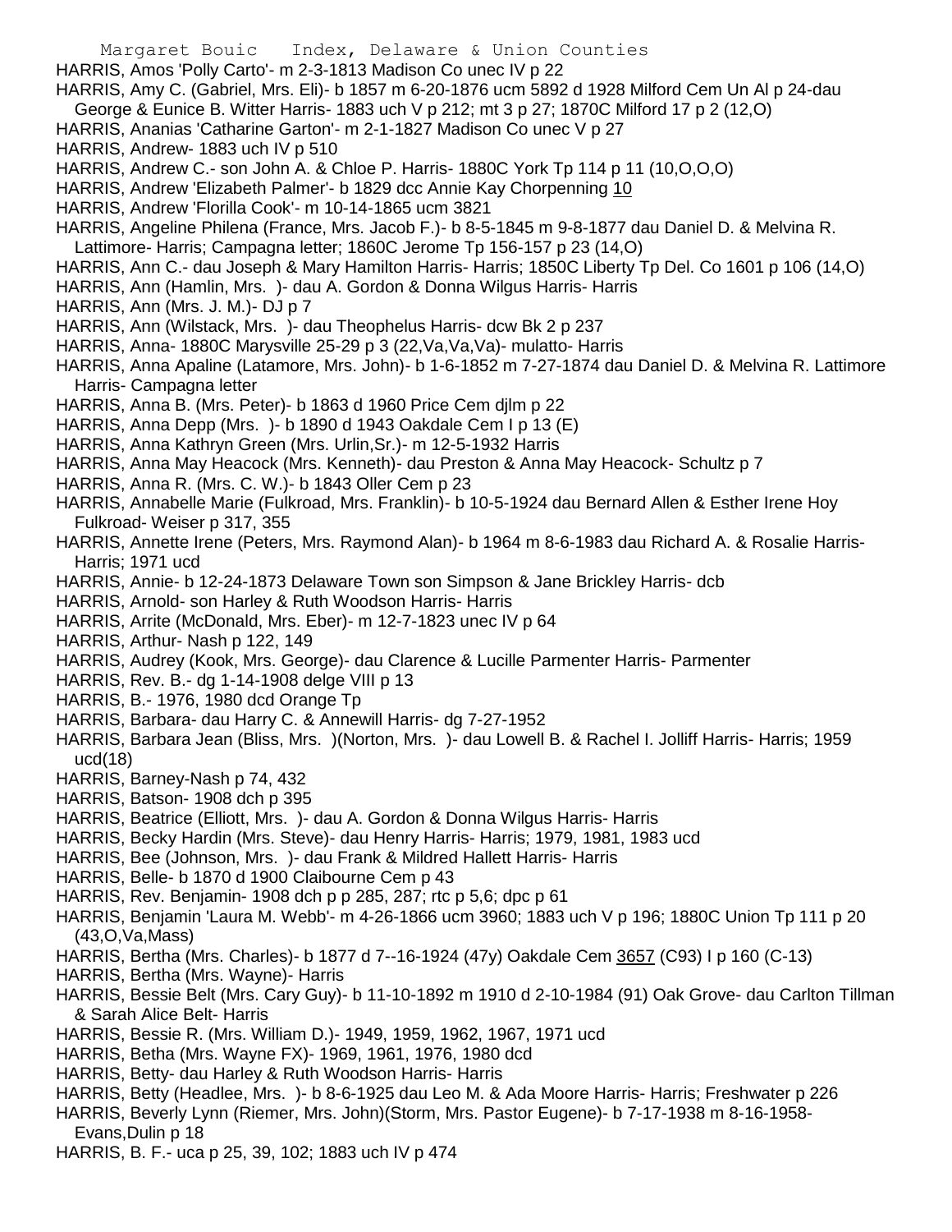HARRIS, Amos 'Polly Carto'- m 2-3-1813 Madison Co unec IV p 22

HARRIS, Amy C. (Gabriel, Mrs. Eli)- b 1857 m 6-20-1876 ucm 5892 d 1928 Milford Cem Un Al p 24-dau George & Eunice B. Witter Harris- 1883 uch V p 212; mt 3 p 27; 1870C Milford 17 p 2 (12,O)

HARRIS, Ananias 'Catharine Garton'- m 2-1-1827 Madison Co unec V p 27

HARRIS, Andrew- 1883 uch IV p 510

HARRIS, Andrew C.- son John A. & Chloe P. Harris- 1880C York Tp 114 p 11 (10,O,O,O)

HARRIS, Andrew 'Elizabeth Palmer'- b 1829 dcc Annie Kay Chorpenning 10

HARRIS, Andrew 'Florilla Cook'- m 10-14-1865 ucm 3821

HARRIS, Angeline Philena (France, Mrs. Jacob F.)- b 8-5-1845 m 9-8-1877 dau Daniel D. & Melvina R. Lattimore- Harris; Campagna letter; 1860C Jerome Tp 156-157 p 23 (14,O)

HARRIS, Ann C.- dau Joseph & Mary Hamilton Harris- Harris; 1850C Liberty Tp Del. Co 1601 p 106 (14,O)

HARRIS, Ann (Hamlin, Mrs. )- dau A. Gordon & Donna Wilgus Harris- Harris

HARRIS, Ann (Mrs. J. M.)- DJ p 7

HARRIS, Ann (Wilstack, Mrs. )- dau Theophelus Harris- dcw Bk 2 p 237

HARRIS, Anna- 1880C Marysville 25-29 p 3 (22,Va,Va,Va)- mulatto- Harris

HARRIS, Anna Apaline (Latamore, Mrs. John)- b 1-6-1852 m 7-27-1874 dau Daniel D. & Melvina R. Lattimore Harris- Campagna letter

HARRIS, Anna B. (Mrs. Peter)- b 1863 d 1960 Price Cem djlm p 22

HARRIS, Anna Depp (Mrs. )- b 1890 d 1943 Oakdale Cem I p 13 (E)

HARRIS, Anna Kathryn Green (Mrs. Urlin,Sr.)- m 12-5-1932 Harris

HARRIS, Anna May Heacock (Mrs. Kenneth)- dau Preston & Anna May Heacock- Schultz p 7

HARRIS, Anna R. (Mrs. C. W.)- b 1843 Oller Cem p 23

HARRIS, Annabelle Marie (Fulkroad, Mrs. Franklin)- b 10-5-1924 dau Bernard Allen & Esther Irene Hoy Fulkroad- Weiser p 317, 355

HARRIS, Annette Irene (Peters, Mrs. Raymond Alan)- b 1964 m 8-6-1983 dau Richard A. & Rosalie Harris- Harris; 1971 ucd

HARRIS, Annie- b 12-24-1873 Delaware Town son Simpson & Jane Brickley Harris- dcb

HARRIS, Arnold- son Harley & Ruth Woodson Harris- Harris

HARRIS, Arrite (McDonald, Mrs. Eber)- m 12-7-1823 unec IV p 64

HARRIS, Arthur- Nash p 122, 149

HARRIS, Audrey (Kook, Mrs. George)- dau Clarence & Lucille Parmenter Harris- Parmenter

HARRIS, Rev. B.- dg 1-14-1908 delge VIII p 13

HARRIS, B.- 1976, 1980 dcd Orange Tp

HARRIS, Barbara- dau Harry C. & Annewill Harris- dg 7-27-1952

HARRIS, Barbara Jean (Bliss, Mrs. )(Norton, Mrs. )- dau Lowell B. & Rachel I. Jolliff Harris- Harris; 1959 ucd(18)

HARRIS, Barney-Nash p 74, 432

HARRIS, Batson- 1908 dch p 395

HARRIS, Beatrice (Elliott, Mrs. )- dau A. Gordon & Donna Wilgus Harris- Harris

HARRIS, Becky Hardin (Mrs. Steve)- dau Henry Harris- Harris; 1979, 1981, 1983 ucd

HARRIS, Bee (Johnson, Mrs. )- dau Frank & Mildred Hallett Harris- Harris

HARRIS, Belle- b 1870 d 1900 Claibourne Cem p 43

HARRIS, Rev. Benjamin- 1908 dch p p 285, 287; rtc p 5,6; dpc p 61

HARRIS, Benjamin 'Laura M. Webb'- m 4-26-1866 ucm 3960; 1883 uch V p 196; 1880C Union Tp 111 p 20 (43,O,Va,Mass)

HARRIS, Bertha (Mrs. Charles)- b 1877 d 7--16-1924 (47y) Oakdale Cem 3657 (C93) I p 160 (C-13)

HARRIS, Bertha (Mrs. Wayne)- Harris

HARRIS, Bessie Belt (Mrs. Cary Guy)- b 11-10-1892 m 1910 d 2-10-1984 (91) Oak Grove- dau Carlton Tillman & Sarah Alice Belt- Harris

HARRIS, Bessie R. (Mrs. William D.)- 1949, 1959, 1962, 1967, 1971 ucd

HARRIS, Betha (Mrs. Wayne FX)- 1969, 1961, 1976, 1980 dcd

HARRIS, Betty- dau Harley & Ruth Woodson Harris- Harris

HARRIS, Betty (Headlee, Mrs. )- b 8-6-1925 dau Leo M. & Ada Moore Harris- Harris; Freshwater p 226

HARRIS, Beverly Lynn (Riemer, Mrs. John)(Storm, Mrs. Pastor Eugene)- b 7-17-1938 m 8-16-1958- Evans,Dulin p 18

HARRIS, B. F.- uca p 25, 39, 102; 1883 uch IV p 474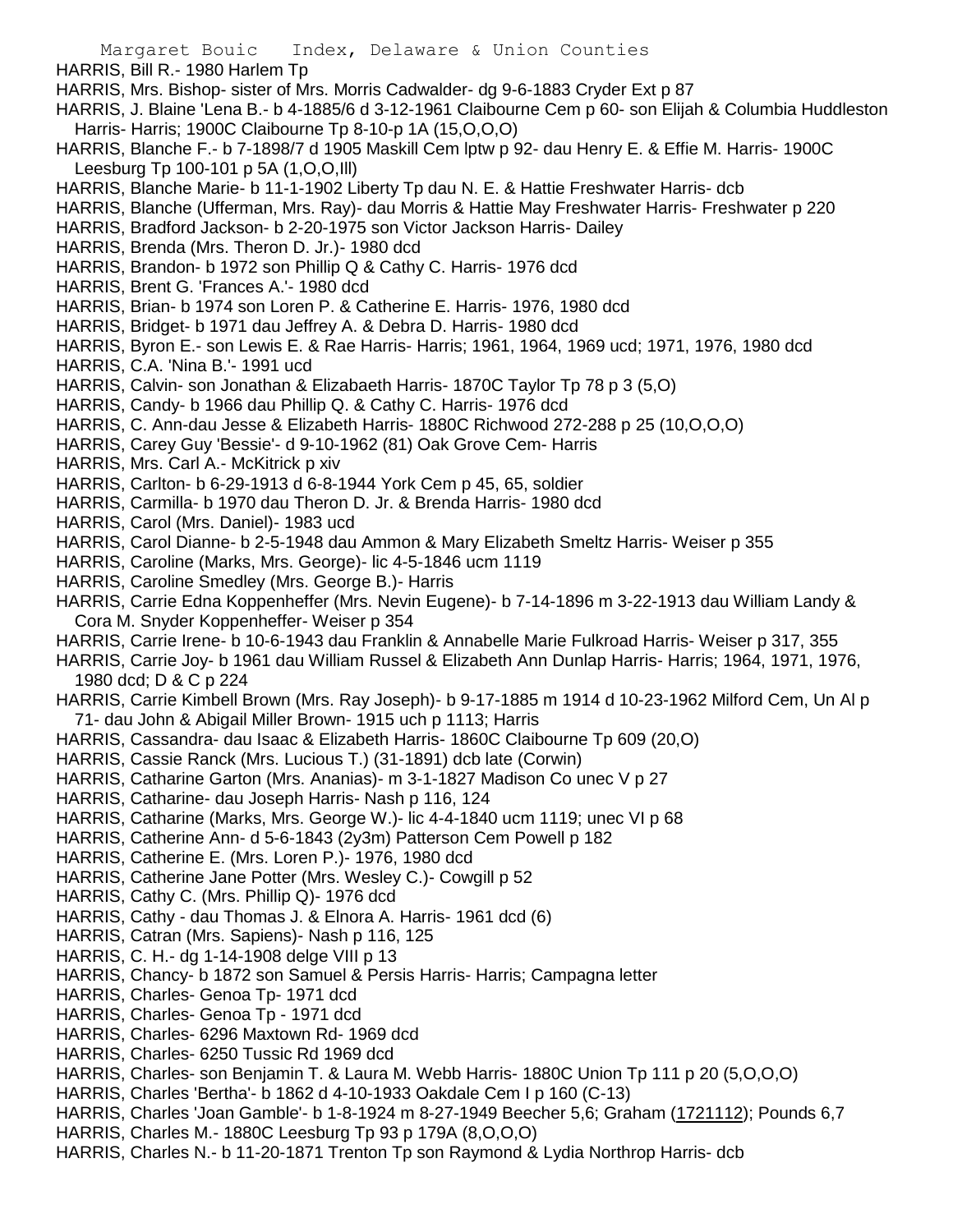HARRIS, Bill R.- 1980 Harlem Tp

HARRIS, Mrs. Bishop- sister of Mrs. Morris Cadwalder- dg 9-6-1883 Cryder Ext p 87

HARRIS, J. Blaine 'Lena B.- b 4-1885/6 d 3-12-1961 Claibourne Cem p 60- son Elijah & Columbia Huddleston Harris- Harris; 1900C Claibourne Tp 8-10-p 1A (15,O,O,O)

HARRIS, Blanche F.- b 7-1898/7 d 1905 Maskill Cem lptw p 92- dau Henry E. & Effie M. Harris- 1900C Leesburg Tp 100-101 p 5A (1,O,O,Ill)

HARRIS, Blanche Marie- b 11-1-1902 Liberty Tp dau N. E. & Hattie Freshwater Harris- dcb

HARRIS, Blanche (Ufferman, Mrs. Ray)- dau Morris & Hattie May Freshwater Harris- Freshwater p 220

HARRIS, Bradford Jackson- b 2-20-1975 son Victor Jackson Harris- Dailey

HARRIS, Brenda (Mrs. Theron D. Jr.)- 1980 dcd

HARRIS, Brandon- b 1972 son Phillip Q & Cathy C. Harris- 1976 dcd

HARRIS, Brent G. 'Frances A.'- 1980 dcd

HARRIS, Brian- b 1974 son Loren P. & Catherine E. Harris- 1976, 1980 dcd

HARRIS, Bridget- b 1971 dau Jeffrey A. & Debra D. Harris- 1980 dcd

HARRIS, Byron E.- son Lewis E. & Rae Harris- Harris; 1961, 1964, 1969 ucd; 1971, 1976, 1980 dcd

HARRIS, C.A. 'Nina B.'- 1991 ucd

HARRIS, Calvin- son Jonathan & Elizabaeth Harris- 1870C Taylor Tp 78 p 3 (5,O)

HARRIS, Candy- b 1966 dau Phillip Q. & Cathy C. Harris- 1976 dcd

HARRIS, C. Ann-dau Jesse & Elizabeth Harris- 1880C Richwood 272-288 p 25 (10,O,O,O)

HARRIS, Carey Guy 'Bessie'- d 9-10-1962 (81) Oak Grove Cem- Harris

HARRIS, Mrs. Carl A.- McKitrick p xiv

HARRIS, Carlton- b 6-29-1913 d 6-8-1944 York Cem p 45, 65, soldier

HARRIS, Carmilla- b 1970 dau Theron D. Jr. & Brenda Harris- 1980 dcd

HARRIS, Carol (Mrs. Daniel)- 1983 ucd

HARRIS, Carol Dianne- b 2-5-1948 dau Ammon & Mary Elizabeth Smeltz Harris- Weiser p 355

HARRIS, Caroline (Marks, Mrs. George)- lic 4-5-1846 ucm 1119

HARRIS, Caroline Smedley (Mrs. George B.)- Harris

HARRIS, Carrie Edna Koppenheffer (Mrs. Nevin Eugene)- b 7-14-1896 m 3-22-1913 dau William Landy & Cora M. Snyder Koppenheffer- Weiser p 354

HARRIS, Carrie Irene- b 10-6-1943 dau Franklin & Annabelle Marie Fulkroad Harris- Weiser p 317, 355

HARRIS, Carrie Joy- b 1961 dau William Russel & Elizabeth Ann Dunlap Harris- Harris; 1964, 1971, 1976, 1980 dcd; D & C p 224

HARRIS, Carrie Kimbell Brown (Mrs. Ray Joseph)- b 9-17-1885 m 1914 d 10-23-1962 Milford Cem, Un Al p 71- dau John & Abigail Miller Brown- 1915 uch p 1113; Harris

HARRIS, Cassandra- dau Isaac & Elizabeth Harris- 1860C Claibourne Tp 609 (20,O)

HARRIS, Cassie Ranck (Mrs. Lucious T.) (31-1891) dcb late (Corwin)

HARRIS, Catharine Garton (Mrs. Ananias)- m 3-1-1827 Madison Co unec V p 27

HARRIS, Catharine- dau Joseph Harris- Nash p 116, 124

HARRIS, Catharine (Marks, Mrs. George W.)- lic 4-4-1840 ucm 1119; unec VI p 68

HARRIS, Catherine Ann- d 5-6-1843 (2y3m) Patterson Cem Powell p 182

HARRIS, Catherine E. (Mrs. Loren P.)- 1976, 1980 dcd

HARRIS, Catherine Jane Potter (Mrs. Wesley C.)- Cowgill p 52

HARRIS, Cathy C. (Mrs. Phillip Q)- 1976 dcd

HARRIS, Cathy - dau Thomas J. & Elnora A. Harris- 1961 dcd (6)

HARRIS, Catran (Mrs. Sapiens)- Nash p 116, 125

HARRIS, C. H.- dg 1-14-1908 delge VIII p 13

HARRIS, Chancy- b 1872 son Samuel & Persis Harris- Harris; Campagna letter

HARRIS, Charles- Genoa Tp- 1971 dcd

HARRIS, Charles- Genoa Tp - 1971 dcd

HARRIS, Charles- 6296 Maxtown Rd- 1969 dcd

HARRIS, Charles- 6250 Tussic Rd 1969 dcd

HARRIS, Charles- son Benjamin T. & Laura M. Webb Harris- 1880C Union Tp 111 p 20 (5,O,O,O)

HARRIS, Charles 'Bertha'- b 1862 d 4-10-1933 Oakdale Cem I p 160 (C-13)

HARRIS, Charles 'Joan Gamble'- b 1-8-1924 m 8-27-1949 Beecher 5,6; Graham (1721112); Pounds 6,7

HARRIS, Charles M.- 1880C Leesburg Tp 93 p 179A (8,O,O,O)

HARRIS, Charles N.- b 11-20-1871 Trenton Tp son Raymond & Lydia Northrop Harris- dcb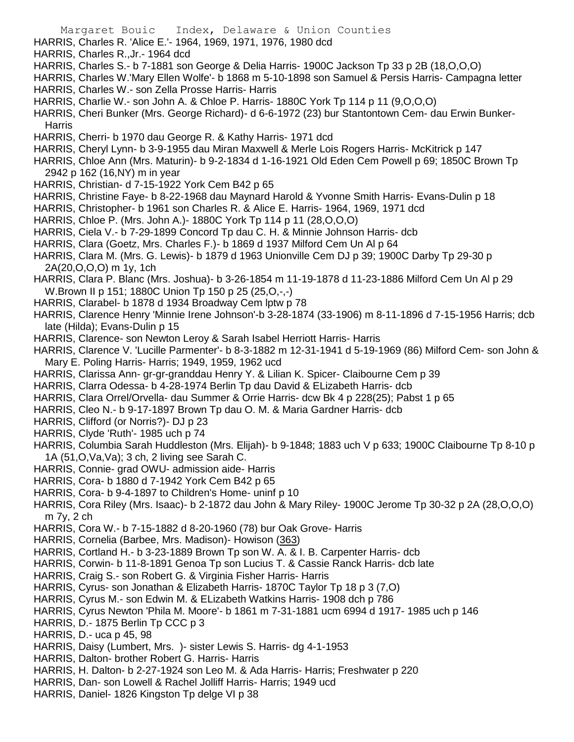HARRIS, Charles R. 'Alice E.'- 1964, 1969, 1971, 1976, 1980 dcd

HARRIS, Charles R.,Jr.- 1964 dcd

HARRIS, Charles S.- b 7-1881 son George & Delia Harris- 1900C Jackson Tp 33 p 2B (18,O,O,O)

HARRIS, Charles W.'Mary Ellen Wolfe'- b 1868 m 5-10-1898 son Samuel & Persis Harris- Campagna letter

HARRIS, Charles W.- son Zella Prosse Harris- Harris

HARRIS, Charlie W.- son John A. & Chloe P. Harris- 1880C York Tp 114 p 11 (9,O,O,O)

HARRIS, Cheri Bunker (Mrs. George Richard)- d 6-6-1972 (23) bur Stantontown Cem- dau Erwin Bunker- Harris

HARRIS, Cherri- b 1970 dau George R. & Kathy Harris- 1971 dcd

HARRIS, Cheryl Lynn- b 3-9-1955 dau Miran Maxwell & Merle Lois Rogers Harris- McKitrick p 147

HARRIS, Chloe Ann (Mrs. Maturin)- b 9-2-1834 d 1-16-1921 Old Eden Cem Powell p 69; 1850C Brown Tp 2942 p 162 (16,NY) m in year

HARRIS, Christian- d 7-15-1922 York Cem B42 p 65

HARRIS, Christine Faye- b 8-22-1968 dau Maynard Harold & Yvonne Smith Harris- Evans-Dulin p 18

HARRIS, Christopher- b 1961 son Charles R. & Alice E. Harris- 1964, 1969, 1971 dcd

HARRIS, Chloe P. (Mrs. John A.)- 1880C York Tp 114 p 11 (28,O,O,O)

HARRIS, Ciela V.- b 7-29-1899 Concord Tp dau C. H. & Minnie Johnson Harris- dcb

HARRIS, Clara (Goetz, Mrs. Charles F.)- b 1869 d 1937 Milford Cem Un Al p 64

HARRIS, Clara M. (Mrs. G. Lewis)- b 1879 d 1963 Unionville Cem DJ p 39; 1900C Darby Tp 29-30 p 2A(20,O,O,O) m 1y, 1ch

HARRIS, Clara P. Blanc (Mrs. Joshua)- b 3-26-1854 m 11-19-1878 d 11-23-1886 Milford Cem Un Al p 29 W.Brown II p 151; 1880C Union Tp 150 p 25 (25,O,-,-)

HARRIS, Clarabel- b 1878 d 1934 Broadway Cem lptw p 78

HARRIS, Clarence Henry 'Minnie Irene Johnson'-b 3-28-1874 (33-1906) m 8-11-1896 d 7-15-1956 Harris; dcb late (Hilda); Evans-Dulin p 15

HARRIS, Clarence- son Newton Leroy & Sarah Isabel Herriott Harris- Harris

HARRIS, Clarence V. 'Lucille Parmenter'- b 8-3-1882 m 12-31-1941 d 5-19-1969 (86) Milford Cem- son John & Mary E. Poling Harris- Harris; 1949, 1959, 1962 ucd

HARRIS, Clarissa Ann- gr-gr-granddau Henry Y. & Lilian K. Spicer- Claibourne Cem p 39

HARRIS, Clarra Odessa- b 4-28-1974 Berlin Tp dau David & ELizabeth Harris- dcb

HARRIS, Clara Orrel/Orvella- dau Summer & Orrie Harris- dcw Bk 4 p 228(25); Pabst 1 p 65

HARRIS, Cleo N.- b 9-17-1897 Brown Tp dau O. M. & Maria Gardner Harris- dcb

HARRIS, Clifford (or Norris?)- DJ p 23

HARRIS, Clyde 'Ruth'- 1985 uch p 74

HARRIS, Columbia Sarah Huddleston (Mrs. Elijah)- b 9-1848; 1883 uch V p 633; 1900C Claibourne Tp 8-10 p 1A (51,O,Va,Va); 3 ch, 2 living see Sarah C.

HARRIS, Connie- grad OWU- admission aide- Harris

HARRIS, Cora- b 1880 d 7-1942 York Cem B42 p 65

HARRIS, Cora- b 9-4-1897 to Children's Home- uninf p 10

HARRIS, Cora Riley (Mrs. Isaac)- b 2-1872 dau John & Mary Riley- 1900C Jerome Tp 30-32 p 2A (28,O,O,O) m 7y, 2 ch

HARRIS, Cora W.- b 7-15-1882 d 8-20-1960 (78) bur Oak Grove- Harris

HARRIS, Cornelia (Barbee, Mrs. Madison)- Howison (363)

HARRIS, Cortland H.- b 3-23-1889 Brown Tp son W. A. & I. B. Carpenter Harris- dcb

HARRIS, Corwin- b 11-8-1891 Genoa Tp son Lucius T. & Cassie Ranck Harris- dcb late

HARRIS, Craig S.- son Robert G. & Virginia Fisher Harris- Harris

HARRIS, Cyrus- son Jonathan & Elizabeth Harris- 1870C Taylor Tp 18 p 3 (7,O)

HARRIS, Cyrus M.- son Edwin M. & ELizabeth Watkins Harris- 1908 dch p 786

HARRIS, Cyrus Newton 'Phila M. Moore'- b 1861 m 7-31-1881 ucm 6994 d 1917- 1985 uch p 146

HARRIS, D.- 1875 Berlin Tp CCC p 3

HARRIS, D.- uca p 45, 98

HARRIS, Daisy (Lumbert, Mrs. )- sister Lewis S. Harris- dg 4-1-1953

HARRIS, Dalton- brother Robert G. Harris- Harris

HARRIS, H. Dalton- b 2-27-1924 son Leo M. & Ada Harris- Harris; Freshwater p 220

HARRIS, Dan- son Lowell & Rachel Jolliff Harris- Harris; 1949 ucd

HARRIS, Daniel- 1826 Kingston Tp delge VI p 38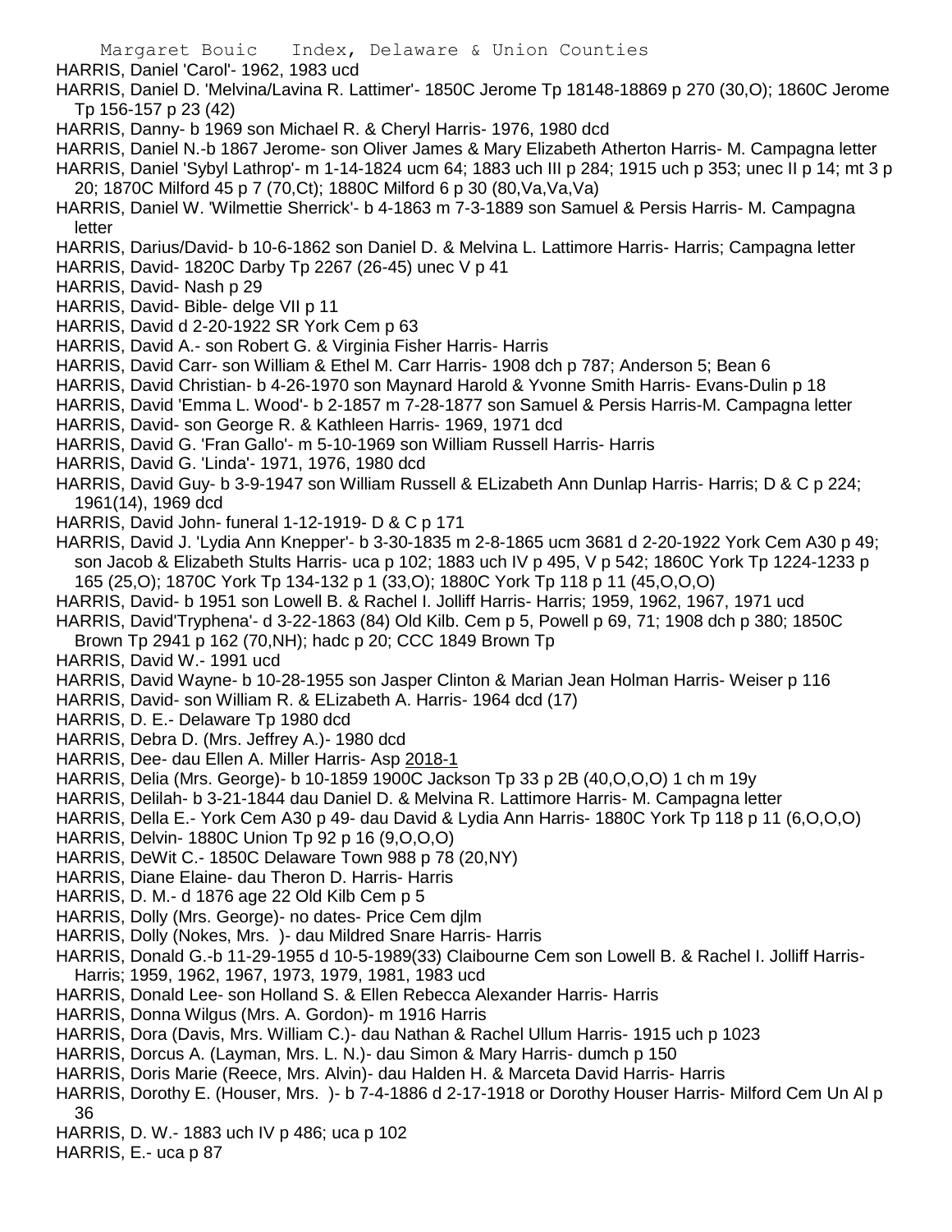HARRIS, Daniel 'Carol'- 1962, 1983 ucd

HARRIS, Daniel D. 'Melvina/Lavina R. Lattimer'- 1850C Jerome Tp 18148-18869 p 270 (30,O); 1860C Jerome Tp 156-157 p 23 (42)

HARRIS, Danny- b 1969 son Michael R. & Cheryl Harris- 1976, 1980 dcd

HARRIS, Daniel N.-b 1867 Jerome- son Oliver James & Mary Elizabeth Atherton Harris- M. Campagna letter

HARRIS, Daniel 'Sybyl Lathrop'- m 1-14-1824 ucm 64; 1883 uch III p 284; 1915 uch p 353; unec II p 14; mt 3 p 20; 1870C Milford 45 p 7 (70,Ct); 1880C Milford 6 p 30 (80,Va,Va,Va)

HARRIS, Daniel W. 'Wilmettie Sherrick'- b 4-1863 m 7-3-1889 son Samuel & Persis Harris- M. Campagna letter

HARRIS, Darius/David- b 10-6-1862 son Daniel D. & Melvina L. Lattimore Harris- Harris; Campagna letter

HARRIS, David- 1820C Darby Tp 2267 (26-45) unec V p 41

HARRIS, David- Nash p 29

HARRIS, David- Bible- delge VII p 11

HARRIS, David d 2-20-1922 SR York Cem p 63

HARRIS, David A.- son Robert G. & Virginia Fisher Harris- Harris

HARRIS, David Carr- son William & Ethel M. Carr Harris- 1908 dch p 787; Anderson 5; Bean 6

HARRIS, David Christian- b 4-26-1970 son Maynard Harold & Yvonne Smith Harris- Evans-Dulin p 18

HARRIS, David 'Emma L. Wood'- b 2-1857 m 7-28-1877 son Samuel & Persis Harris-M. Campagna letter

HARRIS, David- son George R. & Kathleen Harris- 1969, 1971 dcd

HARRIS, David G. 'Fran Gallo'- m 5-10-1969 son William Russell Harris- Harris

HARRIS, David G. 'Linda'- 1971, 1976, 1980 dcd

HARRIS, David Guy- b 3-9-1947 son William Russell & ELizabeth Ann Dunlap Harris- Harris; D & C p 224; 1961(14), 1969 dcd

HARRIS, David John- funeral 1-12-1919- D & C p 171

HARRIS, David J. 'Lydia Ann Knepper'- b 3-30-1835 m 2-8-1865 ucm 3681 d 2-20-1922 York Cem A30 p 49; son Jacob & Elizabeth Stults Harris- uca p 102; 1883 uch IV p 495, V p 542; 1860C York Tp 1224-1233 p 165 (25,O); 1870C York Tp 134-132 p 1 (33,O); 1880C York Tp 118 p 11 (45,O,O,O)

HARRIS, David- b 1951 son Lowell B. & Rachel I. Jolliff Harris- Harris; 1959, 1962, 1967, 1971 ucd

HARRIS, David'Tryphena'- d 3-22-1863 (84) Old Kilb. Cem p 5, Powell p 69, 71; 1908 dch p 380; 1850C Brown Tp 2941 p 162 (70,NH); hadc p 20; CCC 1849 Brown Tp

HARRIS, David W.- 1991 ucd

HARRIS, David Wayne- b 10-28-1955 son Jasper Clinton & Marian Jean Holman Harris- Weiser p 116

HARRIS, David- son William R. & ELizabeth A. Harris- 1964 dcd (17)

HARRIS, D. E.- Delaware Tp 1980 dcd

HARRIS, Debra D. (Mrs. Jeffrey A.)- 1980 dcd

HARRIS, Dee- dau Ellen A. Miller Harris- Asp 2018-1

HARRIS, Delia (Mrs. George)- b 10-1859 1900C Jackson Tp 33 p 2B (40,O,O,O) 1 ch m 19y

HARRIS, Delilah- b 3-21-1844 dau Daniel D. & Melvina R. Lattimore Harris- M. Campagna letter

HARRIS, Della E.- York Cem A30 p 49- dau David & Lydia Ann Harris- 1880C York Tp 118 p 11 (6,O,O,O)

HARRIS, Delvin- 1880C Union Tp 92 p 16 (9,O,O,O)

HARRIS, DeWit C.- 1850C Delaware Town 988 p 78 (20,NY)

HARRIS, Diane Elaine- dau Theron D. Harris- Harris

HARRIS, D. M.- d 1876 age 22 Old Kilb Cem p 5

HARRIS, Dolly (Mrs. George)- no dates- Price Cem djlm

HARRIS, Dolly (Nokes, Mrs. )- dau Mildred Snare Harris- Harris

HARRIS, Donald G.-b 11-29-1955 d 10-5-1989(33) Claibourne Cem son Lowell B. & Rachel I. Jolliff Harris- Harris; 1959, 1962, 1967, 1973, 1979, 1981, 1983 ucd

HARRIS, Donald Lee- son Holland S. & Ellen Rebecca Alexander Harris- Harris

HARRIS, Donna Wilgus (Mrs. A. Gordon)- m 1916 Harris

HARRIS, Dora (Davis, Mrs. William C.)- dau Nathan & Rachel Ullum Harris- 1915 uch p 1023

HARRIS, Dorcus A. (Layman, Mrs. L. N.)- dau Simon & Mary Harris- dumch p 150

HARRIS, Doris Marie (Reece, Mrs. Alvin)- dau Halden H. & Marceta David Harris- Harris

HARRIS, Dorothy E. (Houser, Mrs. )- b 7-4-1886 d 2-17-1918 or Dorothy Houser Harris- Milford Cem Un Al p 36

HARRIS, D. W.- 1883 uch IV p 486; uca p 102

HARRIS, E.- uca p 87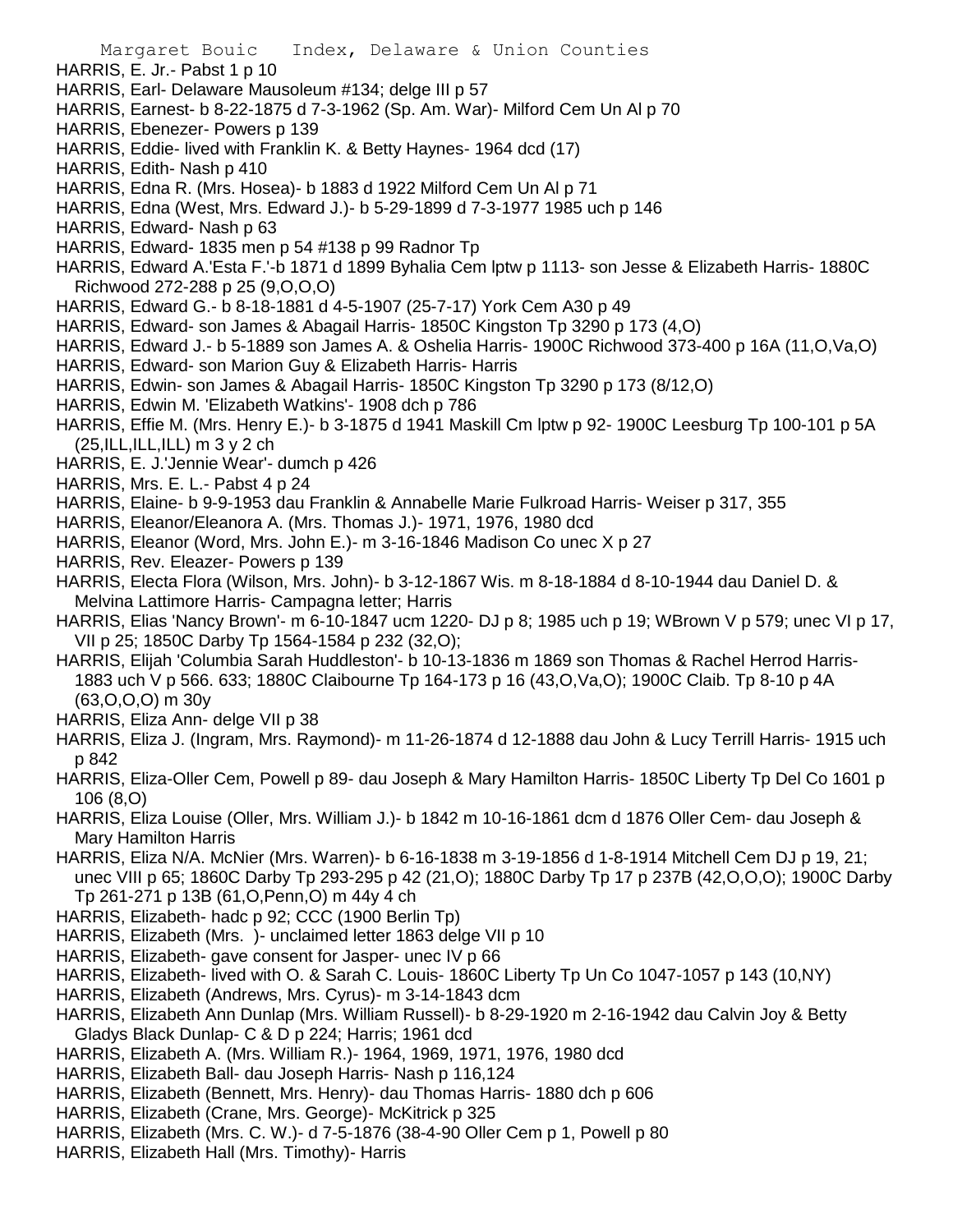HARRIS, E. Jr.- Pabst 1 p 10
HARRIS, Earl- Delaware Mausoleum #134; delge III p 57
HARRIS, Earnest- b 8-22-1875 d 7-3-1962 (Sp. Am. War)- Milford Cem Un Al p 70
HARRIS, Ebenezer- Powers p 139
HARRIS, Eddie- lived with Franklin K. & Betty Haynes- 1964 dcd (17)
HARRIS, Edith- Nash p 410
HARRIS, Edna R. (Mrs. Hosea)- b 1883 d 1922 Milford Cem Un Al p 71
HARRIS, Edna (West, Mrs. Edward J.)- b 5-29-1899 d 7-3-1977 1985 uch p 146
HARRIS, Edward- Nash p 63
HARRIS, Edward- 1835 men p 54 #138 p 99 Radnor Tp
HARRIS, Edward A.'Esta F.'-b 1871 d 1899 Byhalia Cem lptw p 1113- son Jesse & Elizabeth Harris- 1880C Richwood 272-288 p 25 (9,O,O,O)
HARRIS, Edward G.- b 8-18-1881 d 4-5-1907 (25-7-17) York Cem A30 p 49
HARRIS, Edward- son James & Abagail Harris- 1850C Kingston Tp 3290 p 173 (4,O)
HARRIS, Edward J.- b 5-1889 son James A. & Oshelia Harris- 1900C Richwood 373-400 p 16A (11,O,Va,O)
HARRIS, Edward- son Marion Guy & Elizabeth Harris- Harris
HARRIS, Edwin- son James & Abagail Harris- 1850C Kingston Tp 3290 p 173 (8/12,O)
HARRIS, Edwin M. 'Elizabeth Watkins'- 1908 dch p 786
HARRIS, Effie M. (Mrs. Henry E.)- b 3-1875 d 1941 Maskill Cm lptw p 92- 1900C Leesburg Tp 100-101 p 5A (25,ILL,ILL,ILL) m 3 y 2 ch
HARRIS, E. J.'Jennie Wear'- dumch p 426
HARRIS, Mrs. E. L.- Pabst 4 p 24
HARRIS, Elaine- b 9-9-1953 dau Franklin & Annabelle Marie Fulkroad Harris- Weiser p 317, 355
HARRIS, Eleanor/Eleanora A. (Mrs. Thomas J.)- 1971, 1976, 1980 dcd
HARRIS, Eleanor (Word, Mrs. John E.)- m 3-16-1846 Madison Co unec X p 27
HARRIS, Rev. Eleazer- Powers p 139
HARRIS, Electa Flora (Wilson, Mrs. John)- b 3-12-1867 Wis. m 8-18-1884 d 8-10-1944 dau Daniel D. & Melvina Lattimore Harris- Campagna letter; Harris
HARRIS, Elias 'Nancy Brown'- m 6-10-1847 ucm 1220- DJ p 8; 1985 uch p 19; WBrown V p 579; unec VI p 17, VII p 25; 1850C Darby Tp 1564-1584 p 232 (32,O);
HARRIS, Elijah 'Columbia Sarah Huddleston'- b 10-13-1836 m 1869 son Thomas & Rachel Herrod Harris- 1883 uch V p 566. 633; 1880C Claibourne Tp 164-173 p 16 (43,O,Va,O); 1900C Claib. Tp 8-10 p 4A (63,O,O,O) m 30y
HARRIS, Eliza Ann- delge VII p 38
HARRIS, Eliza J. (Ingram, Mrs. Raymond)- m 11-26-1874 d 12-1888 dau John & Lucy Terrill Harris- 1915 uch p 842
HARRIS, Eliza-Oller Cem, Powell p 89- dau Joseph & Mary Hamilton Harris- 1850C Liberty Tp Del Co 1601 p 106 (8,O)
HARRIS, Eliza Louise (Oller, Mrs. William J.)- b 1842 m 10-16-1861 dcm d 1876 Oller Cem- dau Joseph & Mary Hamilton Harris
HARRIS, Eliza N/A. McNier (Mrs. Warren)- b 6-16-1838 m 3-19-1856 d 1-8-1914 Mitchell Cem DJ p 19, 21; unec VIII p 65; 1860C Darby Tp 293-295 p 42 (21,O); 1880C Darby Tp 17 p 237B (42,O,O,O); 1900C Darby Tp 261-271 p 13B (61,O,Penn,O) m 44y 4 ch
HARRIS, Elizabeth- hadc p 92; CCC (1900 Berlin Tp)
HARRIS, Elizabeth (Mrs. )- unclaimed letter 1863 delge VII p 10
HARRIS, Elizabeth- gave consent for Jasper- unec IV p 66
HARRIS, Elizabeth- lived with O. & Sarah C. Louis- 1860C Liberty Tp Un Co 1047-1057 p 143 (10,NY)
HARRIS, Elizabeth (Andrews, Mrs. Cyrus)- m 3-14-1843 dcm
HARRIS, Elizabeth Ann Dunlap (Mrs. William Russell)- b 8-29-1920 m 2-16-1942 dau Calvin Joy & Betty Gladys Black Dunlap- C & D p 224; Harris; 1961 dcd
HARRIS, Elizabeth A. (Mrs. William R.)- 1964, 1969, 1971, 1976, 1980 dcd
HARRIS, Elizabeth Ball- dau Joseph Harris- Nash p 116,124
HARRIS, Elizabeth (Bennett, Mrs. Henry)- dau Thomas Harris- 1880 dch p 606
HARRIS, Elizabeth (Crane, Mrs. George)- McKitrick p 325
HARRIS, Elizabeth (Mrs. C. W.)- d 7-5-1876 (38-4-90 Oller Cem p 1, Powell p 80
HARRIS, Elizabeth Hall (Mrs. Timothy)- Harris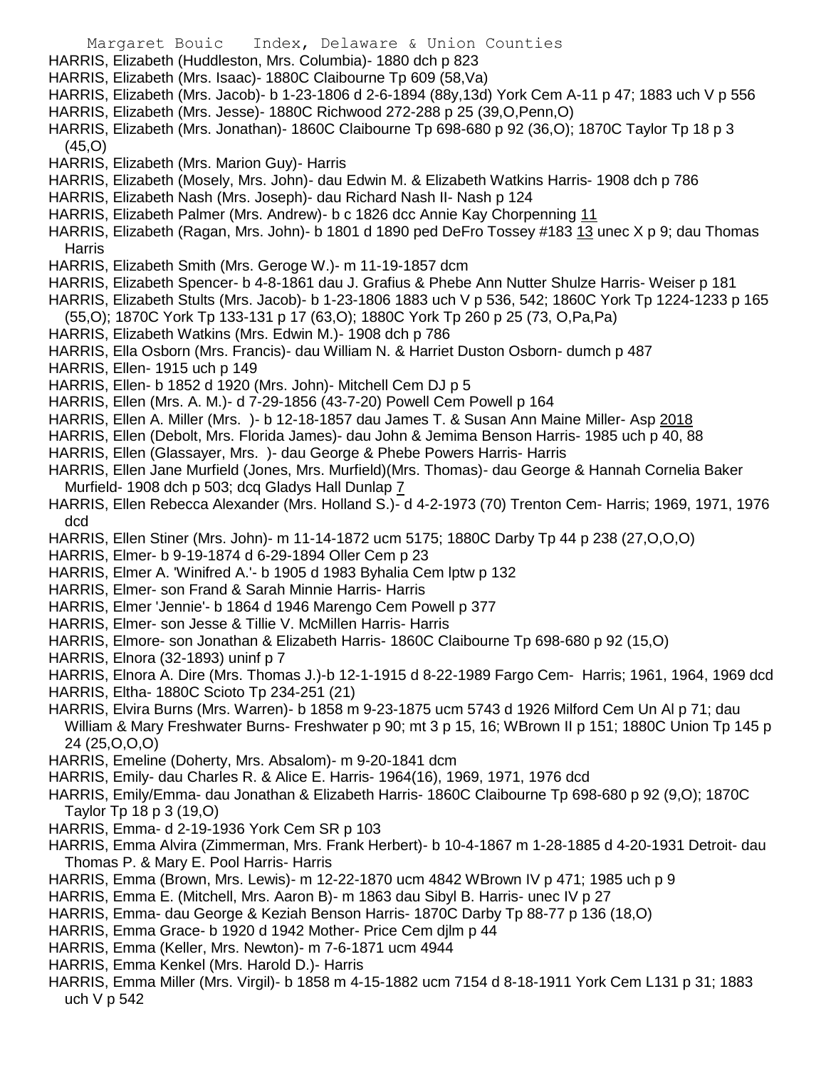HARRIS, Elizabeth (Huddleston, Mrs. Columbia)- 1880 dch p 823
HARRIS, Elizabeth (Mrs. Isaac)- 1880C Claibourne Tp 609 (58,Va)
HARRIS, Elizabeth (Mrs. Jacob)- b 1-23-1806 d 2-6-1894 (88y,13d) York Cem A-11 p 47; 1883 uch V p 556
HARRIS, Elizabeth (Mrs. Jesse)- 1880C Richwood 272-288 p 25 (39,O,Penn,O)
HARRIS, Elizabeth (Mrs. Jonathan)- 1860C Claibourne Tp 698-680 p 92 (36,O); 1870C Taylor Tp 18 p 3 (45,O)
HARRIS, Elizabeth (Mrs. Marion Guy)- Harris
HARRIS, Elizabeth (Mosely, Mrs. John)- dau Edwin M. & Elizabeth Watkins Harris- 1908 dch p 786
HARRIS, Elizabeth Nash (Mrs. Joseph)- dau Richard Nash II- Nash p 124
HARRIS, Elizabeth Palmer (Mrs. Andrew)- b c 1826 dcc Annie Kay Chorpenning 11
HARRIS, Elizabeth (Ragan, Mrs. John)- b 1801 d 1890 ped DeFro Tossey #183 13 unec X p 9; dau Thomas Harris
HARRIS, Elizabeth Smith (Mrs. Geroge W.)- m 11-19-1857 dcm
HARRIS, Elizabeth Spencer- b 4-8-1861 dau J. Grafius & Phebe Ann Nutter Shulze Harris- Weiser p 181
HARRIS, Elizabeth Stults (Mrs. Jacob)- b 1-23-1806 1883 uch V p 536, 542; 1860C York Tp 1224-1233 p 165 (55,O); 1870C York Tp 133-131 p 17 (63,O); 1880C York Tp 260 p 25 (73, O,Pa,Pa)
HARRIS, Elizabeth Watkins (Mrs. Edwin M.)- 1908 dch p 786
HARRIS, Ella Osborn (Mrs. Francis)- dau William N. & Harriet Duston Osborn- dumch p 487
HARRIS, Ellen- 1915 uch p 149
HARRIS, Ellen- b 1852 d 1920 (Mrs. John)- Mitchell Cem DJ p 5
HARRIS, Ellen (Mrs. A. M.)- d 7-29-1856 (43-7-20) Powell Cem Powell p 164
HARRIS, Ellen A. Miller (Mrs. )- b 12-18-1857 dau James T. & Susan Ann Maine Miller- Asp 2018
HARRIS, Ellen (Debolt, Mrs. Florida James)- dau John & Jemima Benson Harris- 1985 uch p 40, 88
HARRIS, Ellen (Glassayer, Mrs. )- dau George & Phebe Powers Harris- Harris
HARRIS, Ellen Jane Murfield (Jones, Mrs. Murfield)(Mrs. Thomas)- dau George & Hannah Cornelia Baker Murfield- 1908 dch p 503; dcq Gladys Hall Dunlap 7
HARRIS, Ellen Rebecca Alexander (Mrs. Holland S.)- d 4-2-1973 (70) Trenton Cem- Harris; 1969, 1971, 1976 dcd
HARRIS, Ellen Stiner (Mrs. John)- m 11-14-1872 ucm 5175; 1880C Darby Tp 44 p 238 (27,O,O,O)
HARRIS, Elmer- b 9-19-1874 d 6-29-1894 Oller Cem p 23
HARRIS, Elmer A. 'Winifred A.'- b 1905 d 1983 Byhalia Cem lptw p 132
HARRIS, Elmer- son Frand & Sarah Minnie Harris- Harris
HARRIS, Elmer 'Jennie'- b 1864 d 1946 Marengo Cem Powell p 377
HARRIS, Elmer- son Jesse & Tillie V. McMillen Harris- Harris
HARRIS, Elmore- son Jonathan & Elizabeth Harris- 1860C Claibourne Tp 698-680 p 92 (15,O)
HARRIS, Elnora (32-1893) uninf p 7
HARRIS, Elnora A. Dire (Mrs. Thomas J.)-b 12-1-1915 d 8-22-1989 Fargo Cem- Harris; 1961, 1964, 1969 dcd
HARRIS, Eltha- 1880C Scioto Tp 234-251 (21)
HARRIS, Elvira Burns (Mrs. Warren)- b 1858 m 9-23-1875 ucm 5743 d 1926 Milford Cem Un Al p 71; dau William & Mary Freshwater Burns- Freshwater p 90; mt 3 p 15, 16; WBrown II p 151; 1880C Union Tp 145 p 24 (25,O,O,O)
HARRIS, Emeline (Doherty, Mrs. Absalom)- m 9-20-1841 dcm
HARRIS, Emily- dau Charles R. & Alice E. Harris- 1964(16), 1969, 1971, 1976 dcd
HARRIS, Emily/Emma- dau Jonathan & Elizabeth Harris- 1860C Claibourne Tp 698-680 p 92 (9,O); 1870C Taylor Tp 18 p 3 (19,O)
HARRIS, Emma- d 2-19-1936 York Cem SR p 103
HARRIS, Emma Alvira (Zimmerman, Mrs. Frank Herbert)- b 10-4-1867 m 1-28-1885 d 4-20-1931 Detroit- dau Thomas P. & Mary E. Pool Harris- Harris
HARRIS, Emma (Brown, Mrs. Lewis)- m 12-22-1870 ucm 4842 WBrown IV p 471; 1985 uch p 9
HARRIS, Emma E. (Mitchell, Mrs. Aaron B)- m 1863 dau Sibyl B. Harris- unec IV p 27
HARRIS, Emma- dau George & Keziah Benson Harris- 1870C Darby Tp 88-77 p 136 (18,O)
HARRIS, Emma Grace- b 1920 d 1942 Mother- Price Cem djlm p 44
HARRIS, Emma (Keller, Mrs. Newton)- m 7-6-1871 ucm 4944
HARRIS, Emma Kenkel (Mrs. Harold D.)- Harris
HARRIS, Emma Miller (Mrs. Virgil)- b 1858 m 4-15-1882 ucm 7154 d 8-18-1911 York Cem L131 p 31; 1883 uch V p 542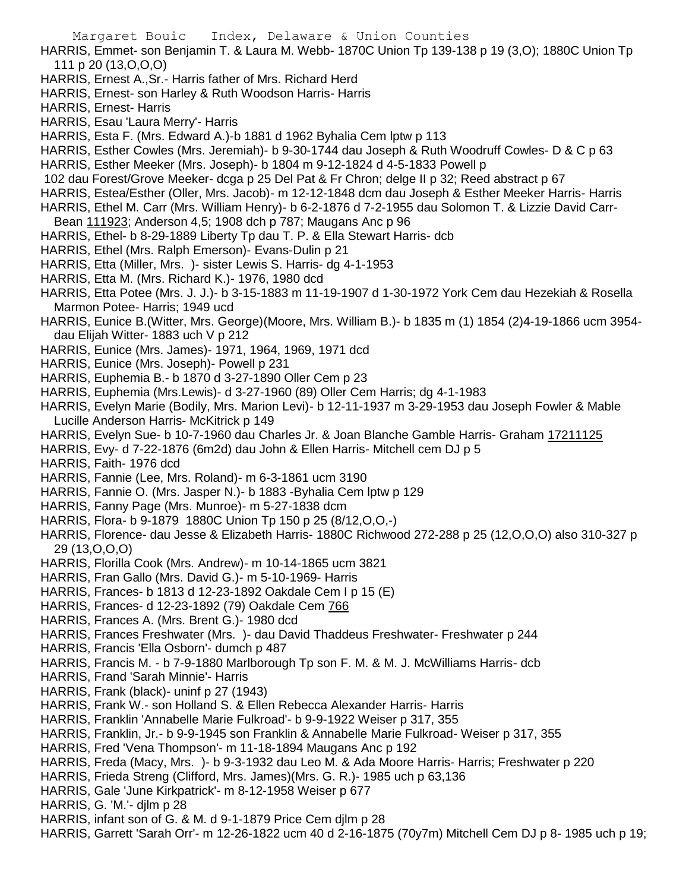HARRIS, Emmet- son Benjamin T. & Laura M. Webb- 1870C Union Tp 139-138 p 19 (3,O); 1880C Union Tp 111 p 20 (13,O,O,O)

HARRIS, Ernest A.,Sr.- Harris father of Mrs. Richard Herd

HARRIS, Ernest- son Harley & Ruth Woodson Harris- Harris

HARRIS, Ernest- Harris

HARRIS, Esau 'Laura Merry'- Harris

HARRIS, Esta F. (Mrs. Edward A.)-b 1881 d 1962 Byhalia Cem lptw p 113

HARRIS, Esther Cowles (Mrs. Jeremiah)- b 9-30-1744 dau Joseph & Ruth Woodruff Cowles- D & C p 63

HARRIS, Esther Meeker (Mrs. Joseph)- b 1804 m 9-12-1824 d 4-5-1833 Powell p 102 dau Forest/Grove Meeker- dcga p 25 Del Pat & Fr Chron; delge II p 32; Reed abstract p 67

HARRIS, Estea/Esther (Oller, Mrs. Jacob)- m 12-12-1848 dcm dau Joseph & Esther Meeker Harris- Harris

HARRIS, Ethel M. Carr (Mrs. William Henry)- b 6-2-1876 d 7-2-1955 dau Solomon T. & Lizzie David Carr- Bean 111923; Anderson 4,5; 1908 dch p 787; Maugans Anc p 96

HARRIS, Ethel- b 8-29-1889 Liberty Tp dau T. P. & Ella Stewart Harris- dcb

HARRIS, Ethel (Mrs. Ralph Emerson)- Evans-Dulin p 21

HARRIS, Etta (Miller, Mrs. )- sister Lewis S. Harris- dg 4-1-1953

HARRIS, Etta M. (Mrs. Richard K.)- 1976, 1980 dcd

HARRIS, Etta Potee (Mrs. J. J.)- b 3-15-1883 m 11-19-1907 d 1-30-1972 York Cem dau Hezekiah & Rosella Marmon Potee- Harris; 1949 ucd

HARRIS, Eunice B.(Witter, Mrs. George)(Moore, Mrs. William B.)- b 1835 m (1) 1854 (2)4-19-1866 ucm 3954- dau Elijah Witter- 1883 uch V p 212

HARRIS, Eunice (Mrs. James)- 1971, 1964, 1969, 1971 dcd

HARRIS, Eunice (Mrs. Joseph)- Powell p 231

HARRIS, Euphemia B.- b 1870 d 3-27-1890 Oller Cem p 23

HARRIS, Euphemia (Mrs.Lewis)- d 3-27-1960 (89) Oller Cem Harris; dg 4-1-1983

HARRIS, Evelyn Marie (Bodily, Mrs. Marion Levi)- b 12-11-1937 m 3-29-1953 dau Joseph Fowler & Mable Lucille Anderson Harris- McKitrick p 149

HARRIS, Evelyn Sue- b 10-7-1960 dau Charles Jr. & Joan Blanche Gamble Harris- Graham 17211125

HARRIS, Evy- d 7-22-1876 (6m2d) dau John & Ellen Harris- Mitchell cem DJ p 5

HARRIS, Faith- 1976 dcd

HARRIS, Fannie (Lee, Mrs. Roland)- m 6-3-1861 ucm 3190

HARRIS, Fannie O. (Mrs. Jasper N.)- b 1883 -Byhalia Cem lptw p 129

HARRIS, Fanny Page (Mrs. Munroe)- m 5-27-1838 dcm

HARRIS, Flora- b 9-1879 1880C Union Tp 150 p 25 (8/12,O,O,-)

HARRIS, Florence- dau Jesse & Elizabeth Harris- 1880C Richwood 272-288 p 25 (12,O,O,O) also 310-327 p 29 (13,O,O,O)

HARRIS, Florilla Cook (Mrs. Andrew)- m 10-14-1865 ucm 3821

HARRIS, Fran Gallo (Mrs. David G.)- m 5-10-1969- Harris

HARRIS, Frances- b 1813 d 12-23-1892 Oakdale Cem I p 15 (E)

HARRIS, Frances- d 12-23-1892 (79) Oakdale Cem 766

HARRIS, Frances A. (Mrs. Brent G.)- 1980 dcd

HARRIS, Frances Freshwater (Mrs. )- dau David Thaddeus Freshwater- Freshwater p 244

HARRIS, Francis 'Ella Osborn'- dumch p 487

HARRIS, Francis M. - b 7-9-1880 Marlborough Tp son F. M. & M. J. McWilliams Harris- dcb

HARRIS, Frand 'Sarah Minnie'- Harris

HARRIS, Frank (black)- uninf p 27 (1943)

HARRIS, Frank W.- son Holland S. & Ellen Rebecca Alexander Harris- Harris

HARRIS, Franklin 'Annabelle Marie Fulkroad'- b 9-9-1922 Weiser p 317, 355

HARRIS, Franklin, Jr.- b 9-9-1945 son Franklin & Annabelle Marie Fulkroad- Weiser p 317, 355

HARRIS, Fred 'Vena Thompson'- m 11-18-1894 Maugans Anc p 192

HARRIS, Freda (Macy, Mrs. )- b 9-3-1932 dau Leo M. & Ada Moore Harris- Harris; Freshwater p 220

HARRIS, Frieda Streng (Clifford, Mrs. James)(Mrs. G. R.)- 1985 uch p 63,136

HARRIS, Gale 'June Kirkpatrick'- m 8-12-1958 Weiser p 677

HARRIS, G. 'M.'- djlm p 28

HARRIS, infant son of G. & M. d 9-1-1879 Price Cem djlm p 28

HARRIS, Garrett 'Sarah Orr'- m 12-26-1822 ucm 40 d 2-16-1875 (70y7m) Mitchell Cem DJ p 8- 1985 uch p 19;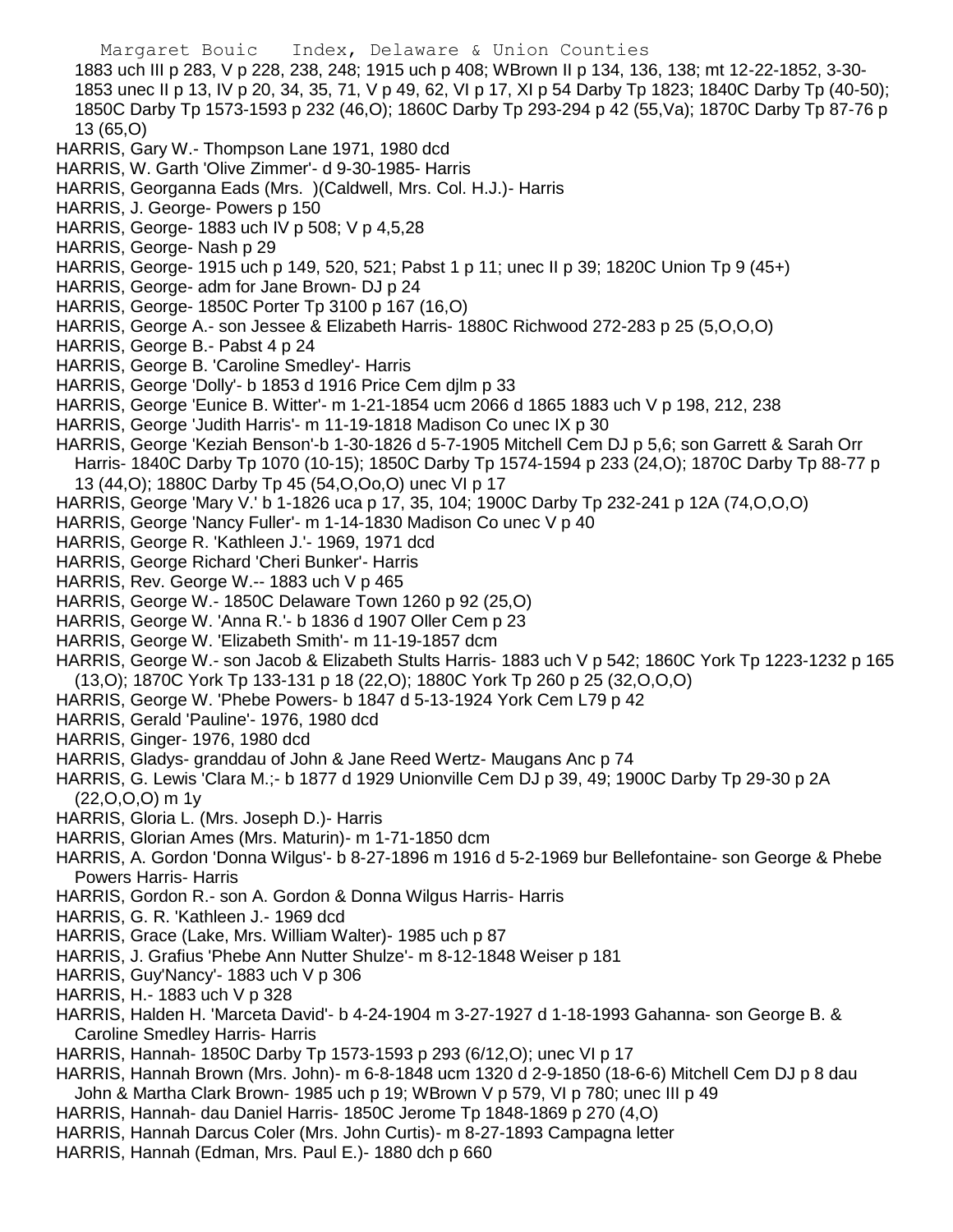1883 uch III p 283, V p 228, 238, 248; 1915 uch p 408; WBrown II p 134, 136, 138; mt 12-22-1852, 3-30-1853 unec II p 13, IV p 20, 34, 35, 71, V p 49, 62, VI p 17, XI p 54 Darby Tp 1823; 1840C Darby Tp (40-50); 1850C Darby Tp 1573-1593 p 232 (46,O); 1860C Darby Tp 293-294 p 42 (55,Va); 1870C Darby Tp 87-76 p 13 (65,O)

HARRIS, Gary W.- Thompson Lane 1971, 1980 dcd

HARRIS, W. Garth 'Olive Zimmer'- d 9-30-1985- Harris

HARRIS, Georganna Eads (Mrs. )(Caldwell, Mrs. Col. H.J.)- Harris

HARRIS, J. George- Powers p 150

HARRIS, George- 1883 uch IV p 508; V p 4,5,28

HARRIS, George- Nash p 29

HARRIS, George- 1915 uch p 149, 520, 521; Pabst 1 p 11; unec II p 39; 1820C Union Tp 9 (45+)

HARRIS, George- adm for Jane Brown- DJ p 24

HARRIS, George- 1850C Porter Tp 3100 p 167 (16,O)

HARRIS, George A.- son Jessee & Elizabeth Harris- 1880C Richwood 272-283 p 25 (5,O,O,O)

HARRIS, George B.- Pabst 4 p 24

HARRIS, George B. 'Caroline Smedley'- Harris

HARRIS, George 'Dolly'- b 1853 d 1916 Price Cem djlm p 33

HARRIS, George 'Eunice B. Witter'- m 1-21-1854 ucm 2066 d 1865 1883 uch V p 198, 212, 238

HARRIS, George 'Judith Harris'- m 11-19-1818 Madison Co unec IX p 30

HARRIS, George 'Keziah Benson'-b 1-30-1826 d 5-7-1905 Mitchell Cem DJ p 5,6; son Garrett & Sarah Orr Harris- 1840C Darby Tp 1070 (10-15); 1850C Darby Tp 1574-1594 p 233 (24,O); 1870C Darby Tp 88-77 p 13 (44,O); 1880C Darby Tp 45 (54,O,Oo,O) unec VI p 17

HARRIS, George 'Mary V.' b 1-1826 uca p 17, 35, 104; 1900C Darby Tp 232-241 p 12A (74,O,O,O)

HARRIS, George 'Nancy Fuller'- m 1-14-1830 Madison Co unec V p 40

HARRIS, George R. 'Kathleen J.'- 1969, 1971 dcd

HARRIS, George Richard 'Cheri Bunker'- Harris

HARRIS, Rev. George W.-- 1883 uch V p 465

HARRIS, George W.- 1850C Delaware Town 1260 p 92 (25,O)

HARRIS, George W. 'Anna R.'- b 1836 d 1907 Oller Cem p 23

HARRIS, George W. 'Elizabeth Smith'- m 11-19-1857 dcm

HARRIS, George W.- son Jacob & Elizabeth Stults Harris- 1883 uch V p 542; 1860C York Tp 1223-1232 p 165 (13,O); 1870C York Tp 133-131 p 18 (22,O); 1880C York Tp 260 p 25 (32,O,O,O)

HARRIS, George W. 'Phebe Powers- b 1847 d 5-13-1924 York Cem L79 p 42

HARRIS, Gerald 'Pauline'- 1976, 1980 dcd

HARRIS, Ginger- 1976, 1980 dcd

HARRIS, Gladys- granddau of John & Jane Reed Wertz- Maugans Anc p 74

HARRIS, G. Lewis 'Clara M.;- b 1877 d 1929 Unionville Cem DJ p 39, 49; 1900C Darby Tp 29-30 p 2A (22,O,O,O) m 1y

HARRIS, Gloria L. (Mrs. Joseph D.)- Harris

HARRIS, Glorian Ames (Mrs. Maturin)- m 1-71-1850 dcm

HARRIS, A. Gordon 'Donna Wilgus'- b 8-27-1896 m 1916 d 5-2-1969 bur Bellefontaine- son George & Phebe Powers Harris- Harris

HARRIS, Gordon R.- son A. Gordon & Donna Wilgus Harris- Harris

HARRIS, G. R. 'Kathleen J.- 1969 dcd

HARRIS, Grace (Lake, Mrs. William Walter)- 1985 uch p 87

HARRIS, J. Grafius 'Phebe Ann Nutter Shulze'- m 8-12-1848 Weiser p 181

HARRIS, Guy'Nancy'- 1883 uch V p 306

HARRIS, H.- 1883 uch V p 328

HARRIS, Halden H. 'Marceta David'- b 4-24-1904 m 3-27-1927 d 1-18-1993 Gahanna- son George B. & Caroline Smedley Harris- Harris

HARRIS, Hannah- 1850C Darby Tp 1573-1593 p 293 (6/12,O); unec VI p 17

HARRIS, Hannah Brown (Mrs. John)- m 6-8-1848 ucm 1320 d 2-9-1850 (18-6-6) Mitchell Cem DJ p 8 dau John & Martha Clark Brown- 1985 uch p 19; WBrown V p 579, VI p 780; unec III p 49

HARRIS, Hannah- dau Daniel Harris- 1850C Jerome Tp 1848-1869 p 270 (4,O)

HARRIS, Hannah Darcus Coler (Mrs. John Curtis)- m 8-27-1893 Campagna letter

HARRIS, Hannah (Edman, Mrs. Paul E.)- 1880 dch p 660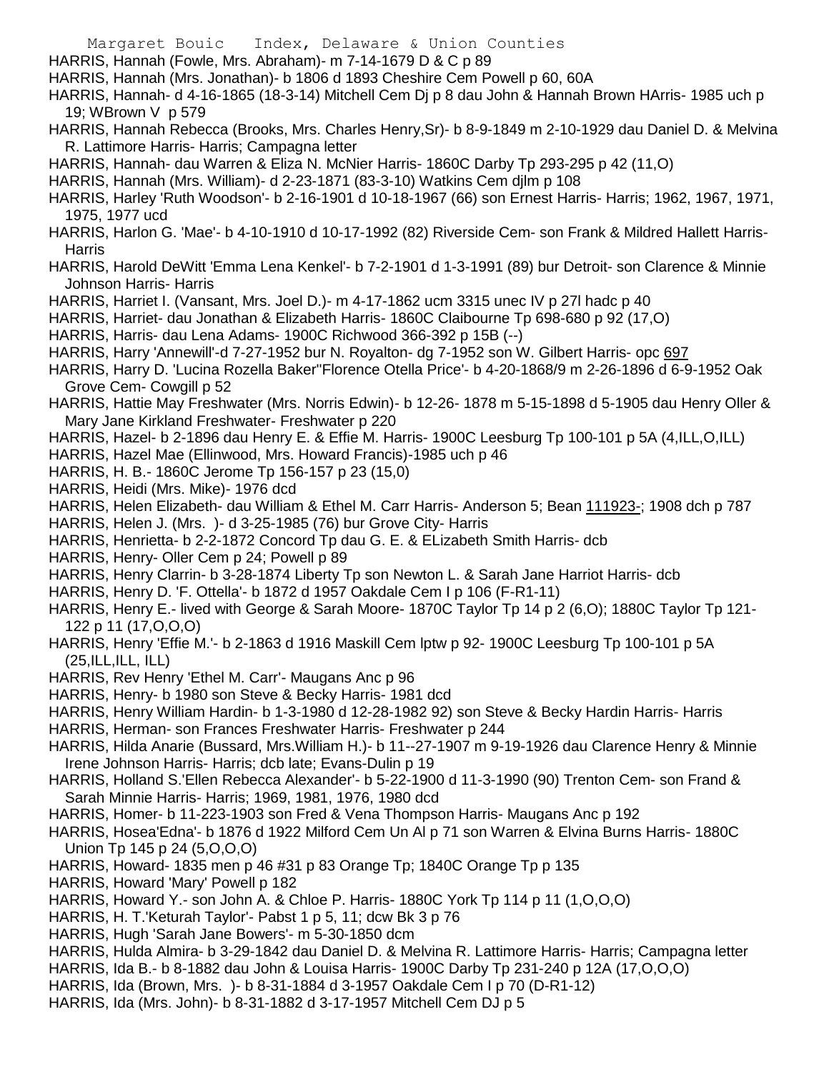HARRIS, Hannah (Fowle, Mrs. Abraham)- m 7-14-1679 D & C p 89

HARRIS, Hannah (Mrs. Jonathan)- b 1806 d 1893 Cheshire Cem Powell p 60, 60A

HARRIS, Hannah- d 4-16-1865 (18-3-14) Mitchell Cem Dj p 8 dau John & Hannah Brown HArris- 1985 uch p 19; WBrown V p 579

HARRIS, Hannah Rebecca (Brooks, Mrs. Charles Henry,Sr)- b 8-9-1849 m 2-10-1929 dau Daniel D. & Melvina R. Lattimore Harris- Harris; Campagna letter

HARRIS, Hannah- dau Warren & Eliza N. McNier Harris- 1860C Darby Tp 293-295 p 42 (11,O)

HARRIS, Hannah (Mrs. William)- d 2-23-1871 (83-3-10) Watkins Cem djlm p 108

HARRIS, Harley 'Ruth Woodson'- b 2-16-1901 d 10-18-1967 (66) son Ernest Harris- Harris; 1962, 1967, 1971, 1975, 1977 ucd

HARRIS, Harlon G. 'Mae'- b 4-10-1910 d 10-17-1992 (82) Riverside Cem- son Frank & Mildred Hallett Harris- Harris

HARRIS, Harold DeWitt 'Emma Lena Kenkel'- b 7-2-1901 d 1-3-1991 (89) bur Detroit- son Clarence & Minnie Johnson Harris- Harris

HARRIS, Harriet I. (Vansant, Mrs. Joel D.)- m 4-17-1862 ucm 3315 unec IV p 27l hadc p 40

HARRIS, Harriet- dau Jonathan & Elizabeth Harris- 1860C Claibourne Tp 698-680 p 92 (17,O)

HARRIS, Harris- dau Lena Adams- 1900C Richwood 366-392 p 15B (--)

HARRIS, Harry 'Annewill'-d 7-27-1952 bur N. Royalton- dg 7-1952 son W. Gilbert Harris- opc 697

HARRIS, Harry D. 'Lucina Rozella Baker''Florence Otella Price'- b 4-20-1868/9 m 2-26-1896 d 6-9-1952 Oak Grove Cem- Cowgill p 52

HARRIS, Hattie May Freshwater (Mrs. Norris Edwin)- b 12-26- 1878 m 5-15-1898 d 5-1905 dau Henry Oller & Mary Jane Kirkland Freshwater- Freshwater p 220

HARRIS, Hazel- b 2-1896 dau Henry E. & Effie M. Harris- 1900C Leesburg Tp 100-101 p 5A (4,ILL,O,ILL)

HARRIS, Hazel Mae (Ellinwood, Mrs. Howard Francis)-1985 uch p 46

HARRIS, H. B.- 1860C Jerome Tp 156-157 p 23 (15,0)

HARRIS, Heidi (Mrs. Mike)- 1976 dcd

HARRIS, Helen Elizabeth- dau William & Ethel M. Carr Harris- Anderson 5; Bean 111923-; 1908 dch p 787

HARRIS, Helen J. (Mrs. )- d 3-25-1985 (76) bur Grove City- Harris

HARRIS, Henrietta- b 2-2-1872 Concord Tp dau G. E. & ELizabeth Smith Harris- dcb

HARRIS, Henry- Oller Cem p 24; Powell p 89

HARRIS, Henry Clarrin- b 3-28-1874 Liberty Tp son Newton L. & Sarah Jane Harriot Harris- dcb

HARRIS, Henry D. 'F. Ottella'- b 1872 d 1957 Oakdale Cem I p 106 (F-R1-11)

HARRIS, Henry E.- lived with George & Sarah Moore- 1870C Taylor Tp 14 p 2 (6,O); 1880C Taylor Tp 121-122 p 11 (17,O,O,O)

HARRIS, Henry 'Effie M.'- b 2-1863 d 1916 Maskill Cem lptw p 92- 1900C Leesburg Tp 100-101 p 5A (25,ILL,ILL, ILL)

HARRIS, Rev Henry 'Ethel M. Carr'- Maugans Anc p 96

HARRIS, Henry- b 1980 son Steve & Becky Harris- 1981 dcd

HARRIS, Henry William Hardin- b 1-3-1980 d 12-28-1982 92) son Steve & Becky Hardin Harris- Harris

HARRIS, Herman- son Frances Freshwater Harris- Freshwater p 244

HARRIS, Hilda Anarie (Bussard, Mrs.William H.)- b 11--27-1907 m 9-19-1926 dau Clarence Henry & Minnie Irene Johnson Harris- Harris; dcb late; Evans-Dulin p 19

HARRIS, Holland S.'Ellen Rebecca Alexander'- b 5-22-1900 d 11-3-1990 (90) Trenton Cem- son Frand & Sarah Minnie Harris- Harris; 1969, 1981, 1976, 1980 dcd

HARRIS, Homer- b 11-223-1903 son Fred & Vena Thompson Harris- Maugans Anc p 192

HARRIS, Hosea'Edna'- b 1876 d 1922 Milford Cem Un Al p 71 son Warren & Elvina Burns Harris- 1880C Union Tp 145 p 24 (5,O,O,O)

HARRIS, Howard- 1835 men p 46 #31 p 83 Orange Tp; 1840C Orange Tp p 135

HARRIS, Howard 'Mary' Powell p 182

HARRIS, Howard Y.- son John A. & Chloe P. Harris- 1880C York Tp 114 p 11 (1,O,O,O)

HARRIS, H. T.'Keturah Taylor'- Pabst 1 p 5, 11; dcw Bk 3 p 76

HARRIS, Hugh 'Sarah Jane Bowers'- m 5-30-1850 dcm

HARRIS, Hulda Almira- b 3-29-1842 dau Daniel D. & Melvina R. Lattimore Harris- Harris; Campagna letter

HARRIS, Ida B.- b 8-1882 dau John & Louisa Harris- 1900C Darby Tp 231-240 p 12A (17,O,O,O)

HARRIS, Ida (Brown, Mrs. )- b 8-31-1884 d 3-1957 Oakdale Cem I p 70 (D-R1-12)

HARRIS, Ida (Mrs. John)- b 8-31-1882 d 3-17-1957 Mitchell Cem DJ p 5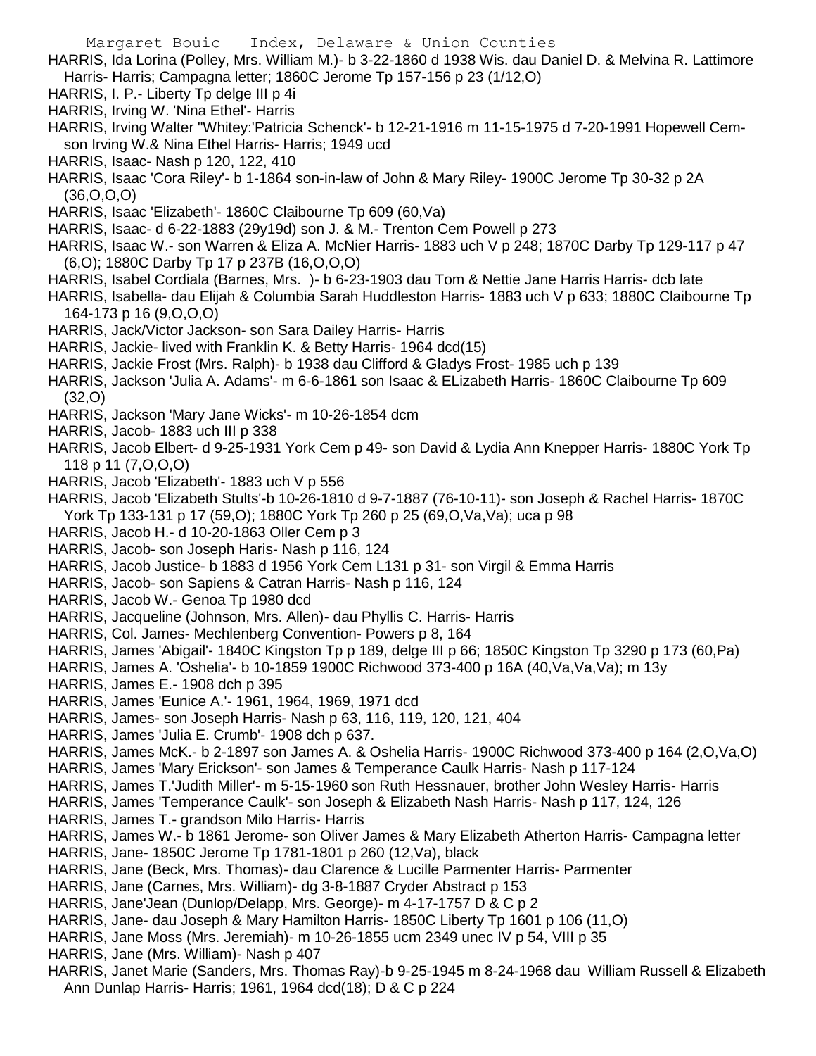HARRIS, Ida Lorina (Polley, Mrs. William M.)- b 3-22-1860 d 1938 Wis. dau Daniel D. & Melvina R. Lattimore Harris- Harris; Campagna letter; 1860C Jerome Tp 157-156 p 23 (1/12,O)

HARRIS, I. P.- Liberty Tp delge III p 4i

HARRIS, Irving W. 'Nina Ethel'- Harris

HARRIS, Irving Walter "Whitey:'Patricia Schenck'- b 12-21-1916 m 11-15-1975 d 7-20-1991 Hopewell Cem- son Irving W.& Nina Ethel Harris- Harris; 1949 ucd

HARRIS, Isaac- Nash p 120, 122, 410

HARRIS, Isaac 'Cora Riley'- b 1-1864 son-in-law of John & Mary Riley- 1900C Jerome Tp 30-32 p 2A (36,O,O,O)

HARRIS, Isaac 'Elizabeth'- 1860C Claibourne Tp 609 (60,Va)

HARRIS, Isaac- d 6-22-1883 (29y19d) son J. & M.- Trenton Cem Powell p 273

HARRIS, Isaac W.- son Warren & Eliza A. McNier Harris- 1883 uch V p 248; 1870C Darby Tp 129-117 p 47 (6,O); 1880C Darby Tp 17 p 237B (16,O,O,O)

HARRIS, Isabel Cordiala (Barnes, Mrs. )- b 6-23-1903 dau Tom & Nettie Jane Harris Harris- dcb late

HARRIS, Isabella- dau Elijah & Columbia Sarah Huddleston Harris- 1883 uch V p 633; 1880C Claibourne Tp 164-173 p 16 (9,O,O,O)

HARRIS, Jack/Victor Jackson- son Sara Dailey Harris- Harris

HARRIS, Jackie- lived with Franklin K. & Betty Harris- 1964 dcd(15)

HARRIS, Jackie Frost (Mrs. Ralph)- b 1938 dau Clifford & Gladys Frost- 1985 uch p 139

HARRIS, Jackson 'Julia A. Adams'- m 6-6-1861 son Isaac & ELizabeth Harris- 1860C Claibourne Tp 609 (32,O)

HARRIS, Jackson 'Mary Jane Wicks'- m 10-26-1854 dcm

HARRIS, Jacob- 1883 uch III p 338

HARRIS, Jacob Elbert- d 9-25-1931 York Cem p 49- son David & Lydia Ann Knepper Harris- 1880C York Tp 118 p 11 (7,O,O,O)

HARRIS, Jacob 'Elizabeth'- 1883 uch V p 556

HARRIS, Jacob 'Elizabeth Stults'-b 10-26-1810 d 9-7-1887 (76-10-11)- son Joseph & Rachel Harris- 1870C York Tp 133-131 p 17 (59,O); 1880C York Tp 260 p 25 (69,O,Va,Va); uca p 98

HARRIS, Jacob H.- d 10-20-1863 Oller Cem p 3

HARRIS, Jacob- son Joseph Haris- Nash p 116, 124

HARRIS, Jacob Justice- b 1883 d 1956 York Cem L131 p 31- son Virgil & Emma Harris

HARRIS, Jacob- son Sapiens & Catran Harris- Nash p 116, 124

HARRIS, Jacob W.- Genoa Tp 1980 dcd

HARRIS, Jacqueline (Johnson, Mrs. Allen)- dau Phyllis C. Harris- Harris

HARRIS, Col. James- Mechlenberg Convention- Powers p 8, 164

HARRIS, James 'Abigail'- 1840C Kingston Tp p 189, delge III p 66; 1850C Kingston Tp 3290 p 173 (60,Pa)

HARRIS, James A. 'Oshelia'- b 10-1859 1900C Richwood 373-400 p 16A (40,Va,Va,Va); m 13y

HARRIS, James E.- 1908 dch p 395

HARRIS, James 'Eunice A.'- 1961, 1964, 1969, 1971 dcd

HARRIS, James- son Joseph Harris- Nash p 63, 116, 119, 120, 121, 404

HARRIS, James 'Julia E. Crumb'- 1908 dch p 637.

HARRIS, James McK.- b 2-1897 son James A. & Oshelia Harris- 1900C Richwood 373-400 p 164 (2,O,Va,O)

HARRIS, James 'Mary Erickson'- son James & Temperance Caulk Harris- Nash p 117-124

HARRIS, James T.'Judith Miller'- m 5-15-1960 son Ruth Hessnauer, brother John Wesley Harris- Harris

HARRIS, James 'Temperance Caulk'- son Joseph & Elizabeth Nash Harris- Nash p 117, 124, 126

HARRIS, James T.- grandson Milo Harris- Harris

HARRIS, James W.- b 1861 Jerome- son Oliver James & Mary Elizabeth Atherton Harris- Campagna letter

HARRIS, Jane- 1850C Jerome Tp 1781-1801 p 260 (12,Va), black

HARRIS, Jane (Beck, Mrs. Thomas)- dau Clarence & Lucille Parmenter Harris- Parmenter

HARRIS, Jane (Carnes, Mrs. William)- dg 3-8-1887 Cryder Abstract p 153

HARRIS, Jane'Jean (Dunlop/Delapp, Mrs. George)- m 4-17-1757 D & C p 2

HARRIS, Jane- dau Joseph & Mary Hamilton Harris- 1850C Liberty Tp 1601 p 106 (11,O)

HARRIS, Jane Moss (Mrs. Jeremiah)- m 10-26-1855 ucm 2349 unec IV p 54, VIII p 35

HARRIS, Jane (Mrs. William)- Nash p 407

HARRIS, Janet Marie (Sanders, Mrs. Thomas Ray)-b 9-25-1945 m 8-24-1968 dau William Russell & Elizabeth Ann Dunlap Harris- Harris; 1961, 1964 dcd(18); D & C p 224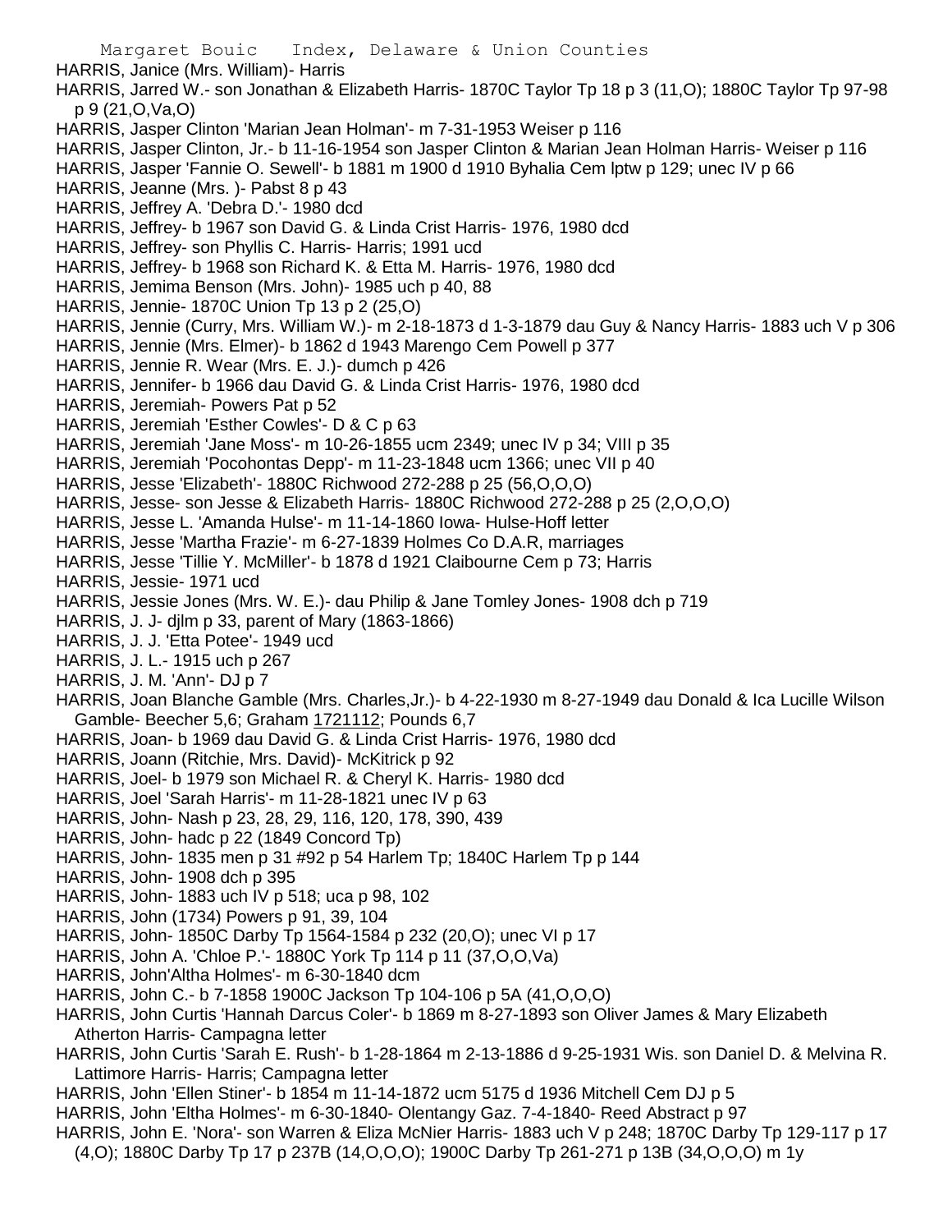HARRIS, Janice (Mrs. William)- Harris

HARRIS, Jarred W.- son Jonathan & Elizabeth Harris- 1870C Taylor Tp 18 p 3 (11,O); 1880C Taylor Tp 97-98 p 9 (21,O,Va,O)

HARRIS, Jasper Clinton 'Marian Jean Holman'- m 7-31-1953 Weiser p 116

HARRIS, Jasper Clinton, Jr.- b 11-16-1954 son Jasper Clinton & Marian Jean Holman Harris- Weiser p 116

HARRIS, Jasper 'Fannie O. Sewell'- b 1881 m 1900 d 1910 Byhalia Cem lptw p 129; unec IV p 66

HARRIS, Jeanne (Mrs. )- Pabst 8 p 43

HARRIS, Jeffrey A. 'Debra D.'- 1980 dcd

HARRIS, Jeffrey- b 1967 son David G. & Linda Crist Harris- 1976, 1980 dcd

HARRIS, Jeffrey- son Phyllis C. Harris- Harris; 1991 ucd

HARRIS, Jeffrey- b 1968 son Richard K. & Etta M. Harris- 1976, 1980 dcd

HARRIS, Jemima Benson (Mrs. John)- 1985 uch p 40, 88

HARRIS, Jennie- 1870C Union Tp 13 p 2 (25,O)

HARRIS, Jennie (Curry, Mrs. William W.)- m 2-18-1873 d 1-3-1879 dau Guy & Nancy Harris- 1883 uch V p 306

HARRIS, Jennie (Mrs. Elmer)- b 1862 d 1943 Marengo Cem Powell p 377

HARRIS, Jennie R. Wear (Mrs. E. J.)- dumch p 426

HARRIS, Jennifer- b 1966 dau David G. & Linda Crist Harris- 1976, 1980 dcd

HARRIS, Jeremiah- Powers Pat p 52

HARRIS, Jeremiah 'Esther Cowles'- D & C p 63

HARRIS, Jeremiah 'Jane Moss'- m 10-26-1855 ucm 2349; unec IV p 34; VIII p 35

HARRIS, Jeremiah 'Pocohontas Depp'- m 11-23-1848 ucm 1366; unec VII p 40

HARRIS, Jesse 'Elizabeth'- 1880C Richwood 272-288 p 25 (56,O,O,O)

HARRIS, Jesse- son Jesse & Elizabeth Harris- 1880C Richwood 272-288 p 25 (2,O,O,O)

HARRIS, Jesse L. 'Amanda Hulse'- m 11-14-1860 Iowa- Hulse-Hoff letter

HARRIS, Jesse 'Martha Frazie'- m 6-27-1839 Holmes Co D.A.R, marriages

HARRIS, Jesse 'Tillie Y. McMiller'- b 1878 d 1921 Claibourne Cem p 73; Harris

HARRIS, Jessie- 1971 ucd

HARRIS, Jessie Jones (Mrs. W. E.)- dau Philip & Jane Tomley Jones- 1908 dch p 719

HARRIS, J. J- djlm p 33, parent of Mary (1863-1866)

HARRIS, J. J. 'Etta Potee'- 1949 ucd

HARRIS, J. L.- 1915 uch p 267

HARRIS, J. M. 'Ann'- DJ p 7

HARRIS, Joan Blanche Gamble (Mrs. Charles,Jr.)- b 4-22-1930 m 8-27-1949 dau Donald & Ica Lucille Wilson Gamble- Beecher 5,6; Graham 1721112; Pounds 6,7

HARRIS, Joan- b 1969 dau David G. & Linda Crist Harris- 1976, 1980 dcd

HARRIS, Joann (Ritchie, Mrs. David)- McKitrick p 92

HARRIS, Joel- b 1979 son Michael R. & Cheryl K. Harris- 1980 dcd

HARRIS, Joel 'Sarah Harris'- m 11-28-1821 unec IV p 63

HARRIS, John- Nash p 23, 28, 29, 116, 120, 178, 390, 439

HARRIS, John- hadc p 22 (1849 Concord Tp)

HARRIS, John- 1835 men p 31 #92 p 54 Harlem Tp; 1840C Harlem Tp p 144

HARRIS, John- 1908 dch p 395

HARRIS, John- 1883 uch IV p 518; uca p 98, 102

HARRIS, John (1734) Powers p 91, 39, 104

HARRIS, John- 1850C Darby Tp 1564-1584 p 232 (20,O); unec VI p 17

HARRIS, John A. 'Chloe P.'- 1880C York Tp 114 p 11 (37,O,O,Va)

HARRIS, John'Altha Holmes'- m 6-30-1840 dcm

HARRIS, John C.- b 7-1858 1900C Jackson Tp 104-106 p 5A (41,O,O,O)

HARRIS, John Curtis 'Hannah Darcus Coler'- b 1869 m 8-27-1893 son Oliver James & Mary Elizabeth Atherton Harris- Campagna letter

HARRIS, John Curtis 'Sarah E. Rush'- b 1-28-1864 m 2-13-1886 d 9-25-1931 Wis. son Daniel D. & Melvina R. Lattimore Harris- Harris; Campagna letter

HARRIS, John 'Ellen Stiner'- b 1854 m 11-14-1872 ucm 5175 d 1936 Mitchell Cem DJ p 5

HARRIS, John 'Eltha Holmes'- m 6-30-1840- Olentangy Gaz. 7-4-1840- Reed Abstract p 97

HARRIS, John E. 'Nora'- son Warren & Eliza McNier Harris- 1883 uch V p 248; 1870C Darby Tp 129-117 p 17 (4,O); 1880C Darby Tp 17 p 237B (14,O,O,O); 1900C Darby Tp 261-271 p 13B (34,O,O,O) m 1y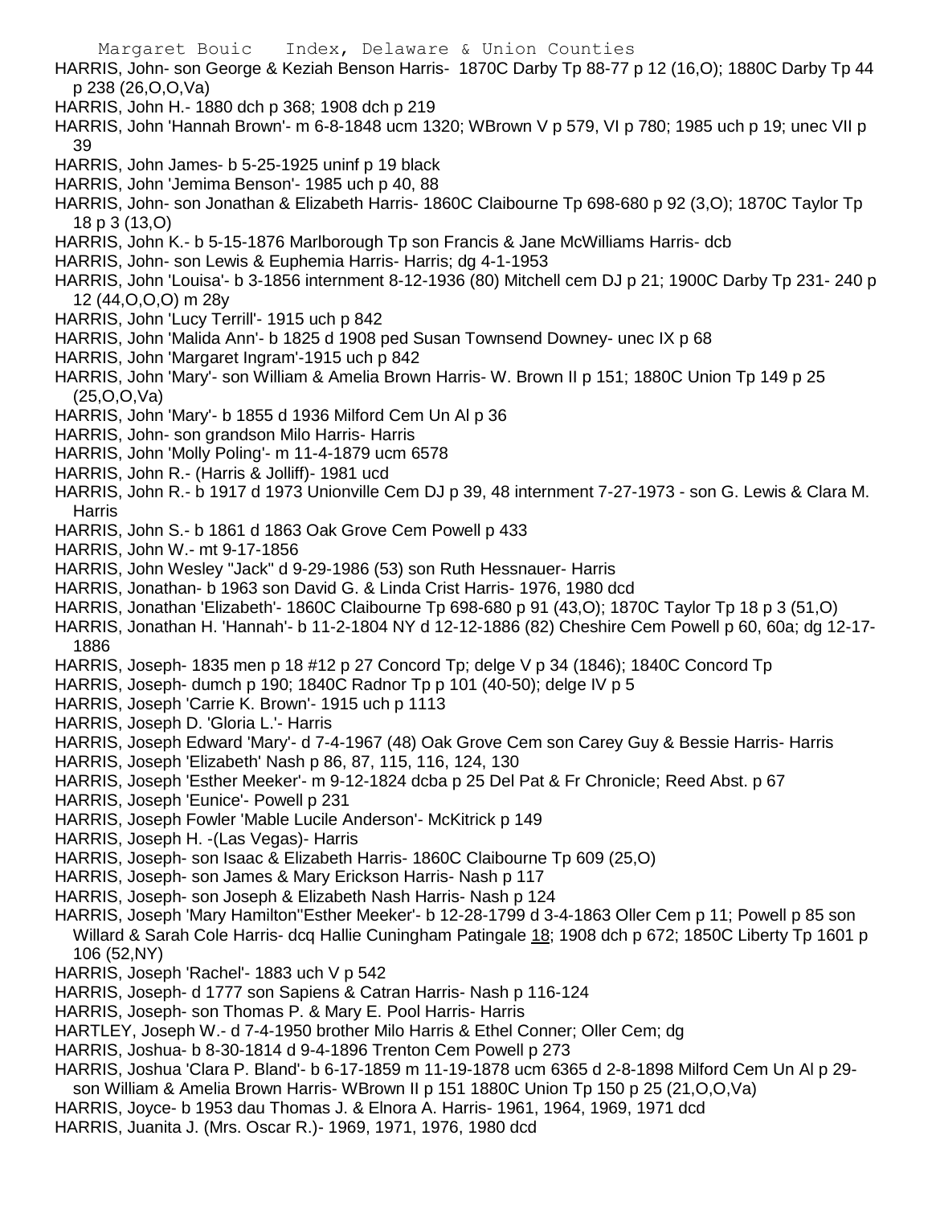HARRIS, John- son George & Keziah Benson Harris- 1870C Darby Tp 88-77 p 12 (16,O); 1880C Darby Tp 44 p 238 (26,O,O,Va)

HARRIS, John H.- 1880 dch p 368; 1908 dch p 219

HARRIS, John 'Hannah Brown'- m 6-8-1848 ucm 1320; WBrown V p 579, VI p 780; 1985 uch p 19; unec VII p 39

HARRIS, John James- b 5-25-1925 uninf p 19 black

HARRIS, John 'Jemima Benson'- 1985 uch p 40, 88

HARRIS, John- son Jonathan & Elizabeth Harris- 1860C Claibourne Tp 698-680 p 92 (3,O); 1870C Taylor Tp 18 p 3 (13,O)

HARRIS, John K.- b 5-15-1876 Marlborough Tp son Francis & Jane McWilliams Harris- dcb

HARRIS, John- son Lewis & Euphemia Harris- Harris; dg 4-1-1953

HARRIS, John 'Louisa'- b 3-1856 internment 8-12-1936 (80) Mitchell cem DJ p 21; 1900C Darby Tp 231- 240 p 12 (44,O,O,O) m 28y

HARRIS, John 'Lucy Terrill'- 1915 uch p 842

HARRIS, John 'Malida Ann'- b 1825 d 1908 ped Susan Townsend Downey- unec IX p 68

HARRIS, John 'Margaret Ingram'-1915 uch p 842

HARRIS, John 'Mary'- son William & Amelia Brown Harris- W. Brown II p 151; 1880C Union Tp 149 p 25 (25,O,O,Va)

HARRIS, John 'Mary'- b 1855 d 1936 Milford Cem Un Al p 36

HARRIS, John- son grandson Milo Harris- Harris

HARRIS, John 'Molly Poling'- m 11-4-1879 ucm 6578

HARRIS, John R.- (Harris & Jolliff)- 1981 ucd

HARRIS, John R.- b 1917 d 1973 Unionville Cem DJ p 39, 48 internment 7-27-1973 - son G. Lewis & Clara M. Harris

HARRIS, John S.- b 1861 d 1863 Oak Grove Cem Powell p 433

HARRIS, John W.- mt 9-17-1856

HARRIS, John Wesley "Jack" d 9-29-1986 (53) son Ruth Hessnauer- Harris

HARRIS, Jonathan- b 1963 son David G. & Linda Crist Harris- 1976, 1980 dcd

HARRIS, Jonathan 'Elizabeth'- 1860C Claibourne Tp 698-680 p 91 (43,O); 1870C Taylor Tp 18 p 3 (51,O)

HARRIS, Jonathan H. 'Hannah'- b 11-2-1804 NY d 12-12-1886 (82) Cheshire Cem Powell p 60, 60a; dg 12-17-1886

HARRIS, Joseph- 1835 men p 18 #12 p 27 Concord Tp; delge V p 34 (1846); 1840C Concord Tp

HARRIS, Joseph- dumch p 190; 1840C Radnor Tp p 101 (40-50); delge IV p 5

HARRIS, Joseph 'Carrie K. Brown'- 1915 uch p 1113

HARRIS, Joseph D. 'Gloria L.'- Harris

HARRIS, Joseph Edward 'Mary'- d 7-4-1967 (48) Oak Grove Cem son Carey Guy & Bessie Harris- Harris

HARRIS, Joseph 'Elizabeth' Nash p 86, 87, 115, 116, 124, 130

HARRIS, Joseph 'Esther Meeker'- m 9-12-1824 dcba p 25 Del Pat & Fr Chronicle; Reed Abst. p 67

HARRIS, Joseph 'Eunice'- Powell p 231

HARRIS, Joseph Fowler 'Mable Lucile Anderson'- McKitrick p 149

HARRIS, Joseph H. -(Las Vegas)- Harris

HARRIS, Joseph- son Isaac & Elizabeth Harris- 1860C Claibourne Tp 609 (25,O)

HARRIS, Joseph- son James & Mary Erickson Harris- Nash p 117

HARRIS, Joseph- son Joseph & Elizabeth Nash Harris- Nash p 124

HARRIS, Joseph 'Mary Hamilton''Esther Meeker'- b 12-28-1799 d 3-4-1863 Oller Cem p 11; Powell p 85 son Willard & Sarah Cole Harris- dcq Hallie Cuningham Patingale 18; 1908 dch p 672; 1850C Liberty Tp 1601 p 106 (52,NY)

HARRIS, Joseph 'Rachel'- 1883 uch V p 542

HARRIS, Joseph- d 1777 son Sapiens & Catran Harris- Nash p 116-124

HARRIS, Joseph- son Thomas P. & Mary E. Pool Harris- Harris

HARTLEY, Joseph W.- d 7-4-1950 brother Milo Harris & Ethel Conner; Oller Cem; dg

HARRIS, Joshua- b 8-30-1814 d 9-4-1896 Trenton Cem Powell p 273

HARRIS, Joshua 'Clara P. Bland'- b 6-17-1859 m 11-19-1878 ucm 6365 d 2-8-1898 Milford Cem Un Al p 29- son William & Amelia Brown Harris- WBrown II p 151 1880C Union Tp 150 p 25 (21,O,O,Va)

HARRIS, Joyce- b 1953 dau Thomas J. & Elnora A. Harris- 1961, 1964, 1969, 1971 dcd

HARRIS, Juanita J. (Mrs. Oscar R.)- 1969, 1971, 1976, 1980 dcd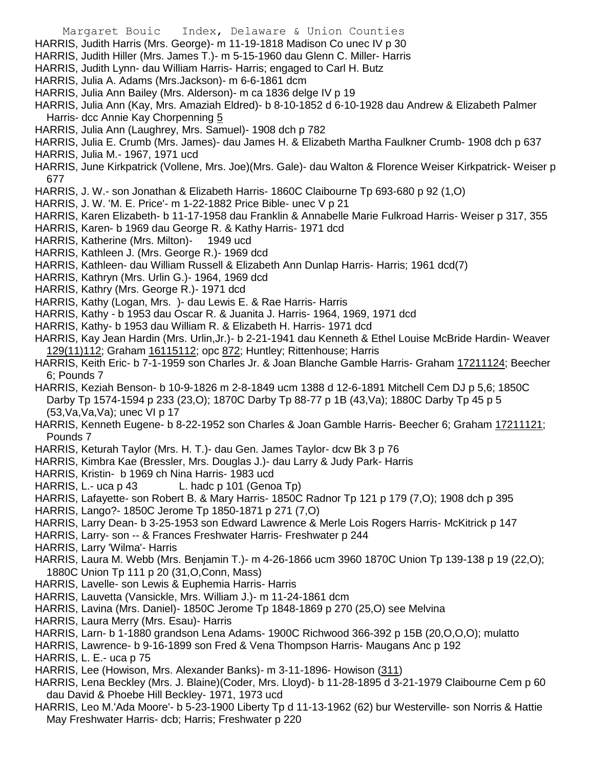HARRIS, Judith Harris (Mrs. George)- m 11-19-1818 Madison Co unec IV p 30

HARRIS, Judith Hiller (Mrs. James T.)- m 5-15-1960 dau Glenn C. Miller- Harris

HARRIS, Judith Lynn- dau William Harris- Harris; engaged to Carl H. Butz

HARRIS, Julia A. Adams (Mrs.Jackson)- m 6-6-1861 dcm

HARRIS, Julia Ann Bailey (Mrs. Alderson)- m ca 1836 delge IV p 19

HARRIS, Julia Ann (Kay, Mrs. Amaziah Eldred)- b 8-10-1852 d 6-10-1928 dau Andrew & Elizabeth Palmer Harris- dcc Annie Kay Chorpenning 5

HARRIS, Julia Ann (Laughrey, Mrs. Samuel)- 1908 dch p 782

HARRIS, Julia E. Crumb (Mrs. James)- dau James H. & Elizabeth Martha Faulkner Crumb- 1908 dch p 637

HARRIS, Julia M.- 1967, 1971 ucd

HARRIS, June Kirkpatrick (Vollene, Mrs. Joe)(Mrs. Gale)- dau Walton & Florence Weiser Kirkpatrick- Weiser p 677

HARRIS, J. W.- son Jonathan & Elizabeth Harris- 1860C Claibourne Tp 693-680 p 92 (1,O)

HARRIS, J. W. 'M. E. Price'- m 1-22-1882 Price Bible- unec V p 21

HARRIS, Karen Elizabeth- b 11-17-1958 dau Franklin & Annabelle Marie Fulkroad Harris- Weiser p 317, 355

HARRIS, Karen- b 1969 dau George R. & Kathy Harris- 1971 dcd

HARRIS, Katherine (Mrs. Milton)- 1949 ucd

HARRIS, Kathleen J. (Mrs. George R.)- 1969 dcd

HARRIS, Kathleen- dau William Russell & Elizabeth Ann Dunlap Harris- Harris; 1961 dcd(7)

HARRIS, Kathryn (Mrs. Urlin G.)- 1964, 1969 dcd

HARRIS, Kathry (Mrs. George R.)- 1971 dcd

HARRIS, Kathy (Logan, Mrs. )- dau Lewis E. & Rae Harris- Harris

HARRIS, Kathy - b 1953 dau Oscar R. & Juanita J. Harris- 1964, 1969, 1971 dcd

HARRIS, Kathy- b 1953 dau William R. & Elizabeth H. Harris- 1971 dcd

HARRIS, Kay Jean Hardin (Mrs. Urlin,Jr.)- b 2-21-1941 dau Kenneth & Ethel Louise McBride Hardin- Weaver 129(11)112; Graham 16115112; opc 872; Huntley; Rittenhouse; Harris

HARRIS, Keith Eric- b 7-1-1959 son Charles Jr. & Joan Blanche Gamble Harris- Graham 17211124; Beecher 6; Pounds 7

HARRIS, Keziah Benson- b 10-9-1826 m 2-8-1849 ucm 1388 d 12-6-1891 Mitchell Cem DJ p 5,6; 1850C Darby Tp 1574-1594 p 233 (23,O); 1870C Darby Tp 88-77 p 1B (43,Va); 1880C Darby Tp 45 p 5 (53,Va,Va,Va); unec VI p 17

HARRIS, Kenneth Eugene- b 8-22-1952 son Charles & Joan Gamble Harris- Beecher 6; Graham 17211121; Pounds 7

HARRIS, Keturah Taylor (Mrs. H. T.)- dau Gen. James Taylor- dcw Bk 3 p 76

HARRIS, Kimbra Kae (Bressler, Mrs. Douglas J.)- dau Larry & Judy Park- Harris

HARRIS, Kristin- b 1969 ch Nina Harris- 1983 ucd

HARRIS, L.- uca p 43 L. hadc p 101 (Genoa Tp)

HARRIS, Lafayette- son Robert B. & Mary Harris- 1850C Radnor Tp 121 p 179 (7,O); 1908 dch p 395

HARRIS, Lango?- 1850C Jerome Tp 1850-1871 p 271 (7,O)

HARRIS, Larry Dean- b 3-25-1953 son Edward Lawrence & Merle Lois Rogers Harris- McKitrick p 147

HARRIS, Larry- son -- & Frances Freshwater Harris- Freshwater p 244

HARRIS, Larry 'Wilma'- Harris

HARRIS, Laura M. Webb (Mrs. Benjamin T.)- m 4-26-1866 ucm 3960 1870C Union Tp 139-138 p 19 (22,O); 1880C Union Tp 111 p 20 (31,O,Conn, Mass)

HARRIS, Lavelle- son Lewis & Euphemia Harris- Harris

HARRIS, Lauvetta (Vansickle, Mrs. William J.)- m 11-24-1861 dcm

HARRIS, Lavina (Mrs. Daniel)- 1850C Jerome Tp 1848-1869 p 270 (25,O) see Melvina

HARRIS, Laura Merry (Mrs. Esau)- Harris

HARRIS, Larn- b 1-1880 grandson Lena Adams- 1900C Richwood 366-392 p 15B (20,O,O,O); mulatto

HARRIS, Lawrence- b 9-16-1899 son Fred & Vena Thompson Harris- Maugans Anc p 192

HARRIS, L. E.- uca p 75

HARRIS, Lee (Howison, Mrs. Alexander Banks)- m 3-11-1896- Howison (311)

HARRIS, Lena Beckley (Mrs. J. Blaine)(Coder, Mrs. Lloyd)- b 11-28-1895 d 3-21-1979 Claibourne Cem p 60 dau David & Phoebe Hill Beckley- 1971, 1973 ucd

HARRIS, Leo M.'Ada Moore'- b 5-23-1900 Liberty Tp d 11-13-1962 (62) bur Westerville- son Norris & Hattie May Freshwater Harris- dcb; Harris; Freshwater p 220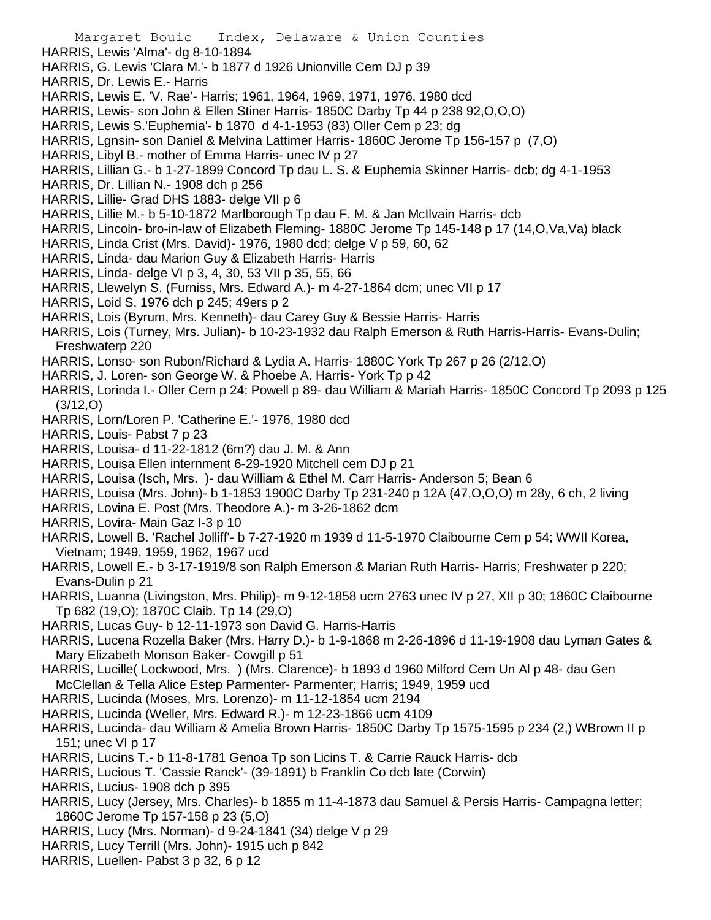HARRIS, Lewis 'Alma'- dg 8-10-1894

HARRIS, G. Lewis 'Clara M.'- b 1877 d 1926 Unionville Cem DJ p 39

HARRIS, Dr. Lewis E.- Harris

HARRIS, Lewis E. 'V. Rae'- Harris; 1961, 1964, 1969, 1971, 1976, 1980 dcd

HARRIS, Lewis- son John & Ellen Stiner Harris- 1850C Darby Tp 44 p 238 92,O,O,O)

HARRIS, Lewis S.'Euphemia'- b 1870 d 4-1-1953 (83) Oller Cem p 23; dg

HARRIS, Lgnsin- son Daniel & Melvina Lattimer Harris- 1860C Jerome Tp 156-157 p (7,O)

HARRIS, Libyl B.- mother of Emma Harris- unec IV p 27

HARRIS, Lillian G.- b 1-27-1899 Concord Tp dau L. S. & Euphemia Skinner Harris- dcb; dg 4-1-1953

HARRIS, Dr. Lillian N.- 1908 dch p 256

HARRIS, Lillie- Grad DHS 1883- delge VII p 6

HARRIS, Lillie M.- b 5-10-1872 Marlborough Tp dau F. M. & Jan McIlvain Harris- dcb

HARRIS, Lincoln- bro-in-law of Elizabeth Fleming- 1880C Jerome Tp 145-148 p 17 (14,O,Va,Va) black

HARRIS, Linda Crist (Mrs. David)- 1976, 1980 dcd; delge V p 59, 60, 62

HARRIS, Linda- dau Marion Guy & Elizabeth Harris- Harris

HARRIS, Linda- delge VI p 3, 4, 30, 53 VII p 35, 55, 66

HARRIS, Llewelyn S. (Furniss, Mrs. Edward A.)- m 4-27-1864 dcm; unec VII p 17

HARRIS, Loid S. 1976 dch p 245; 49ers p 2

HARRIS, Lois (Byrum, Mrs. Kenneth)- dau Carey Guy & Bessie Harris- Harris

HARRIS, Lois (Turney, Mrs. Julian)- b 10-23-1932 dau Ralph Emerson & Ruth Harris-Harris- Evans-Dulin; Freshwaterp 220

HARRIS, Lonso- son Rubon/Richard & Lydia A. Harris- 1880C York Tp 267 p 26 (2/12,O)

HARRIS, J. Loren- son George W. & Phoebe A. Harris- York Tp p 42

HARRIS, Lorinda I.- Oller Cem p 24; Powell p 89- dau William & Mariah Harris- 1850C Concord Tp 2093 p 125 (3/12,O)

HARRIS, Lorn/Loren P. 'Catherine E.'- 1976, 1980 dcd

HARRIS, Louis- Pabst 7 p 23

HARRIS, Louisa- d 11-22-1812 (6m?) dau J. M. & Ann

HARRIS, Louisa Ellen internment 6-29-1920 Mitchell cem DJ p 21

HARRIS, Louisa (Isch, Mrs. )- dau William & Ethel M. Carr Harris- Anderson 5; Bean 6

HARRIS, Louisa (Mrs. John)- b 1-1853 1900C Darby Tp 231-240 p 12A (47,O,O,O) m 28y, 6 ch, 2 living

HARRIS, Lovina E. Post (Mrs. Theodore A.)- m 3-26-1862 dcm

HARRIS, Lovira- Main Gaz I-3 p 10

HARRIS, Lowell B. 'Rachel Jolliff'- b 7-27-1920 m 1939 d 11-5-1970 Claibourne Cem p 54; WWII Korea, Vietnam; 1949, 1959, 1962, 1967 ucd

HARRIS, Lowell E.- b 3-17-1919/8 son Ralph Emerson & Marian Ruth Harris- Harris; Freshwater p 220; Evans-Dulin p 21

HARRIS, Luanna (Livingston, Mrs. Philip)- m 9-12-1858 ucm 2763 unec IV p 27, XII p 30; 1860C Claibourne Tp 682 (19,O); 1870C Claib. Tp 14 (29,O)

HARRIS, Lucas Guy- b 12-11-1973 son David G. Harris-Harris

HARRIS, Lucena Rozella Baker (Mrs. Harry D.)- b 1-9-1868 m 2-26-1896 d 11-19-1908 dau Lyman Gates & Mary Elizabeth Monson Baker- Cowgill p 51

HARRIS, Lucille( Lockwood, Mrs. ) (Mrs. Clarence)- b 1893 d 1960 Milford Cem Un Al p 48- dau Gen McClellan & Tella Alice Estep Parmenter- Parmenter; Harris; 1949, 1959 ucd

HARRIS, Lucinda (Moses, Mrs. Lorenzo)- m 11-12-1854 ucm 2194

HARRIS, Lucinda (Weller, Mrs. Edward R.)- m 12-23-1866 ucm 4109

HARRIS, Lucinda- dau William & Amelia Brown Harris- 1850C Darby Tp 1575-1595 p 234 (2,) WBrown II p 151; unec VI p 17

HARRIS, Lucins T.- b 11-8-1781 Genoa Tp son Licins T. & Carrie Rauck Harris- dcb

HARRIS, Lucious T. 'Cassie Ranck'- (39-1891) b Franklin Co dcb late (Corwin)

HARRIS, Lucius- 1908 dch p 395

HARRIS, Lucy (Jersey, Mrs. Charles)- b 1855 m 11-4-1873 dau Samuel & Persis Harris- Campagna letter; 1860C Jerome Tp 157-158 p 23 (5,O)

HARRIS, Lucy (Mrs. Norman)- d 9-24-1841 (34) delge V p 29

HARRIS, Lucy Terrill (Mrs. John)- 1915 uch p 842

HARRIS, Luellen- Pabst 3 p 32, 6 p 12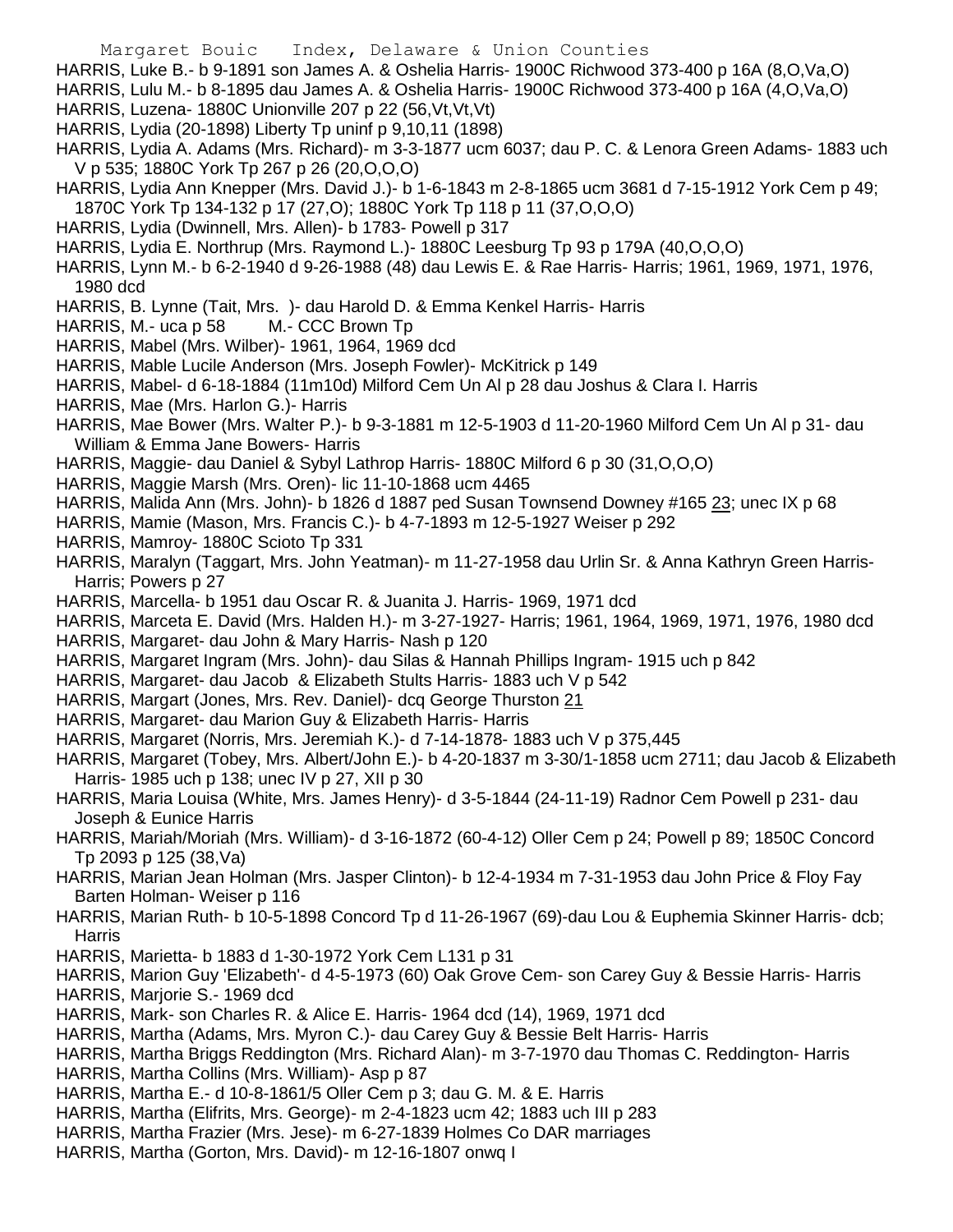HARRIS, Luke B.- b 9-1891 son James A. & Oshelia Harris- 1900C Richwood 373-400 p 16A (8,O,Va,O)
HARRIS, Lulu M.- b 8-1895 dau James A. & Oshelia Harris- 1900C Richwood 373-400 p 16A (4,O,Va,O)
HARRIS, Luzena- 1880C Unionville 207 p 22 (56,Vt,Vt,Vt)
HARRIS, Lydia (20-1898) Liberty Tp uninf p 9,10,11 (1898)
HARRIS, Lydia A. Adams (Mrs. Richard)- m 3-3-1877 ucm 6037; dau P. C. & Lenora Green Adams- 1883 uch V p 535; 1880C York Tp 267 p 26 (20,O,O,O)
HARRIS, Lydia Ann Knepper (Mrs. David J.)- b 1-6-1843 m 2-8-1865 ucm 3681 d 7-15-1912 York Cem p 49; 1870C York Tp 134-132 p 17 (27,O); 1880C York Tp 118 p 11 (37,O,O,O)
HARRIS, Lydia (Dwinnell, Mrs. Allen)- b 1783- Powell p 317
HARRIS, Lydia E. Northrup (Mrs. Raymond L.)- 1880C Leesburg Tp 93 p 179A (40,O,O,O)
HARRIS, Lynn M.- b 6-2-1940 d 9-26-1988 (48) dau Lewis E. & Rae Harris- Harris; 1961, 1969, 1971, 1976, 1980 dcd
HARRIS, B. Lynne (Tait, Mrs. )- dau Harold D. & Emma Kenkel Harris- Harris
HARRIS, M.- uca p 58 M.- CCC Brown Tp
HARRIS, Mabel (Mrs. Wilber)- 1961, 1964, 1969 dcd
HARRIS, Mable Lucile Anderson (Mrs. Joseph Fowler)- McKitrick p 149
HARRIS, Mabel- d 6-18-1884 (11m10d) Milford Cem Un Al p 28 dau Joshus & Clara I. Harris
HARRIS, Mae (Mrs. Harlon G.)- Harris
HARRIS, Mae Bower (Mrs. Walter P.)- b 9-3-1881 m 12-5-1903 d 11-20-1960 Milford Cem Un Al p 31- dau William & Emma Jane Bowers- Harris
HARRIS, Maggie- dau Daniel & Sybyl Lathrop Harris- 1880C Milford 6 p 30 (31,O,O,O)
HARRIS, Maggie Marsh (Mrs. Oren)- lic 11-10-1868 ucm 4465
HARRIS, Malida Ann (Mrs. John)- b 1826 d 1887 ped Susan Townsend Downey #165 23; unec IX p 68
HARRIS, Mamie (Mason, Mrs. Francis C.)- b 4-7-1893 m 12-5-1927 Weiser p 292
HARRIS, Mamroy- 1880C Scioto Tp 331
HARRIS, Maralyn (Taggart, Mrs. John Yeatman)- m 11-27-1958 dau Urlin Sr. & Anna Kathryn Green Harris- Harris; Powers p 27
HARRIS, Marcella- b 1951 dau Oscar R. & Juanita J. Harris- 1969, 1971 dcd
HARRIS, Marceta E. David (Mrs. Halden H.)- m 3-27-1927- Harris; 1961, 1964, 1969, 1971, 1976, 1980 dcd
HARRIS, Margaret- dau John & Mary Harris- Nash p 120
HARRIS, Margaret Ingram (Mrs. John)- dau Silas & Hannah Phillips Ingram- 1915 uch p 842
HARRIS, Margaret- dau Jacob & Elizabeth Stults Harris- 1883 uch V p 542
HARRIS, Margart (Jones, Mrs. Rev. Daniel)- dcq George Thurston 21
HARRIS, Margaret- dau Marion Guy & Elizabeth Harris- Harris
HARRIS, Margaret (Norris, Mrs. Jeremiah K.)- d 7-14-1878- 1883 uch V p 375,445
HARRIS, Margaret (Tobey, Mrs. Albert/John E.)- b 4-20-1837 m 3-30/1-1858 ucm 2711; dau Jacob & Elizabeth Harris- 1985 uch p 138; unec IV p 27, XII p 30
HARRIS, Maria Louisa (White, Mrs. James Henry)- d 3-5-1844 (24-11-19) Radnor Cem Powell p 231- dau Joseph & Eunice Harris
HARRIS, Mariah/Moriah (Mrs. William)- d 3-16-1872 (60-4-12) Oller Cem p 24; Powell p 89; 1850C Concord Tp 2093 p 125 (38,Va)
HARRIS, Marian Jean Holman (Mrs. Jasper Clinton)- b 12-4-1934 m 7-31-1953 dau John Price & Floy Fay Barten Holman- Weiser p 116
HARRIS, Marian Ruth- b 10-5-1898 Concord Tp d 11-26-1967 (69)-dau Lou & Euphemia Skinner Harris- dcb; Harris
HARRIS, Marietta- b 1883 d 1-30-1972 York Cem L131 p 31
HARRIS, Marion Guy 'Elizabeth'- d 4-5-1973 (60) Oak Grove Cem- son Carey Guy & Bessie Harris- Harris
HARRIS, Marjorie S.- 1969 dcd
HARRIS, Mark- son Charles R. & Alice E. Harris- 1964 dcd (14), 1969, 1971 dcd
HARRIS, Martha (Adams, Mrs. Myron C.)- dau Carey Guy & Bessie Belt Harris- Harris
HARRIS, Martha Briggs Reddington (Mrs. Richard Alan)- m 3-7-1970 dau Thomas C. Reddington- Harris
HARRIS, Martha Collins (Mrs. William)- Asp p 87
HARRIS, Martha E.- d 10-8-1861/5 Oller Cem p 3; dau G. M. & E. Harris
HARRIS, Martha (Elifrits, Mrs. George)- m 2-4-1823 ucm 42; 1883 uch III p 283
HARRIS, Martha Frazier (Mrs. Jese)- m 6-27-1839 Holmes Co DAR marriages
HARRIS, Martha (Gorton, Mrs. David)- m 12-16-1807 onwq I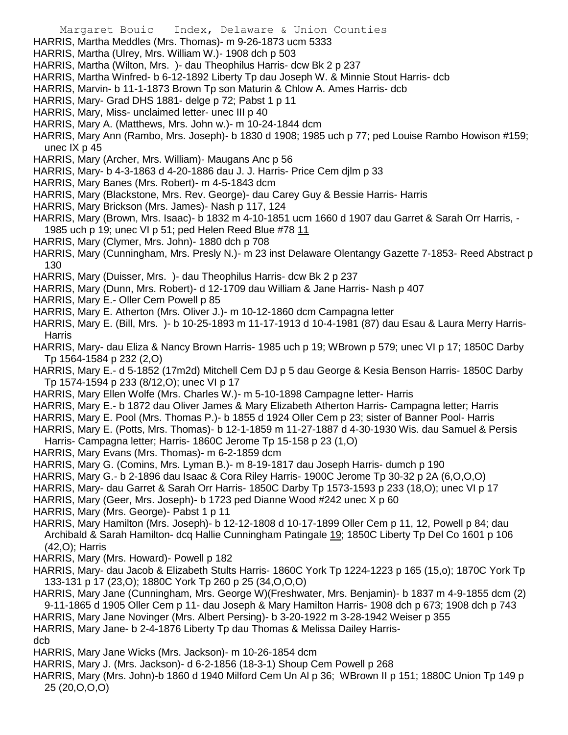HARRIS, Martha Meddles (Mrs. Thomas)- m 9-26-1873 ucm 5333

HARRIS, Martha (Ulrey, Mrs. William W.)- 1908 dch p 503

HARRIS, Martha (Wilton, Mrs. )- dau Theophilus Harris- dcw Bk 2 p 237

HARRIS, Martha Winfred- b 6-12-1892 Liberty Tp dau Joseph W. & Minnie Stout Harris- dcb

HARRIS, Marvin- b 11-1-1873 Brown Tp son Maturin & Chlow A. Ames Harris- dcb

HARRIS, Mary- Grad DHS 1881- delge p 72; Pabst 1 p 11

HARRIS, Mary, Miss- unclaimed letter- unec III p 40

HARRIS, Mary A. (Matthews, Mrs. John w.)- m 10-24-1844 dcm

HARRIS, Mary Ann (Rambo, Mrs. Joseph)- b 1830 d 1908; 1985 uch p 77; ped Louise Rambo Howison #159; unec IX p 45

HARRIS, Mary (Archer, Mrs. William)- Maugans Anc p 56

HARRIS, Mary- b 4-3-1863 d 4-20-1886 dau J. J. Harris- Price Cem djlm p 33

HARRIS, Mary Banes (Mrs. Robert)- m 4-5-1843 dcm

HARRIS, Mary (Blackstone, Mrs. Rev. George)- dau Carey Guy & Bessie Harris- Harris

HARRIS, Mary Brickson (Mrs. James)- Nash p 117, 124

HARRIS, Mary (Brown, Mrs. Isaac)- b 1832 m 4-10-1851 ucm 1660 d 1907 dau Garret & Sarah Orr Harris, - 1985 uch p 19; unec VI p 51; ped Helen Reed Blue #78 11

HARRIS, Mary (Clymer, Mrs. John)- 1880 dch p 708

HARRIS, Mary (Cunningham, Mrs. Presly N.)- m 23 inst Delaware Olentangy Gazette 7-1853- Reed Abstract p 130

HARRIS, Mary (Duisser, Mrs. )- dau Theophilus Harris- dcw Bk 2 p 237

HARRIS, Mary (Dunn, Mrs. Robert)- d 12-1709 dau William & Jane Harris- Nash p 407

HARRIS, Mary E.- Oller Cem Powell p 85

HARRIS, Mary E. Atherton (Mrs. Oliver J.)- m 10-12-1860 dcm Campagna letter

HARRIS, Mary E. (Bill, Mrs. )- b 10-25-1893 m 11-17-1913 d 10-4-1981 (87) dau Esau & Laura Merry Harris- Harris

HARRIS, Mary- dau Eliza & Nancy Brown Harris- 1985 uch p 19; WBrown p 579; unec VI p 17; 1850C Darby Tp 1564-1584 p 232 (2,O)

HARRIS, Mary E.- d 5-1852 (17m2d) Mitchell Cem DJ p 5 dau George & Kesia Benson Harris- 1850C Darby Tp 1574-1594 p 233 (8/12,O); unec VI p 17

HARRIS, Mary Ellen Wolfe (Mrs. Charles W.)- m 5-10-1898 Campagne letter- Harris

HARRIS, Mary E.- b 1872 dau Oliver James & Mary Elizabeth Atherton Harris- Campagna letter; Harris

HARRIS, Mary E. Pool (Mrs. Thomas P.)- b 1855 d 1924 Oller Cem p 23; sister of Banner Pool- Harris

HARRIS, Mary E. (Potts, Mrs. Thomas)- b 12-1-1859 m 11-27-1887 d 4-30-1930 Wis. dau Samuel & Persis Harris- Campagna letter; Harris- 1860C Jerome Tp 15-158 p 23 (1,O)

HARRIS, Mary Evans (Mrs. Thomas)- m 6-2-1859 dcm

HARRIS, Mary G. (Comins, Mrs. Lyman B.)- m 8-19-1817 dau Joseph Harris- dumch p 190

HARRIS, Mary G.- b 2-1896 dau Isaac & Cora Riley Harris- 1900C Jerome Tp 30-32 p 2A (6,O,O,O)

HARRIS, Mary- dau Garret & Sarah Orr Harris- 1850C Darby Tp 1573-1593 p 233 (18,O); unec VI p 17

HARRIS, Mary (Geer, Mrs. Joseph)- b 1723 ped Dianne Wood #242 unec X p 60

HARRIS, Mary (Mrs. George)- Pabst 1 p 11

HARRIS, Mary Hamilton (Mrs. Joseph)- b 12-12-1808 d 10-17-1899 Oller Cem p 11, 12, Powell p 84; dau Archibald & Sarah Hamilton- dcq Hallie Cunningham Patingale 19; 1850C Liberty Tp Del Co 1601 p 106 (42,O); Harris

HARRIS, Mary (Mrs. Howard)- Powell p 182

HARRIS, Mary- dau Jacob & Elizabeth Stults Harris- 1860C York Tp 1224-1223 p 165 (15,o); 1870C York Tp 133-131 p 17 (23,O); 1880C York Tp 260 p 25 (34,O,O,O)

HARRIS, Mary Jane (Cunningham, Mrs. George W)(Freshwater, Mrs. Benjamin)- b 1837 m 4-9-1855 dcm (2) 9-11-1865 d 1905 Oller Cem p 11- dau Joseph W)& Mary Hamilton Harris- 1908 dch p 673; 1908 dch p 743

HARRIS, Mary Jane Novinger (Mrs. Albert Persing)- b 3-20-1922 m 3-28-1942 Weiser p 355

HARRIS, Mary Jane- b 2-4-1876 Liberty Tp dau Thomas & Melissa Dailey Harris- dcb

HARRIS, Mary Jane Wicks (Mrs. Jackson)- m 10-26-1854 dcm

HARRIS, Mary J. (Mrs. Jackson)- d 6-2-1856 (18-3-1) Shoup Cem Powell p 268

HARRIS, Mary (Mrs. John)-b 1860 d 1940 Milford Cem Un Al p 36; WBrown II p 151; 1880C Union Tp 149 p 25 (20,O,O,O)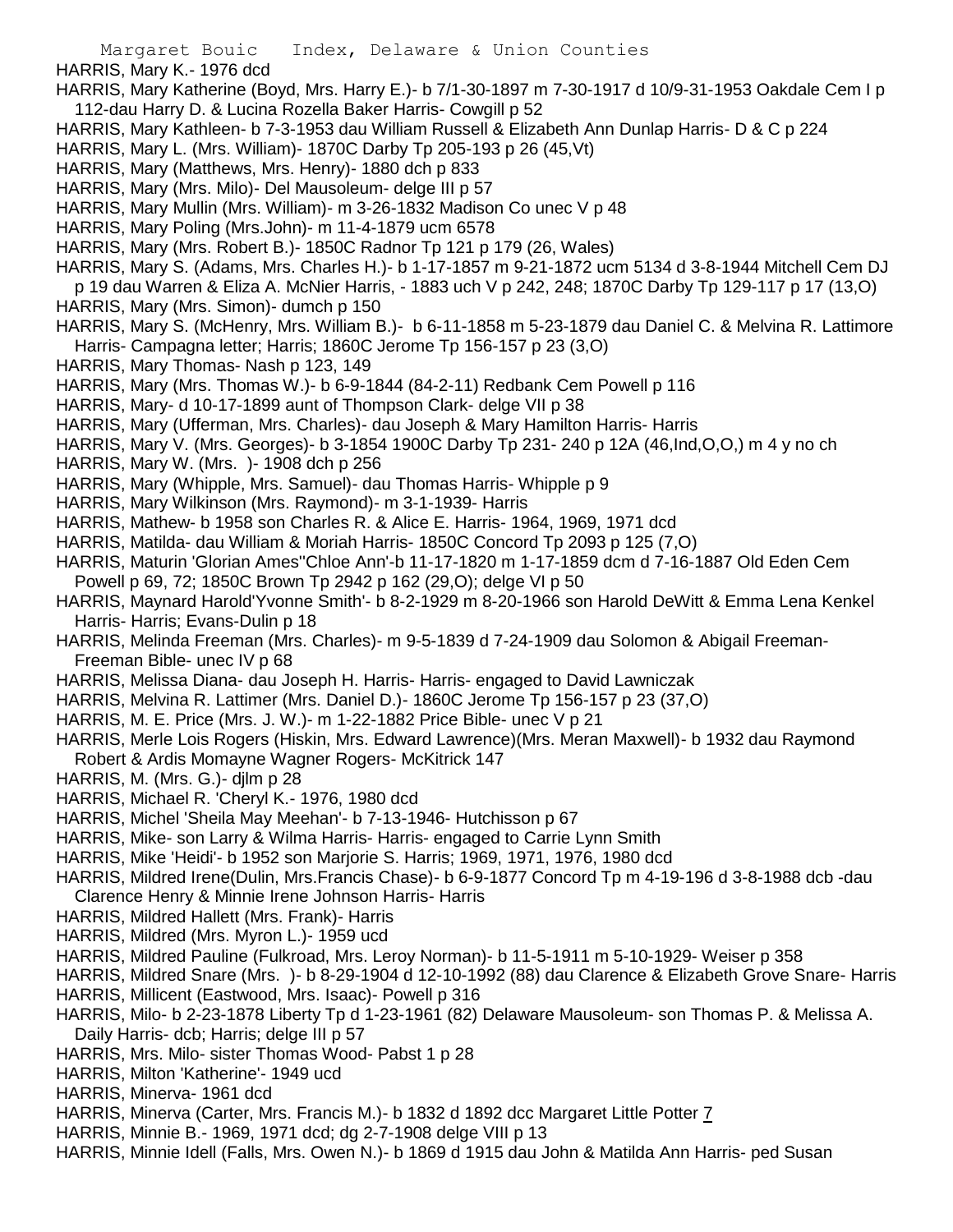HARRIS, Mary K.- 1976 dcd

HARRIS, Mary Katherine (Boyd, Mrs. Harry E.)- b 7/1-30-1897 m 7-30-1917 d 10/9-31-1953 Oakdale Cem I p 112-dau Harry D. & Lucina Rozella Baker Harris- Cowgill p 52

HARRIS, Mary Kathleen- b 7-3-1953 dau William Russell & Elizabeth Ann Dunlap Harris- D & C p 224

HARRIS, Mary L. (Mrs. William)- 1870C Darby Tp 205-193 p 26 (45,Vt)

HARRIS, Mary (Matthews, Mrs. Henry)- 1880 dch p 833

HARRIS, Mary (Mrs. Milo)- Del Mausoleum- delge III p 57

HARRIS, Mary Mullin (Mrs. William)- m 3-26-1832 Madison Co unec V p 48

HARRIS, Mary Poling (Mrs.John)- m 11-4-1879 ucm 6578

HARRIS, Mary (Mrs. Robert B.)- 1850C Radnor Tp 121 p 179 (26, Wales)

HARRIS, Mary S. (Adams, Mrs. Charles H.)- b 1-17-1857 m 9-21-1872 ucm 5134 d 3-8-1944 Mitchell Cem DJ p 19 dau Warren & Eliza A. McNier Harris, - 1883 uch V p 242, 248; 1870C Darby Tp 129-117 p 17 (13,O)

HARRIS, Mary (Mrs. Simon)- dumch p 150

HARRIS, Mary S. (McHenry, Mrs. William B.)- b 6-11-1858 m 5-23-1879 dau Daniel C. & Melvina R. Lattimore Harris- Campagna letter; Harris; 1860C Jerome Tp 156-157 p 23 (3,O)

HARRIS, Mary Thomas- Nash p 123, 149

HARRIS, Mary (Mrs. Thomas W.)- b 6-9-1844 (84-2-11) Redbank Cem Powell p 116

HARRIS, Mary- d 10-17-1899 aunt of Thompson Clark- delge VII p 38

HARRIS, Mary (Ufferman, Mrs. Charles)- dau Joseph & Mary Hamilton Harris- Harris

HARRIS, Mary V. (Mrs. Georges)- b 3-1854 1900C Darby Tp 231- 240 p 12A (46,Ind,O,O,) m 4 y no ch

HARRIS, Mary W. (Mrs. )- 1908 dch p 256

HARRIS, Mary (Whipple, Mrs. Samuel)- dau Thomas Harris- Whipple p 9

HARRIS, Mary Wilkinson (Mrs. Raymond)- m 3-1-1939- Harris

HARRIS, Mathew- b 1958 son Charles R. & Alice E. Harris- 1964, 1969, 1971 dcd

HARRIS, Matilda- dau William & Moriah Harris- 1850C Concord Tp 2093 p 125 (7,O)

HARRIS, Maturin 'Glorian Ames''Chloe Ann'-b 11-17-1820 m 1-17-1859 dcm d 7-16-1887 Old Eden Cem Powell p 69, 72; 1850C Brown Tp 2942 p 162 (29,O); delge VI p 50

HARRIS, Maynard Harold'Yvonne Smith'- b 8-2-1929 m 8-20-1966 son Harold DeWitt & Emma Lena Kenkel Harris- Harris; Evans-Dulin p 18

HARRIS, Melinda Freeman (Mrs. Charles)- m 9-5-1839 d 7-24-1909 dau Solomon & Abigail Freeman- Freeman Bible- unec IV p 68

HARRIS, Melissa Diana- dau Joseph H. Harris- Harris- engaged to David Lawniczak

HARRIS, Melvina R. Lattimer (Mrs. Daniel D.)- 1860C Jerome Tp 156-157 p 23 (37,O)

HARRIS, M. E. Price (Mrs. J. W.)- m 1-22-1882 Price Bible- unec V p 21

HARRIS, Merle Lois Rogers (Hiskin, Mrs. Edward Lawrence)(Mrs. Meran Maxwell)- b 1932 dau Raymond Robert & Ardis Momayne Wagner Rogers- McKitrick 147

HARRIS, M. (Mrs. G.)- djlm p 28

HARRIS, Michael R. 'Cheryl K.- 1976, 1980 dcd

HARRIS, Michel 'Sheila May Meehan'- b 7-13-1946- Hutchisson p 67

HARRIS, Mike- son Larry & Wilma Harris- Harris- engaged to Carrie Lynn Smith

HARRIS, Mike 'Heidi'- b 1952 son Marjorie S. Harris; 1969, 1971, 1976, 1980 dcd

HARRIS, Mildred Irene(Dulin, Mrs.Francis Chase)- b 6-9-1877 Concord Tp m 4-19-196 d 3-8-1988 dcb -dau Clarence Henry & Minnie Irene Johnson Harris- Harris

HARRIS, Mildred Hallett (Mrs. Frank)- Harris

HARRIS, Mildred (Mrs. Myron L.)- 1959 ucd

HARRIS, Mildred Pauline (Fulkroad, Mrs. Leroy Norman)- b 11-5-1911 m 5-10-1929- Weiser p 358

HARRIS, Mildred Snare (Mrs. )- b 8-29-1904 d 12-10-1992 (88) dau Clarence & Elizabeth Grove Snare- Harris

HARRIS, Millicent (Eastwood, Mrs. Isaac)- Powell p 316

HARRIS, Milo- b 2-23-1878 Liberty Tp d 1-23-1961 (82) Delaware Mausoleum- son Thomas P. & Melissa A. Daily Harris- dcb; Harris; delge III p 57

HARRIS, Mrs. Milo- sister Thomas Wood- Pabst 1 p 28

HARRIS, Milton 'Katherine'- 1949 ucd

HARRIS, Minerva- 1961 dcd

HARRIS, Minerva (Carter, Mrs. Francis M.)- b 1832 d 1892 dcc Margaret Little Potter 7

HARRIS, Minnie B.- 1969, 1971 dcd; dg 2-7-1908 delge VIII p 13

HARRIS, Minnie Idell (Falls, Mrs. Owen N.)- b 1869 d 1915 dau John & Matilda Ann Harris- ped Susan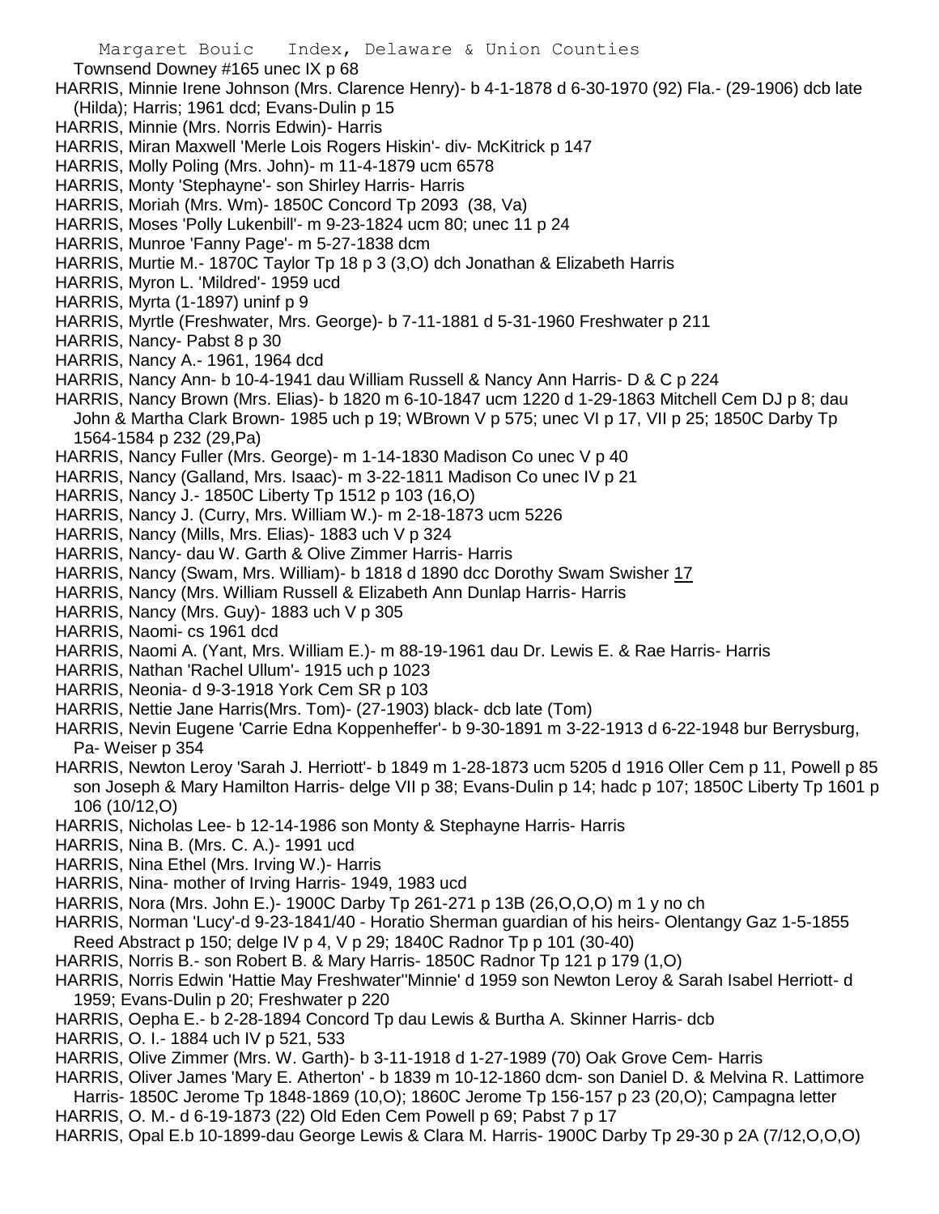Townsend Downey #165 unec IX p 68

HARRIS, Minnie Irene Johnson (Mrs. Clarence Henry)- b 4-1-1878 d 6-30-1970 (92) Fla.- (29-1906) dcb late (Hilda); Harris; 1961 dcd; Evans-Dulin p 15

HARRIS, Minnie (Mrs. Norris Edwin)- Harris

HARRIS, Miran Maxwell 'Merle Lois Rogers Hiskin'- div- McKitrick p 147

HARRIS, Molly Poling (Mrs. John)- m 11-4-1879 ucm 6578

HARRIS, Monty 'Stephayne'- son Shirley Harris- Harris

HARRIS, Moriah (Mrs. Wm)- 1850C Concord Tp 2093 (38, Va)

HARRIS, Moses 'Polly Lukenbill'- m 9-23-1824 ucm 80; unec 11 p 24

HARRIS, Munroe 'Fanny Page'- m 5-27-1838 dcm

HARRIS, Murtie M.- 1870C Taylor Tp 18 p 3 (3,O) dch Jonathan & Elizabeth Harris

HARRIS, Myron L. 'Mildred'- 1959 ucd

HARRIS, Myrta (1-1897) uninf p 9

HARRIS, Myrtle (Freshwater, Mrs. George)- b 7-11-1881 d 5-31-1960 Freshwater p 211

HARRIS, Nancy- Pabst 8 p 30

HARRIS, Nancy A.- 1961, 1964 dcd

HARRIS, Nancy Ann- b 10-4-1941 dau William Russell & Nancy Ann Harris- D & C p 224

HARRIS, Nancy Brown (Mrs. Elias)- b 1820 m 6-10-1847 ucm 1220 d 1-29-1863 Mitchell Cem DJ p 8; dau John & Martha Clark Brown- 1985 uch p 19; WBrown V p 575; unec VI p 17, VII p 25; 1850C Darby Tp 1564-1584 p 232 (29,Pa)

HARRIS, Nancy Fuller (Mrs. George)- m 1-14-1830 Madison Co unec V p 40

HARRIS, Nancy (Galland, Mrs. Isaac)- m 3-22-1811 Madison Co unec IV p 21

HARRIS, Nancy J.- 1850C Liberty Tp 1512 p 103 (16,O)

HARRIS, Nancy J. (Curry, Mrs. William W.)- m 2-18-1873 ucm 5226

HARRIS, Nancy (Mills, Mrs. Elias)- 1883 uch V p 324

HARRIS, Nancy- dau W. Garth & Olive Zimmer Harris- Harris

HARRIS, Nancy (Swam, Mrs. William)- b 1818 d 1890 dcc Dorothy Swam Swisher 17

HARRIS, Nancy (Mrs. William Russell & Elizabeth Ann Dunlap Harris- Harris

HARRIS, Nancy (Mrs. Guy)- 1883 uch V p 305

HARRIS, Naomi- cs 1961 dcd

HARRIS, Naomi A. (Yant, Mrs. William E.)- m 88-19-1961 dau Dr. Lewis E. & Rae Harris- Harris

HARRIS, Nathan 'Rachel Ullum'- 1915 uch p 1023

HARRIS, Neonia- d 9-3-1918 York Cem SR p 103

HARRIS, Nettie Jane Harris(Mrs. Tom)- (27-1903) black- dcb late (Tom)

HARRIS, Nevin Eugene 'Carrie Edna Koppenheffer'- b 9-30-1891 m 3-22-1913 d 6-22-1948 bur Berrysburg, Pa- Weiser p 354

HARRIS, Newton Leroy 'Sarah J. Herriott'- b 1849 m 1-28-1873 ucm 5205 d 1916 Oller Cem p 11, Powell p 85 son Joseph & Mary Hamilton Harris- delge VII p 38; Evans-Dulin p 14; hadc p 107; 1850C Liberty Tp 1601 p 106 (10/12,O)

HARRIS, Nicholas Lee- b 12-14-1986 son Monty & Stephayne Harris- Harris

HARRIS, Nina B. (Mrs. C. A.)- 1991 ucd

HARRIS, Nina Ethel (Mrs. Irving W.)- Harris

HARRIS, Nina- mother of Irving Harris- 1949, 1983 ucd

HARRIS, Nora (Mrs. John E.)- 1900C Darby Tp 261-271 p 13B (26,O,O,O) m 1 y no ch

HARRIS, Norman 'Lucy'-d 9-23-1841/40 - Horatio Sherman guardian of his heirs- Olentangy Gaz 1-5-1855 Reed Abstract p 150; delge IV p 4, V p 29; 1840C Radnor Tp p 101 (30-40)

HARRIS, Norris B.- son Robert B. & Mary Harris- 1850C Radnor Tp 121 p 179 (1,O)

HARRIS, Norris Edwin 'Hattie May Freshwater''Minnie' d 1959 son Newton Leroy & Sarah Isabel Herriott- d 1959; Evans-Dulin p 20; Freshwater p 220

HARRIS, Oepha E.- b 2-28-1894 Concord Tp dau Lewis & Burtha A. Skinner Harris- dcb

HARRIS, O. I.- 1884 uch IV p 521, 533

HARRIS, Olive Zimmer (Mrs. W. Garth)- b 3-11-1918 d 1-27-1989 (70) Oak Grove Cem- Harris

HARRIS, Oliver James 'Mary E. Atherton' - b 1839 m 10-12-1860 dcm- son Daniel D. & Melvina R. Lattimore Harris- 1850C Jerome Tp 1848-1869 (10,O); 1860C Jerome Tp 156-157 p 23 (20,O); Campagna letter

HARRIS, O. M.- d 6-19-1873 (22) Old Eden Cem Powell p 69; Pabst 7 p 17

HARRIS, Opal E.b 10-1899-dau George Lewis & Clara M. Harris- 1900C Darby Tp 29-30 p 2A (7/12,O,O,O)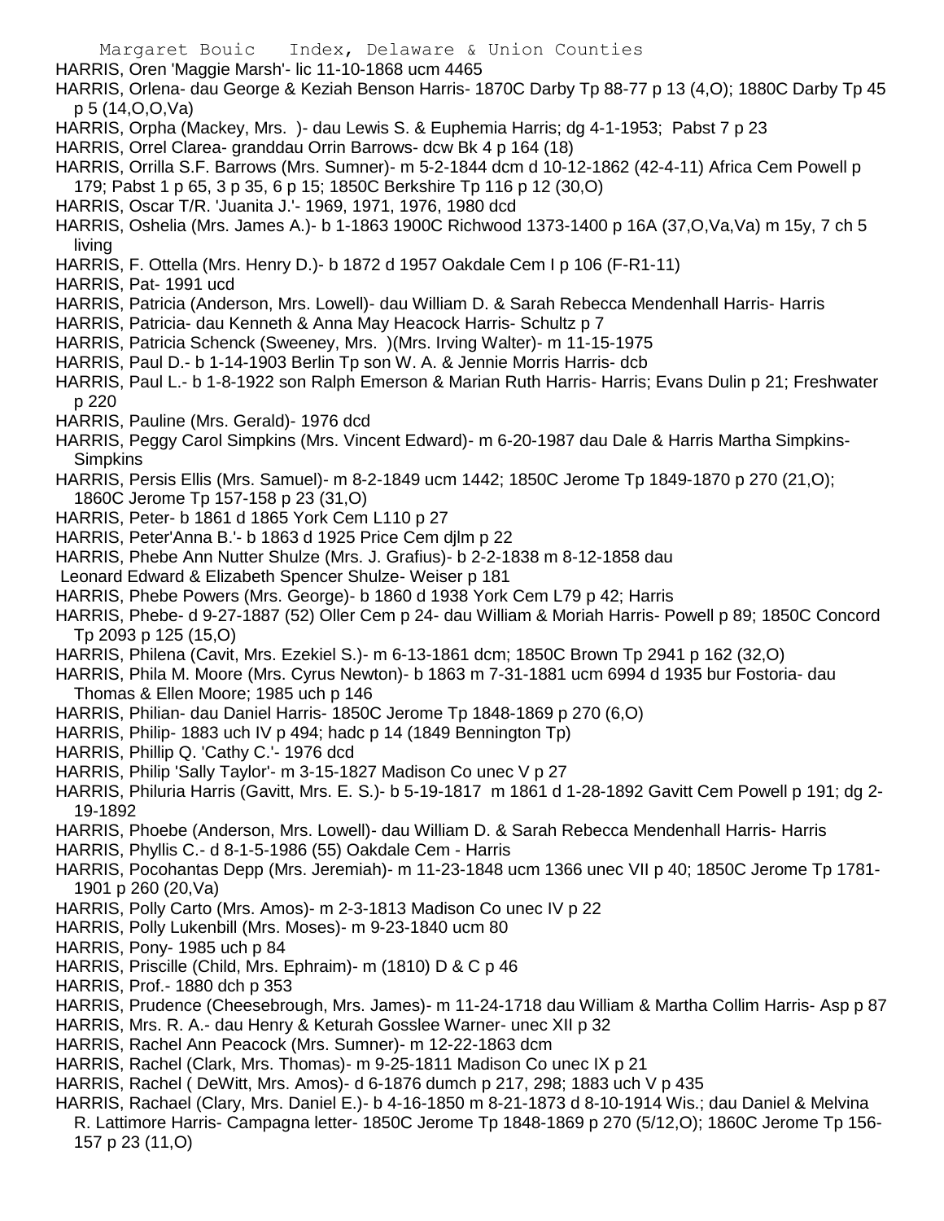HARRIS, Oren 'Maggie Marsh'- lic 11-10-1868 ucm 4465

HARRIS, Orlena- dau George & Keziah Benson Harris- 1870C Darby Tp 88-77 p 13 (4,O); 1880C Darby Tp 45 p 5 (14,O,O,Va)

HARRIS, Orpha (Mackey, Mrs. )- dau Lewis S. & Euphemia Harris; dg 4-1-1953; Pabst 7 p 23

HARRIS, Orrel Clarea- granddau Orrin Barrows- dcw Bk 4 p 164 (18)

HARRIS, Orrilla S.F. Barrows (Mrs. Sumner)- m 5-2-1844 dcm d 10-12-1862 (42-4-11) Africa Cem Powell p 179; Pabst 1 p 65, 3 p 35, 6 p 15; 1850C Berkshire Tp 116 p 12 (30,O)

HARRIS, Oscar T/R. 'Juanita J.'- 1969, 1971, 1976, 1980 dcd

HARRIS, Oshelia (Mrs. James A.)- b 1-1863 1900C Richwood 1373-1400 p 16A (37,O,Va,Va) m 15y, 7 ch 5 living

HARRIS, F. Ottella (Mrs. Henry D.)- b 1872 d 1957 Oakdale Cem I p 106 (F-R1-11)

HARRIS, Pat- 1991 ucd

HARRIS, Patricia (Anderson, Mrs. Lowell)- dau William D. & Sarah Rebecca Mendenhall Harris- Harris

HARRIS, Patricia- dau Kenneth & Anna May Heacock Harris- Schultz p 7

HARRIS, Patricia Schenck (Sweeney, Mrs. )(Mrs. Irving Walter)- m 11-15-1975

HARRIS, Paul D.- b 1-14-1903 Berlin Tp son W. A. & Jennie Morris Harris- dcb

HARRIS, Paul L.- b 1-8-1922 son Ralph Emerson & Marian Ruth Harris- Harris; Evans Dulin p 21; Freshwater p 220

HARRIS, Pauline (Mrs. Gerald)- 1976 dcd

HARRIS, Peggy Carol Simpkins (Mrs. Vincent Edward)- m 6-20-1987 dau Dale & Harris Martha Simpkins- Simpkins

HARRIS, Persis Ellis (Mrs. Samuel)- m 8-2-1849 ucm 1442; 1850C Jerome Tp 1849-1870 p 270 (21,O); 1860C Jerome Tp 157-158 p 23 (31,O)

HARRIS, Peter- b 1861 d 1865 York Cem L110 p 27

HARRIS, Peter'Anna B.'- b 1863 d 1925 Price Cem djlm p 22

HARRIS, Phebe Ann Nutter Shulze (Mrs. J. Grafius)- b 2-2-1838 m 8-12-1858 dau Leonard Edward & Elizabeth Spencer Shulze- Weiser p 181

HARRIS, Phebe Powers (Mrs. George)- b 1860 d 1938 York Cem L79 p 42; Harris

HARRIS, Phebe- d 9-27-1887 (52) Oller Cem p 24- dau William & Moriah Harris- Powell p 89; 1850C Concord Tp 2093 p 125 (15,O)

HARRIS, Philena (Cavit, Mrs. Ezekiel S.)- m 6-13-1861 dcm; 1850C Brown Tp 2941 p 162 (32,O)

HARRIS, Phila M. Moore (Mrs. Cyrus Newton)- b 1863 m 7-31-1881 ucm 6994 d 1935 bur Fostoria- dau Thomas & Ellen Moore; 1985 uch p 146

HARRIS, Philian- dau Daniel Harris- 1850C Jerome Tp 1848-1869 p 270 (6,O)

HARRIS, Philip- 1883 uch IV p 494; hadc p 14 (1849 Bennington Tp)

HARRIS, Phillip Q. 'Cathy C.'- 1976 dcd

HARRIS, Philip 'Sally Taylor'- m 3-15-1827 Madison Co unec V p 27

HARRIS, Philuria Harris (Gavitt, Mrs. E. S.)- b 5-19-1817 m 1861 d 1-28-1892 Gavitt Cem Powell p 191; dg 2-19-1892

HARRIS, Phoebe (Anderson, Mrs. Lowell)- dau William D. & Sarah Rebecca Mendenhall Harris- Harris

HARRIS, Phyllis C.- d 8-1-5-1986 (55) Oakdale Cem - Harris

HARRIS, Pocohantas Depp (Mrs. Jeremiah)- m 11-23-1848 ucm 1366 unec VII p 40; 1850C Jerome Tp 1781-1901 p 260 (20,Va)

HARRIS, Polly Carto (Mrs. Amos)- m 2-3-1813 Madison Co unec IV p 22

HARRIS, Polly Lukenbill (Mrs. Moses)- m 9-23-1840 ucm 80

HARRIS, Pony- 1985 uch p 84

HARRIS, Priscille (Child, Mrs. Ephraim)- m (1810) D & C p 46

HARRIS, Prof.- 1880 dch p 353

HARRIS, Prudence (Cheesebrough, Mrs. James)- m 11-24-1718 dau William & Martha Collim Harris- Asp p 87

HARRIS, Mrs. R. A.- dau Henry & Keturah Gosslee Warner- unec XII p 32

HARRIS, Rachel Ann Peacock (Mrs. Sumner)- m 12-22-1863 dcm

HARRIS, Rachel (Clark, Mrs. Thomas)- m 9-25-1811 Madison Co unec IX p 21

HARRIS, Rachel ( DeWitt, Mrs. Amos)- d 6-1876 dumch p 217, 298; 1883 uch V p 435

HARRIS, Rachael (Clary, Mrs. Daniel E.)- b 4-16-1850 m 8-21-1873 d 8-10-1914 Wis.; dau Daniel & Melvina R. Lattimore Harris- Campagna letter- 1850C Jerome Tp 1848-1869 p 270 (5/12,O); 1860C Jerome Tp 156-157 p 23 (11,O)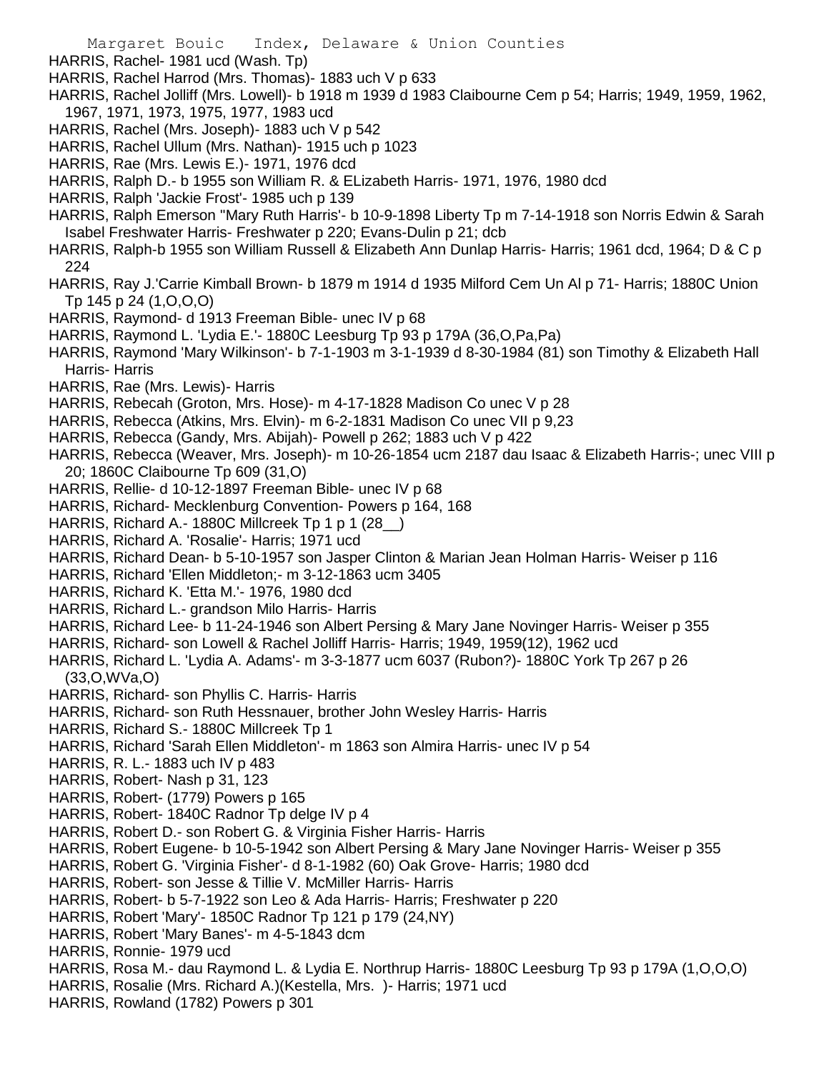HARRIS, Rachel- 1981 ucd (Wash. Tp)
HARRIS, Rachel Harrod (Mrs. Thomas)- 1883 uch V p 633
HARRIS, Rachel Jolliff (Mrs. Lowell)- b 1918 m 1939 d 1983 Claibourne Cem p 54; Harris; 1949, 1959, 1962, 1967, 1971, 1973, 1975, 1977, 1983 ucd
HARRIS, Rachel (Mrs. Joseph)- 1883 uch V p 542
HARRIS, Rachel Ullum (Mrs. Nathan)- 1915 uch p 1023
HARRIS, Rae (Mrs. Lewis E.)- 1971, 1976 dcd
HARRIS, Ralph D.- b 1955 son William R. & ELizabeth Harris- 1971, 1976, 1980 dcd
HARRIS, Ralph 'Jackie Frost'- 1985 uch p 139
HARRIS, Ralph Emerson "Mary Ruth Harris'- b 10-9-1898 Liberty Tp m 7-14-1918 son Norris Edwin & Sarah Isabel Freshwater Harris- Freshwater p 220; Evans-Dulin p 21; dcb
HARRIS, Ralph-b 1955 son William Russell & Elizabeth Ann Dunlap Harris- Harris; 1961 dcd, 1964; D & C p 224
HARRIS, Ray J.'Carrie Kimball Brown- b 1879 m 1914 d 1935 Milford Cem Un Al p 71- Harris; 1880C Union Tp 145 p 24 (1,O,O,O)
HARRIS, Raymond- d 1913 Freeman Bible- unec IV p 68
HARRIS, Raymond L. 'Lydia E.'- 1880C Leesburg Tp 93 p 179A (36,O,Pa,Pa)
HARRIS, Raymond 'Mary Wilkinson'- b 7-1-1903 m 3-1-1939 d 8-30-1984 (81) son Timothy & Elizabeth Hall Harris- Harris
HARRIS, Rae (Mrs. Lewis)- Harris
HARRIS, Rebecah (Groton, Mrs. Hose)- m 4-17-1828 Madison Co unec V p 28
HARRIS, Rebecca (Atkins, Mrs. Elvin)- m 6-2-1831 Madison Co unec VII p 9,23
HARRIS, Rebecca (Gandy, Mrs. Abijah)- Powell p 262; 1883 uch V p 422
HARRIS, Rebecca (Weaver, Mrs. Joseph)- m 10-26-1854 ucm 2187 dau Isaac & Elizabeth Harris-; unec VIII p 20; 1860C Claibourne Tp 609 (31,O)
HARRIS, Rellie- d 10-12-1897 Freeman Bible- unec IV p 68
HARRIS, Richard- Mecklenburg Convention- Powers p 164, 168
HARRIS, Richard A.- 1880C Millcreek Tp 1 p 1 (28__)
HARRIS, Richard A. 'Rosalie'- Harris; 1971 ucd
HARRIS, Richard Dean- b 5-10-1957 son Jasper Clinton & Marian Jean Holman Harris- Weiser p 116
HARRIS, Richard 'Ellen Middleton;- m 3-12-1863 ucm 3405
HARRIS, Richard K. 'Etta M.'- 1976, 1980 dcd
HARRIS, Richard L.- grandson Milo Harris- Harris
HARRIS, Richard Lee- b 11-24-1946 son Albert Persing & Mary Jane Novinger Harris- Weiser p 355
HARRIS, Richard- son Lowell & Rachel Jolliff Harris- Harris; 1949, 1959(12), 1962 ucd
HARRIS, Richard L. 'Lydia A. Adams'- m 3-3-1877 ucm 6037 (Rubon?)- 1880C York Tp 267 p 26 (33,O,WVa,O)
HARRIS, Richard- son Phyllis C. Harris- Harris
HARRIS, Richard- son Ruth Hessnauer, brother John Wesley Harris- Harris
HARRIS, Richard S.- 1880C Millcreek Tp 1
HARRIS, Richard 'Sarah Ellen Middleton'- m 1863 son Almira Harris- unec IV p 54
HARRIS, R. L.- 1883 uch IV p 483
HARRIS, Robert- Nash p 31, 123
HARRIS, Robert- (1779) Powers p 165
HARRIS, Robert- 1840C Radnor Tp delge IV p 4
HARRIS, Robert D.- son Robert G. & Virginia Fisher Harris- Harris
HARRIS, Robert Eugene- b 10-5-1942 son Albert Persing & Mary Jane Novinger Harris- Weiser p 355
HARRIS, Robert G. 'Virginia Fisher'- d 8-1-1982 (60) Oak Grove- Harris; 1980 dcd
HARRIS, Robert- son Jesse & Tillie V. McMiller Harris- Harris
HARRIS, Robert- b 5-7-1922 son Leo & Ada Harris- Harris; Freshwater p 220
HARRIS, Robert 'Mary'- 1850C Radnor Tp 121 p 179 (24,NY)
HARRIS, Robert 'Mary Banes'- m 4-5-1843 dcm
HARRIS, Ronnie- 1979 ucd
HARRIS, Rosa M.- dau Raymond L. & Lydia E. Northrup Harris- 1880C Leesburg Tp 93 p 179A (1,O,O,O)
HARRIS, Rosalie (Mrs. Richard A.)(Kestella, Mrs. )- Harris; 1971 ucd
HARRIS, Rowland (1782) Powers p 301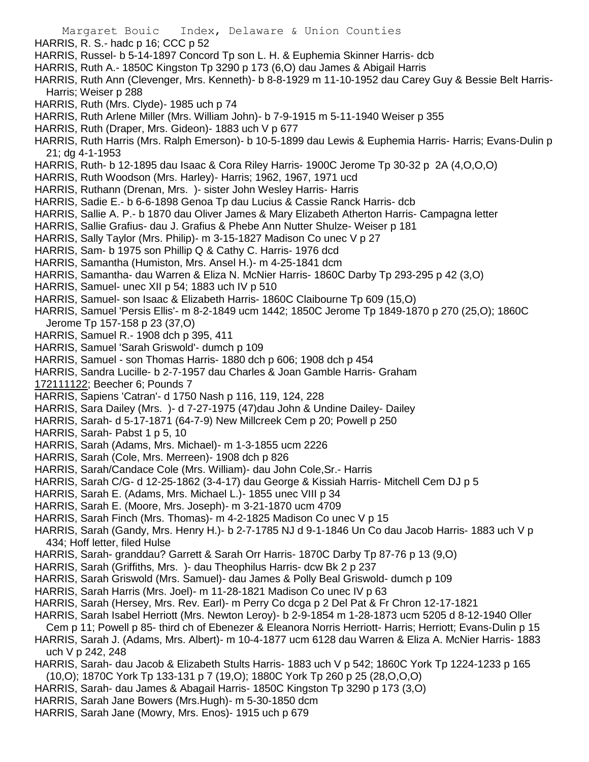HARRIS, R. S.- hadc p 16; CCC p 52

HARRIS, Russel- b 5-14-1897 Concord Tp son L. H. & Euphemia Skinner Harris- dcb

HARRIS, Ruth A.- 1850C Kingston Tp 3290 p 173 (6,O) dau James & Abigail Harris

HARRIS, Ruth Ann (Clevenger, Mrs. Kenneth)- b 8-8-1929 m 11-10-1952 dau Carey Guy & Bessie Belt Harris- Harris; Weiser p 288

HARRIS, Ruth (Mrs. Clyde)- 1985 uch p 74

HARRIS, Ruth Arlene Miller (Mrs. William John)- b 7-9-1915 m 5-11-1940 Weiser p 355

HARRIS, Ruth (Draper, Mrs. Gideon)- 1883 uch V p 677

HARRIS, Ruth Harris (Mrs. Ralph Emerson)- b 10-5-1899 dau Lewis & Euphemia Harris- Harris; Evans-Dulin p 21; dg 4-1-1953

HARRIS, Ruth- b 12-1895 dau Isaac & Cora Riley Harris- 1900C Jerome Tp 30-32 p 2A (4,O,O,O)

HARRIS, Ruth Woodson (Mrs. Harley)- Harris; 1962, 1967, 1971 ucd

HARRIS, Ruthann (Drenan, Mrs. )- sister John Wesley Harris- Harris

HARRIS, Sadie E.- b 6-6-1898 Genoa Tp dau Lucius & Cassie Ranck Harris- dcb

HARRIS, Sallie A. P.- b 1870 dau Oliver James & Mary Elizabeth Atherton Harris- Campagna letter

HARRIS, Sallie Grafius- dau J. Grafius & Phebe Ann Nutter Shulze- Weiser p 181

HARRIS, Sally Taylor (Mrs. Philip)- m 3-15-1827 Madison Co unec V p 27

HARRIS, Sam- b 1975 son Phillip Q & Cathy C. Harris- 1976 dcd

HARRIS, Samantha (Humiston, Mrs. Ansel H.)- m 4-25-1841 dcm

HARRIS, Samantha- dau Warren & Eliza N. McNier Harris- 1860C Darby Tp 293-295 p 42 (3,O)

HARRIS, Samuel- unec XII p 54; 1883 uch IV p 510

HARRIS, Samuel- son Isaac & Elizabeth Harris- 1860C Claibourne Tp 609 (15,O)

HARRIS, Samuel 'Persis Ellis'- m 8-2-1849 ucm 1442; 1850C Jerome Tp 1849-1870 p 270 (25,O); 1860C Jerome Tp 157-158 p 23 (37,O)

HARRIS, Samuel R.- 1908 dch p 395, 411

HARRIS, Samuel 'Sarah Griswold'- dumch p 109

HARRIS, Samuel - son Thomas Harris- 1880 dch p 606; 1908 dch p 454

HARRIS, Sandra Lucille- b 2-7-1957 dau Charles & Joan Gamble Harris- Graham 172111122; Beecher 6; Pounds 7

HARRIS, Sapiens 'Catran'- d 1750 Nash p 116, 119, 124, 228

HARRIS, Sara Dailey (Mrs. )- d 7-27-1975 (47)dau John & Undine Dailey- Dailey

HARRIS, Sarah- d 5-17-1871 (64-7-9) New Millcreek Cem p 20; Powell p 250

HARRIS, Sarah- Pabst 1 p 5, 10

HARRIS, Sarah (Adams, Mrs. Michael)- m 1-3-1855 ucm 2226

HARRIS, Sarah (Cole, Mrs. Merreen)- 1908 dch p 826

HARRIS, Sarah/Candace Cole (Mrs. William)- dau John Cole,Sr.- Harris

HARRIS, Sarah C/G- d 12-25-1862 (3-4-17) dau George & Kissiah Harris- Mitchell Cem DJ p 5

HARRIS, Sarah E. (Adams, Mrs. Michael L.)- 1855 unec VIII p 34

HARRIS, Sarah E. (Moore, Mrs. Joseph)- m 3-21-1870 ucm 4709

HARRIS, Sarah Finch (Mrs. Thomas)- m 4-2-1825 Madison Co unec V p 15

HARRIS, Sarah (Gandy, Mrs. Henry H.)- b 2-7-1785 NJ d 9-1-1846 Un Co dau Jacob Harris- 1883 uch V p 434; Hoff letter, filed Hulse

HARRIS, Sarah- granddau? Garrett & Sarah Orr Harris- 1870C Darby Tp 87-76 p 13 (9,O)

HARRIS, Sarah (Griffiths, Mrs. )- dau Theophilus Harris- dcw Bk 2 p 237

HARRIS, Sarah Griswold (Mrs. Samuel)- dau James & Polly Beal Griswold- dumch p 109

HARRIS, Sarah Harris (Mrs. Joel)- m 11-28-1821 Madison Co unec IV p 63

HARRIS, Sarah (Hersey, Mrs. Rev. Earl)- m Perry Co dcga p 2 Del Pat & Fr Chron 12-17-1821

HARRIS, Sarah Isabel Herriott (Mrs. Newton Leroy)- b 2-9-1854 m 1-28-1873 ucm 5205 d 8-12-1940 Oller Cem p 11; Powell p 85- third ch of Ebenezer & Eleanora Norris Herriott- Harris; Herriott; Evans-Dulin p 15

HARRIS, Sarah J. (Adams, Mrs. Albert)- m 10-4-1877 ucm 6128 dau Warren & Eliza A. McNier Harris- 1883 uch V p 242, 248

HARRIS, Sarah- dau Jacob & Elizabeth Stults Harris- 1883 uch V p 542; 1860C York Tp 1224-1233 p 165 (10,O); 1870C York Tp 133-131 p 7 (19,O); 1880C York Tp 260 p 25 (28,O,O,O)

HARRIS, Sarah- dau James & Abagail Harris- 1850C Kingston Tp 3290 p 173 (3,O)

HARRIS, Sarah Jane Bowers (Mrs.Hugh)- m 5-30-1850 dcm

HARRIS, Sarah Jane (Mowry, Mrs. Enos)- 1915 uch p 679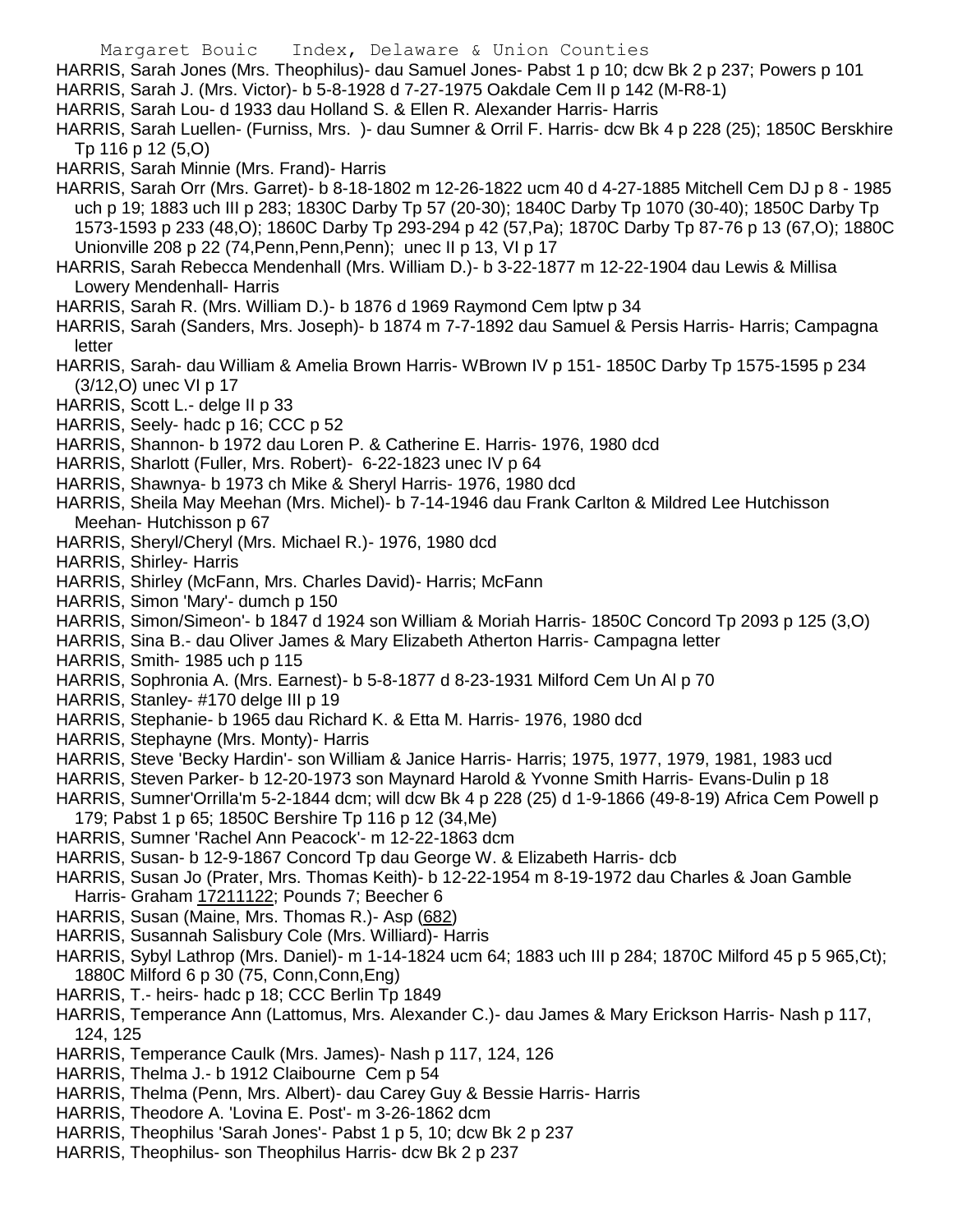HARRIS, Sarah Jones (Mrs. Theophilus)- dau Samuel Jones- Pabst 1 p 10; dcw Bk 2 p 237; Powers p 101

HARRIS, Sarah J. (Mrs. Victor)- b 5-8-1928 d 7-27-1975 Oakdale Cem II p 142 (M-R8-1)

HARRIS, Sarah Lou- d 1933 dau Holland S. & Ellen R. Alexander Harris- Harris

HARRIS, Sarah Luellen- (Furniss, Mrs. )- dau Sumner & Orril F. Harris- dcw Bk 4 p 228 (25); 1850C Berskhire Tp 116 p 12 (5,O)

HARRIS, Sarah Minnie (Mrs. Frand)- Harris

HARRIS, Sarah Orr (Mrs. Garret)- b 8-18-1802 m 12-26-1822 ucm 40 d 4-27-1885 Mitchell Cem DJ p 8 - 1985 uch p 19; 1883 uch III p 283; 1830C Darby Tp 57 (20-30); 1840C Darby Tp 1070 (30-40); 1850C Darby Tp 1573-1593 p 233 (48,O); 1860C Darby Tp 293-294 p 42 (57,Pa); 1870C Darby Tp 87-76 p 13 (67,O); 1880C Unionville 208 p 22 (74,Penn,Penn,Penn); unec II p 13, VI p 17

HARRIS, Sarah Rebecca Mendenhall (Mrs. William D.)- b 3-22-1877 m 12-22-1904 dau Lewis & Millisa Lowery Mendenhall- Harris

HARRIS, Sarah R. (Mrs. William D.)- b 1876 d 1969 Raymond Cem lptw p 34

HARRIS, Sarah (Sanders, Mrs. Joseph)- b 1874 m 7-7-1892 dau Samuel & Persis Harris- Harris; Campagna letter

HARRIS, Sarah- dau William & Amelia Brown Harris- WBrown IV p 151- 1850C Darby Tp 1575-1595 p 234 (3/12,O) unec VI p 17

HARRIS, Scott L.- delge II p 33

HARRIS, Seely- hadc p 16; CCC p 52

HARRIS, Shannon- b 1972 dau Loren P. & Catherine E. Harris- 1976, 1980 dcd

HARRIS, Sharlott (Fuller, Mrs. Robert)- 6-22-1823 unec IV p 64

HARRIS, Shawnya- b 1973 ch Mike & Sheryl Harris- 1976, 1980 dcd

HARRIS, Sheila May Meehan (Mrs. Michel)- b 7-14-1946 dau Frank Carlton & Mildred Lee Hutchisson Meehan- Hutchisson p 67

HARRIS, Sheryl/Cheryl (Mrs. Michael R.)- 1976, 1980 dcd

HARRIS, Shirley- Harris

HARRIS, Shirley (McFann, Mrs. Charles David)- Harris; McFann

HARRIS, Simon 'Mary'- dumch p 150

HARRIS, Simon/Simeon'- b 1847 d 1924 son William & Moriah Harris- 1850C Concord Tp 2093 p 125 (3,O)

HARRIS, Sina B.- dau Oliver James & Mary Elizabeth Atherton Harris- Campagna letter

HARRIS, Smith- 1985 uch p 115

HARRIS, Sophronia A. (Mrs. Earnest)- b 5-8-1877 d 8-23-1931 Milford Cem Un Al p 70

HARRIS, Stanley- #170 delge III p 19

HARRIS, Stephanie- b 1965 dau Richard K. & Etta M. Harris- 1976, 1980 dcd

HARRIS, Stephayne (Mrs. Monty)- Harris

HARRIS, Steve 'Becky Hardin'- son William & Janice Harris- Harris; 1975, 1977, 1979, 1981, 1983 ucd

HARRIS, Steven Parker- b 12-20-1973 son Maynard Harold & Yvonne Smith Harris- Evans-Dulin p 18

HARRIS, Sumner'Orrilla'm 5-2-1844 dcm; will dcw Bk 4 p 228 (25) d 1-9-1866 (49-8-19) Africa Cem Powell p 179; Pabst 1 p 65; 1850C Bershire Tp 116 p 12 (34,Me)

HARRIS, Sumner 'Rachel Ann Peacock'- m 12-22-1863 dcm

HARRIS, Susan- b 12-9-1867 Concord Tp dau George W. & Elizabeth Harris- dcb

HARRIS, Susan Jo (Prater, Mrs. Thomas Keith)- b 12-22-1954 m 8-19-1972 dau Charles & Joan Gamble Harris- Graham 17211122; Pounds 7; Beecher 6

HARRIS, Susan (Maine, Mrs. Thomas R.)- Asp (682)

HARRIS, Susannah Salisbury Cole (Mrs. Williard)- Harris

HARRIS, Sybyl Lathrop (Mrs. Daniel)- m 1-14-1824 ucm 64; 1883 uch III p 284; 1870C Milford 45 p 5 965,Ct); 1880C Milford 6 p 30 (75, Conn,Conn,Eng)

HARRIS, T.- heirs- hadc p 18; CCC Berlin Tp 1849

HARRIS, Temperance Ann (Lattomus, Mrs. Alexander C.)- dau James & Mary Erickson Harris- Nash p 117, 124, 125

HARRIS, Temperance Caulk (Mrs. James)- Nash p 117, 124, 126

HARRIS, Thelma J.- b 1912 Claibourne Cem p 54

HARRIS, Thelma (Penn, Mrs. Albert)- dau Carey Guy & Bessie Harris- Harris

HARRIS, Theodore A. 'Lovina E. Post'- m 3-26-1862 dcm

HARRIS, Theophilus 'Sarah Jones'- Pabst 1 p 5, 10; dcw Bk 2 p 237

HARRIS, Theophilus- son Theophilus Harris- dcw Bk 2 p 237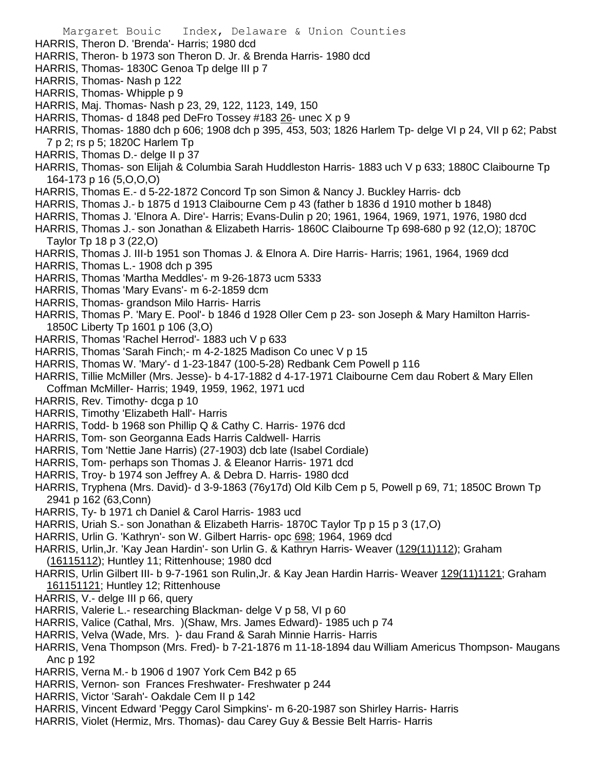HARRIS, Theron D. 'Brenda'- Harris; 1980 dcd

HARRIS, Theron- b 1973 son Theron D. Jr. & Brenda Harris- 1980 dcd

HARRIS, Thomas- 1830C Genoa Tp delge III p 7

HARRIS, Thomas- Nash p 122

HARRIS, Thomas- Whipple p 9

HARRIS, Maj. Thomas- Nash p 23, 29, 122, 1123, 149, 150

HARRIS, Thomas- d 1848 ped DeFro Tossey #183 26- unec X p 9

HARRIS, Thomas- 1880 dch p 606; 1908 dch p 395, 453, 503; 1826 Harlem Tp- delge VI p 24, VII p 62; Pabst 7 p 2; rs p 5; 1820C Harlem Tp

HARRIS, Thomas D.- delge II p 37

HARRIS, Thomas- son Elijah & Columbia Sarah Huddleston Harris- 1883 uch V p 633; 1880C Claibourne Tp 164-173 p 16 (5,O,O,O)

HARRIS, Thomas E.- d 5-22-1872 Concord Tp son Simon & Nancy J. Buckley Harris- dcb

HARRIS, Thomas J.- b 1875 d 1913 Claibourne Cem p 43 (father b 1836 d 1910 mother b 1848)

HARRIS, Thomas J. 'Elnora A. Dire'- Harris; Evans-Dulin p 20; 1961, 1964, 1969, 1971, 1976, 1980 dcd

HARRIS, Thomas J.- son Jonathan & Elizabeth Harris- 1860C Claibourne Tp 698-680 p 92 (12,O); 1870C Taylor Tp 18 p 3 (22,O)

HARRIS, Thomas J. III-b 1951 son Thomas J. & Elnora A. Dire Harris- Harris; 1961, 1964, 1969 dcd

HARRIS, Thomas L.- 1908 dch p 395

HARRIS, Thomas 'Martha Meddles'- m 9-26-1873 ucm 5333

HARRIS, Thomas 'Mary Evans'- m 6-2-1859 dcm

HARRIS, Thomas- grandson Milo Harris- Harris

HARRIS, Thomas P. 'Mary E. Pool'- b 1846 d 1928 Oller Cem p 23- son Joseph & Mary Hamilton Harris- 1850C Liberty Tp 1601 p 106 (3,O)

HARRIS, Thomas 'Rachel Herrod'- 1883 uch V p 633

HARRIS, Thomas 'Sarah Finch;- m 4-2-1825 Madison Co unec V p 15

HARRIS, Thomas W. 'Mary'- d 1-23-1847 (100-5-28) Redbank Cem Powell p 116

HARRIS, Tillie McMiller (Mrs. Jesse)- b 4-17-1882 d 4-17-1971 Claibourne Cem dau Robert & Mary Ellen Coffman McMiller- Harris; 1949, 1959, 1962, 1971 ucd

HARRIS, Rev. Timothy- dcga p 10

HARRIS, Timothy 'Elizabeth Hall'- Harris

HARRIS, Todd- b 1968 son Phillip Q & Cathy C. Harris- 1976 dcd

HARRIS, Tom- son Georganna Eads Harris Caldwell- Harris

HARRIS, Tom 'Nettie Jane Harris) (27-1903) dcb late (Isabel Cordiale)

HARRIS, Tom- perhaps son Thomas J. & Eleanor Harris- 1971 dcd

HARRIS, Troy- b 1974 son Jeffrey A. & Debra D. Harris- 1980 dcd

HARRIS, Tryphena (Mrs. David)- d 3-9-1863 (76y17d) Old Kilb Cem p 5, Powell p 69, 71; 1850C Brown Tp 2941 p 162 (63,Conn)

HARRIS, Ty- b 1971 ch Daniel & Carol Harris- 1983 ucd

HARRIS, Uriah S.- son Jonathan & Elizabeth Harris- 1870C Taylor Tp p 15 p 3 (17,O)

HARRIS, Urlin G. 'Kathryn'- son W. Gilbert Harris- opc 698; 1964, 1969 dcd

HARRIS, Urlin,Jr. 'Kay Jean Hardin'- son Urlin G. & Kathryn Harris- Weaver (129(11)112); Graham (16115112); Huntley 11; Rittenhouse; 1980 dcd

HARRIS, Urlin Gilbert III- b 9-7-1961 son Rulin,Jr. & Kay Jean Hardin Harris- Weaver 129(11)1121; Graham 161151121; Huntley 12; Rittenhouse

HARRIS, V.- delge III p 66, query

HARRIS, Valerie L.- researching Blackman- delge V p 58, VI p 60

HARRIS, Valice (Cathal, Mrs. )(Shaw, Mrs. James Edward)- 1985 uch p 74

HARRIS, Velva (Wade, Mrs. )- dau Frand & Sarah Minnie Harris- Harris

HARRIS, Vena Thompson (Mrs. Fred)- b 7-21-1876 m 11-18-1894 dau William Americus Thompson- Maugans Anc p 192

HARRIS, Verna M.- b 1906 d 1907 York Cem B42 p 65

HARRIS, Vernon- son Frances Freshwater- Freshwater p 244

HARRIS, Victor 'Sarah'- Oakdale Cem II p 142

HARRIS, Vincent Edward 'Peggy Carol Simpkins'- m 6-20-1987 son Shirley Harris- Harris

HARRIS, Violet (Hermiz, Mrs. Thomas)- dau Carey Guy & Bessie Belt Harris- Harris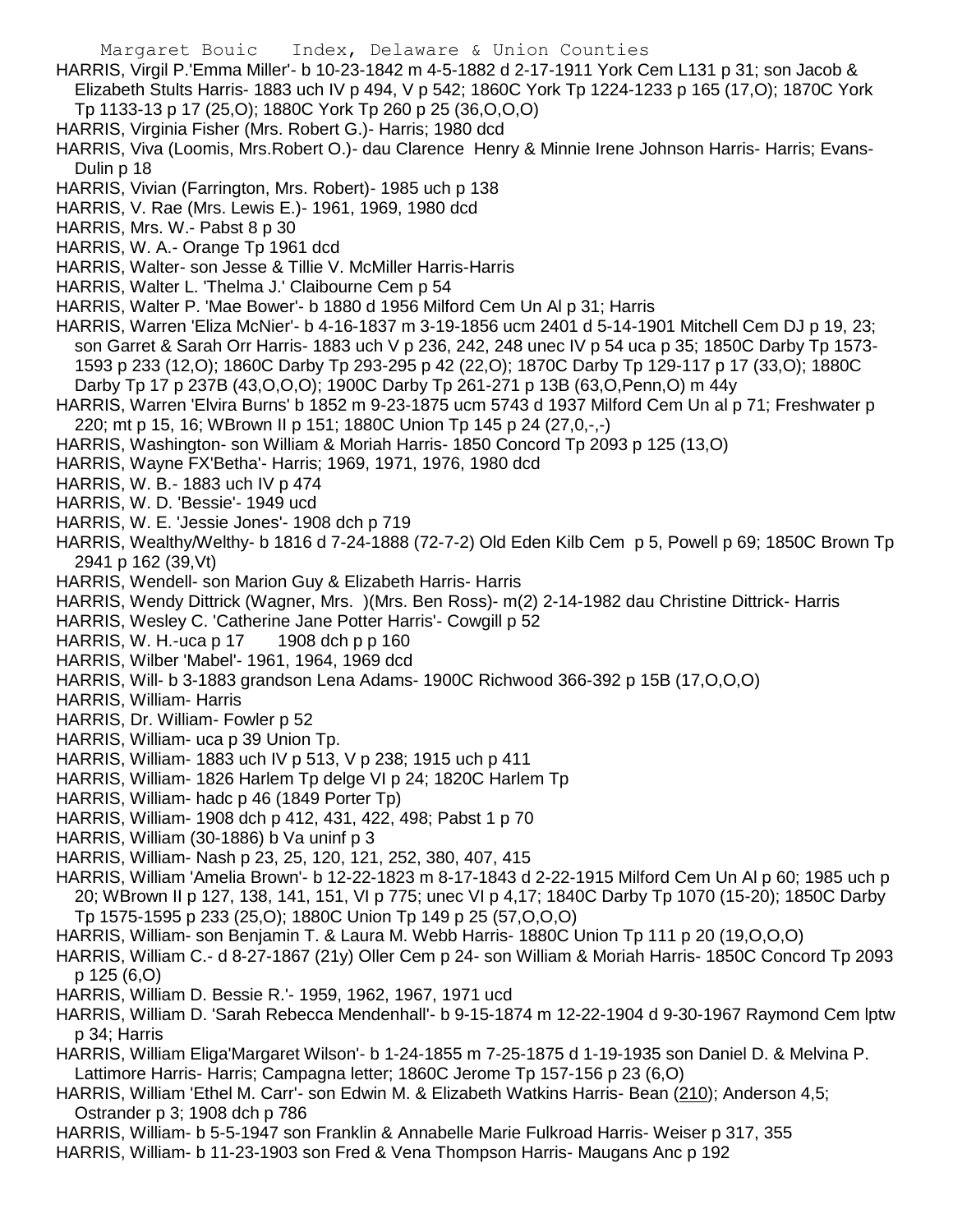HARRIS, Virgil P.'Emma Miller'- b 10-23-1842 m 4-5-1882 d 2-17-1911 York Cem L131 p 31; son Jacob & Elizabeth Stults Harris- 1883 uch IV p 494, V p 542; 1860C York Tp 1224-1233 p 165 (17,O); 1870C York Tp 1133-13 p 17 (25,O); 1880C York Tp 260 p 25 (36,O,O,O)

HARRIS, Virginia Fisher (Mrs. Robert G.)- Harris; 1980 dcd

HARRIS, Viva (Loomis, Mrs.Robert O.)- dau Clarence Henry & Minnie Irene Johnson Harris- Harris; Evans-Dulin p 18

HARRIS, Vivian (Farrington, Mrs. Robert)- 1985 uch p 138

HARRIS, V. Rae (Mrs. Lewis E.)- 1961, 1969, 1980 dcd

HARRIS, Mrs. W.- Pabst 8 p 30

HARRIS, W. A.- Orange Tp 1961 dcd

HARRIS, Walter- son Jesse & Tillie V. McMiller Harris-Harris

HARRIS, Walter L. 'Thelma J.' Claibourne Cem p 54

HARRIS, Walter P. 'Mae Bower'- b 1880 d 1956 Milford Cem Un Al p 31; Harris

HARRIS, Warren 'Eliza McNier'- b 4-16-1837 m 3-19-1856 ucm 2401 d 5-14-1901 Mitchell Cem DJ p 19, 23; son Garret & Sarah Orr Harris- 1883 uch V p 236, 242, 248 unec IV p 54 uca p 35; 1850C Darby Tp 1573-1593 p 233 (12,O); 1860C Darby Tp 293-295 p 42 (22,O); 1870C Darby Tp 129-117 p 17 (33,O); 1880C Darby Tp 17 p 237B (43,O,O,O); 1900C Darby Tp 261-271 p 13B (63,O,Penn,O) m 44y

HARRIS, Warren 'Elvira Burns' b 1852 m 9-23-1875 ucm 5743 d 1937 Milford Cem Un al p 71; Freshwater p 220; mt p 15, 16; WBrown II p 151; 1880C Union Tp 145 p 24 (27,0,-,-)

HARRIS, Washington- son William & Moriah Harris- 1850 Concord Tp 2093 p 125 (13,O)

HARRIS, Wayne FX'Betha'- Harris; 1969, 1971, 1976, 1980 dcd

HARRIS, W. B.- 1883 uch IV p 474

HARRIS, W. D. 'Bessie'- 1949 ucd

HARRIS, W. E. 'Jessie Jones'- 1908 dch p 719

HARRIS, Wealthy/Welthy- b 1816 d 7-24-1888 (72-7-2) Old Eden Kilb Cem p 5, Powell p 69; 1850C Brown Tp 2941 p 162 (39,Vt)

HARRIS, Wendell- son Marion Guy & Elizabeth Harris- Harris

HARRIS, Wendy Dittrick (Wagner, Mrs. )(Mrs. Ben Ross)- m(2) 2-14-1982 dau Christine Dittrick- Harris

HARRIS, Wesley C. 'Catherine Jane Potter Harris'- Cowgill p 52

HARRIS, W. H.-uca p 17 1908 dch p p 160

HARRIS, Wilber 'Mabel'- 1961, 1964, 1969 dcd

HARRIS, Will- b 3-1883 grandson Lena Adams- 1900C Richwood 366-392 p 15B (17,O,O,O)

HARRIS, William- Harris

HARRIS, Dr. William- Fowler p 52

HARRIS, William- uca p 39 Union Tp.

HARRIS, William- 1883 uch IV p 513, V p 238; 1915 uch p 411

HARRIS, William- 1826 Harlem Tp delge VI p 24; 1820C Harlem Tp

HARRIS, William- hadc p 46 (1849 Porter Tp)

HARRIS, William- 1908 dch p 412, 431, 422, 498; Pabst 1 p 70

HARRIS, William (30-1886) b Va uninf p 3

HARRIS, William- Nash p 23, 25, 120, 121, 252, 380, 407, 415

HARRIS, William 'Amelia Brown'- b 12-22-1823 m 8-17-1843 d 2-22-1915 Milford Cem Un Al p 60; 1985 uch p 20; WBrown II p 127, 138, 141, 151, VI p 775; unec VI p 4,17; 1840C Darby Tp 1070 (15-20); 1850C Darby Tp 1575-1595 p 233 (25,O); 1880C Union Tp 149 p 25 (57,O,O,O)

HARRIS, William- son Benjamin T. & Laura M. Webb Harris- 1880C Union Tp 111 p 20 (19,O,O,O)

HARRIS, William C.- d 8-27-1867 (21y) Oller Cem p 24- son William & Moriah Harris- 1850C Concord Tp 2093 p 125 (6,O)

HARRIS, William D. Bessie R.'- 1959, 1962, 1967, 1971 ucd

HARRIS, William D. 'Sarah Rebecca Mendenhall'- b 9-15-1874 m 12-22-1904 d 9-30-1967 Raymond Cem lptw p 34; Harris

HARRIS, William Eliga'Margaret Wilson'- b 1-24-1855 m 7-25-1875 d 1-19-1935 son Daniel D. & Melvina P. Lattimore Harris- Harris; Campagna letter; 1860C Jerome Tp 157-156 p 23 (6,O)

HARRIS, William 'Ethel M. Carr'- son Edwin M. & Elizabeth Watkins Harris- Bean (210); Anderson 4,5; Ostrander p 3; 1908 dch p 786

HARRIS, William- b 5-5-1947 son Franklin & Annabelle Marie Fulkroad Harris- Weiser p 317, 355

HARRIS, William- b 11-23-1903 son Fred & Vena Thompson Harris- Maugans Anc p 192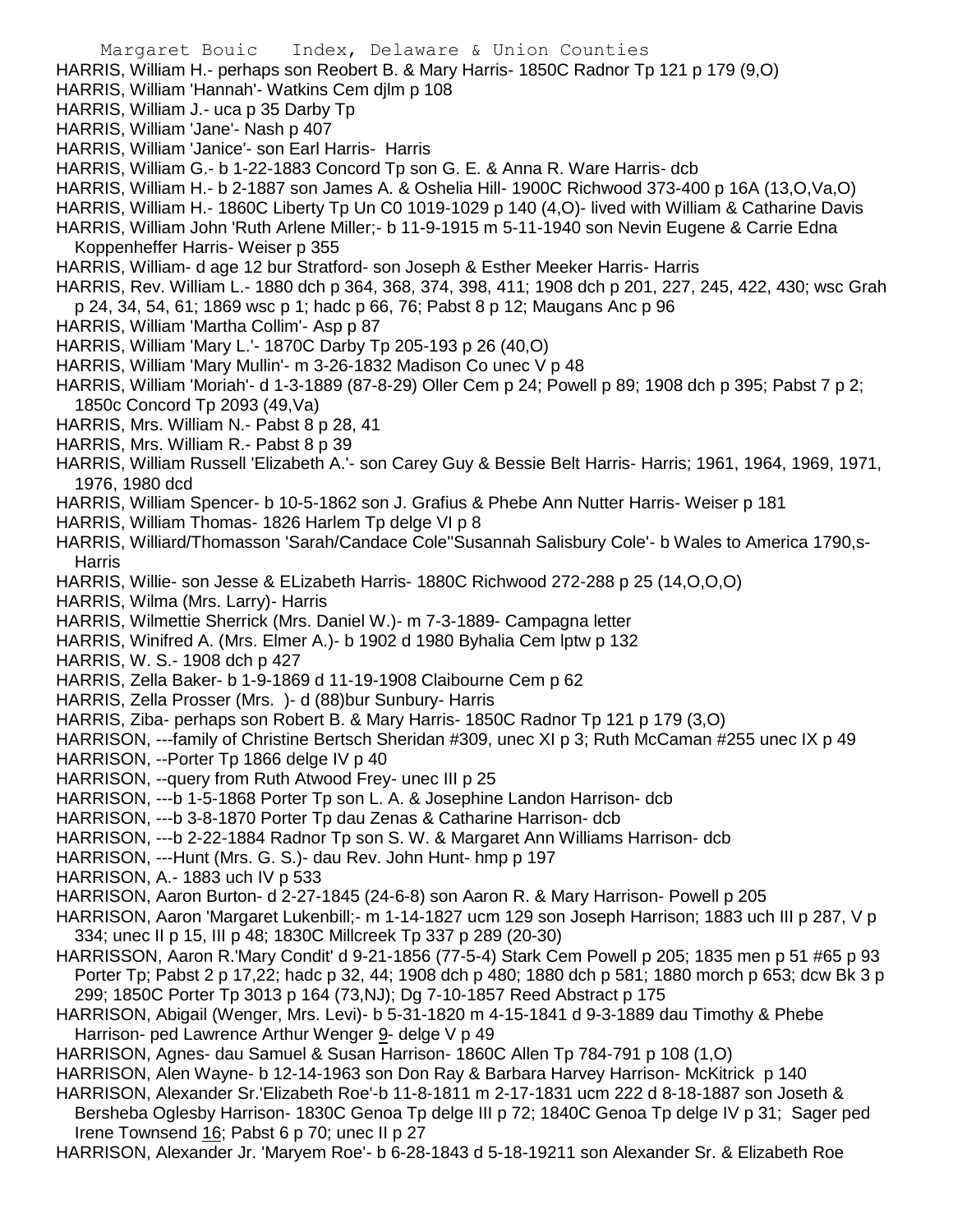HARRIS, William H.- perhaps son Reobert B. & Mary Harris- 1850C Radnor Tp 121 p 179 (9,O)

HARRIS, William 'Hannah'- Watkins Cem djlm p 108

HARRIS, William J.- uca p 35 Darby Tp

HARRIS, William 'Jane'- Nash p 407

HARRIS, William 'Janice'- son Earl Harris- Harris

HARRIS, William G.- b 1-22-1883 Concord Tp son G. E. & Anna R. Ware Harris- dcb

HARRIS, William H.- b 2-1887 son James A. & Oshelia Hill- 1900C Richwood 373-400 p 16A (13,O,Va,O)

HARRIS, William H.- 1860C Liberty Tp Un C0 1019-1029 p 140 (4,O)- lived with William & Catharine Davis

HARRIS, William John 'Ruth Arlene Miller;- b 11-9-1915 m 5-11-1940 son Nevin Eugene & Carrie Edna Koppenheffer Harris- Weiser p 355

HARRIS, William- d age 12 bur Stratford- son Joseph & Esther Meeker Harris- Harris

HARRIS, Rev. William L.- 1880 dch p 364, 368, 374, 398, 411; 1908 dch p 201, 227, 245, 422, 430; wsc Grah p 24, 34, 54, 61; 1869 wsc p 1; hadc p 66, 76; Pabst 8 p 12; Maugans Anc p 96

HARRIS, William 'Martha Collim'- Asp p 87

HARRIS, William 'Mary L.'- 1870C Darby Tp 205-193 p 26 (40,O)

HARRIS, William 'Mary Mullin'- m 3-26-1832 Madison Co unec V p 48

HARRIS, William 'Moriah'- d 1-3-1889 (87-8-29) Oller Cem p 24; Powell p 89; 1908 dch p 395; Pabst 7 p 2; 1850c Concord Tp 2093 (49,Va)

HARRIS, Mrs. William N.- Pabst 8 p 28, 41

HARRIS, Mrs. William R.- Pabst 8 p 39

HARRIS, William Russell 'Elizabeth A.'- son Carey Guy & Bessie Belt Harris- Harris; 1961, 1964, 1969, 1971, 1976, 1980 dcd

HARRIS, William Spencer- b 10-5-1862 son J. Grafius & Phebe Ann Nutter Harris- Weiser p 181

HARRIS, William Thomas- 1826 Harlem Tp delge VI p 8

HARRIS, Williard/Thomasson 'Sarah/Candace Cole''Susannah Salisbury Cole'- b Wales to America 1790,s- Harris

HARRIS, Willie- son Jesse & ELizabeth Harris- 1880C Richwood 272-288 p 25 (14,O,O,O)

HARRIS, Wilma (Mrs. Larry)- Harris

HARRIS, Wilmettie Sherrick (Mrs. Daniel W.)- m 7-3-1889- Campagna letter

HARRIS, Winifred A. (Mrs. Elmer A.)- b 1902 d 1980 Byhalia Cem lptw p 132

HARRIS, W. S.- 1908 dch p 427

HARRIS, Zella Baker- b 1-9-1869 d 11-19-1908 Claibourne Cem p 62

HARRIS, Zella Prosser (Mrs. )- d (88)bur Sunbury- Harris

HARRIS, Ziba- perhaps son Robert B. & Mary Harris- 1850C Radnor Tp 121 p 179 (3,O)

HARRISON, ---family of Christine Bertsch Sheridan #309, unec XI p 3; Ruth McCaman #255 unec IX p 49

HARRISON, --Porter Tp 1866 delge IV p 40

HARRISON, --query from Ruth Atwood Frey- unec III p 25

HARRISON, ---b 1-5-1868 Porter Tp son L. A. & Josephine Landon Harrison- dcb

HARRISON, ---b 3-8-1870 Porter Tp dau Zenas & Catharine Harrison- dcb

HARRISON, ---b 2-22-1884 Radnor Tp son S. W. & Margaret Ann Williams Harrison- dcb

HARRISON, ---Hunt (Mrs. G. S.)- dau Rev. John Hunt- hmp p 197

HARRISON, A.- 1883 uch IV p 533

HARRISON, Aaron Burton- d 2-27-1845 (24-6-8) son Aaron R. & Mary Harrison- Powell p 205

HARRISON, Aaron 'Margaret Lukenbill;- m 1-14-1827 ucm 129 son Joseph Harrison; 1883 uch III p 287, V p 334; unec II p 15, III p 48; 1830C Millcreek Tp 337 p 289 (20-30)

HARRISSON, Aaron R.'Mary Condit' d 9-21-1856 (77-5-4) Stark Cem Powell p 205; 1835 men p 51 #65 p 93 Porter Tp; Pabst 2 p 17,22; hadc p 32, 44; 1908 dch p 480; 1880 dch p 581; 1880 morch p 653; dcw Bk 3 p 299; 1850C Porter Tp 3013 p 164 (73,NJ); Dg 7-10-1857 Reed Abstract p 175

HARRISON, Abigail (Wenger, Mrs. Levi)- b 5-31-1820 m 4-15-1841 d 9-3-1889 dau Timothy & Phebe Harrison- ped Lawrence Arthur Wenger 9- delge V p 49

HARRISON, Agnes- dau Samuel & Susan Harrison- 1860C Allen Tp 784-791 p 108 (1,O)

HARRISON, Alen Wayne- b 12-14-1963 son Don Ray & Barbara Harvey Harrison- McKitrick p 140

HARRISON, Alexander Sr.'Elizabeth Roe'-b 11-8-1811 m 2-17-1831 ucm 222 d 8-18-1887 son Joseth & Bersheba Oglesby Harrison- 1830C Genoa Tp delge III p 72; 1840C Genoa Tp delge IV p 31; Sager ped Irene Townsend 16; Pabst 6 p 70; unec II p 27

HARRISON, Alexander Jr. 'Maryem Roe'- b 6-28-1843 d 5-18-19211 son Alexander Sr. & Elizabeth Roe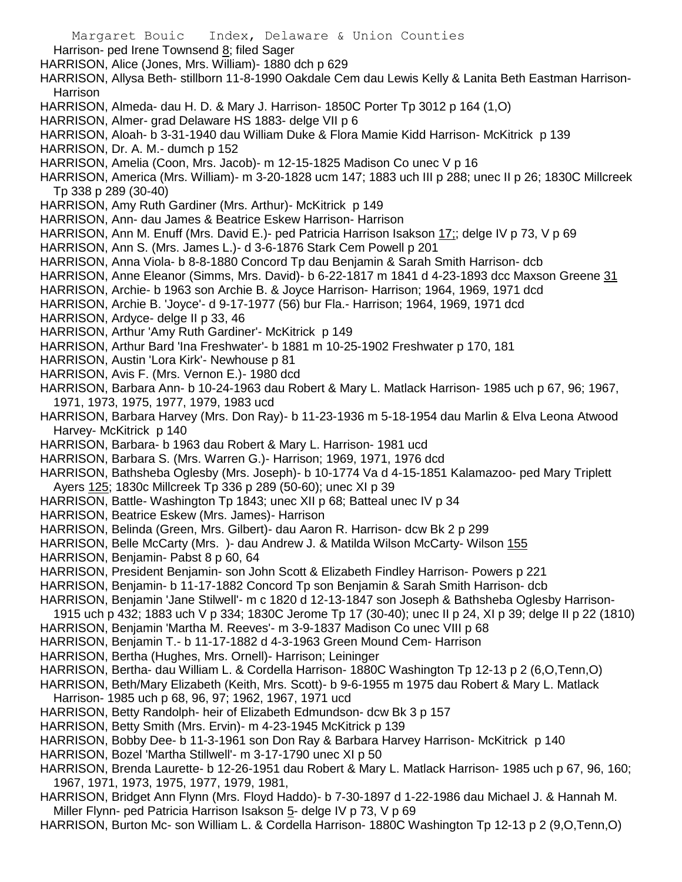Harrison- ped Irene Townsend 8; filed Sager

HARRISON, Alice (Jones, Mrs. William)- 1880 dch p 629

HARRISON, Allysa Beth- stillborn 11-8-1990 Oakdale Cem dau Lewis Kelly & Lanita Beth Eastman Harrison- Harrison

HARRISON, Almeda- dau H. D. & Mary J. Harrison- 1850C Porter Tp 3012 p 164 (1,O)

HARRISON, Almer- grad Delaware HS 1883- delge VII p 6

HARRISON, Aloah- b 3-31-1940 dau William Duke & Flora Mamie Kidd Harrison- McKitrick p 139

HARRISON, Dr. A. M.- dumch p 152

HARRISON, Amelia (Coon, Mrs. Jacob)- m 12-15-1825 Madison Co unec V p 16

HARRISON, America (Mrs. William)- m 3-20-1828 ucm 147; 1883 uch III p 288; unec II p 26; 1830C Millcreek Tp 338 p 289 (30-40)

HARRISON, Amy Ruth Gardiner (Mrs. Arthur)- McKitrick p 149

HARRISON, Ann- dau James & Beatrice Eskew Harrison- Harrison

HARRISON, Ann M. Enuff (Mrs. David E.)- ped Patricia Harrison Isakson 17;; delge IV p 73, V p 69

HARRISON, Ann S. (Mrs. James L.)- d 3-6-1876 Stark Cem Powell p 201

HARRISON, Anna Viola- b 8-8-1880 Concord Tp dau Benjamin & Sarah Smith Harrison- dcb

HARRISON, Anne Eleanor (Simms, Mrs. David)- b 6-22-1817 m 1841 d 4-23-1893 dcc Maxson Greene 31

HARRISON, Archie- b 1963 son Archie B. & Joyce Harrison- Harrison; 1964, 1969, 1971 dcd

HARRISON, Archie B. 'Joyce'- d 9-17-1977 (56) bur Fla.- Harrison; 1964, 1969, 1971 dcd

HARRISON, Ardyce- delge II p 33, 46

HARRISON, Arthur 'Amy Ruth Gardiner'- McKitrick p 149

HARRISON, Arthur Bard 'Ina Freshwater'- b 1881 m 10-25-1902 Freshwater p 170, 181

HARRISON, Austin 'Lora Kirk'- Newhouse p 81

HARRISON, Avis F. (Mrs. Vernon E.)- 1980 dcd

HARRISON, Barbara Ann- b 10-24-1963 dau Robert & Mary L. Matlack Harrison- 1985 uch p 67, 96; 1967, 1971, 1973, 1975, 1977, 1979, 1983 ucd

HARRISON, Barbara Harvey (Mrs. Don Ray)- b 11-23-1936 m 5-18-1954 dau Marlin & Elva Leona Atwood Harvey- McKitrick p 140

HARRISON, Barbara- b 1963 dau Robert & Mary L. Harrison- 1981 ucd

HARRISON, Barbara S. (Mrs. Warren G.)- Harrison; 1969, 1971, 1976 dcd

HARRISON, Bathsheba Oglesby (Mrs. Joseph)- b 10-1774 Va d 4-15-1851 Kalamazoo- ped Mary Triplett Ayers 125; 1830c Millcreek Tp 336 p 289 (50-60); unec XI p 39

HARRISON, Battle- Washington Tp 1843; unec XII p 68; Batteal unec IV p 34

HARRISON, Beatrice Eskew (Mrs. James)- Harrison

HARRISON, Belinda (Green, Mrs. Gilbert)- dau Aaron R. Harrison- dcw Bk 2 p 299

HARRISON, Belle McCarty (Mrs. )- dau Andrew J. & Matilda Wilson McCarty- Wilson 155

HARRISON, Benjamin- Pabst 8 p 60, 64

HARRISON, President Benjamin- son John Scott & Elizabeth Findley Harrison- Powers p 221

HARRISON, Benjamin- b 11-17-1882 Concord Tp son Benjamin & Sarah Smith Harrison- dcb

HARRISON, Benjamin 'Jane Stilwell'- m c 1820 d 12-13-1847 son Joseph & Bathsheba Oglesby Harrison- 1915 uch p 432; 1883 uch V p 334; 1830C Jerome Tp 17 (30-40); unec II p 24, XI p 39; delge II p 22 (1810)

HARRISON, Benjamin 'Martha M. Reeves'- m 3-9-1837 Madison Co unec VIII p 68

HARRISON, Benjamin T.- b 11-17-1882 d 4-3-1963 Green Mound Cem- Harrison

HARRISON, Bertha (Hughes, Mrs. Ornell)- Harrison; Leininger

HARRISON, Bertha- dau William L. & Cordella Harrison- 1880C Washington Tp 12-13 p 2 (6,O,Tenn,O)

HARRISON, Beth/Mary Elizabeth (Keith, Mrs. Scott)- b 9-6-1955 m 1975 dau Robert & Mary L. Matlack Harrison- 1985 uch p 68, 96, 97; 1962, 1967, 1971 ucd

HARRISON, Betty Randolph- heir of Elizabeth Edmundson- dcw Bk 3 p 157

HARRISON, Betty Smith (Mrs. Ervin)- m 4-23-1945 McKitrick p 139

HARRISON, Bobby Dee- b 11-3-1961 son Don Ray & Barbara Harvey Harrison- McKitrick p 140

HARRISON, Bozel 'Martha Stillwell'- m 3-17-1790 unec XI p 50

HARRISON, Brenda Laurette- b 12-26-1951 dau Robert & Mary L. Matlack Harrison- 1985 uch p 67, 96, 160; 1967, 1971, 1973, 1975, 1977, 1979, 1981,

HARRISON, Bridget Ann Flynn (Mrs. Floyd Haddo)- b 7-30-1897 d 1-22-1986 dau Michael J. & Hannah M. Miller Flynn- ped Patricia Harrison Isakson 5- delge IV p 73, V p 69

HARRISON, Burton Mc- son William L. & Cordella Harrison- 1880C Washington Tp 12-13 p 2 (9,O,Tenn,O)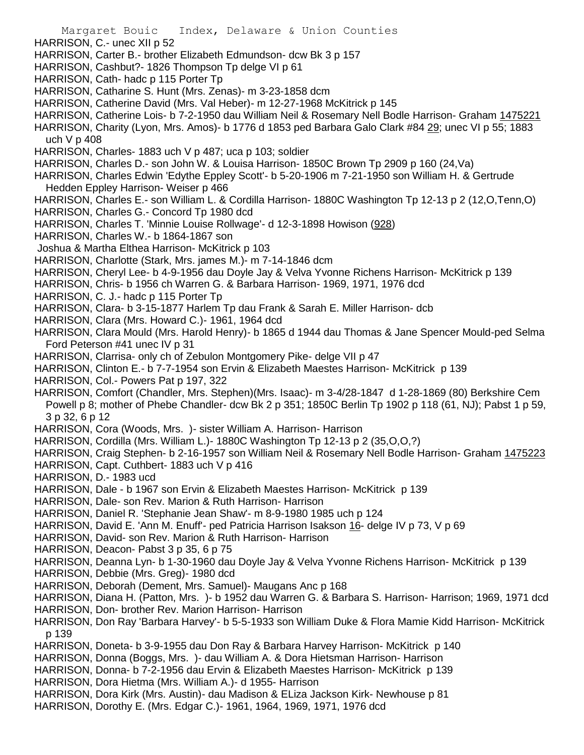HARRISON, C.- unec XII p 52

HARRISON, Carter B.- brother Elizabeth Edmundson- dcw Bk 3 p 157

HARRISON, Cashbut?- 1826 Thompson Tp delge VI p 61

HARRISON, Cath- hadc p 115 Porter Tp

HARRISON, Catharine S. Hunt (Mrs. Zenas)- m 3-23-1858 dcm

HARRISON, Catherine David (Mrs. Val Heber)- m 12-27-1968 McKitrick p 145

HARRISON, Catherine Lois- b 7-2-1950 dau William Neil & Rosemary Nell Bodle Harrison- Graham 1475221

HARRISON, Charity (Lyon, Mrs. Amos)- b 1776 d 1853 ped Barbara Galo Clark #84 29; unec VI p 55; 1883 uch V p 408

HARRISON, Charles- 1883 uch V p 487; uca p 103; soldier

HARRISON, Charles D.- son John W. & Louisa Harrison- 1850C Brown Tp 2909 p 160 (24,Va)

HARRISON, Charles Edwin 'Edythe Eppley Scott'- b 5-20-1906 m 7-21-1950 son William H. & Gertrude Hedden Eppley Harrison- Weiser p 466

HARRISON, Charles E.- son William L. & Cordilla Harrison- 1880C Washington Tp 12-13 p 2 (12,O,Tenn,O)

HARRISON, Charles G.- Concord Tp 1980 dcd

HARRISON, Charles T. 'Minnie Louise Rollwage'- d 12-3-1898 Howison (928)

HARRISON, Charles W.- b 1864-1867 son Joshua & Martha Elthea Harrison- McKitrick p 103

HARRISON, Charlotte (Stark, Mrs. james M.)- m 7-14-1846 dcm

HARRISON, Cheryl Lee- b 4-9-1956 dau Doyle Jay & Velva Yvonne Richens Harrison- McKitrick p 139

HARRISON, Chris- b 1956 ch Warren G. & Barbara Harrison- 1969, 1971, 1976 dcd

HARRISON, C. J.- hadc p 115 Porter Tp

HARRISON, Clara- b 3-15-1877 Harlem Tp dau Frank & Sarah E. Miller Harrison- dcb

HARRISON, Clara (Mrs. Howard C.)- 1961, 1964 dcd

HARRISON, Clara Mould (Mrs. Harold Henry)- b 1865 d 1944 dau Thomas & Jane Spencer Mould-ped Selma Ford Peterson #41 unec IV p 31

HARRISON, Clarrisa- only ch of Zebulon Montgomery Pike- delge VII p 47

HARRISON, Clinton E.- b 7-7-1954 son Ervin & Elizabeth Maestes Harrison- McKitrick p 139

HARRISON, Col.- Powers Pat p 197, 322

HARRISON, Comfort (Chandler, Mrs. Stephen)(Mrs. Isaac)- m 3-4/28-1847 d 1-28-1869 (80) Berkshire Cem Powell p 8; mother of Phebe Chandler- dcw Bk 2 p 351; 1850C Berlin Tp 1902 p 118 (61, NJ); Pabst 1 p 59, 3 p 32, 6 p 12

HARRISON, Cora (Woods, Mrs. )- sister William A. Harrison- Harrison

HARRISON, Cordilla (Mrs. William L.)- 1880C Washington Tp 12-13 p 2 (35,O,O,?)

HARRISON, Craig Stephen- b 2-16-1957 son William Neil & Rosemary Nell Bodle Harrison- Graham 1475223

HARRISON, Capt. Cuthbert- 1883 uch V p 416

HARRISON, D.- 1983 ucd

HARRISON, Dale - b 1967 son Ervin & Elizabeth Maestes Harrison- McKitrick p 139

HARRISON, Dale- son Rev. Marion & Ruth Harrison- Harrison

HARRISON, Daniel R. 'Stephanie Jean Shaw'- m 8-9-1980 1985 uch p 124

HARRISON, David E. 'Ann M. Enuff'- ped Patricia Harrison Isakson 16- delge IV p 73, V p 69

HARRISON, David- son Rev. Marion & Ruth Harrison- Harrison

HARRISON, Deacon- Pabst 3 p 35, 6 p 75

HARRISON, Deanna Lyn- b 1-30-1960 dau Doyle Jay & Velva Yvonne Richens Harrison- McKitrick p 139

HARRISON, Debbie (Mrs. Greg)- 1980 dcd

HARRISON, Deborah (Dement, Mrs. Samuel)- Maugans Anc p 168

HARRISON, Diana H. (Patton, Mrs. )- b 1952 dau Warren G. & Barbara S. Harrison- Harrison; 1969, 1971 dcd

HARRISON, Don- brother Rev. Marion Harrison- Harrison

HARRISON, Don Ray 'Barbara Harvey'- b 5-5-1933 son William Duke & Flora Mamie Kidd Harrison- McKitrick p 139

HARRISON, Doneta- b 3-9-1955 dau Don Ray & Barbara Harvey Harrison- McKitrick p 140

HARRISON, Donna (Boggs, Mrs. )- dau William A. & Dora Hietsman Harrison- Harrison

HARRISON, Donna- b 7-2-1956 dau Ervin & Elizabeth Maestes Harrison- McKitrick p 139

HARRISON, Dora Hietma (Mrs. William A.)- d 1955- Harrison

HARRISON, Dora Kirk (Mrs. Austin)- dau Madison & ELiza Jackson Kirk- Newhouse p 81

HARRISON, Dorothy E. (Mrs. Edgar C.)- 1961, 1964, 1969, 1971, 1976 dcd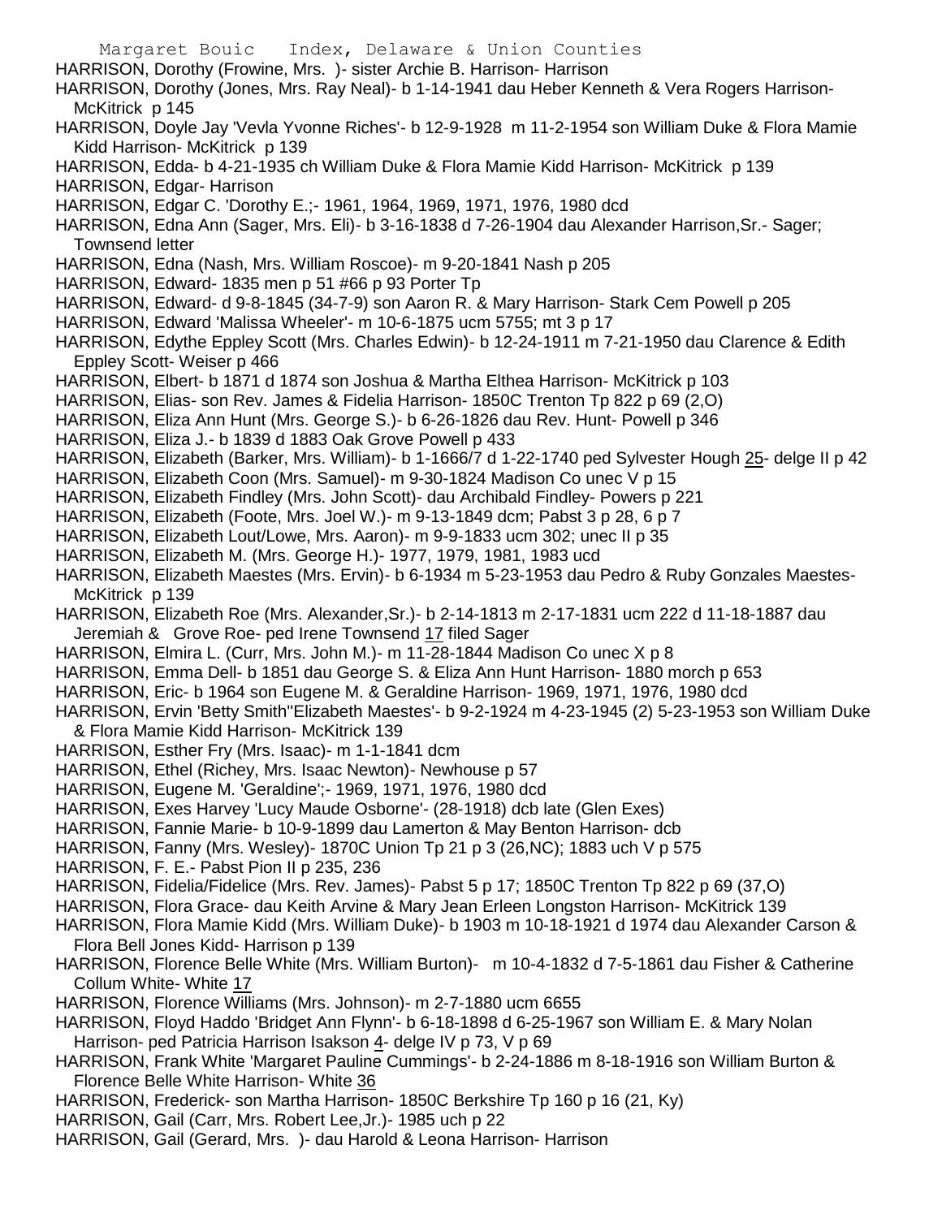HARRISON, Dorothy (Frowine, Mrs. )- sister Archie B. Harrison- Harrison
HARRISON, Dorothy (Jones, Mrs. Ray Neal)- b 1-14-1941 dau Heber Kenneth & Vera Rogers Harrison- McKitrick p 145
HARRISON, Doyle Jay 'Vevla Yvonne Riches'- b 12-9-1928 m 11-2-1954 son William Duke & Flora Mamie Kidd Harrison- McKitrick p 139
HARRISON, Edda- b 4-21-1935 ch William Duke & Flora Mamie Kidd Harrison- McKitrick p 139
HARRISON, Edgar- Harrison
HARRISON, Edgar C. 'Dorothy E.;- 1961, 1964, 1969, 1971, 1976, 1980 dcd
HARRISON, Edna Ann (Sager, Mrs. Eli)- b 3-16-1838 d 7-26-1904 dau Alexander Harrison,Sr.- Sager; Townsend letter
HARRISON, Edna (Nash, Mrs. William Roscoe)- m 9-20-1841 Nash p 205
HARRISON, Edward- 1835 men p 51 #66 p 93 Porter Tp
HARRISON, Edward- d 9-8-1845 (34-7-9) son Aaron R. & Mary Harrison- Stark Cem Powell p 205
HARRISON, Edward 'Malissa Wheeler'- m 10-6-1875 ucm 5755; mt 3 p 17
HARRISON, Edythe Eppley Scott (Mrs. Charles Edwin)- b 12-24-1911 m 7-21-1950 dau Clarence & Edith Eppley Scott- Weiser p 466
HARRISON, Elbert- b 1871 d 1874 son Joshua & Martha Elthea Harrison- McKitrick p 103
HARRISON, Elias- son Rev. James & Fidelia Harrison- 1850C Trenton Tp 822 p 69 (2,O)
HARRISON, Eliza Ann Hunt (Mrs. George S.)- b 6-26-1826 dau Rev. Hunt- Powell p 346
HARRISON, Eliza J.- b 1839 d 1883 Oak Grove Powell p 433
HARRISON, Elizabeth (Barker, Mrs. William)- b 1-1666/7 d 1-22-1740 ped Sylvester Hough 25- delge II p 42
HARRISON, Elizabeth Coon (Mrs. Samuel)- m 9-30-1824 Madison Co unec V p 15
HARRISON, Elizabeth Findley (Mrs. John Scott)- dau Archibald Findley- Powers p 221
HARRISON, Elizabeth (Foote, Mrs. Joel W.)- m 9-13-1849 dcm; Pabst 3 p 28, 6 p 7
HARRISON, Elizabeth Lout/Lowe, Mrs. Aaron)- m 9-9-1833 ucm 302; unec II p 35
HARRISON, Elizabeth M. (Mrs. George H.)- 1977, 1979, 1981, 1983 ucd
HARRISON, Elizabeth Maestes (Mrs. Ervin)- b 6-1934 m 5-23-1953 dau Pedro & Ruby Gonzales Maestes- McKitrick p 139
HARRISON, Elizabeth Roe (Mrs. Alexander,Sr.)- b 2-14-1813 m 2-17-1831 ucm 222 d 11-18-1887 dau Jeremiah & Grove Roe- ped Irene Townsend 17 filed Sager
HARRISON, Elmira L. (Curr, Mrs. John M.)- m 11-28-1844 Madison Co unec X p 8
HARRISON, Emma Dell- b 1851 dau George S. & Eliza Ann Hunt Harrison- 1880 morch p 653
HARRISON, Eric- b 1964 son Eugene M. & Geraldine Harrison- 1969, 1971, 1976, 1980 dcd
HARRISON, Ervin 'Betty Smith''Elizabeth Maestes'- b 9-2-1924 m 4-23-1945 (2) 5-23-1953 son William Duke & Flora Mamie Kidd Harrison- McKitrick 139
HARRISON, Esther Fry (Mrs. Isaac)- m 1-1-1841 dcm
HARRISON, Ethel (Richey, Mrs. Isaac Newton)- Newhouse p 57
HARRISON, Eugene M. 'Geraldine';- 1969, 1971, 1976, 1980 dcd
HARRISON, Exes Harvey 'Lucy Maude Osborne'- (28-1918) dcb late (Glen Exes)
HARRISON, Fannie Marie- b 10-9-1899 dau Lamerton & May Benton Harrison- dcb
HARRISON, Fanny (Mrs. Wesley)- 1870C Union Tp 21 p 3 (26,NC); 1883 uch V p 575
HARRISON, F. E.- Pabst Pion II p 235, 236
HARRISON, Fidelia/Fidelice (Mrs. Rev. James)- Pabst 5 p 17; 1850C Trenton Tp 822 p 69 (37,O)
HARRISON, Flora Grace- dau Keith Arvine & Mary Jean Erleen Longston Harrison- McKitrick 139
HARRISON, Flora Mamie Kidd (Mrs. William Duke)- b 1903 m 10-18-1921 d 1974 dau Alexander Carson & Flora Bell Jones Kidd- Harrison p 139
HARRISON, Florence Belle White (Mrs. William Burton)- m 10-4-1832 d 7-5-1861 dau Fisher & Catherine Collum White- White 17
HARRISON, Florence Williams (Mrs. Johnson)- m 2-7-1880 ucm 6655
HARRISON, Floyd Haddo 'Bridget Ann Flynn'- b 6-18-1898 d 6-25-1967 son William E. & Mary Nolan Harrison- ped Patricia Harrison Isakson 4- delge IV p 73, V p 69
HARRISON, Frank White 'Margaret Pauline Cummings'- b 2-24-1886 m 8-18-1916 son William Burton & Florence Belle White Harrison- White 36
HARRISON, Frederick- son Martha Harrison- 1850C Berkshire Tp 160 p 16 (21, Ky)
HARRISON, Gail (Carr, Mrs. Robert Lee,Jr.)- 1985 uch p 22
HARRISON, Gail (Gerard, Mrs. )- dau Harold & Leona Harrison- Harrison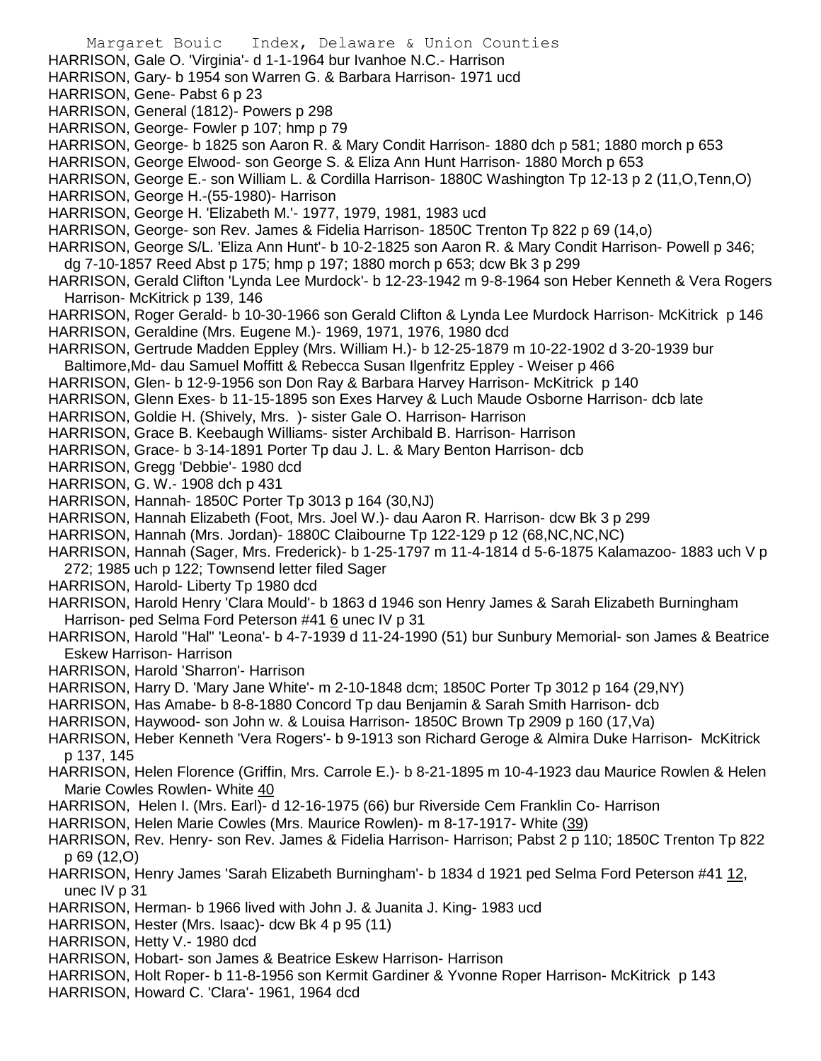HARRISON, Gale O. 'Virginia'- d 1-1-1964 bur Ivanhoe N.C.- Harrison
HARRISON, Gary- b 1954 son Warren G. & Barbara Harrison- 1971 ucd
HARRISON, Gene- Pabst 6 p 23
HARRISON, General (1812)- Powers p 298
HARRISON, George- Fowler p 107; hmp p 79
HARRISON, George- b 1825 son Aaron R. & Mary Condit Harrison- 1880 dch p 581; 1880 morch p 653
HARRISON, George Elwood- son George S. & Eliza Ann Hunt Harrison- 1880 Morch p 653
HARRISON, George E.- son William L. & Cordilla Harrison- 1880C Washington Tp 12-13 p 2 (11,O,Tenn,O)
HARRISON, George H.-(55-1980)- Harrison
HARRISON, George H. 'Elizabeth M.'- 1977, 1979, 1981, 1983 ucd
HARRISON, George- son Rev. James & Fidelia Harrison- 1850C Trenton Tp 822 p 69 (14,o)
HARRISON, George S/L. 'Eliza Ann Hunt'- b 10-2-1825 son Aaron R. & Mary Condit Harrison- Powell p 346; dg 7-10-1857 Reed Abst p 175; hmp p 197; 1880 morch p 653; dcw Bk 3 p 299
HARRISON, Gerald Clifton 'Lynda Lee Murdock'- b 12-23-1942 m 9-8-1964 son Heber Kenneth & Vera Rogers Harrison- McKitrick p 139, 146
HARRISON, Roger Gerald- b 10-30-1966 son Gerald Clifton & Lynda Lee Murdock Harrison- McKitrick p 146
HARRISON, Geraldine (Mrs. Eugene M.)- 1969, 1971, 1976, 1980 dcd
HARRISON, Gertrude Madden Eppley (Mrs. William H.)- b 12-25-1879 m 10-22-1902 d 3-20-1939 bur Baltimore,Md- dau Samuel Moffitt & Rebecca Susan Ilgenfritz Eppley - Weiser p 466
HARRISON, Glen- b 12-9-1956 son Don Ray & Barbara Harvey Harrison- McKitrick p 140
HARRISON, Glenn Exes- b 11-15-1895 son Exes Harvey & Luch Maude Osborne Harrison- dcb late
HARRISON, Goldie H. (Shively, Mrs. )- sister Gale O. Harrison- Harrison
HARRISON, Grace B. Keebaugh Williams- sister Archibald B. Harrison- Harrison
HARRISON, Grace- b 3-14-1891 Porter Tp dau J. L. & Mary Benton Harrison- dcb
HARRISON, Gregg 'Debbie'- 1980 dcd
HARRISON, G. W.- 1908 dch p 431
HARRISON, Hannah- 1850C Porter Tp 3013 p 164 (30,NJ)
HARRISON, Hannah Elizabeth (Foot, Mrs. Joel W.)- dau Aaron R. Harrison- dcw Bk 3 p 299
HARRISON, Hannah (Mrs. Jordan)- 1880C Claibourne Tp 122-129 p 12 (68,NC,NC,NC)
HARRISON, Hannah (Sager, Mrs. Frederick)- b 1-25-1797 m 11-4-1814 d 5-6-1875 Kalamazoo- 1883 uch V p 272; 1985 uch p 122; Townsend letter filed Sager
HARRISON, Harold- Liberty Tp 1980 dcd
HARRISON, Harold Henry 'Clara Mould'- b 1863 d 1946 son Henry James & Sarah Elizabeth Burningham Harrison- ped Selma Ford Peterson #41 6 unec IV p 31
HARRISON, Harold "Hal" 'Leona'- b 4-7-1939 d 11-24-1990 (51) bur Sunbury Memorial- son James & Beatrice Eskew Harrison- Harrison
HARRISON, Harold 'Sharron'- Harrison
HARRISON, Harry D. 'Mary Jane White'- m 2-10-1848 dcm; 1850C Porter Tp 3012 p 164 (29,NY)
HARRISON, Has Amabe- b 8-8-1880 Concord Tp dau Benjamin & Sarah Smith Harrison- dcb
HARRISON, Haywood- son John w. & Louisa Harrison- 1850C Brown Tp 2909 p 160 (17,Va)
HARRISON, Heber Kenneth 'Vera Rogers'- b 9-1913 son Richard Geroge & Almira Duke Harrison- McKitrick p 137, 145
HARRISON, Helen Florence (Griffin, Mrs. Carrole E.)- b 8-21-1895 m 10-4-1923 dau Maurice Rowlen & Helen Marie Cowles Rowlen- White 40
HARRISON, Helen I. (Mrs. Earl)- d 12-16-1975 (66) bur Riverside Cem Franklin Co- Harrison
HARRISON, Helen Marie Cowles (Mrs. Maurice Rowlen)- m 8-17-1917- White (39)
HARRISON, Rev. Henry- son Rev. James & Fidelia Harrison- Harrison; Pabst 2 p 110; 1850C Trenton Tp 822 p 69 (12,O)
HARRISON, Henry James 'Sarah Elizabeth Burningham'- b 1834 d 1921 ped Selma Ford Peterson #41 12, unec IV p 31
HARRISON, Herman- b 1966 lived with John J. & Juanita J. King- 1983 ucd
HARRISON, Hester (Mrs. Isaac)- dcw Bk 4 p 95 (11)
HARRISON, Hetty V.- 1980 dcd
HARRISON, Hobart- son James & Beatrice Eskew Harrison- Harrison
HARRISON, Holt Roper- b 11-8-1956 son Kermit Gardiner & Yvonne Roper Harrison- McKitrick p 143
HARRISON, Howard C. 'Clara'- 1961, 1964 dcd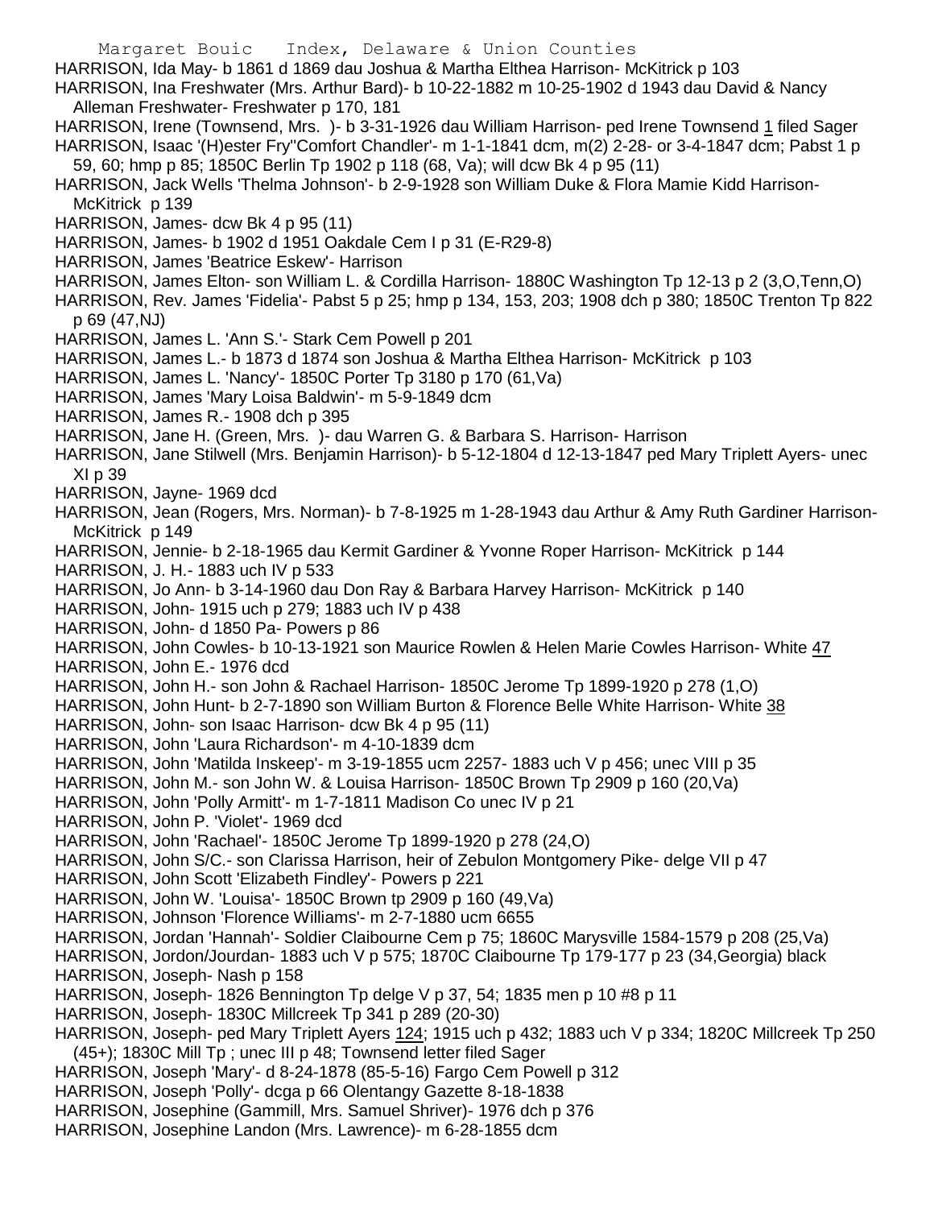HARRISON, Ida May- b 1861 d 1869 dau Joshua & Martha Elthea Harrison- McKitrick p 103

HARRISON, Ina Freshwater (Mrs. Arthur Bard)- b 10-22-1882 m 10-25-1902 d 1943 dau David & Nancy Alleman Freshwater- Freshwater p 170, 181

HARRISON, Irene (Townsend, Mrs. )- b 3-31-1926 dau William Harrison- ped Irene Townsend 1 filed Sager

HARRISON, Isaac '(H)ester Fry''Comfort Chandler'- m 1-1-1841 dcm, m(2) 2-28- or 3-4-1847 dcm; Pabst 1 p 59, 60; hmp p 85; 1850C Berlin Tp 1902 p 118 (68, Va); will dcw Bk 4 p 95 (11)

HARRISON, Jack Wells 'Thelma Johnson'- b 2-9-1928 son William Duke & Flora Mamie Kidd Harrison- McKitrick p 139

HARRISON, James- dcw Bk 4 p 95 (11)

HARRISON, James- b 1902 d 1951 Oakdale Cem I p 31 (E-R29-8)

HARRISON, James 'Beatrice Eskew'- Harrison

HARRISON, James Elton- son William L. & Cordilla Harrison- 1880C Washington Tp 12-13 p 2 (3,O,Tenn,O)

HARRISON, Rev. James 'Fidelia'- Pabst 5 p 25; hmp p 134, 153, 203; 1908 dch p 380; 1850C Trenton Tp 822 p 69 (47,NJ)

HARRISON, James L. 'Ann S.'- Stark Cem Powell p 201

HARRISON, James L.- b 1873 d 1874 son Joshua & Martha Elthea Harrison- McKitrick p 103

HARRISON, James L. 'Nancy'- 1850C Porter Tp 3180 p 170 (61,Va)

HARRISON, James 'Mary Loisa Baldwin'- m 5-9-1849 dcm

HARRISON, James R.- 1908 dch p 395

HARRISON, Jane H. (Green, Mrs. )- dau Warren G. & Barbara S. Harrison- Harrison

HARRISON, Jane Stilwell (Mrs. Benjamin Harrison)- b 5-12-1804 d 12-13-1847 ped Mary Triplett Ayers- unec XI p 39

HARRISON, Jayne- 1969 dcd

HARRISON, Jean (Rogers, Mrs. Norman)- b 7-8-1925 m 1-28-1943 dau Arthur & Amy Ruth Gardiner Harrison- McKitrick p 149

HARRISON, Jennie- b 2-18-1965 dau Kermit Gardiner & Yvonne Roper Harrison- McKitrick p 144

HARRISON, J. H.- 1883 uch IV p 533

HARRISON, Jo Ann- b 3-14-1960 dau Don Ray & Barbara Harvey Harrison- McKitrick p 140

HARRISON, John- 1915 uch p 279; 1883 uch IV p 438

HARRISON, John- d 1850 Pa- Powers p 86

HARRISON, John Cowles- b 10-13-1921 son Maurice Rowlen & Helen Marie Cowles Harrison- White 47

HARRISON, John E.- 1976 dcd

HARRISON, John H.- son John & Rachael Harrison- 1850C Jerome Tp 1899-1920 p 278 (1,O)

HARRISON, John Hunt- b 2-7-1890 son William Burton & Florence Belle White Harrison- White 38

HARRISON, John- son Isaac Harrison- dcw Bk 4 p 95 (11)

HARRISON, John 'Laura Richardson'- m 4-10-1839 dcm

HARRISON, John 'Matilda Inskeep'- m 3-19-1855 ucm 2257- 1883 uch V p 456; unec VIII p 35

HARRISON, John M.- son John W. & Louisa Harrison- 1850C Brown Tp 2909 p 160 (20,Va)

HARRISON, John 'Polly Armitt'- m 1-7-1811 Madison Co unec IV p 21

HARRISON, John P. 'Violet'- 1969 dcd

HARRISON, John 'Rachael'- 1850C Jerome Tp 1899-1920 p 278 (24,O)

HARRISON, John S/C.- son Clarissa Harrison, heir of Zebulon Montgomery Pike- delge VII p 47

HARRISON, John Scott 'Elizabeth Findley'- Powers p 221

HARRISON, John W. 'Louisa'- 1850C Brown tp 2909 p 160 (49,Va)

HARRISON, Johnson 'Florence Williams'- m 2-7-1880 ucm 6655

HARRISON, Jordan 'Hannah'- Soldier Claibourne Cem p 75; 1860C Marysville 1584-1579 p 208 (25,Va)

HARRISON, Jordon/Jourdan- 1883 uch V p 575; 1870C Claibourne Tp 179-177 p 23 (34,Georgia) black

HARRISON, Joseph- Nash p 158

HARRISON, Joseph- 1826 Bennington Tp delge V p 37, 54; 1835 men p 10 #8 p 11

HARRISON, Joseph- 1830C Millcreek Tp 341 p 289 (20-30)

HARRISON, Joseph- ped Mary Triplett Ayers 124; 1915 uch p 432; 1883 uch V p 334; 1820C Millcreek Tp 250 (45+); 1830C Mill Tp ; unec III p 48; Townsend letter filed Sager

HARRISON, Joseph 'Mary'- d 8-24-1878 (85-5-16) Fargo Cem Powell p 312

HARRISON, Joseph 'Polly'- dcga p 66 Olentangy Gazette 8-18-1838

HARRISON, Josephine (Gammill, Mrs. Samuel Shriver)- 1976 dch p 376

HARRISON, Josephine Landon (Mrs. Lawrence)- m 6-28-1855 dcm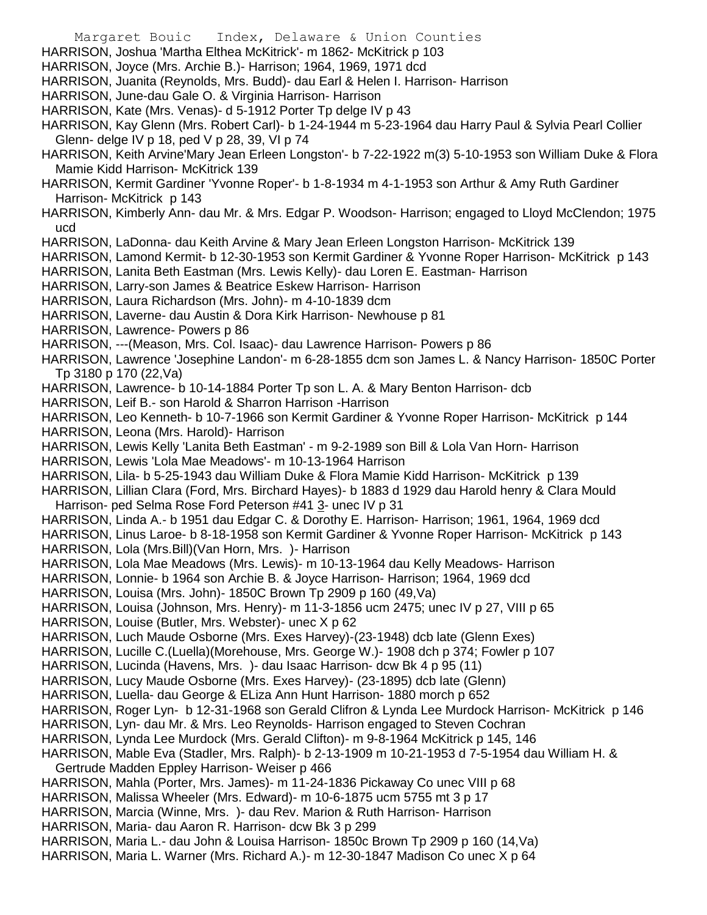HARRISON, Joshua 'Martha Elthea McKitrick'- m 1862- McKitrick p 103
HARRISON, Joyce (Mrs. Archie B.)- Harrison; 1964, 1969, 1971 dcd
HARRISON, Juanita (Reynolds, Mrs. Budd)- dau Earl & Helen I. Harrison- Harrison
HARRISON, June-dau Gale O. & Virginia Harrison- Harrison
HARRISON, Kate (Mrs. Venas)- d 5-1912 Porter Tp delge IV p 43
HARRISON, Kay Glenn (Mrs. Robert Carl)- b 1-24-1944 m 5-23-1964 dau Harry Paul & Sylvia Pearl Collier Glenn- delge IV p 18, ped V p 28, 39, VI p 74
HARRISON, Keith Arvine'Mary Jean Erleen Longston'- b 7-22-1922 m(3) 5-10-1953 son William Duke & Flora Mamie Kidd Harrison- McKitrick 139
HARRISON, Kermit Gardiner 'Yvonne Roper'- b 1-8-1934 m 4-1-1953 son Arthur & Amy Ruth Gardiner Harrison- McKitrick p 143
HARRISON, Kimberly Ann- dau Mr. & Mrs. Edgar P. Woodson- Harrison; engaged to Lloyd McClendon; 1975 ucd
HARRISON, LaDonna- dau Keith Arvine & Mary Jean Erleen Longston Harrison- McKitrick 139
HARRISON, Lamond Kermit- b 12-30-1953 son Kermit Gardiner & Yvonne Roper Harrison- McKitrick p 143
HARRISON, Lanita Beth Eastman (Mrs. Lewis Kelly)- dau Loren E. Eastman- Harrison
HARRISON, Larry-son James & Beatrice Eskew Harrison- Harrison
HARRISON, Laura Richardson (Mrs. John)- m 4-10-1839 dcm
HARRISON, Laverne- dau Austin & Dora Kirk Harrison- Newhouse p 81
HARRISON, Lawrence- Powers p 86
HARRISON, ---(Meason, Mrs. Col. Isaac)- dau Lawrence Harrison- Powers p 86
HARRISON, Lawrence 'Josephine Landon'- m 6-28-1855 dcm son James L. & Nancy Harrison- 1850C Porter Tp 3180 p 170 (22,Va)
HARRISON, Lawrence- b 10-14-1884 Porter Tp son L. A. & Mary Benton Harrison- dcb
HARRISON, Leif B.- son Harold & Sharron Harrison -Harrison
HARRISON, Leo Kenneth- b 10-7-1966 son Kermit Gardiner & Yvonne Roper Harrison- McKitrick p 144
HARRISON, Leona (Mrs. Harold)- Harrison
HARRISON, Lewis Kelly 'Lanita Beth Eastman' - m 9-2-1989 son Bill & Lola Van Horn- Harrison
HARRISON, Lewis 'Lola Mae Meadows'- m 10-13-1964 Harrison
HARRISON, Lila- b 5-25-1943 dau William Duke & Flora Mamie Kidd Harrison- McKitrick p 139
HARRISON, Lillian Clara (Ford, Mrs. Birchard Hayes)- b 1883 d 1929 dau Harold henry & Clara Mould Harrison- ped Selma Rose Ford Peterson #41 3- unec IV p 31
HARRISON, Linda A.- b 1951 dau Edgar C. & Dorothy E. Harrison- Harrison; 1961, 1964, 1969 dcd
HARRISON, Linus Laroe- b 8-18-1958 son Kermit Gardiner & Yvonne Roper Harrison- McKitrick p 143
HARRISON, Lola (Mrs.Bill)(Van Horn, Mrs. )- Harrison
HARRISON, Lola Mae Meadows (Mrs. Lewis)- m 10-13-1964 dau Kelly Meadows- Harrison
HARRISON, Lonnie- b 1964 son Archie B. & Joyce Harrison- Harrison; 1964, 1969 dcd
HARRISON, Louisa (Mrs. John)- 1850C Brown Tp 2909 p 160 (49,Va)
HARRISON, Louisa (Johnson, Mrs. Henry)- m 11-3-1856 ucm 2475; unec IV p 27, VIII p 65
HARRISON, Louise (Butler, Mrs. Webster)- unec X p 62
HARRISON, Luch Maude Osborne (Mrs. Exes Harvey)-(23-1948) dcb late (Glenn Exes)
HARRISON, Lucille C.(Luella)(Morehouse, Mrs. George W.)- 1908 dch p 374; Fowler p 107
HARRISON, Lucinda (Havens, Mrs. )- dau Isaac Harrison- dcw Bk 4 p 95 (11)
HARRISON, Lucy Maude Osborne (Mrs. Exes Harvey)- (23-1895) dcb late (Glenn)
HARRISON, Luella- dau George & ELiza Ann Hunt Harrison- 1880 morch p 652
HARRISON, Roger Lyn- b 12-31-1968 son Gerald Clifron & Lynda Lee Murdock Harrison- McKitrick p 146
HARRISON, Lyn- dau Mr. & Mrs. Leo Reynolds- Harrison engaged to Steven Cochran
HARRISON, Lynda Lee Murdock (Mrs. Gerald Clifton)- m 9-8-1964 McKitrick p 145, 146
HARRISON, Mable Eva (Stadler, Mrs. Ralph)- b 2-13-1909 m 10-21-1953 d 7-5-1954 dau William H. & Gertrude Madden Eppley Harrison- Weiser p 466
HARRISON, Mahla (Porter, Mrs. James)- m 11-24-1836 Pickaway Co unec VIII p 68
HARRISON, Malissa Wheeler (Mrs. Edward)- m 10-6-1875 ucm 5755 mt 3 p 17
HARRISON, Marcia (Winne, Mrs. )- dau Rev. Marion & Ruth Harrison- Harrison
HARRISON, Maria- dau Aaron R. Harrison- dcw Bk 3 p 299
HARRISON, Maria L.- dau John & Louisa Harrison- 1850c Brown Tp 2909 p 160 (14,Va)
HARRISON, Maria L. Warner (Mrs. Richard A.)- m 12-30-1847 Madison Co unec X p 64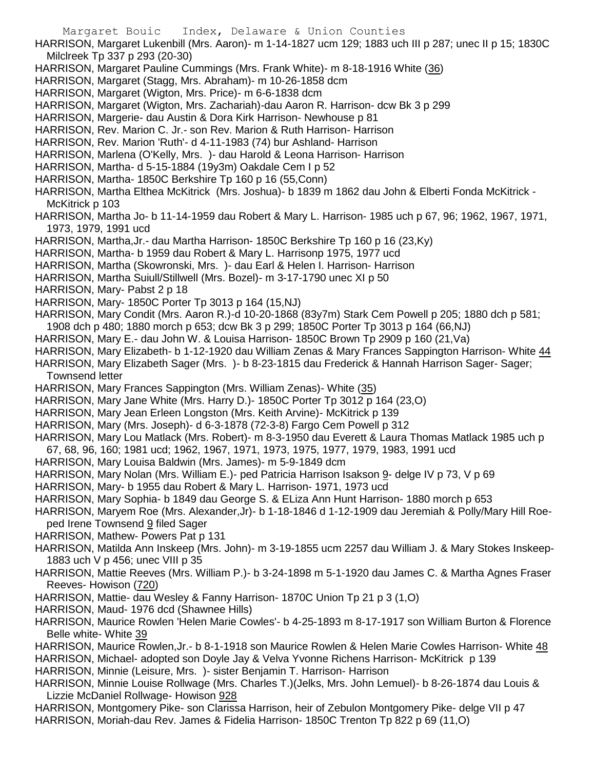HARRISON, Margaret Lukenbill (Mrs. Aaron)- m 1-14-1827 ucm 129; 1883 uch III p 287; unec II p 15; 1830C Milclreek Tp 337 p 293 (20-30)
HARRISON, Margaret Pauline Cummings (Mrs. Frank White)- m 8-18-1916 White (36)
HARRISON, Margaret (Stagg, Mrs. Abraham)- m 10-26-1858 dcm
HARRISON, Margaret (Wigton, Mrs. Price)- m 6-6-1838 dcm
HARRISON, Margaret (Wigton, Mrs. Zachariah)-dau Aaron R. Harrison- dcw Bk 3 p 299
HARRISON, Margerie- dau Austin & Dora Kirk Harrison- Newhouse p 81
HARRISON, Rev. Marion C. Jr.- son Rev. Marion & Ruth Harrison- Harrison
HARRISON, Rev. Marion 'Ruth'- d 4-11-1983 (74) bur Ashland- Harrison
HARRISON, Marlena (O'Kelly, Mrs. )- dau Harold & Leona Harrison- Harrison
HARRISON, Martha- d 5-15-1884 (19y3m) Oakdale Cem I p 52
HARRISON, Martha- 1850C Berkshire Tp 160 p 16 (55,Conn)
HARRISON, Martha Elthea McKitrick (Mrs. Joshua)- b 1839 m 1862 dau John & Elberti Fonda McKitrick - McKitrick p 103
HARRISON, Martha Jo- b 11-14-1959 dau Robert & Mary L. Harrison- 1985 uch p 67, 96; 1962, 1967, 1971, 1973, 1979, 1991 ucd
HARRISON, Martha,Jr.- dau Martha Harrison- 1850C Berkshire Tp 160 p 16 (23,Ky)
HARRISON, Martha- b 1959 dau Robert & Mary L. Harrisonp 1975, 1977 ucd
HARRISON, Martha (Skowronski, Mrs. )- dau Earl & Helen I. Harrison- Harrison
HARRISON, Martha Suiull/Stillwell (Mrs. Bozel)- m 3-17-1790 unec XI p 50
HARRISON, Mary- Pabst 2 p 18
HARRISON, Mary- 1850C Porter Tp 3013 p 164 (15,NJ)
HARRISON, Mary Condit (Mrs. Aaron R.)-d 10-20-1868 (83y7m) Stark Cem Powell p 205; 1880 dch p 581; 1908 dch p 480; 1880 morch p 653; dcw Bk 3 p 299; 1850C Porter Tp 3013 p 164 (66,NJ)
HARRISON, Mary E.- dau John W. & Louisa Harrison- 1850C Brown Tp 2909 p 160 (21,Va)
HARRISON, Mary Elizabeth- b 1-12-1920 dau William Zenas & Mary Frances Sappington Harrison- White 44
HARRISON, Mary Elizabeth Sager (Mrs. )- b 8-23-1815 dau Frederick & Hannah Harrison Sager- Sager; Townsend letter
HARRISON, Mary Frances Sappington (Mrs. William Zenas)- White (35)
HARRISON, Mary Jane White (Mrs. Harry D.)- 1850C Porter Tp 3012 p 164 (23,O)
HARRISON, Mary Jean Erleen Longston (Mrs. Keith Arvine)- McKitrick p 139
HARRISON, Mary (Mrs. Joseph)- d 6-3-1878 (72-3-8) Fargo Cem Powell p 312
HARRISON, Mary Lou Matlack (Mrs. Robert)- m 8-3-1950 dau Everett & Laura Thomas Matlack 1985 uch p 67, 68, 96, 160; 1981 ucd; 1962, 1967, 1971, 1973, 1975, 1977, 1979, 1983, 1991 ucd
HARRISON, Mary Louisa Baldwin (Mrs. James)- m 5-9-1849 dcm
HARRISON, Mary Nolan (Mrs. William E.)- ped Patricia Harrison Isakson 9- delge IV p 73, V p 69
HARRISON, Mary- b 1955 dau Robert & Mary L. Harrison- 1971, 1973 ucd
HARRISON, Mary Sophia- b 1849 dau George S. & ELiza Ann Hunt Harrison- 1880 morch p 653
HARRISON, Maryem Roe (Mrs. Alexander,Jr)- b 1-18-1846 d 1-12-1909 dau Jeremiah & Polly/Mary Hill Roe- ped Irene Townsend 9 filed Sager
HARRISON, Mathew- Powers Pat p 131
HARRISON, Matilda Ann Inskeep (Mrs. John)- m 3-19-1855 ucm 2257 dau William J. & Mary Stokes Inskeep- 1883 uch V p 456; unec VIII p 35
HARRISON, Mattie Reeves (Mrs. William P.)- b 3-24-1898 m 5-1-1920 dau James C. & Martha Agnes Fraser Reeves- Howison (720)
HARRISON, Mattie- dau Wesley & Fanny Harrison- 1870C Union Tp 21 p 3 (1,O)
HARRISON, Maud- 1976 dcd (Shawnee Hills)
HARRISON, Maurice Rowlen 'Helen Marie Cowles'- b 4-25-1893 m 8-17-1917 son William Burton & Florence Belle white- White 39
HARRISON, Maurice Rowlen,Jr.- b 8-1-1918 son Maurice Rowlen & Helen Marie Cowles Harrison- White 48
HARRISON, Michael- adopted son Doyle Jay & Velva Yvonne Richens Harrison- McKitrick p 139
HARRISON, Minnie (Leisure, Mrs. )- sister Benjamin T. Harrison- Harrison
HARRISON, Minnie Louise Rollwage (Mrs. Charles T.)(Jelks, Mrs. John Lemuel)- b 8-26-1874 dau Louis & Lizzie McDaniel Rollwage- Howison 928
HARRISON, Montgomery Pike- son Clarissa Harrison, heir of Zebulon Montgomery Pike- delge VII p 47
HARRISON, Moriah-dau Rev. James & Fidelia Harrison- 1850C Trenton Tp 822 p 69 (11,O)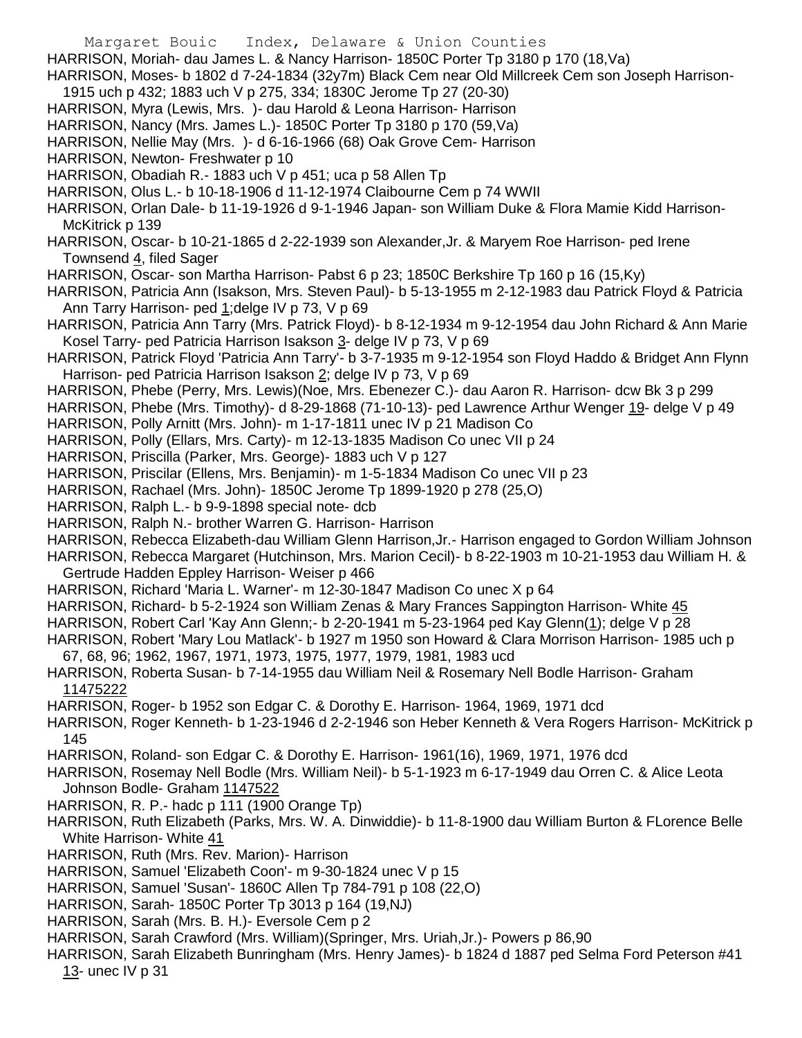HARRISON, Moriah- dau James L. & Nancy Harrison- 1850C Porter Tp 3180 p 170 (18,Va)

HARRISON, Moses- b 1802 d 7-24-1834 (32y7m) Black Cem near Old Millcreek Cem son Joseph Harrison- 1915 uch p 432; 1883 uch V p 275, 334; 1830C Jerome Tp 27 (20-30)

HARRISON, Myra (Lewis, Mrs. )- dau Harold & Leona Harrison- Harrison

HARRISON, Nancy (Mrs. James L.)- 1850C Porter Tp 3180 p 170 (59,Va)

HARRISON, Nellie May (Mrs. )- d 6-16-1966 (68) Oak Grove Cem- Harrison

HARRISON, Newton- Freshwater p 10

HARRISON, Obadiah R.- 1883 uch V p 451; uca p 58 Allen Tp

HARRISON, Olus L.- b 10-18-1906 d 11-12-1974 Claibourne Cem p 74 WWII

HARRISON, Orlan Dale- b 11-19-1926 d 9-1-1946 Japan- son William Duke & Flora Mamie Kidd Harrison- McKitrick p 139

HARRISON, Oscar- b 10-21-1865 d 2-22-1939 son Alexander,Jr. & Maryem Roe Harrison- ped Irene Townsend 4, filed Sager

HARRISON, Oscar- son Martha Harrison- Pabst 6 p 23; 1850C Berkshire Tp 160 p 16 (15,Ky)

HARRISON, Patricia Ann (Isakson, Mrs. Steven Paul)- b 5-13-1955 m 2-12-1983 dau Patrick Floyd & Patricia Ann Tarry Harrison- ped 1;delge IV p 73, V p 69

HARRISON, Patricia Ann Tarry (Mrs. Patrick Floyd)- b 8-12-1934 m 9-12-1954 dau John Richard & Ann Marie Kosel Tarry- ped Patricia Harrison Isakson 3- delge IV p 73, V p 69

HARRISON, Patrick Floyd 'Patricia Ann Tarry'- b 3-7-1935 m 9-12-1954 son Floyd Haddo & Bridget Ann Flynn Harrison- ped Patricia Harrison Isakson 2; delge IV p 73, V p 69

HARRISON, Phebe (Perry, Mrs. Lewis)(Noe, Mrs. Ebenezer C.)- dau Aaron R. Harrison- dcw Bk 3 p 299

HARRISON, Phebe (Mrs. Timothy)- d 8-29-1868 (71-10-13)- ped Lawrence Arthur Wenger 19- delge V p 49

HARRISON, Polly Arnitt (Mrs. John)- m 1-17-1811 unec IV p 21 Madison Co

HARRISON, Polly (Ellars, Mrs. Carty)- m 12-13-1835 Madison Co unec VII p 24

HARRISON, Priscilla (Parker, Mrs. George)- 1883 uch V p 127

HARRISON, Priscilar (Ellens, Mrs. Benjamin)- m 1-5-1834 Madison Co unec VII p 23

HARRISON, Rachael (Mrs. John)- 1850C Jerome Tp 1899-1920 p 278 (25,O)

HARRISON, Ralph L.- b 9-9-1898 special note- dcb

HARRISON, Ralph N.- brother Warren G. Harrison- Harrison

HARRISON, Rebecca Elizabeth-dau William Glenn Harrison,Jr.- Harrison engaged to Gordon William Johnson

HARRISON, Rebecca Margaret (Hutchinson, Mrs. Marion Cecil)- b 8-22-1903 m 10-21-1953 dau William H. & Gertrude Hadden Eppley Harrison- Weiser p 466

HARRISON, Richard 'Maria L. Warner'- m 12-30-1847 Madison Co unec X p 64

HARRISON, Richard- b 5-2-1924 son William Zenas & Mary Frances Sappington Harrison- White 45

HARRISON, Robert Carl 'Kay Ann Glenn;- b 2-20-1941 m 5-23-1964 ped Kay Glenn(1); delge V p 28

HARRISON, Robert 'Mary Lou Matlack'- b 1927 m 1950 son Howard & Clara Morrison Harrison- 1985 uch p 67, 68, 96; 1962, 1967, 1971, 1973, 1975, 1977, 1979, 1981, 1983 ucd

HARRISON, Roberta Susan- b 7-14-1955 dau William Neil & Rosemary Nell Bodle Harrison- Graham 11475222

HARRISON, Roger- b 1952 son Edgar C. & Dorothy E. Harrison- 1964, 1969, 1971 dcd

HARRISON, Roger Kenneth- b 1-23-1946 d 2-2-1946 son Heber Kenneth & Vera Rogers Harrison- McKitrick p 145

HARRISON, Roland- son Edgar C. & Dorothy E. Harrison- 1961(16), 1969, 1971, 1976 dcd

HARRISON, Rosemay Nell Bodle (Mrs. William Neil)- b 5-1-1923 m 6-17-1949 dau Orren C. & Alice Leota Johnson Bodle- Graham 1147522

HARRISON, R. P.- hadc p 111 (1900 Orange Tp)

HARRISON, Ruth Elizabeth (Parks, Mrs. W. A. Dinwiddie)- b 11-8-1900 dau William Burton & FLorence Belle White Harrison- White 41

HARRISON, Ruth (Mrs. Rev. Marion)- Harrison

HARRISON, Samuel 'Elizabeth Coon'- m 9-30-1824 unec V p 15

HARRISON, Samuel 'Susan'- 1860C Allen Tp 784-791 p 108 (22,O)

HARRISON, Sarah- 1850C Porter Tp 3013 p 164 (19,NJ)

HARRISON, Sarah (Mrs. B. H.)- Eversole Cem p 2

HARRISON, Sarah Crawford (Mrs. William)(Springer, Mrs. Uriah,Jr.)- Powers p 86,90

HARRISON, Sarah Elizabeth Bunringham (Mrs. Henry James)- b 1824 d 1887 ped Selma Ford Peterson #41 13- unec IV p 31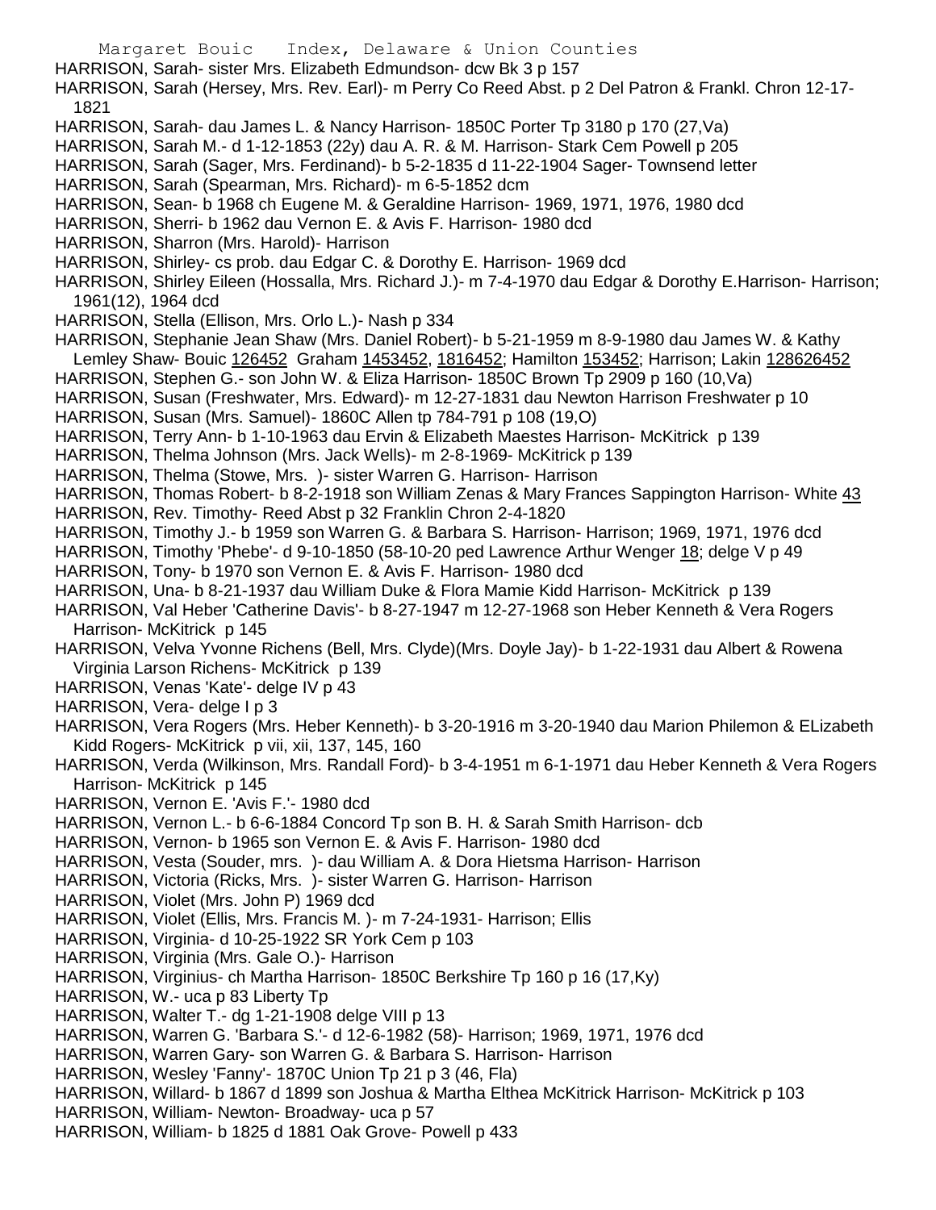HARRISON, Sarah- sister Mrs. Elizabeth Edmundson- dcw Bk 3 p 157

HARRISON, Sarah (Hersey, Mrs. Rev. Earl)- m Perry Co Reed Abst. p 2 Del Patron & Frankl. Chron 12-17-1821

HARRISON, Sarah- dau James L. & Nancy Harrison- 1850C Porter Tp 3180 p 170 (27,Va)

HARRISON, Sarah M.- d 1-12-1853 (22y) dau A. R. & M. Harrison- Stark Cem Powell p 205

HARRISON, Sarah (Sager, Mrs. Ferdinand)- b 5-2-1835 d 11-22-1904 Sager- Townsend letter

HARRISON, Sarah (Spearman, Mrs. Richard)- m 6-5-1852 dcm

HARRISON, Sean- b 1968 ch Eugene M. & Geraldine Harrison- 1969, 1971, 1976, 1980 dcd

HARRISON, Sherri- b 1962 dau Vernon E. & Avis F. Harrison- 1980 dcd

HARRISON, Sharron (Mrs. Harold)- Harrison

HARRISON, Shirley- cs prob. dau Edgar C. & Dorothy E. Harrison- 1969 dcd

HARRISON, Shirley Eileen (Hossalla, Mrs. Richard J.)- m 7-4-1970 dau Edgar & Dorothy E.Harrison- Harrison; 1961(12), 1964 dcd

HARRISON, Stella (Ellison, Mrs. Orlo L.)- Nash p 334

HARRISON, Stephanie Jean Shaw (Mrs. Daniel Robert)- b 5-21-1959 m 8-9-1980 dau James W. & Kathy Lemley Shaw- Bouic 126452 Graham 1453452, 1816452; Hamilton 153452; Harrison; Lakin 128626452

HARRISON, Stephen G.- son John W. & Eliza Harrison- 1850C Brown Tp 2909 p 160 (10,Va)

HARRISON, Susan (Freshwater, Mrs. Edward)- m 12-27-1831 dau Newton Harrison Freshwater p 10

HARRISON, Susan (Mrs. Samuel)- 1860C Allen tp 784-791 p 108 (19,O)

HARRISON, Terry Ann- b 1-10-1963 dau Ervin & Elizabeth Maestes Harrison- McKitrick p 139

HARRISON, Thelma Johnson (Mrs. Jack Wells)- m 2-8-1969- McKitrick p 139

HARRISON, Thelma (Stowe, Mrs. )- sister Warren G. Harrison- Harrison

HARRISON, Thomas Robert- b 8-2-1918 son William Zenas & Mary Frances Sappington Harrison- White 43

HARRISON, Rev. Timothy- Reed Abst p 32 Franklin Chron 2-4-1820

HARRISON, Timothy J.- b 1959 son Warren G. & Barbara S. Harrison- Harrison; 1969, 1971, 1976 dcd

HARRISON, Timothy 'Phebe'- d 9-10-1850 (58-10-20 ped Lawrence Arthur Wenger 18; delge V p 49

HARRISON, Tony- b 1970 son Vernon E. & Avis F. Harrison- 1980 dcd

HARRISON, Una- b 8-21-1937 dau William Duke & Flora Mamie Kidd Harrison- McKitrick p 139

HARRISON, Val Heber 'Catherine Davis'- b 8-27-1947 m 12-27-1968 son Heber Kenneth & Vera Rogers Harrison- McKitrick p 145

HARRISON, Velva Yvonne Richens (Bell, Mrs. Clyde)(Mrs. Doyle Jay)- b 1-22-1931 dau Albert & Rowena Virginia Larson Richens- McKitrick p 139

HARRISON, Venas 'Kate'- delge IV p 43

HARRISON, Vera- delge I p 3

HARRISON, Vera Rogers (Mrs. Heber Kenneth)- b 3-20-1916 m 3-20-1940 dau Marion Philemon & ELizabeth Kidd Rogers- McKitrick p vii, xii, 137, 145, 160

HARRISON, Verda (Wilkinson, Mrs. Randall Ford)- b 3-4-1951 m 6-1-1971 dau Heber Kenneth & Vera Rogers Harrison- McKitrick p 145

HARRISON, Vernon E. 'Avis F.'- 1980 dcd

HARRISON, Vernon L.- b 6-6-1884 Concord Tp son B. H. & Sarah Smith Harrison- dcb

HARRISON, Vernon- b 1965 son Vernon E. & Avis F. Harrison- 1980 dcd

HARRISON, Vesta (Souder, mrs. )- dau William A. & Dora Hietsma Harrison- Harrison

HARRISON, Victoria (Ricks, Mrs. )- sister Warren G. Harrison- Harrison

HARRISON, Violet (Mrs. John P) 1969 dcd

HARRISON, Violet (Ellis, Mrs. Francis M. )- m 7-24-1931- Harrison; Ellis

HARRISON, Virginia- d 10-25-1922 SR York Cem p 103

HARRISON, Virginia (Mrs. Gale O.)- Harrison

HARRISON, Virginius- ch Martha Harrison- 1850C Berkshire Tp 160 p 16 (17,Ky)

HARRISON, W.- uca p 83 Liberty Tp

HARRISON, Walter T.- dg 1-21-1908 delge VIII p 13

HARRISON, Warren G. 'Barbara S.'- d 12-6-1982 (58)- Harrison; 1969, 1971, 1976 dcd

HARRISON, Warren Gary- son Warren G. & Barbara S. Harrison- Harrison

HARRISON, Wesley 'Fanny'- 1870C Union Tp 21 p 3 (46, Fla)

HARRISON, Willard- b 1867 d 1899 son Joshua & Martha Elthea McKitrick Harrison- McKitrick p 103

HARRISON, William- Newton- Broadway- uca p 57

HARRISON, William- b 1825 d 1881 Oak Grove- Powell p 433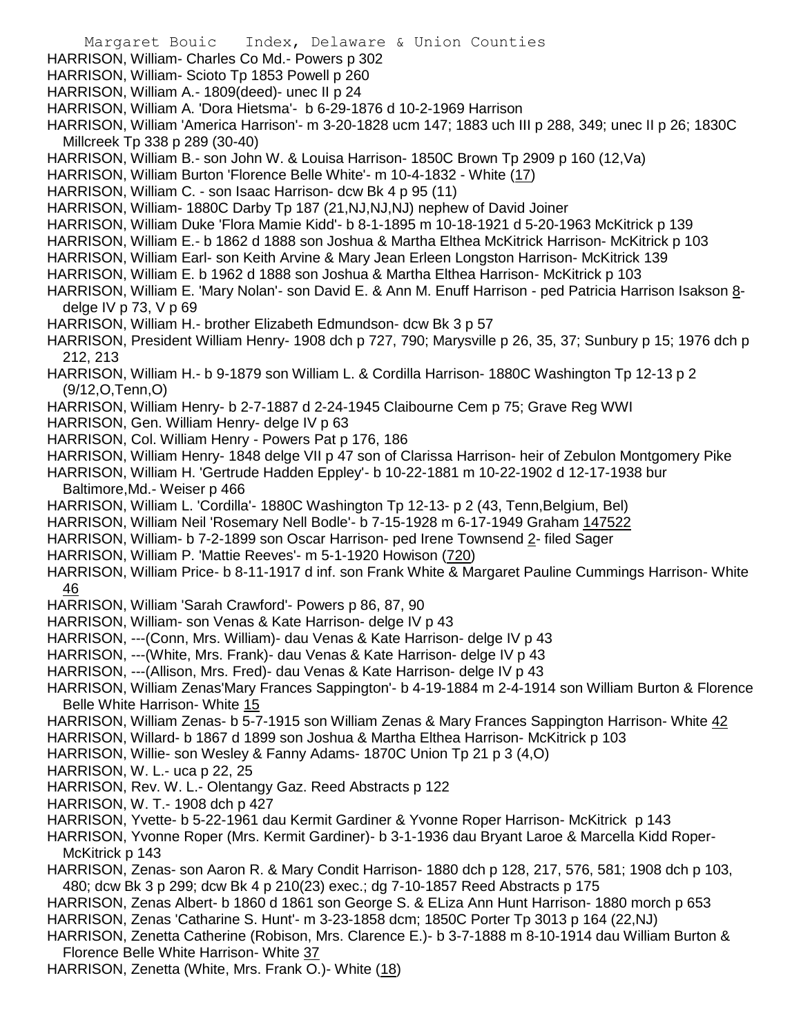HARRISON, William- Charles Co Md.- Powers p 302

HARRISON, William- Scioto Tp 1853 Powell p 260

HARRISON, William A.- 1809(deed)- unec II p 24

HARRISON, William A. 'Dora Hietsma'- b 6-29-1876 d 10-2-1969 Harrison

HARRISON, William 'America Harrison'- m 3-20-1828 ucm 147; 1883 uch III p 288, 349; unec II p 26; 1830C Millcreek Tp 338 p 289 (30-40)

HARRISON, William B.- son John W. & Louisa Harrison- 1850C Brown Tp 2909 p 160 (12,Va)

HARRISON, William Burton 'Florence Belle White'- m 10-4-1832 - White (17)

HARRISON, William C. - son Isaac Harrison- dcw Bk 4 p 95 (11)

HARRISON, William- 1880C Darby Tp 187 (21,NJ,NJ,NJ) nephew of David Joiner

HARRISON, William Duke 'Flora Mamie Kidd'- b 8-1-1895 m 10-18-1921 d 5-20-1963 McKitrick p 139

HARRISON, William E.- b 1862 d 1888 son Joshua & Martha Elthea McKitrick Harrison- McKitrick p 103

HARRISON, William Earl- son Keith Arvine & Mary Jean Erleen Longston Harrison- McKitrick 139

HARRISON, William E. b 1962 d 1888 son Joshua & Martha Elthea Harrison- McKitrick p 103

HARRISON, William E. 'Mary Nolan'- son David E. & Ann M. Enuff Harrison - ped Patricia Harrison Isakson 8- delge IV p 73, V p 69

HARRISON, William H.- brother Elizabeth Edmundson- dcw Bk 3 p 57

HARRISON, President William Henry- 1908 dch p 727, 790; Marysville p 26, 35, 37; Sunbury p 15; 1976 dch p 212, 213

HARRISON, William H.- b 9-1879 son William L. & Cordilla Harrison- 1880C Washington Tp 12-13 p 2 (9/12,O,Tenn,O)

HARRISON, William Henry- b 2-7-1887 d 2-24-1945 Claibourne Cem p 75; Grave Reg WWI

HARRISON, Gen. William Henry- delge IV p 63

HARRISON, Col. William Henry - Powers Pat p 176, 186

HARRISON, William Henry- 1848 delge VII p 47 son of Clarissa Harrison- heir of Zebulon Montgomery Pike

HARRISON, William H. 'Gertrude Hadden Eppley'- b 10-22-1881 m 10-22-1902 d 12-17-1938 bur Baltimore,Md.- Weiser p 466

HARRISON, William L. 'Cordilla'- 1880C Washington Tp 12-13- p 2 (43, Tenn,Belgium, Bel)

HARRISON, William Neil 'Rosemary Nell Bodle'- b 7-15-1928 m 6-17-1949 Graham 147522

HARRISON, William- b 7-2-1899 son Oscar Harrison- ped Irene Townsend 2- filed Sager

HARRISON, William P. 'Mattie Reeves'- m 5-1-1920 Howison (720)

HARRISON, William Price- b 8-11-1917 d inf. son Frank White & Margaret Pauline Cummings Harrison- White 46

HARRISON, William 'Sarah Crawford'- Powers p 86, 87, 90

HARRISON, William- son Venas & Kate Harrison- delge IV p 43

HARRISON, ---(Conn, Mrs. William)- dau Venas & Kate Harrison- delge IV p 43

HARRISON, ---(White, Mrs. Frank)- dau Venas & Kate Harrison- delge IV p 43

HARRISON, ---(Allison, Mrs. Fred)- dau Venas & Kate Harrison- delge IV p 43

HARRISON, William Zenas'Mary Frances Sappington'- b 4-19-1884 m 2-4-1914 son William Burton & Florence Belle White Harrison- White 15

HARRISON, William Zenas- b 5-7-1915 son William Zenas & Mary Frances Sappington Harrison- White 42

HARRISON, Willard- b 1867 d 1899 son Joshua & Martha Elthea Harrison- McKitrick p 103

HARRISON, Willie- son Wesley & Fanny Adams- 1870C Union Tp 21 p 3 (4,O)

HARRISON, W. L.- uca p 22, 25

HARRISON, Rev. W. L.- Olentangy Gaz. Reed Abstracts p 122

HARRISON, W. T.- 1908 dch p 427

HARRISON, Yvette- b 5-22-1961 dau Kermit Gardiner & Yvonne Roper Harrison- McKitrick p 143

HARRISON, Yvonne Roper (Mrs. Kermit Gardiner)- b 3-1-1936 dau Bryant Laroe & Marcella Kidd Roper- McKitrick p 143

HARRISON, Zenas- son Aaron R. & Mary Condit Harrison- 1880 dch p 128, 217, 576, 581; 1908 dch p 103, 480; dcw Bk 3 p 299; dcw Bk 4 p 210(23) exec.; dg 7-10-1857 Reed Abstracts p 175

HARRISON, Zenas Albert- b 1860 d 1861 son George S. & ELiza Ann Hunt Harrison- 1880 morch p 653

HARRISON, Zenas 'Catharine S. Hunt'- m 3-23-1858 dcm; 1850C Porter Tp 3013 p 164 (22,NJ)

HARRISON, Zenetta Catherine (Robison, Mrs. Clarence E.)- b 3-7-1888 m 8-10-1914 dau William Burton & Florence Belle White Harrison- White 37

HARRISON, Zenetta (White, Mrs. Frank O.)- White (18)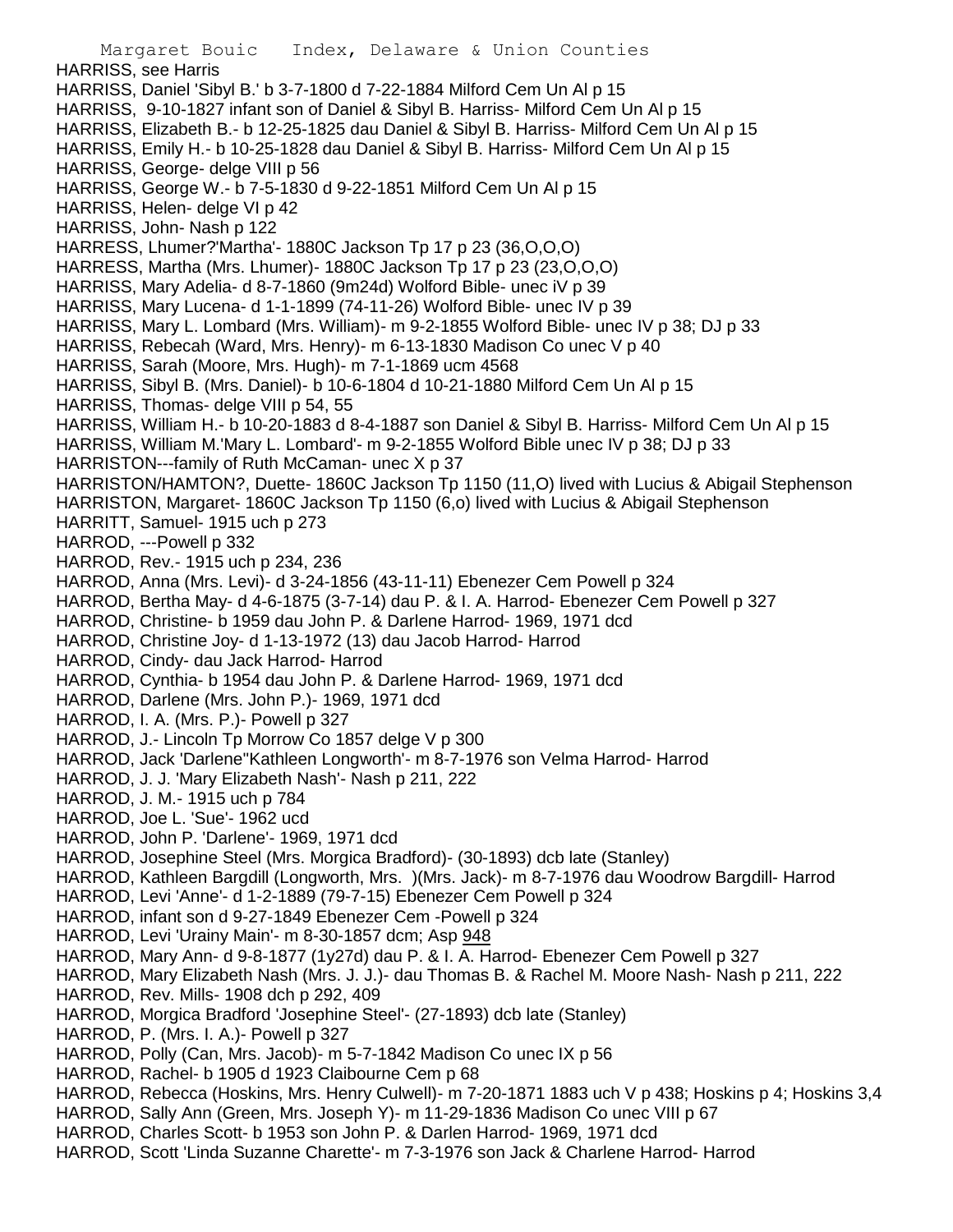HARRISS, see Harris
HARRISS, Daniel 'Sibyl B.' b 3-7-1800 d 7-22-1884 Milford Cem Un Al p 15
HARRISS, 9-10-1827 infant son of Daniel & Sibyl B. Harriss- Milford Cem Un Al p 15
HARRISS, Elizabeth B.- b 12-25-1825 dau Daniel & Sibyl B. Harriss- Milford Cem Un Al p 15
HARRISS, Emily H.- b 10-25-1828 dau Daniel & Sibyl B. Harriss- Milford Cem Un Al p 15
HARRISS, George- delge VIII p 56
HARRISS, George W.- b 7-5-1830 d 9-22-1851 Milford Cem Un Al p 15
HARRISS, Helen- delge VI p 42
HARRISS, John- Nash p 122
HARRESS, Lhumer?'Martha'- 1880C Jackson Tp 17 p 23 (36,O,O,O)
HARRESS, Martha (Mrs. Lhumer)- 1880C Jackson Tp 17 p 23 (23,O,O,O)
HARRISS, Mary Adelia- d 8-7-1860 (9m24d) Wolford Bible- unec iV p 39
HARRISS, Mary Lucena- d 1-1-1899 (74-11-26) Wolford Bible- unec IV p 39
HARRISS, Mary L. Lombard (Mrs. William)- m 9-2-1855 Wolford Bible- unec IV p 38; DJ p 33
HARRISS, Rebecah (Ward, Mrs. Henry)- m 6-13-1830 Madison Co unec V p 40
HARRISS, Sarah (Moore, Mrs. Hugh)- m 7-1-1869 ucm 4568
HARRISS, Sibyl B. (Mrs. Daniel)- b 10-6-1804 d 10-21-1880 Milford Cem Un Al p 15
HARRISS, Thomas- delge VIII p 54, 55
HARRISS, William H.- b 10-20-1883 d 8-4-1887 son Daniel & Sibyl B. Harriss- Milford Cem Un Al p 15
HARRISS, William M.'Mary L. Lombard'- m 9-2-1855 Wolford Bible unec IV p 38; DJ p 33
HARRISTON---family of Ruth McCaman- unec X p 37
HARRISTON/HAMTON?, Duette- 1860C Jackson Tp 1150 (11,O) lived with Lucius & Abigail Stephenson
HARRISTON, Margaret- 1860C Jackson Tp 1150 (6,o) lived with Lucius & Abigail Stephenson
HARRITT, Samuel- 1915 uch p 273
HARROD, ---Powell p 332
HARROD, Rev.- 1915 uch p 234, 236
HARROD, Anna (Mrs. Levi)- d 3-24-1856 (43-11-11) Ebenezer Cem Powell p 324
HARROD, Bertha May- d 4-6-1875 (3-7-14) dau P. & I. A. Harrod- Ebenezer Cem Powell p 327
HARROD, Christine- b 1959 dau John P. & Darlene Harrod- 1969, 1971 dcd
HARROD, Christine Joy- d 1-13-1972 (13) dau Jacob Harrod- Harrod
HARROD, Cindy- dau Jack Harrod- Harrod
HARROD, Cynthia- b 1954 dau John P. & Darlene Harrod- 1969, 1971 dcd
HARROD, Darlene (Mrs. John P.)- 1969, 1971 dcd
HARROD, I. A. (Mrs. P.)- Powell p 327
HARROD, J.- Lincoln Tp Morrow Co 1857 delge V p 300
HARROD, Jack 'Darlene''Kathleen Longworth'- m 8-7-1976 son Velma Harrod- Harrod
HARROD, J. J. 'Mary Elizabeth Nash'- Nash p 211, 222
HARROD, J. M.- 1915 uch p 784
HARROD, Joe L. 'Sue'- 1962 ucd
HARROD, John P. 'Darlene'- 1969, 1971 dcd
HARROD, Josephine Steel (Mrs. Morgica Bradford)- (30-1893) dcb late (Stanley)
HARROD, Kathleen Bargdill (Longworth, Mrs. )(Mrs. Jack)- m 8-7-1976 dau Woodrow Bargdill- Harrod
HARROD, Levi 'Anne'- d 1-2-1889 (79-7-15) Ebenezer Cem Powell p 324
HARROD, infant son d 9-27-1849 Ebenezer Cem -Powell p 324
HARROD, Levi 'Urainy Main'- m 8-30-1857 dcm; Asp 948
HARROD, Mary Ann- d 9-8-1877 (1y27d) dau P. & I. A. Harrod- Ebenezer Cem Powell p 327
HARROD, Mary Elizabeth Nash (Mrs. J. J.)- dau Thomas B. & Rachel M. Moore Nash- Nash p 211, 222
HARROD, Rev. Mills- 1908 dch p 292, 409
HARROD, Morgica Bradford 'Josephine Steel'- (27-1893) dcb late (Stanley)
HARROD, P. (Mrs. I. A.)- Powell p 327
HARROD, Polly (Can, Mrs. Jacob)- m 5-7-1842 Madison Co unec IX p 56
HARROD, Rachel- b 1905 d 1923 Claibourne Cem p 68
HARROD, Rebecca (Hoskins, Mrs. Henry Culwell)- m 7-20-1871 1883 uch V p 438; Hoskins p 4; Hoskins 3,4
HARROD, Sally Ann (Green, Mrs. Joseph Y)- m 11-29-1836 Madison Co unec VIII p 67
HARROD, Charles Scott- b 1953 son John P. & Darlen Harrod- 1969, 1971 dcd
HARROD, Scott 'Linda Suzanne Charette'- m 7-3-1976 son Jack & Charlene Harrod- Harrod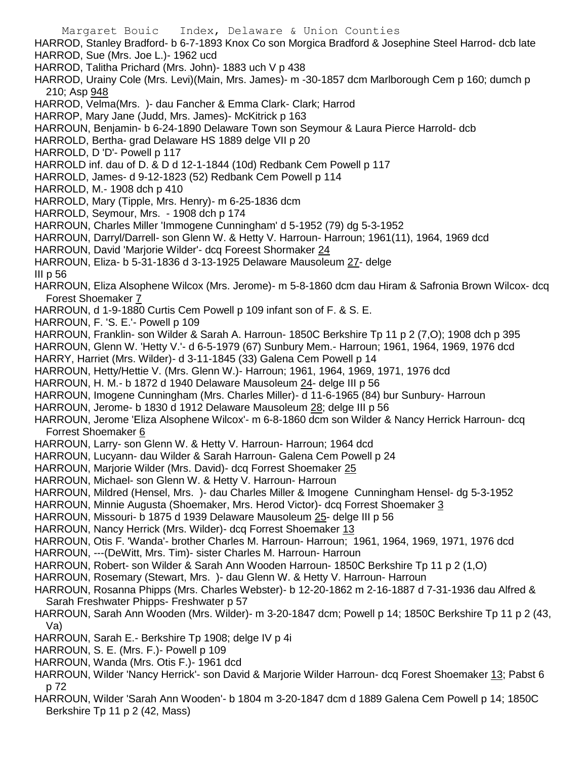HARROD, Stanley Bradford- b 6-7-1893 Knox Co son Morgica Bradford & Josephine Steel Harrod- dcb late
HARROD, Sue (Mrs. Joe L.)- 1962 ucd
HARROD, Talitha Prichard (Mrs. John)- 1883 uch V p 438
HARROD, Urainy Cole (Mrs. Levi)(Main, Mrs. James)- m -30-1857 dcm Marlborough Cem p 160; dumch p 210; Asp 948
HARROD, Velma(Mrs. )- dau Fancher & Emma Clark- Clark; Harrod
HARROP, Mary Jane (Judd, Mrs. James)- McKitrick p 163
HARROUN, Benjamin- b 6-24-1890 Delaware Town son Seymour & Laura Pierce Harrold- dcb
HARROLD, Bertha- grad Delaware HS 1889 delge VII p 20
HARROLD, D 'D'- Powell p 117
HARROLD inf. dau of D. & D d 12-1-1844 (10d) Redbank Cem Powell p 117
HARROLD, James- d 9-12-1823 (52) Redbank Cem Powell p 114
HARROLD, M.- 1908 dch p 410
HARROLD, Mary (Tipple, Mrs. Henry)- m 6-25-1836 dcm
HARROLD, Seymour, Mrs. - 1908 dch p 174
HARROUN, Charles Miller 'Immogene Cunningham' d 5-1952 (79) dg 5-3-1952
HARROUN, Darryl/Darrell- son Glenn W. & Hetty V. Harroun- Harroun; 1961(11), 1964, 1969 dcd
HARROUN, David 'Marjorie Wilder'- dcq Foreest Shormaker 24
HARROUN, Eliza- b 5-31-1836 d 3-13-1925 Delaware Mausoleum 27- delge III p 56
HARROUN, Eliza Alsophene Wilcox (Mrs. Jerome)- m 5-8-1860 dcm dau Hiram & Safronia Brown Wilcox- dcq Forest Shoemaker 7
HARROUN, d 1-9-1880 Curtis Cem Powell p 109 infant son of F. & S. E.
HARROUN, F. 'S. E.'- Powell p 109
HARROUN, Franklin- son Wilder & Sarah A. Harroun- 1850C Berkshire Tp 11 p 2 (7,O); 1908 dch p 395
HARROUN, Glenn W. 'Hetty V.'- d 6-5-1979 (67) Sunbury Mem.- Harroun; 1961, 1964, 1969, 1976 dcd
HARRY, Harriet (Mrs. Wilder)- d 3-11-1845 (33) Galena Cem Powell p 14
HARROUN, Hetty/Hettie V. (Mrs. Glenn W.)- Harroun; 1961, 1964, 1969, 1971, 1976 dcd
HARROUN, H. M.- b 1872 d 1940 Delaware Mausoleum 24- delge III p 56
HARROUN, Imogene Cunningham (Mrs. Charles Miller)- d 11-6-1965 (84) bur Sunbury- Harroun
HARROUN, Jerome- b 1830 d 1912 Delaware Mausoleum 28; delge III p 56
HARROUN, Jerome 'Eliza Alsophene Wilcox'- m 6-8-1860 dcm son Wilder & Nancy Herrick Harroun- dcq Forrest Shoemaker 6
HARROUN, Larry- son Glenn W. & Hetty V. Harroun- Harroun; 1964 dcd
HARROUN, Lucyann- dau Wilder & Sarah Harroun- Galena Cem Powell p 24
HARROUN, Marjorie Wilder (Mrs. David)- dcq Forrest Shoemaker 25
HARROUN, Michael- son Glenn W. & Hetty V. Harroun- Harroun
HARROUN, Mildred (Hensel, Mrs. )- dau Charles Miller & Imogene Cunningham Hensel- dg 5-3-1952
HARROUN, Minnie Augusta (Shoemaker, Mrs. Herod Victor)- dcq Forrest Shoemaker 3
HARROUN, Missouri- b 1875 d 1939 Delaware Mausoleum 25- delge III p 56
HARROUN, Nancy Herrick (Mrs. Wilder)- dcq Forrest Shoemaker 13
HARROUN, Otis F. 'Wanda'- brother Charles M. Harroun- Harroun; 1961, 1964, 1969, 1971, 1976 dcd
HARROUN, ---(DeWitt, Mrs. Tim)- sister Charles M. Harroun- Harroun
HARROUN, Robert- son Wilder & Sarah Ann Wooden Harroun- 1850C Berkshire Tp 11 p 2 (1,O)
HARROUN, Rosemary (Stewart, Mrs. )- dau Glenn W. & Hetty V. Harroun- Harroun
HARROUN, Rosanna Phipps (Mrs. Charles Webster)- b 12-20-1862 m 2-16-1887 d 7-31-1936 dau Alfred & Sarah Freshwater Phipps- Freshwater p 57
HARROUN, Sarah Ann Wooden (Mrs. Wilder)- m 3-20-1847 dcm; Powell p 14; 1850C Berkshire Tp 11 p 2 (43, Va)
HARROUN, Sarah E.- Berkshire Tp 1908; delge IV p 4i
HARROUN, S. E. (Mrs. F.)- Powell p 109
HARROUN, Wanda (Mrs. Otis F.)- 1961 dcd
HARROUN, Wilder 'Nancy Herrick'- son David & Marjorie Wilder Harroun- dcq Forest Shoemaker 13; Pabst 6 p 72
HARROUN, Wilder 'Sarah Ann Wooden'- b 1804 m 3-20-1847 dcm d 1889 Galena Cem Powell p 14; 1850C Berkshire Tp 11 p 2 (42, Mass)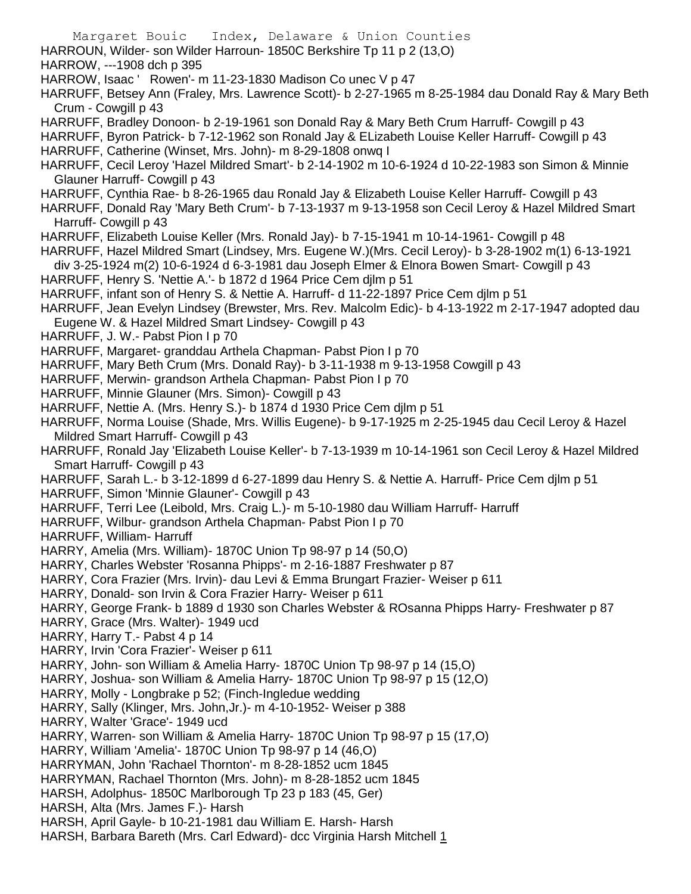HARROUN, Wilder- son Wilder Harroun- 1850C Berkshire Tp 11 p 2 (13,O)
HARROW, ---1908 dch p 395
HARROW, Isaac ' Rowen'- m 11-23-1830 Madison Co unec V p 47
HARRUFF, Betsey Ann (Fraley, Mrs. Lawrence Scott)- b 2-27-1965 m 8-25-1984 dau Donald Ray & Mary Beth Crum - Cowgill p 43
HARRUFF, Bradley Donoon- b 2-19-1961 son Donald Ray & Mary Beth Crum Harruff- Cowgill p 43
HARRUFF, Byron Patrick- b 7-12-1962 son Ronald Jay & ELizabeth Louise Keller Harruff- Cowgill p 43
HARRUFF, Catherine (Winset, Mrs. John)- m 8-29-1808 onwq I
HARRUFF, Cecil Leroy 'Hazel Mildred Smart'- b 2-14-1902 m 10-6-1924 d 10-22-1983 son Simon & Minnie Glauner Harruff- Cowgill p 43
HARRUFF, Cynthia Rae- b 8-26-1965 dau Ronald Jay & Elizabeth Louise Keller Harruff- Cowgill p 43
HARRUFF, Donald Ray 'Mary Beth Crum'- b 7-13-1937 m 9-13-1958 son Cecil Leroy & Hazel Mildred Smart Harruff- Cowgill p 43
HARRUFF, Elizabeth Louise Keller (Mrs. Ronald Jay)- b 7-15-1941 m 10-14-1961- Cowgill p 48
HARRUFF, Hazel Mildred Smart (Lindsey, Mrs. Eugene W.)(Mrs. Cecil Leroy)- b 3-28-1902 m(1) 6-13-1921 div 3-25-1924 m(2) 10-6-1924 d 6-3-1981 dau Joseph Elmer & Elnora Bowen Smart- Cowgill p 43
HARRUFF, Henry S. 'Nettie A.'- b 1872 d 1964 Price Cem djlm p 51
HARRUFF, infant son of Henry S. & Nettie A. Harruff- d 11-22-1897 Price Cem djlm p 51
HARRUFF, Jean Evelyn Lindsey (Brewster, Mrs. Rev. Malcolm Edic)- b 4-13-1922 m 2-17-1947 adopted dau Eugene W. & Hazel Mildred Smart Lindsey- Cowgill p 43
HARRUFF, J. W.- Pabst Pion I p 70
HARRUFF, Margaret- granddau Arthela Chapman- Pabst Pion I p 70
HARRUFF, Mary Beth Crum (Mrs. Donald Ray)- b 3-11-1938 m 9-13-1958 Cowgill p 43
HARRUFF, Merwin- grandson Arthela Chapman- Pabst Pion I p 70
HARRUFF, Minnie Glauner (Mrs. Simon)- Cowgill p 43
HARRUFF, Nettie A. (Mrs. Henry S.)- b 1874 d 1930 Price Cem djlm p 51
HARRUFF, Norma Louise (Shade, Mrs. Willis Eugene)- b 9-17-1925 m 2-25-1945 dau Cecil Leroy & Hazel Mildred Smart Harruff- Cowgill p 43
HARRUFF, Ronald Jay 'Elizabeth Louise Keller'- b 7-13-1939 m 10-14-1961 son Cecil Leroy & Hazel Mildred Smart Harruff- Cowgill p 43
HARRUFF, Sarah L.- b 3-12-1899 d 6-27-1899 dau Henry S. & Nettie A. Harruff- Price Cem djlm p 51
HARRUFF, Simon 'Minnie Glauner'- Cowgill p 43
HARRUFF, Terri Lee (Leibold, Mrs. Craig L.)- m 5-10-1980 dau William Harruff- Harruff
HARRUFF, Wilbur- grandson Arthela Chapman- Pabst Pion I p 70
HARRUFF, William- Harruff
HARRY, Amelia (Mrs. William)- 1870C Union Tp 98-97 p 14 (50,O)
HARRY, Charles Webster 'Rosanna Phipps'- m 2-16-1887 Freshwater p 87
HARRY, Cora Frazier (Mrs. Irvin)- dau Levi & Emma Brungart Frazier- Weiser p 611
HARRY, Donald- son Irvin & Cora Frazier Harry- Weiser p 611
HARRY, George Frank- b 1889 d 1930 son Charles Webster & ROsanna Phipps Harry- Freshwater p 87
HARRY, Grace (Mrs. Walter)- 1949 ucd
HARRY, Harry T.- Pabst 4 p 14
HARRY, Irvin 'Cora Frazier'- Weiser p 611
HARRY, John- son William & Amelia Harry- 1870C Union Tp 98-97 p 14 (15,O)
HARRY, Joshua- son William & Amelia Harry- 1870C Union Tp 98-97 p 15 (12,O)
HARRY, Molly - Longbrake p 52; (Finch-Ingledue wedding
HARRY, Sally (Klinger, Mrs. John,Jr.)- m 4-10-1952- Weiser p 388
HARRY, Walter 'Grace'- 1949 ucd
HARRY, Warren- son William & Amelia Harry- 1870C Union Tp 98-97 p 15 (17,O)
HARRY, William 'Amelia'- 1870C Union Tp 98-97 p 14 (46,O)
HARRYMAN, John 'Rachael Thornton'- m 8-28-1852 ucm 1845
HARRYMAN, Rachael Thornton (Mrs. John)- m 8-28-1852 ucm 1845
HARSH, Adolphus- 1850C Marlborough Tp 23 p 183 (45, Ger)
HARSH, Alta (Mrs. James F.)- Harsh
HARSH, April Gayle- b 10-21-1981 dau William E. Harsh- Harsh
HARSH, Barbara Bareth (Mrs. Carl Edward)- dcc Virginia Harsh Mitchell 1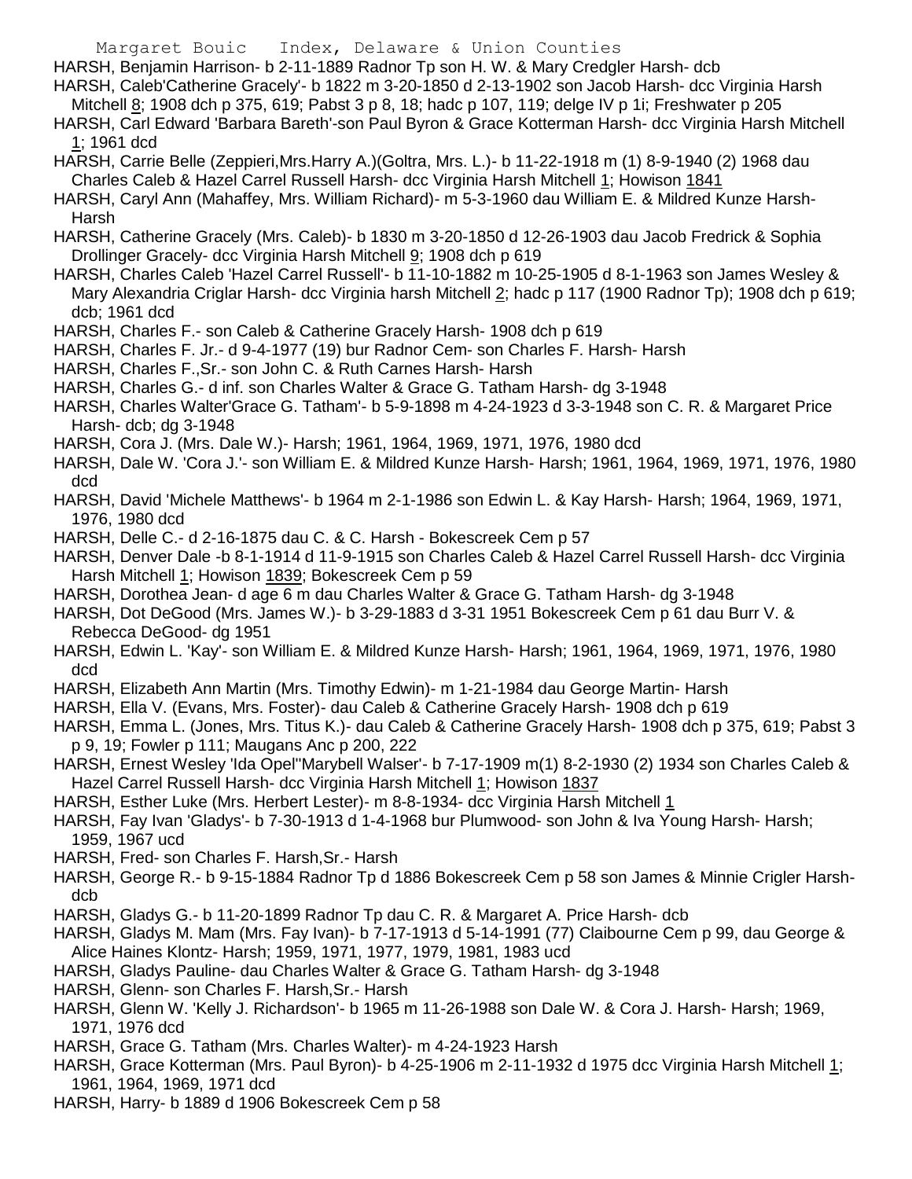HARSH, Benjamin Harrison- b 2-11-1889 Radnor Tp son H. W. & Mary Credgler Harsh- dcb

HARSH, Caleb'Catherine Gracely'- b 1822 m 3-20-1850 d 2-13-1902 son Jacob Harsh- dcc Virginia Harsh Mitchell 8; 1908 dch p 375, 619; Pabst 3 p 8, 18; hadc p 107, 119; delge IV p 1i; Freshwater p 205

HARSH, Carl Edward 'Barbara Bareth'-son Paul Byron & Grace Kotterman Harsh- dcc Virginia Harsh Mitchell 1; 1961 dcd

HARSH, Carrie Belle (Zeppieri,Mrs.Harry A.)(Goltra, Mrs. L.)- b 11-22-1918 m (1) 8-9-1940 (2) 1968 dau Charles Caleb & Hazel Carrel Russell Harsh- dcc Virginia Harsh Mitchell 1; Howison 1841

HARSH, Caryl Ann (Mahaffey, Mrs. William Richard)- m 5-3-1960 dau William E. & Mildred Kunze Harsh- Harsh

HARSH, Catherine Gracely (Mrs. Caleb)- b 1830 m 3-20-1850 d 12-26-1903 dau Jacob Fredrick & Sophia Drollinger Gracely- dcc Virginia Harsh Mitchell 9; 1908 dch p 619

HARSH, Charles Caleb 'Hazel Carrel Russell'- b 11-10-1882 m 10-25-1905 d 8-1-1963 son James Wesley & Mary Alexandria Criglar Harsh- dcc Virginia harsh Mitchell 2; hadc p 117 (1900 Radnor Tp); 1908 dch p 619; dcb; 1961 dcd

HARSH, Charles F.- son Caleb & Catherine Gracely Harsh- 1908 dch p 619

HARSH, Charles F. Jr.- d 9-4-1977 (19) bur Radnor Cem- son Charles F. Harsh- Harsh

HARSH, Charles F.,Sr.- son John C. & Ruth Carnes Harsh- Harsh

HARSH, Charles G.- d inf. son Charles Walter & Grace G. Tatham Harsh- dg 3-1948

HARSH, Charles Walter'Grace G. Tatham'- b 5-9-1898 m 4-24-1923 d 3-3-1948 son C. R. & Margaret Price Harsh- dcb; dg 3-1948

HARSH, Cora J. (Mrs. Dale W.)- Harsh; 1961, 1964, 1969, 1971, 1976, 1980 dcd

HARSH, Dale W. 'Cora J.'- son William E. & Mildred Kunze Harsh- Harsh; 1961, 1964, 1969, 1971, 1976, 1980 dcd

HARSH, David 'Michele Matthews'- b 1964 m 2-1-1986 son Edwin L. & Kay Harsh- Harsh; 1964, 1969, 1971, 1976, 1980 dcd

HARSH, Delle C.- d 2-16-1875 dau C. & C. Harsh - Bokescreek Cem p 57

HARSH, Denver Dale -b 8-1-1914 d 11-9-1915 son Charles Caleb & Hazel Carrel Russell Harsh- dcc Virginia Harsh Mitchell 1; Howison 1839; Bokescreek Cem p 59

HARSH, Dorothea Jean- d age 6 m dau Charles Walter & Grace G. Tatham Harsh- dg 3-1948

HARSH, Dot DeGood (Mrs. James W.)- b 3-29-1883 d 3-31 1951 Bokescreek Cem p 61 dau Burr V. & Rebecca DeGood- dg 1951

HARSH, Edwin L. 'Kay'- son William E. & Mildred Kunze Harsh- Harsh; 1961, 1964, 1969, 1971, 1976, 1980 dcd

HARSH, Elizabeth Ann Martin (Mrs. Timothy Edwin)- m 1-21-1984 dau George Martin- Harsh

HARSH, Ella V. (Evans, Mrs. Foster)- dau Caleb & Catherine Gracely Harsh- 1908 dch p 619

HARSH, Emma L. (Jones, Mrs. Titus K.)- dau Caleb & Catherine Gracely Harsh- 1908 dch p 375, 619; Pabst 3 p 9, 19; Fowler p 111; Maugans Anc p 200, 222

HARSH, Ernest Wesley 'Ida Opel''Marybell Walser'- b 7-17-1909 m(1) 8-2-1930 (2) 1934 son Charles Caleb & Hazel Carrel Russell Harsh- dcc Virginia Harsh Mitchell 1; Howison 1837

HARSH, Esther Luke (Mrs. Herbert Lester)- m 8-8-1934- dcc Virginia Harsh Mitchell 1

HARSH, Fay Ivan 'Gladys'- b 7-30-1913 d 1-4-1968 bur Plumwood- son John & Iva Young Harsh- Harsh; 1959, 1967 ucd

HARSH, Fred- son Charles F. Harsh,Sr.- Harsh

HARSH, George R.- b 9-15-1884 Radnor Tp d 1886 Bokescreek Cem p 58 son James & Minnie Crigler Harsh- dcb

HARSH, Gladys G.- b 11-20-1899 Radnor Tp dau C. R. & Margaret A. Price Harsh- dcb

HARSH, Gladys M. Mam (Mrs. Fay Ivan)- b 7-17-1913 d 5-14-1991 (77) Claibourne Cem p 99, dau George & Alice Haines Klontz- Harsh; 1959, 1971, 1977, 1979, 1981, 1983 ucd

HARSH, Gladys Pauline- dau Charles Walter & Grace G. Tatham Harsh- dg 3-1948

HARSH, Glenn- son Charles F. Harsh,Sr.- Harsh

HARSH, Glenn W. 'Kelly J. Richardson'- b 1965 m 11-26-1988 son Dale W. & Cora J. Harsh- Harsh; 1969, 1971, 1976 dcd

HARSH, Grace G. Tatham (Mrs. Charles Walter)- m 4-24-1923 Harsh

HARSH, Grace Kotterman (Mrs. Paul Byron)- b 4-25-1906 m 2-11-1932 d 1975 dcc Virginia Harsh Mitchell 1; 1961, 1964, 1969, 1971 dcd

HARSH, Harry- b 1889 d 1906 Bokescreek Cem p 58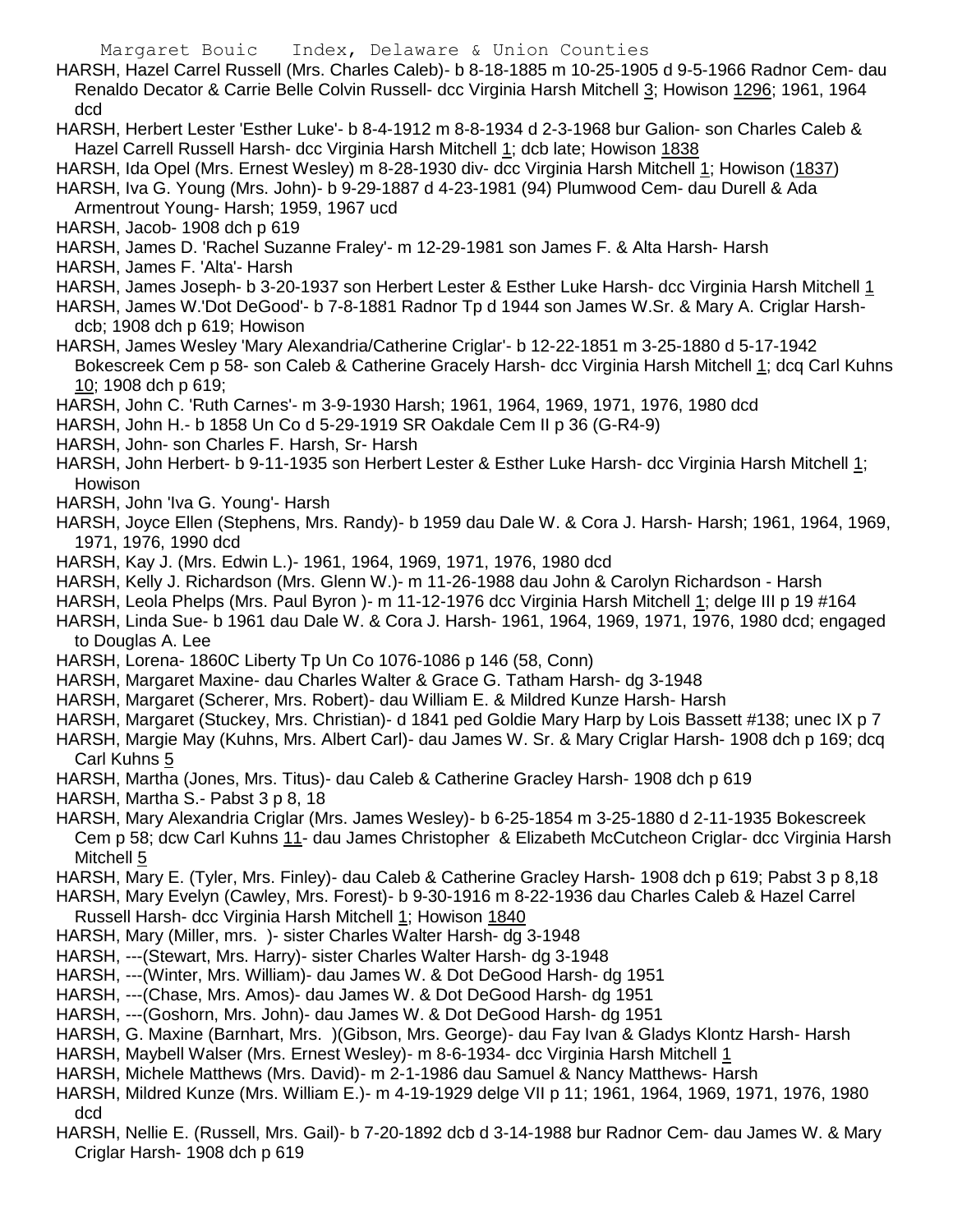HARSH, Hazel Carrel Russell (Mrs. Charles Caleb)- b 8-18-1885 m 10-25-1905 d 9-5-1966 Radnor Cem- dau Renaldo Decator & Carrie Belle Colvin Russell- dcc Virginia Harsh Mitchell 3; Howison 1296; 1961, 1964 dcd

HARSH, Herbert Lester 'Esther Luke'- b 8-4-1912 m 8-8-1934 d 2-3-1968 bur Galion- son Charles Caleb & Hazel Carrell Russell Harsh- dcc Virginia Harsh Mitchell 1; dcb late; Howison 1838

HARSH, Ida Opel (Mrs. Ernest Wesley) m 8-28-1930 div- dcc Virginia Harsh Mitchell 1; Howison (1837)

HARSH, Iva G. Young (Mrs. John)- b 9-29-1887 d 4-23-1981 (94) Plumwood Cem- dau Durell & Ada Armentrout Young- Harsh; 1959, 1967 ucd

HARSH, Jacob- 1908 dch p 619

HARSH, James D. 'Rachel Suzanne Fraley'- m 12-29-1981 son James F. & Alta Harsh- Harsh

HARSH, James F. 'Alta'- Harsh

HARSH, James Joseph- b 3-20-1937 son Herbert Lester & Esther Luke Harsh- dcc Virginia Harsh Mitchell 1

HARSH, James W.'Dot DeGood'- b 7-8-1881 Radnor Tp d 1944 son James W.Sr. & Mary A. Criglar Harsh- dcb; 1908 dch p 619; Howison

HARSH, James Wesley 'Mary Alexandria/Catherine Criglar'- b 12-22-1851 m 3-25-1880 d 5-17-1942 Bokescreek Cem p 58- son Caleb & Catherine Gracely Harsh- dcc Virginia Harsh Mitchell 1; dcq Carl Kuhns 10; 1908 dch p 619;

HARSH, John C. 'Ruth Carnes'- m 3-9-1930 Harsh; 1961, 1964, 1969, 1971, 1976, 1980 dcd

HARSH, John H.- b 1858 Un Co d 5-29-1919 SR Oakdale Cem II p 36 (G-R4-9)

HARSH, John- son Charles F. Harsh, Sr- Harsh

HARSH, John Herbert- b 9-11-1935 son Herbert Lester & Esther Luke Harsh- dcc Virginia Harsh Mitchell 1; Howison

HARSH, John 'Iva G. Young'- Harsh

HARSH, Joyce Ellen (Stephens, Mrs. Randy)- b 1959 dau Dale W. & Cora J. Harsh- Harsh; 1961, 1964, 1969, 1971, 1976, 1990 dcd

HARSH, Kay J. (Mrs. Edwin L.)- 1961, 1964, 1969, 1971, 1976, 1980 dcd

HARSH, Kelly J. Richardson (Mrs. Glenn W.)- m 11-26-1988 dau John & Carolyn Richardson - Harsh

HARSH, Leola Phelps (Mrs. Paul Byron )- m 11-12-1976 dcc Virginia Harsh Mitchell 1; delge III p 19 #164

HARSH, Linda Sue- b 1961 dau Dale W. & Cora J. Harsh- 1961, 1964, 1969, 1971, 1976, 1980 dcd; engaged to Douglas A. Lee

HARSH, Lorena- 1860C Liberty Tp Un Co 1076-1086 p 146 (58, Conn)

HARSH, Margaret Maxine- dau Charles Walter & Grace G. Tatham Harsh- dg 3-1948

HARSH, Margaret (Scherer, Mrs. Robert)- dau William E. & Mildred Kunze Harsh- Harsh

HARSH, Margaret (Stuckey, Mrs. Christian)- d 1841 ped Goldie Mary Harp by Lois Bassett #138; unec IX p 7

HARSH, Margie May (Kuhns, Mrs. Albert Carl)- dau James W. Sr. & Mary Criglar Harsh- 1908 dch p 169; dcq Carl Kuhns 5

HARSH, Martha (Jones, Mrs. Titus)- dau Caleb & Catherine Gracley Harsh- 1908 dch p 619

HARSH, Martha S.- Pabst 3 p 8, 18

HARSH, Mary Alexandria Criglar (Mrs. James Wesley)- b 6-25-1854 m 3-25-1880 d 2-11-1935 Bokescreek Cem p 58; dcw Carl Kuhns 11- dau James Christopher & Elizabeth McCutcheon Criglar- dcc Virginia Harsh Mitchell 5

HARSH, Mary E. (Tyler, Mrs. Finley)- dau Caleb & Catherine Gracley Harsh- 1908 dch p 619; Pabst 3 p 8,18

HARSH, Mary Evelyn (Cawley, Mrs. Forest)- b 9-30-1916 m 8-22-1936 dau Charles Caleb & Hazel Carrel Russell Harsh- dcc Virginia Harsh Mitchell 1; Howison 1840

HARSH, Mary (Miller, mrs. )- sister Charles Walter Harsh- dg 3-1948

HARSH, ---(Stewart, Mrs. Harry)- sister Charles Walter Harsh- dg 3-1948

HARSH, ---(Winter, Mrs. William)- dau James W. & Dot DeGood Harsh- dg 1951

HARSH, ---(Chase, Mrs. Amos)- dau James W. & Dot DeGood Harsh- dg 1951

HARSH, ---(Goshorn, Mrs. John)- dau James W. & Dot DeGood Harsh- dg 1951

HARSH, G. Maxine (Barnhart, Mrs. )(Gibson, Mrs. George)- dau Fay Ivan & Gladys Klontz Harsh- Harsh

HARSH, Maybell Walser (Mrs. Ernest Wesley)- m 8-6-1934- dcc Virginia Harsh Mitchell 1

HARSH, Michele Matthews (Mrs. David)- m 2-1-1986 dau Samuel & Nancy Matthews- Harsh

HARSH, Mildred Kunze (Mrs. William E.)- m 4-19-1929 delge VII p 11; 1961, 1964, 1969, 1971, 1976, 1980 dcd

HARSH, Nellie E. (Russell, Mrs. Gail)- b 7-20-1892 dcb d 3-14-1988 bur Radnor Cem- dau James W. & Mary Criglar Harsh- 1908 dch p 619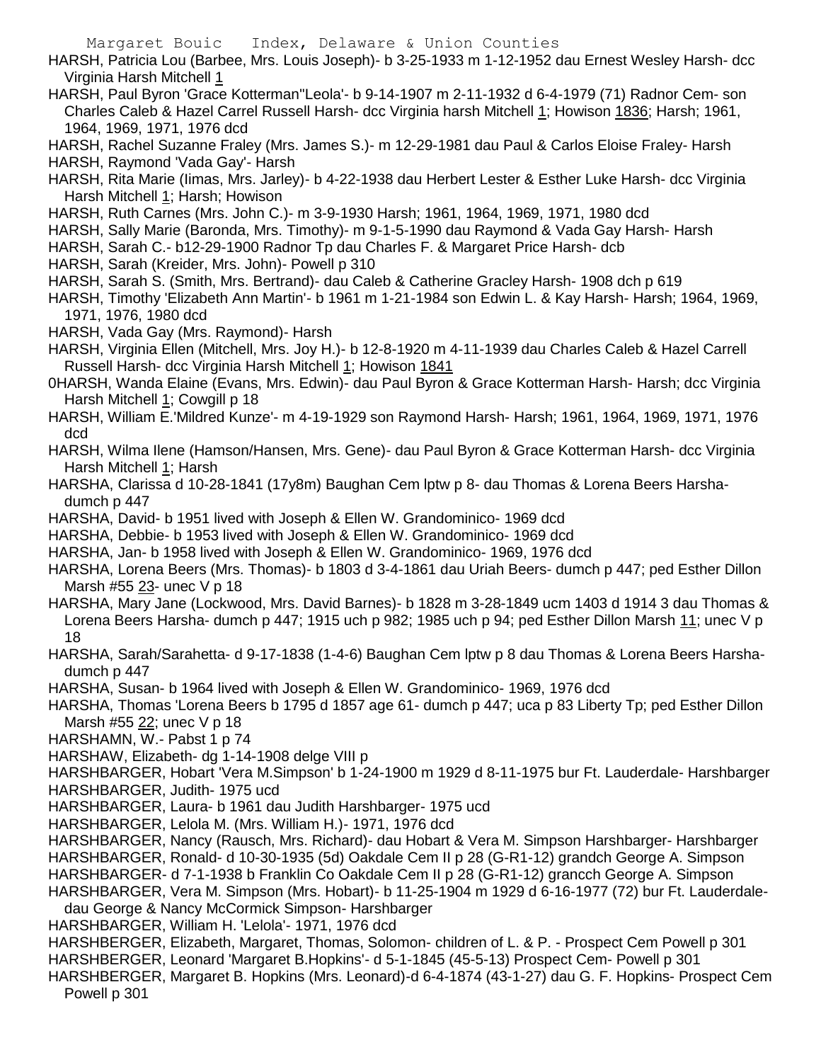HARSH, Patricia Lou (Barbee, Mrs. Louis Joseph)- b 3-25-1933 m 1-12-1952 dau Ernest Wesley Harsh- dcc Virginia Harsh Mitchell 1

HARSH, Paul Byron 'Grace Kotterman''Leola'- b 9-14-1907 m 2-11-1932 d 6-4-1979 (71) Radnor Cem- son Charles Caleb & Hazel Carrel Russell Harsh- dcc Virginia harsh Mitchell 1; Howison 1836; Harsh; 1961, 1964, 1969, 1971, 1976 dcd

HARSH, Rachel Suzanne Fraley (Mrs. James S.)- m 12-29-1981 dau Paul & Carlos Eloise Fraley- Harsh

HARSH, Raymond 'Vada Gay'- Harsh

HARSH, Rita Marie (Iimas, Mrs. Jarley)- b 4-22-1938 dau Herbert Lester & Esther Luke Harsh- dcc Virginia Harsh Mitchell 1; Harsh; Howison

HARSH, Ruth Carnes (Mrs. John C.)- m 3-9-1930 Harsh; 1961, 1964, 1969, 1971, 1980 dcd

HARSH, Sally Marie (Baronda, Mrs. Timothy)- m 9-1-5-1990 dau Raymond & Vada Gay Harsh- Harsh

HARSH, Sarah C.- b12-29-1900 Radnor Tp dau Charles F. & Margaret Price Harsh- dcb

HARSH, Sarah (Kreider, Mrs. John)- Powell p 310

HARSH, Sarah S. (Smith, Mrs. Bertrand)- dau Caleb & Catherine Gracley Harsh- 1908 dch p 619

HARSH, Timothy 'Elizabeth Ann Martin'- b 1961 m 1-21-1984 son Edwin L. & Kay Harsh- Harsh; 1964, 1969, 1971, 1976, 1980 dcd

HARSH, Vada Gay (Mrs. Raymond)- Harsh

HARSH, Virginia Ellen (Mitchell, Mrs. Joy H.)- b 12-8-1920 m 4-11-1939 dau Charles Caleb & Hazel Carrell Russell Harsh- dcc Virginia Harsh Mitchell 1; Howison 1841

0HARSH, Wanda Elaine (Evans, Mrs. Edwin)- dau Paul Byron & Grace Kotterman Harsh- Harsh; dcc Virginia Harsh Mitchell 1; Cowgill p 18

HARSH, William E.'Mildred Kunze'- m 4-19-1929 son Raymond Harsh- Harsh; 1961, 1964, 1969, 1971, 1976 dcd

HARSH, Wilma Ilene (Hamson/Hansen, Mrs. Gene)- dau Paul Byron & Grace Kotterman Harsh- dcc Virginia Harsh Mitchell 1; Harsh

HARSHA, Clarissa d 10-28-1841 (17y8m) Baughan Cem lptw p 8- dau Thomas & Lorena Beers Harsha- dumch p 447

HARSHA, David- b 1951 lived with Joseph & Ellen W. Grandominico- 1969 dcd

HARSHA, Debbie- b 1953 lived with Joseph & Ellen W. Grandominico- 1969 dcd

HARSHA, Jan- b 1958 lived with Joseph & Ellen W. Grandominico- 1969, 1976 dcd

HARSHA, Lorena Beers (Mrs. Thomas)- b 1803 d 3-4-1861 dau Uriah Beers- dumch p 447; ped Esther Dillon Marsh #55 23- unec V p 18

HARSHA, Mary Jane (Lockwood, Mrs. David Barnes)- b 1828 m 3-28-1849 ucm 1403 d 1914 3 dau Thomas & Lorena Beers Harsha- dumch p 447; 1915 uch p 982; 1985 uch p 94; ped Esther Dillon Marsh 11; unec V p 18

HARSHA, Sarah/Sarahetta- d 9-17-1838 (1-4-6) Baughan Cem lptw p 8 dau Thomas & Lorena Beers Harsha- dumch p 447

HARSHA, Susan- b 1964 lived with Joseph & Ellen W. Grandominico- 1969, 1976 dcd

HARSHA, Thomas 'Lorena Beers b 1795 d 1857 age 61- dumch p 447; uca p 83 Liberty Tp; ped Esther Dillon Marsh #55 22; unec V p 18

HARSHAMN, W.- Pabst 1 p 74

HARSHAW, Elizabeth- dg 1-14-1908 delge VIII p

HARSHBARGER, Hobart 'Vera M.Simpson' b 1-24-1900 m 1929 d 8-11-1975 bur Ft. Lauderdale- Harshbarger

HARSHBARGER, Judith- 1975 ucd

HARSHBARGER, Laura- b 1961 dau Judith Harshbarger- 1975 ucd

HARSHBARGER, Lelola M. (Mrs. William H.)- 1971, 1976 dcd

HARSHBARGER, Nancy (Rausch, Mrs. Richard)- dau Hobart & Vera M. Simpson Harshbarger- Harshbarger

HARSHBARGER, Ronald- d 10-30-1935 (5d) Oakdale Cem II p 28 (G-R1-12) grandch George A. Simpson

HARSHBARGER- d 7-1-1938 b Franklin Co Oakdale Cem II p 28 (G-R1-12) grancch George A. Simpson

HARSHBARGER, Vera M. Simpson (Mrs. Hobart)- b 11-25-1904 m 1929 d 6-16-1977 (72) bur Ft. Lauderdale- dau George & Nancy McCormick Simpson- Harshbarger

HARSHBARGER, William H. 'Lelola'- 1971, 1976 dcd

HARSHBERGER, Elizabeth, Margaret, Thomas, Solomon- children of L. & P. - Prospect Cem Powell p 301

HARSHBERGER, Leonard 'Margaret B.Hopkins'- d 5-1-1845 (45-5-13) Prospect Cem- Powell p 301

HARSHBERGER, Margaret B. Hopkins (Mrs. Leonard)-d 6-4-1874 (43-1-27) dau G. F. Hopkins- Prospect Cem Powell p 301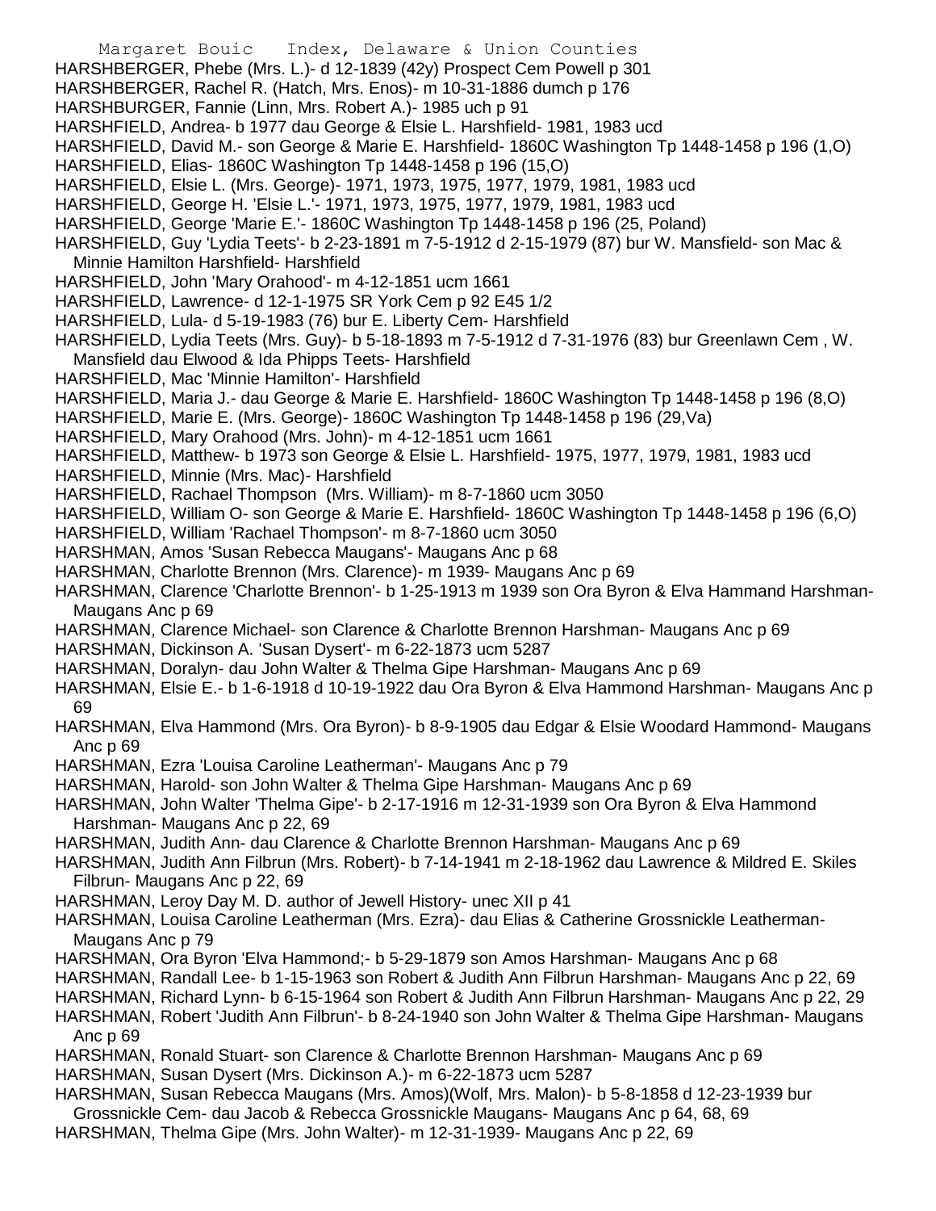HARSHBERGER, Phebe (Mrs. L.)- d 12-1839 (42y) Prospect Cem Powell p 301
HARSHBERGER, Rachel R. (Hatch, Mrs. Enos)- m 10-31-1886 dumch p 176
HARSHBURGER, Fannie (Linn, Mrs. Robert A.)- 1985 uch p 91
HARSHFIELD, Andrea- b 1977 dau George & Elsie L. Harshfield- 1981, 1983 ucd
HARSHFIELD, David M.- son George & Marie E. Harshfield- 1860C Washington Tp 1448-1458 p 196 (1,O)
HARSHFIELD, Elias- 1860C Washington Tp 1448-1458 p 196 (15,O)
HARSHFIELD, Elsie L. (Mrs. George)- 1971, 1973, 1975, 1977, 1979, 1981, 1983 ucd
HARSHFIELD, George H. 'Elsie L.'- 1971, 1973, 1975, 1977, 1979, 1981, 1983 ucd
HARSHFIELD, George 'Marie E.'- 1860C Washington Tp 1448-1458 p 196 (25, Poland)
HARSHFIELD, Guy 'Lydia Teets'- b 2-23-1891 m 7-5-1912 d 2-15-1979 (87) bur W. Mansfield- son Mac & Minnie Hamilton Harshfield- Harshfield
HARSHFIELD, John 'Mary Orahood'- m 4-12-1851 ucm 1661
HARSHFIELD, Lawrence- d 12-1-1975 SR York Cem p 92 E45 1/2
HARSHFIELD, Lula- d 5-19-1983 (76) bur E. Liberty Cem- Harshfield
HARSHFIELD, Lydia Teets (Mrs. Guy)- b 5-18-1893 m 7-5-1912 d 7-31-1976 (83) bur Greenlawn Cem , W. Mansfield dau Elwood & Ida Phipps Teets- Harshfield
HARSHFIELD, Mac 'Minnie Hamilton'- Harshfield
HARSHFIELD, Maria J.- dau George & Marie E. Harshfield- 1860C Washington Tp 1448-1458 p 196 (8,O)
HARSHFIELD, Marie E. (Mrs. George)- 1860C Washington Tp 1448-1458 p 196 (29,Va)
HARSHFIELD, Mary Orahood (Mrs. John)- m 4-12-1851 ucm 1661
HARSHFIELD, Matthew- b 1973 son George & Elsie L. Harshfield- 1975, 1977, 1979, 1981, 1983 ucd
HARSHFIELD, Minnie (Mrs. Mac)- Harshfield
HARSHFIELD, Rachael Thompson (Mrs. William)- m 8-7-1860 ucm 3050
HARSHFIELD, William O- son George & Marie E. Harshfield- 1860C Washington Tp 1448-1458 p 196 (6,O)
HARSHFIELD, William 'Rachael Thompson'- m 8-7-1860 ucm 3050
HARSHMAN, Amos 'Susan Rebecca Maugans'- Maugans Anc p 68
HARSHMAN, Charlotte Brennon (Mrs. Clarence)- m 1939- Maugans Anc p 69
HARSHMAN, Clarence 'Charlotte Brennon'- b 1-25-1913 m 1939 son Ora Byron & Elva Hammand Harshman- Maugans Anc p 69
HARSHMAN, Clarence Michael- son Clarence & Charlotte Brennon Harshman- Maugans Anc p 69
HARSHMAN, Dickinson A. 'Susan Dysert'- m 6-22-1873 ucm 5287
HARSHMAN, Doralyn- dau John Walter & Thelma Gipe Harshman- Maugans Anc p 69
HARSHMAN, Elsie E.- b 1-6-1918 d 10-19-1922 dau Ora Byron & Elva Hammond Harshman- Maugans Anc p 69
HARSHMAN, Elva Hammond (Mrs. Ora Byron)- b 8-9-1905 dau Edgar & Elsie Woodard Hammond- Maugans Anc p 69
HARSHMAN, Ezra 'Louisa Caroline Leatherman'- Maugans Anc p 79
HARSHMAN, Harold- son John Walter & Thelma Gipe Harshman- Maugans Anc p 69
HARSHMAN, John Walter 'Thelma Gipe'- b 2-17-1916 m 12-31-1939 son Ora Byron & Elva Hammond Harshman- Maugans Anc p 22, 69
HARSHMAN, Judith Ann- dau Clarence & Charlotte Brennon Harshman- Maugans Anc p 69
HARSHMAN, Judith Ann Filbrun (Mrs. Robert)- b 7-14-1941 m 2-18-1962 dau Lawrence & Mildred E. Skiles Filbrun- Maugans Anc p 22, 69
HARSHMAN, Leroy Day M. D. author of Jewell History- unec XII p 41
HARSHMAN, Louisa Caroline Leatherman (Mrs. Ezra)- dau Elias & Catherine Grossnickle Leatherman- Maugans Anc p 79
HARSHMAN, Ora Byron 'Elva Hammond;- b 5-29-1879 son Amos Harshman- Maugans Anc p 68
HARSHMAN, Randall Lee- b 1-15-1963 son Robert & Judith Ann Filbrun Harshman- Maugans Anc p 22, 69
HARSHMAN, Richard Lynn- b 6-15-1964 son Robert & Judith Ann Filbrun Harshman- Maugans Anc p 22, 29
HARSHMAN, Robert 'Judith Ann Filbrun'- b 8-24-1940 son John Walter & Thelma Gipe Harshman- Maugans Anc p 69
HARSHMAN, Ronald Stuart- son Clarence & Charlotte Brennon Harshman- Maugans Anc p 69
HARSHMAN, Susan Dysert (Mrs. Dickinson A.)- m 6-22-1873 ucm 5287
HARSHMAN, Susan Rebecca Maugans (Mrs. Amos)(Wolf, Mrs. Malon)- b 5-8-1858 d 12-23-1939 bur Grossnickle Cem- dau Jacob & Rebecca Grossnickle Maugans- Maugans Anc p 64, 68, 69
HARSHMAN, Thelma Gipe (Mrs. John Walter)- m 12-31-1939- Maugans Anc p 22, 69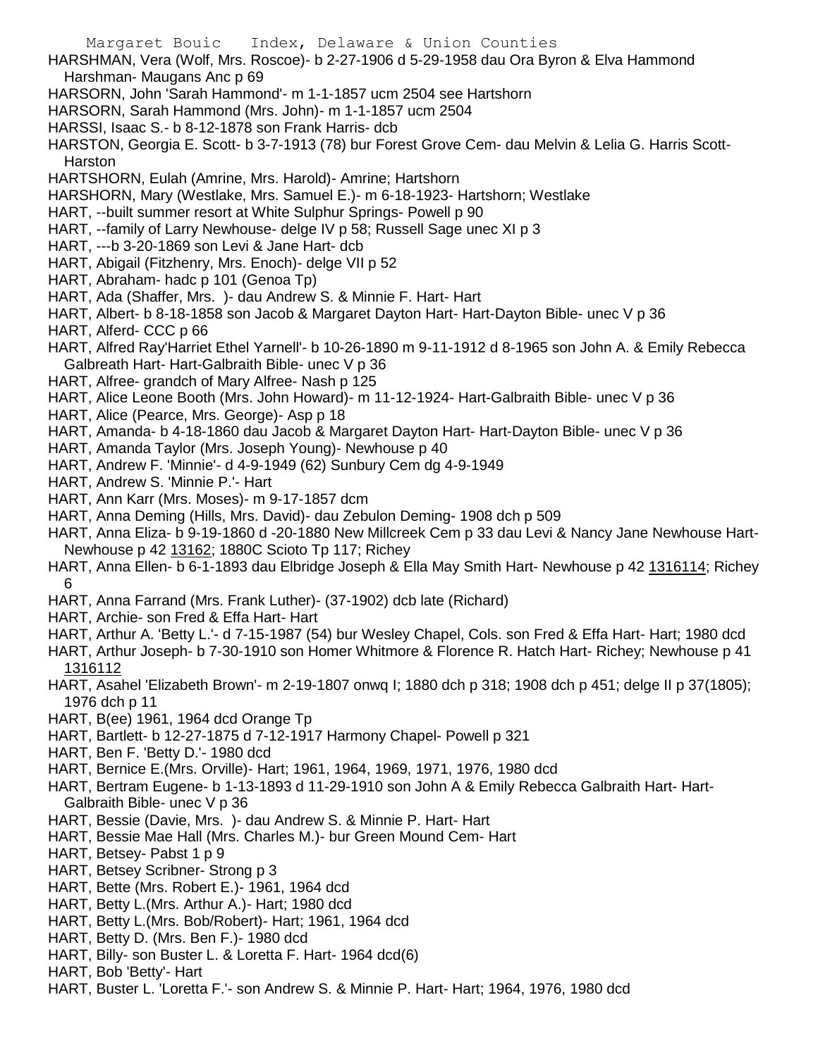HARSHMAN, Vera (Wolf, Mrs. Roscoe)- b 2-27-1906 d 5-29-1958 dau Ora Byron & Elva Hammond Harshman- Maugans Anc p 69

HARSORN, John 'Sarah Hammond'- m 1-1-1857 ucm 2504 see Hartshorn

HARSORN, Sarah Hammond (Mrs. John)- m 1-1-1857 ucm 2504

HARSSI, Isaac S.- b 8-12-1878 son Frank Harris- dcb

HARSTON, Georgia E. Scott- b 3-7-1913 (78) bur Forest Grove Cem- dau Melvin & Lelia G. Harris Scott-Harston

HARTSHORN, Eulah (Amrine, Mrs. Harold)- Amrine; Hartshorn

HARSHORN, Mary (Westlake, Mrs. Samuel E.)- m 6-18-1923- Hartshorn; Westlake

HART, --built summer resort at White Sulphur Springs- Powell p 90

HART, --family of Larry Newhouse- delge IV p 58; Russell Sage unec XI p 3

HART, ---b 3-20-1869 son Levi & Jane Hart- dcb

HART, Abigail (Fitzhenry, Mrs. Enoch)- delge VII p 52

HART, Abraham- hadc p 101 (Genoa Tp)

HART, Ada (Shaffer, Mrs. )- dau Andrew S. & Minnie F. Hart- Hart

HART, Albert- b 8-18-1858 son Jacob & Margaret Dayton Hart- Hart-Dayton Bible- unec V p 36

HART, Alferd- CCC p 66

HART, Alfred Ray'Harriet Ethel Yarnell'- b 10-26-1890 m 9-11-1912 d 8-1965 son John A. & Emily Rebecca Galbreath Hart- Hart-Galbraith Bible- unec V p 36

HART, Alfree- grandch of Mary Alfree- Nash p 125

HART, Alice Leone Booth (Mrs. John Howard)- m 11-12-1924- Hart-Galbraith Bible- unec V p 36

HART, Alice (Pearce, Mrs. George)- Asp p 18

HART, Amanda- b 4-18-1860 dau Jacob & Margaret Dayton Hart- Hart-Dayton Bible- unec V p 36

HART, Amanda Taylor (Mrs. Joseph Young)- Newhouse p 40

HART, Andrew F. 'Minnie'- d 4-9-1949 (62) Sunbury Cem dg 4-9-1949

HART, Andrew S. 'Minnie P.'- Hart

HART, Ann Karr (Mrs. Moses)- m 9-17-1857 dcm

HART, Anna Deming (Hills, Mrs. David)- dau Zebulon Deming- 1908 dch p 509

HART, Anna Eliza- b 9-19-1860 d -20-1880 New Millcreek Cem p 33 dau Levi & Nancy Jane Newhouse Hart- Newhouse p 42 13162; 1880C Scioto Tp 117; Richey

HART, Anna Ellen- b 6-1-1893 dau Elbridge Joseph & Ella May Smith Hart- Newhouse p 42 1316114; Richey 6

HART, Anna Farrand (Mrs. Frank Luther)- (37-1902) dcb late (Richard)

HART, Archie- son Fred & Effa Hart- Hart

HART, Arthur A. 'Betty L.'- d 7-15-1987 (54) bur Wesley Chapel, Cols. son Fred & Effa Hart- Hart; 1980 dcd

HART, Arthur Joseph- b 7-30-1910 son Homer Whitmore & Florence R. Hatch Hart- Richey; Newhouse p 41 1316112

HART, Asahel 'Elizabeth Brown'- m 2-19-1807 onwq I; 1880 dch p 318; 1908 dch p 451; delge II p 37(1805); 1976 dch p 11

HART, B(ee) 1961, 1964 dcd Orange Tp

HART, Bartlett- b 12-27-1875 d 7-12-1917 Harmony Chapel- Powell p 321

HART, Ben F. 'Betty D.'- 1980 dcd

HART, Bernice E.(Mrs. Orville)- Hart; 1961, 1964, 1969, 1971, 1976, 1980 dcd

HART, Bertram Eugene- b 1-13-1893 d 11-29-1910 son John A & Emily Rebecca Galbreath Hart- Hart-Galbraith Bible- unec V p 36

HART, Bessie (Davie, Mrs. )- dau Andrew S. & Minnie P. Hart- Hart

HART, Bessie Mae Hall (Mrs. Charles M.)- bur Green Mound Cem- Hart

HART, Betsey- Pabst 1 p 9

HART, Betsey Scribner- Strong p 3

HART, Bette (Mrs. Robert E.)- 1961, 1964 dcd

HART, Betty L.(Mrs. Arthur A.)- Hart; 1980 dcd

HART, Betty L.(Mrs. Bob/Robert)- Hart; 1961, 1964 dcd

HART, Betty D. (Mrs. Ben F.)- 1980 dcd

HART, Billy- son Buster L. & Loretta F. Hart- 1964 dcd(6)

HART, Bob 'Betty'- Hart

HART, Buster L. 'Loretta F.'- son Andrew S. & Minnie P. Hart- Hart; 1964, 1976, 1980 dcd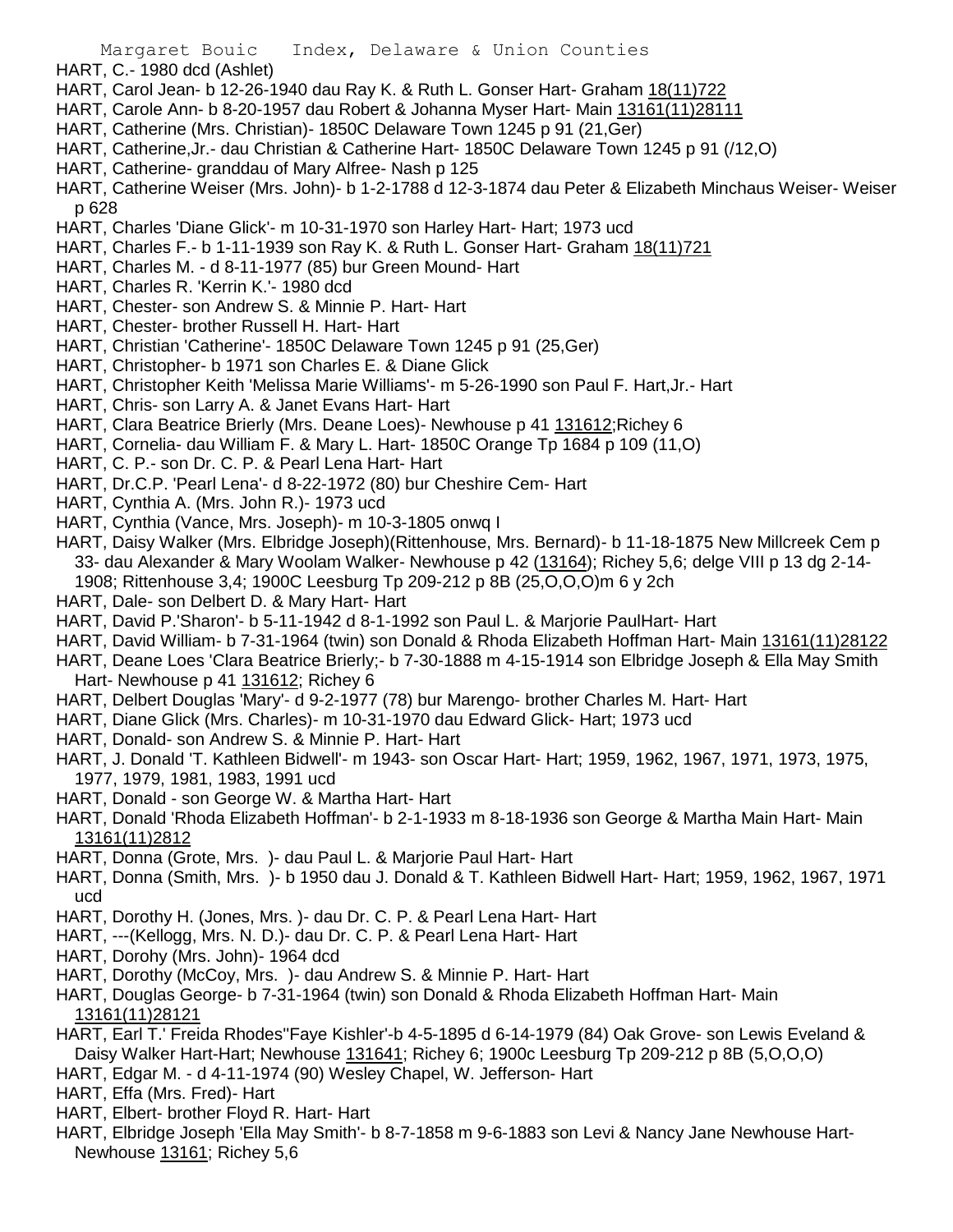HART, C.- 1980 dcd (Ashlet)

HART, Carol Jean- b 12-26-1940 dau Ray K. & Ruth L. Gonser Hart- Graham 18(11)722

HART, Carole Ann- b 8-20-1957 dau Robert & Johanna Myser Hart- Main 13161(11)28111

HART, Catherine (Mrs. Christian)- 1850C Delaware Town 1245 p 91 (21,Ger)

HART, Catherine,Jr.- dau Christian & Catherine Hart- 1850C Delaware Town 1245 p 91 (/12,O)

HART, Catherine- granddau of Mary Alfree- Nash p 125

HART, Catherine Weiser (Mrs. John)- b 1-2-1788 d 12-3-1874 dau Peter & Elizabeth Minchaus Weiser- Weiser p 628

HART, Charles 'Diane Glick'- m 10-31-1970 son Harley Hart- Hart; 1973 ucd

HART, Charles F.- b 1-11-1939 son Ray K. & Ruth L. Gonser Hart- Graham 18(11)721

HART, Charles M. - d 8-11-1977 (85) bur Green Mound- Hart

HART, Charles R. 'Kerrin K.'- 1980 dcd

HART, Chester- son Andrew S. & Minnie P. Hart- Hart

HART, Chester- brother Russell H. Hart- Hart

HART, Christian 'Catherine'- 1850C Delaware Town 1245 p 91 (25,Ger)

HART, Christopher- b 1971 son Charles E. & Diane Glick

HART, Christopher Keith 'Melissa Marie Williams'- m 5-26-1990 son Paul F. Hart,Jr.- Hart

HART, Chris- son Larry A. & Janet Evans Hart- Hart

HART, Clara Beatrice Brierly (Mrs. Deane Loes)- Newhouse p 41 131612;Richey 6

HART, Cornelia- dau William F. & Mary L. Hart- 1850C Orange Tp 1684 p 109 (11,O)

HART, C. P.- son Dr. C. P. & Pearl Lena Hart- Hart

HART, Dr.C.P. 'Pearl Lena'- d 8-22-1972 (80) bur Cheshire Cem- Hart

HART, Cynthia A. (Mrs. John R.)- 1973 ucd

HART, Cynthia (Vance, Mrs. Joseph)- m 10-3-1805 onwq I

HART, Daisy Walker (Mrs. Elbridge Joseph)(Rittenhouse, Mrs. Bernard)- b 11-18-1875 New Millcreek Cem p 33- dau Alexander & Mary Woolam Walker- Newhouse p 42 (13164); Richey 5,6; delge VIII p 13 dg 2-14-1908; Rittenhouse 3,4; 1900C Leesburg Tp 209-212 p 8B (25,O,O,O)m 6 y 2ch

HART, Dale- son Delbert D. & Mary Hart- Hart

HART, David P.'Sharon'- b 5-11-1942 d 8-1-1992 son Paul L. & Marjorie PaulHart- Hart

HART, David William- b 7-31-1964 (twin) son Donald & Rhoda Elizabeth Hoffman Hart- Main 13161(11)28122

HART, Deane Loes 'Clara Beatrice Brierly;- b 7-30-1888 m 4-15-1914 son Elbridge Joseph & Ella May Smith Hart- Newhouse p 41 131612; Richey 6

HART, Delbert Douglas 'Mary'- d 9-2-1977 (78) bur Marengo- brother Charles M. Hart- Hart

HART, Diane Glick (Mrs. Charles)- m 10-31-1970 dau Edward Glick- Hart; 1973 ucd

HART, Donald- son Andrew S. & Minnie P. Hart- Hart

HART, J. Donald 'T. Kathleen Bidwell'- m 1943- son Oscar Hart- Hart; 1959, 1962, 1967, 1971, 1973, 1975, 1977, 1979, 1981, 1983, 1991 ucd

HART, Donald - son George W. & Martha Hart- Hart

HART, Donald 'Rhoda Elizabeth Hoffman'- b 2-1-1933 m 8-18-1936 son George & Martha Main Hart- Main 13161(11)2812

HART, Donna (Grote, Mrs. )- dau Paul L. & Marjorie Paul Hart- Hart

HART, Donna (Smith, Mrs. )- b 1950 dau J. Donald & T. Kathleen Bidwell Hart- Hart; 1959, 1962, 1967, 1971 ucd

HART, Dorothy H. (Jones, Mrs. )- dau Dr. C. P. & Pearl Lena Hart- Hart

HART, ---(Kellogg, Mrs. N. D.)- dau Dr. C. P. & Pearl Lena Hart- Hart

HART, Dorohy (Mrs. John)- 1964 dcd

HART, Dorothy (McCoy, Mrs. )- dau Andrew S. & Minnie P. Hart- Hart

HART, Douglas George- b 7-31-1964 (twin) son Donald & Rhoda Elizabeth Hoffman Hart- Main 13161(11)28121

HART, Earl T.' Freida Rhodes''Faye Kishler'-b 4-5-1895 d 6-14-1979 (84) Oak Grove- son Lewis Eveland & Daisy Walker Hart-Hart; Newhouse 131641; Richey 6; 1900c Leesburg Tp 209-212 p 8B (5,O,O,O)

HART, Edgar M. - d 4-11-1974 (90) Wesley Chapel, W. Jefferson- Hart

HART, Effa (Mrs. Fred)- Hart

HART, Elbert- brother Floyd R. Hart- Hart

HART, Elbridge Joseph 'Ella May Smith'- b 8-7-1858 m 9-6-1883 son Levi & Nancy Jane Newhouse Hart- Newhouse 13161; Richey 5,6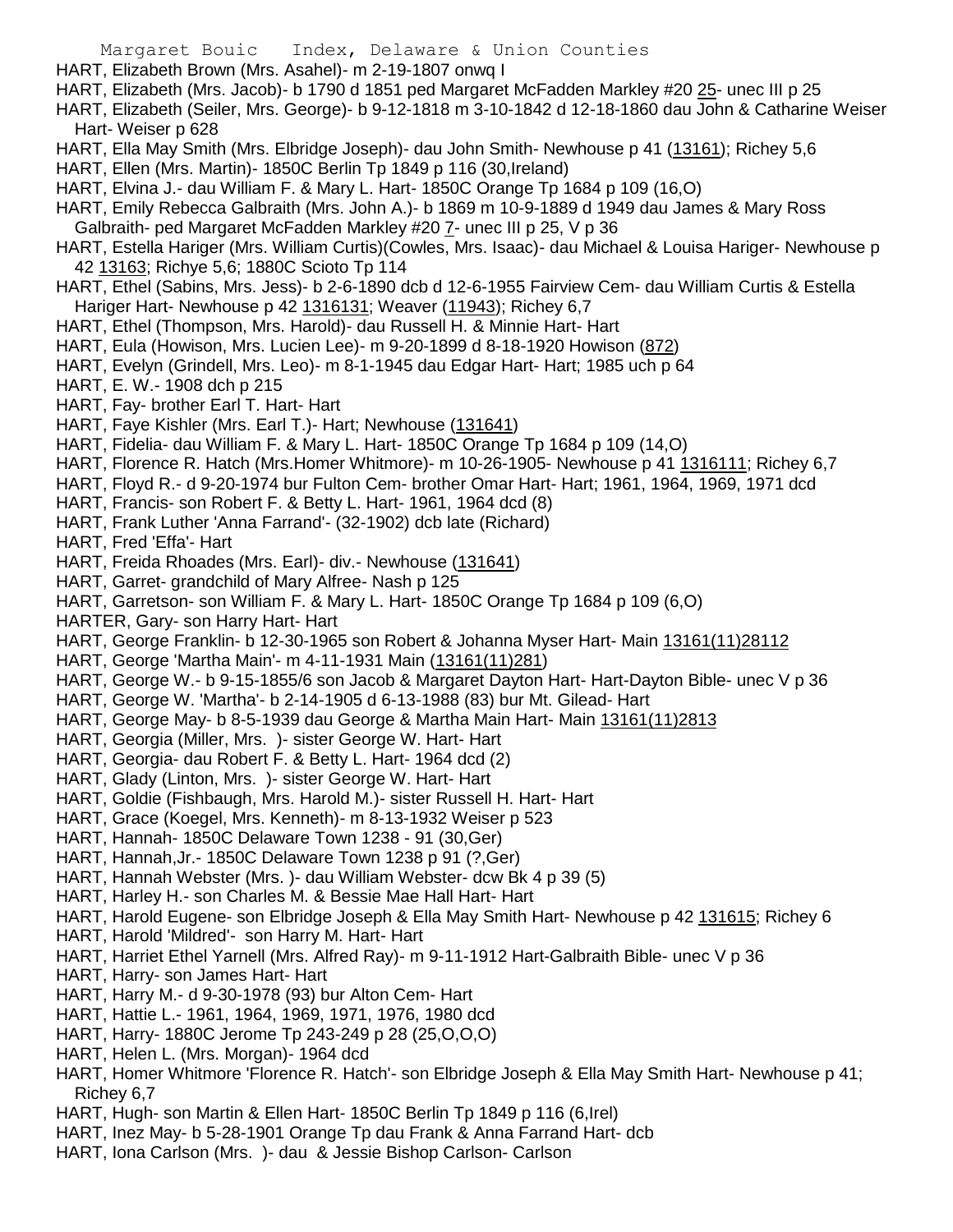HART, Elizabeth Brown (Mrs. Asahel)- m 2-19-1807 onwq I

HART, Elizabeth (Mrs. Jacob)- b 1790 d 1851 ped Margaret McFadden Markley #20 25- unec III p 25

HART, Elizabeth (Seiler, Mrs. George)- b 9-12-1818 m 3-10-1842 d 12-18-1860 dau John & Catharine Weiser Hart- Weiser p 628

HART, Ella May Smith (Mrs. Elbridge Joseph)- dau John Smith- Newhouse p 41 (13161); Richey 5,6

HART, Ellen (Mrs. Martin)- 1850C Berlin Tp 1849 p 116 (30,Ireland)

HART, Elvina J.- dau William F. & Mary L. Hart- 1850C Orange Tp 1684 p 109 (16,O)

HART, Emily Rebecca Galbraith (Mrs. John A.)- b 1869 m 10-9-1889 d 1949 dau James & Mary Ross Galbraith- ped Margaret McFadden Markley #20 7- unec III p 25, V p 36

HART, Estella Hariger (Mrs. William Curtis)(Cowles, Mrs. Isaac)- dau Michael & Louisa Hariger- Newhouse p 42 13163; Richye 5,6; 1880C Scioto Tp 114

HART, Ethel (Sabins, Mrs. Jess)- b 2-6-1890 dcb d 12-6-1955 Fairview Cem- dau William Curtis & Estella Hariger Hart- Newhouse p 42 1316131; Weaver (11943); Richey 6,7

HART, Ethel (Thompson, Mrs. Harold)- dau Russell H. & Minnie Hart- Hart

HART, Eula (Howison, Mrs. Lucien Lee)- m 9-20-1899 d 8-18-1920 Howison (872)

HART, Evelyn (Grindell, Mrs. Leo)- m 8-1-1945 dau Edgar Hart- Hart; 1985 uch p 64

HART, E. W.- 1908 dch p 215

HART, Fay- brother Earl T. Hart- Hart

HART, Faye Kishler (Mrs. Earl T.)- Hart; Newhouse (131641)

HART, Fidelia- dau William F. & Mary L. Hart- 1850C Orange Tp 1684 p 109 (14,O)

HART, Florence R. Hatch (Mrs.Homer Whitmore)- m 10-26-1905- Newhouse p 41 1316111; Richey 6,7

HART, Floyd R.- d 9-20-1974 bur Fulton Cem- brother Omar Hart- Hart; 1961, 1964, 1969, 1971 dcd

HART, Francis- son Robert F. & Betty L. Hart- 1961, 1964 dcd (8)

HART, Frank Luther 'Anna Farrand'- (32-1902) dcb late (Richard)

HART, Fred 'Effa'- Hart

HART, Freida Rhoades (Mrs. Earl)- div.- Newhouse (131641)

HART, Garret- grandchild of Mary Alfree- Nash p 125

HART, Garretson- son William F. & Mary L. Hart- 1850C Orange Tp 1684 p 109 (6,O)

HARTER, Gary- son Harry Hart- Hart

HART, George Franklin- b 12-30-1965 son Robert & Johanna Myser Hart- Main 13161(11)28112

HART, George 'Martha Main'- m 4-11-1931 Main (13161(11)281)

HART, George W.- b 9-15-1855/6 son Jacob & Margaret Dayton Hart- Hart-Dayton Bible- unec V p 36

HART, George W. 'Martha'- b 2-14-1905 d 6-13-1988 (83) bur Mt. Gilead- Hart

HART, George May- b 8-5-1939 dau George & Martha Main Hart- Main 13161(11)2813

HART, Georgia (Miller, Mrs. )- sister George W. Hart- Hart

HART, Georgia- dau Robert F. & Betty L. Hart- 1964 dcd (2)

HART, Glady (Linton, Mrs. )- sister George W. Hart- Hart

HART, Goldie (Fishbaugh, Mrs. Harold M.)- sister Russell H. Hart- Hart

HART, Grace (Koegel, Mrs. Kenneth)- m 8-13-1932 Weiser p 523

HART, Hannah- 1850C Delaware Town 1238 - 91 (30,Ger)

HART, Hannah,Jr.- 1850C Delaware Town 1238 p 91 (?,Ger)

HART, Hannah Webster (Mrs. )- dau William Webster- dcw Bk 4 p 39 (5)

HART, Harley H.- son Charles M. & Bessie Mae Hall Hart- Hart

HART, Harold Eugene- son Elbridge Joseph & Ella May Smith Hart- Newhouse p 42 131615; Richey 6

HART, Harold 'Mildred'- son Harry M. Hart- Hart

HART, Harriet Ethel Yarnell (Mrs. Alfred Ray)- m 9-11-1912 Hart-Galbraith Bible- unec V p 36

HART, Harry- son James Hart- Hart

HART, Harry M.- d 9-30-1978 (93) bur Alton Cem- Hart

HART, Hattie L.- 1961, 1964, 1969, 1971, 1976, 1980 dcd

HART, Harry- 1880C Jerome Tp 243-249 p 28 (25,O,O,O)

HART, Helen L. (Mrs. Morgan)- 1964 dcd

HART, Homer Whitmore 'Florence R. Hatch'- son Elbridge Joseph & Ella May Smith Hart- Newhouse p 41; Richey 6,7

HART, Hugh- son Martin & Ellen Hart- 1850C Berlin Tp 1849 p 116 (6,Irel)

HART, Inez May- b 5-28-1901 Orange Tp dau Frank & Anna Farrand Hart- dcb

HART, Iona Carlson (Mrs. )- dau & Jessie Bishop Carlson- Carlson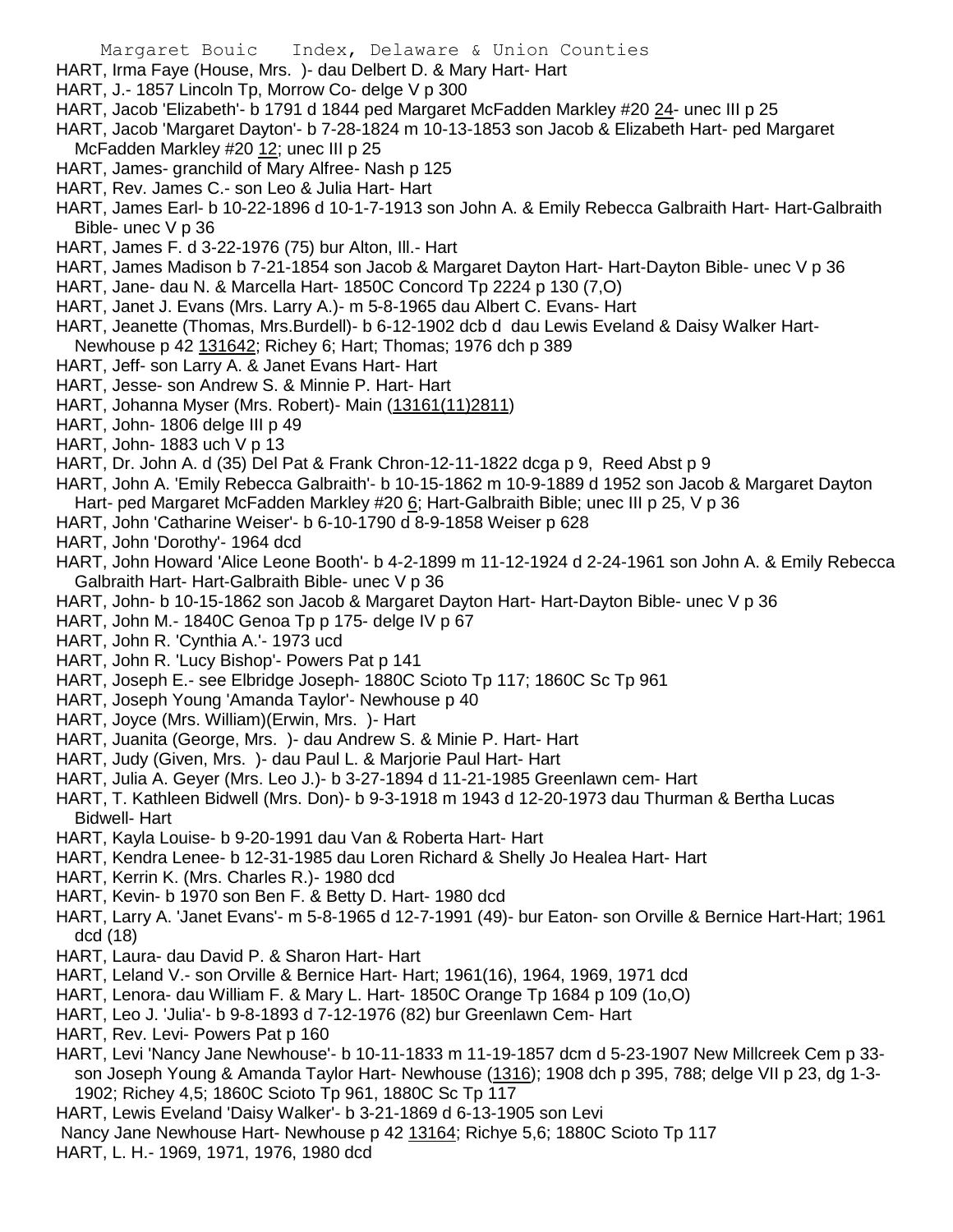HART, Irma Faye (House, Mrs. )- dau Delbert D. & Mary Hart- Hart
HART, J.- 1857 Lincoln Tp, Morrow Co- delge V p 300
HART, Jacob 'Elizabeth'- b 1791 d 1844 ped Margaret McFadden Markley #20 24- unec III p 25
HART, Jacob 'Margaret Dayton'- b 7-28-1824 m 10-13-1853 son Jacob & Elizabeth Hart- ped Margaret McFadden Markley #20 12; unec III p 25
HART, James- granchild of Mary Alfree- Nash p 125
HART, Rev. James C.- son Leo & Julia Hart- Hart
HART, James Earl- b 10-22-1896 d 10-1-7-1913 son John A. & Emily Rebecca Galbraith Hart- Hart-Galbraith Bible- unec V p 36
HART, James F. d 3-22-1976 (75) bur Alton, Ill.- Hart
HART, James Madison b 7-21-1854 son Jacob & Margaret Dayton Hart- Hart-Dayton Bible- unec V p 36
HART, Jane- dau N. & Marcella Hart- 1850C Concord Tp 2224 p 130 (7,O)
HART, Janet J. Evans (Mrs. Larry A.)- m 5-8-1965 dau Albert C. Evans- Hart
HART, Jeanette (Thomas, Mrs.Burdell)- b 6-12-1902 dcb d dau Lewis Eveland & Daisy Walker Hart- Newhouse p 42 131642; Richey 6; Hart; Thomas; 1976 dch p 389
HART, Jeff- son Larry A. & Janet Evans Hart- Hart
HART, Jesse- son Andrew S. & Minnie P. Hart- Hart
HART, Johanna Myser (Mrs. Robert)- Main (13161(11)2811)
HART, John- 1806 delge III p 49
HART, John- 1883 uch V p 13
HART, Dr. John A. d (35) Del Pat & Frank Chron-12-11-1822 dcga p 9, Reed Abst p 9
HART, John A. 'Emily Rebecca Galbraith'- b 10-15-1862 m 10-9-1889 d 1952 son Jacob & Margaret Dayton Hart- ped Margaret McFadden Markley #20 6; Hart-Galbraith Bible; unec III p 25, V p 36
HART, John 'Catharine Weiser'- b 6-10-1790 d 8-9-1858 Weiser p 628
HART, John 'Dorothy'- 1964 dcd
HART, John Howard 'Alice Leone Booth'- b 4-2-1899 m 11-12-1924 d 2-24-1961 son John A. & Emily Rebecca Galbraith Hart- Hart-Galbraith Bible- unec V p 36
HART, John- b 10-15-1862 son Jacob & Margaret Dayton Hart- Hart-Dayton Bible- unec V p 36
HART, John M.- 1840C Genoa Tp p 175- delge IV p 67
HART, John R. 'Cynthia A.'- 1973 ucd
HART, John R. 'Lucy Bishop'- Powers Pat p 141
HART, Joseph E.- see Elbridge Joseph- 1880C Scioto Tp 117; 1860C Sc Tp 961
HART, Joseph Young 'Amanda Taylor'- Newhouse p 40
HART, Joyce (Mrs. William)(Erwin, Mrs. )- Hart
HART, Juanita (George, Mrs. )- dau Andrew S. & Minie P. Hart- Hart
HART, Judy (Given, Mrs. )- dau Paul L. & Marjorie Paul Hart- Hart
HART, Julia A. Geyer (Mrs. Leo J.)- b 3-27-1894 d 11-21-1985 Greenlawn cem- Hart
HART, T. Kathleen Bidwell (Mrs. Don)- b 9-3-1918 m 1943 d 12-20-1973 dau Thurman & Bertha Lucas Bidwell- Hart
HART, Kayla Louise- b 9-20-1991 dau Van & Roberta Hart- Hart
HART, Kendra Lenee- b 12-31-1985 dau Loren Richard & Shelly Jo Healea Hart- Hart
HART, Kerrin K. (Mrs. Charles R.)- 1980 dcd
HART, Kevin- b 1970 son Ben F. & Betty D. Hart- 1980 dcd
HART, Larry A. 'Janet Evans'- m 5-8-1965 d 12-7-1991 (49)- bur Eaton- son Orville & Bernice Hart-Hart; 1961 dcd (18)
HART, Laura- dau David P. & Sharon Hart- Hart
HART, Leland V.- son Orville & Bernice Hart- Hart; 1961(16), 1964, 1969, 1971 dcd
HART, Lenora- dau William F. & Mary L. Hart- 1850C Orange Tp 1684 p 109 (1o,O)
HART, Leo J. 'Julia'- b 9-8-1893 d 7-12-1976 (82) bur Greenlawn Cem- Hart
HART, Rev. Levi- Powers Pat p 160
HART, Levi 'Nancy Jane Newhouse'- b 10-11-1833 m 11-19-1857 dcm d 5-23-1907 New Millcreek Cem p 33- son Joseph Young & Amanda Taylor Hart- Newhouse (1316); 1908 dch p 395, 788; delge VII p 23, dg 1-3-1902; Richey 4,5; 1860C Scioto Tp 961, 1880C Sc Tp 117
HART, Lewis Eveland 'Daisy Walker'- b 3-21-1869 d 6-13-1905 son Levi Nancy Jane Newhouse Hart- Newhouse p 42 13164; Richye 5,6; 1880C Scioto Tp 117
HART, L. H.- 1969, 1971, 1976, 1980 dcd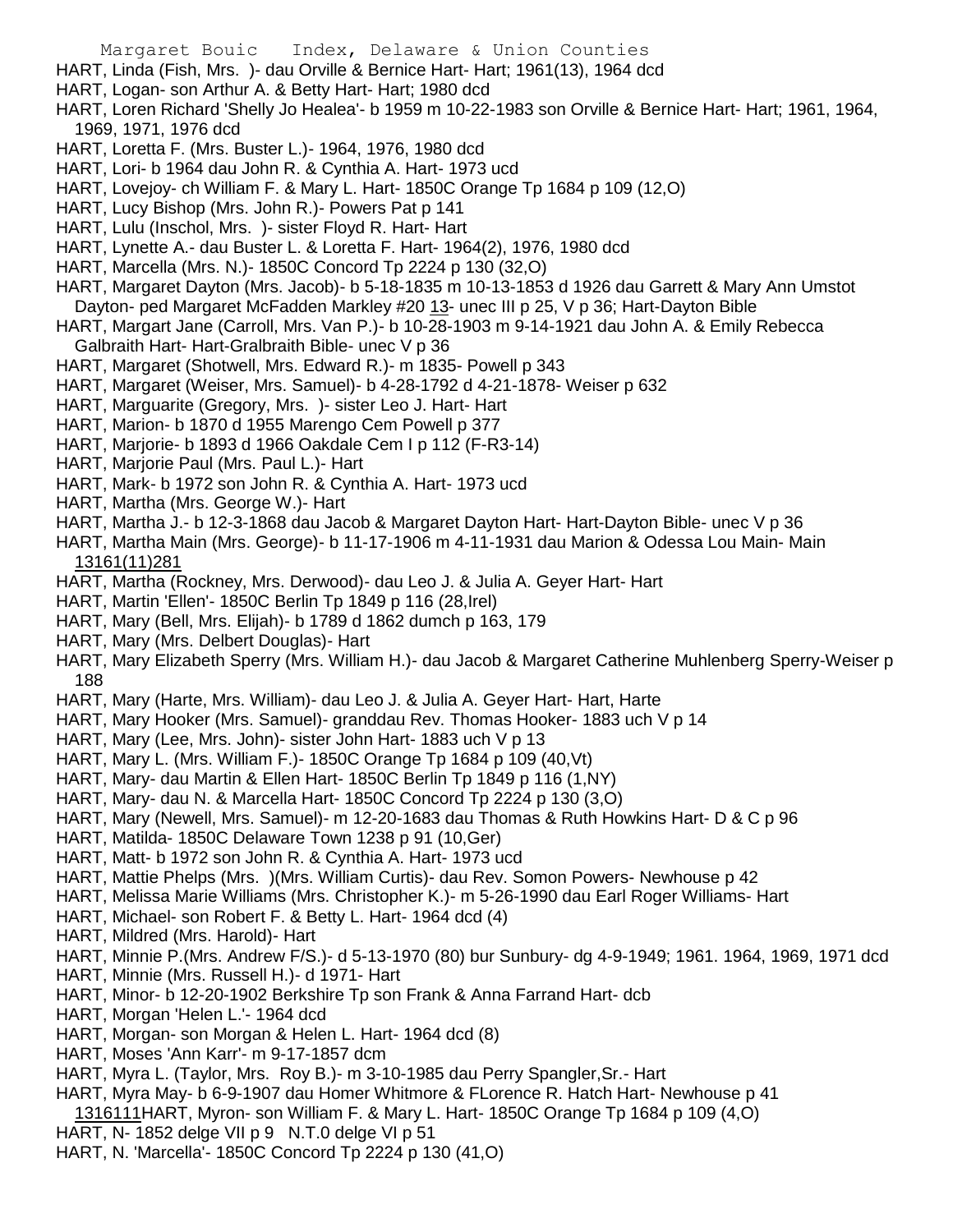HART, Linda (Fish, Mrs. )- dau Orville & Bernice Hart- Hart; 1961(13), 1964 dcd

HART, Logan- son Arthur A. & Betty Hart- Hart; 1980 dcd

HART, Loren Richard 'Shelly Jo Healea'- b 1959 m 10-22-1983 son Orville & Bernice Hart- Hart; 1961, 1964, 1969, 1971, 1976 dcd

HART, Loretta F. (Mrs. Buster L.)- 1964, 1976, 1980 dcd

HART, Lori- b 1964 dau John R. & Cynthia A. Hart- 1973 ucd

HART, Lovejoy- ch William F. & Mary L. Hart- 1850C Orange Tp 1684 p 109 (12,O)

HART, Lucy Bishop (Mrs. John R.)- Powers Pat p 141

HART, Lulu (Inschol, Mrs. )- sister Floyd R. Hart- Hart

HART, Lynette A.- dau Buster L. & Loretta F. Hart- 1964(2), 1976, 1980 dcd

HART, Marcella (Mrs. N.)- 1850C Concord Tp 2224 p 130 (32,O)

HART, Margaret Dayton (Mrs. Jacob)- b 5-18-1835 m 10-13-1853 d 1926 dau Garrett & Mary Ann Umstot Dayton- ped Margaret McFadden Markley #20 13- unec III p 25, V p 36; Hart-Dayton Bible

HART, Margart Jane (Carroll, Mrs. Van P.)- b 10-28-1903 m 9-14-1921 dau John A. & Emily Rebecca Galbraith Hart- Hart-Gralbraith Bible- unec V p 36

HART, Margaret (Shotwell, Mrs. Edward R.)- m 1835- Powell p 343

HART, Margaret (Weiser, Mrs. Samuel)- b 4-28-1792 d 4-21-1878- Weiser p 632

HART, Marguarite (Gregory, Mrs. )- sister Leo J. Hart- Hart

HART, Marion- b 1870 d 1955 Marengo Cem Powell p 377

HART, Marjorie- b 1893 d 1966 Oakdale Cem I p 112 (F-R3-14)

HART, Marjorie Paul (Mrs. Paul L.)- Hart

HART, Mark- b 1972 son John R. & Cynthia A. Hart- 1973 ucd

HART, Martha (Mrs. George W.)- Hart

HART, Martha J.- b 12-3-1868 dau Jacob & Margaret Dayton Hart- Hart-Dayton Bible- unec V p 36

HART, Martha Main (Mrs. George)- b 11-17-1906 m 4-11-1931 dau Marion & Odessa Lou Main- Main 13161(11)281

HART, Martha (Rockney, Mrs. Derwood)- dau Leo J. & Julia A. Geyer Hart- Hart

HART, Martin 'Ellen'- 1850C Berlin Tp 1849 p 116 (28,Irel)

HART, Mary (Bell, Mrs. Elijah)- b 1789 d 1862 dumch p 163, 179

HART, Mary (Mrs. Delbert Douglas)- Hart

HART, Mary Elizabeth Sperry (Mrs. William H.)- dau Jacob & Margaret Catherine Muhlenberg Sperry-Weiser p 188

HART, Mary (Harte, Mrs. William)- dau Leo J. & Julia A. Geyer Hart- Hart, Harte

HART, Mary Hooker (Mrs. Samuel)- granddau Rev. Thomas Hooker- 1883 uch V p 14

HART, Mary (Lee, Mrs. John)- sister John Hart- 1883 uch V p 13

HART, Mary L. (Mrs. William F.)- 1850C Orange Tp 1684 p 109 (40,Vt)

HART, Mary- dau Martin & Ellen Hart- 1850C Berlin Tp 1849 p 116 (1,NY)

HART, Mary- dau N. & Marcella Hart- 1850C Concord Tp 2224 p 130 (3,O)

HART, Mary (Newell, Mrs. Samuel)- m 12-20-1683 dau Thomas & Ruth Howkins Hart- D & C p 96

HART, Matilda- 1850C Delaware Town 1238 p 91 (10,Ger)

HART, Matt- b 1972 son John R. & Cynthia A. Hart- 1973 ucd

HART, Mattie Phelps (Mrs. )(Mrs. William Curtis)- dau Rev. Somon Powers- Newhouse p 42

HART, Melissa Marie Williams (Mrs. Christopher K.)- m 5-26-1990 dau Earl Roger Williams- Hart

HART, Michael- son Robert F. & Betty L. Hart- 1964 dcd (4)

HART, Mildred (Mrs. Harold)- Hart

HART, Minnie P.(Mrs. Andrew F/S.)- d 5-13-1970 (80) bur Sunbury- dg 4-9-1949; 1961. 1964, 1969, 1971 dcd

HART, Minnie (Mrs. Russell H.)- d 1971- Hart

HART, Minor- b 12-20-1902 Berkshire Tp son Frank & Anna Farrand Hart- dcb

HART, Morgan 'Helen L.'- 1964 dcd

HART, Morgan- son Morgan & Helen L. Hart- 1964 dcd (8)

HART, Moses 'Ann Karr'- m 9-17-1857 dcm

HART, Myra L. (Taylor, Mrs. Roy B.)- m 3-10-1985 dau Perry Spangler,Sr.- Hart

HART, Myra May- b 6-9-1907 dau Homer Whitmore & FLorence R. Hatch Hart- Newhouse p 41 1316111

HART, Myron- son William F. & Mary L. Hart- 1850C Orange Tp 1684 p 109 (4,O)

HART, N- 1852 delge VII p 9 N.T.0 delge VI p 51

HART, N. 'Marcella'- 1850C Concord Tp 2224 p 130 (41,O)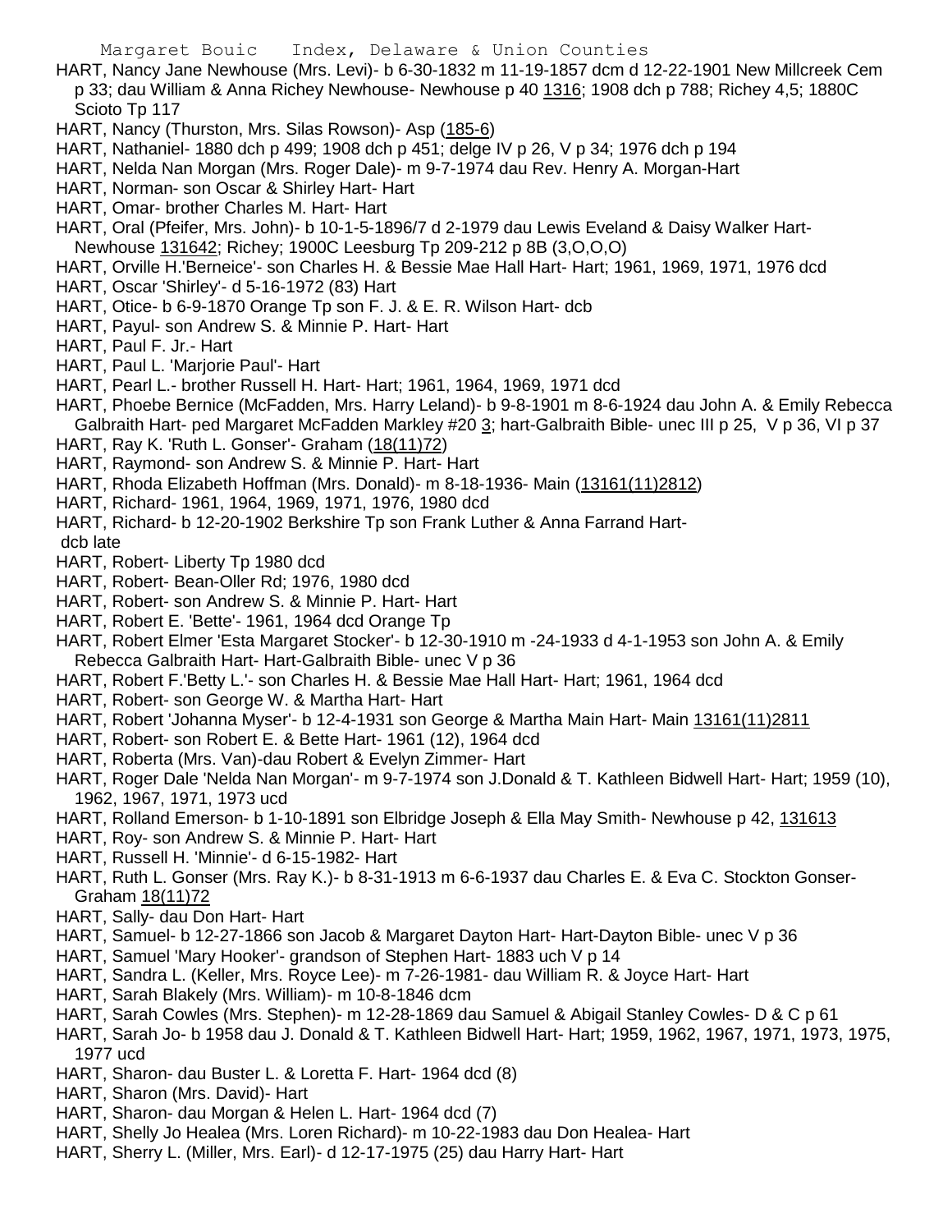HART, Nancy Jane Newhouse (Mrs. Levi)- b 6-30-1832 m 11-19-1857 dcm d 12-22-1901 New Millcreek Cem p 33; dau William & Anna Richey Newhouse- Newhouse p 40 1316; 1908 dch p 788; Richey 4,5; 1880C Scioto Tp 117

HART, Nancy (Thurston, Mrs. Silas Rowson)- Asp (185-6)

HART, Nathaniel- 1880 dch p 499; 1908 dch p 451; delge IV p 26, V p 34; 1976 dch p 194

HART, Nelda Nan Morgan (Mrs. Roger Dale)- m 9-7-1974 dau Rev. Henry A. Morgan-Hart

HART, Norman- son Oscar & Shirley Hart- Hart

HART, Omar- brother Charles M. Hart- Hart

HART, Oral (Pfeifer, Mrs. John)- b 10-1-5-1896/7 d 2-1979 dau Lewis Eveland & Daisy Walker Hart- Newhouse 131642; Richey; 1900C Leesburg Tp 209-212 p 8B (3,O,O,O)

HART, Orville H.'Berneice'- son Charles H. & Bessie Mae Hall Hart- Hart; 1961, 1969, 1971, 1976 dcd

HART, Oscar 'Shirley'- d 5-16-1972 (83) Hart

HART, Otice- b 6-9-1870 Orange Tp son F. J. & E. R. Wilson Hart- dcb

HART, Payul- son Andrew S. & Minnie P. Hart- Hart

HART, Paul F. Jr.- Hart

HART, Paul L. 'Marjorie Paul'- Hart

HART, Pearl L.- brother Russell H. Hart- Hart; 1961, 1964, 1969, 1971 dcd

HART, Phoebe Bernice (McFadden, Mrs. Harry Leland)- b 9-8-1901 m 8-6-1924 dau John A. & Emily Rebecca Galbraith Hart- ped Margaret McFadden Markley #20 3; hart-Galbraith Bible- unec III p 25, V p 36, VI p 37

HART, Ray K. 'Ruth L. Gonser'- Graham (18(11)72)

HART, Raymond- son Andrew S. & Minnie P. Hart- Hart

HART, Rhoda Elizabeth Hoffman (Mrs. Donald)- m 8-18-1936- Main (13161(11)2812)

HART, Richard- 1961, 1964, 1969, 1971, 1976, 1980 dcd

HART, Richard- b 12-20-1902 Berkshire Tp son Frank Luther & Anna Farrand Hart- dcb late

HART, Robert- Liberty Tp 1980 dcd

HART, Robert- Bean-Oller Rd; 1976, 1980 dcd

HART, Robert- son Andrew S. & Minnie P. Hart- Hart

HART, Robert E. 'Bette'- 1961, 1964 dcd Orange Tp

HART, Robert Elmer 'Esta Margaret Stocker'- b 12-30-1910 m -24-1933 d 4-1-1953 son John A. & Emily Rebecca Galbraith Hart- Hart-Galbraith Bible- unec V p 36

HART, Robert F.'Betty L.'- son Charles H. & Bessie Mae Hall Hart- Hart; 1961, 1964 dcd

HART, Robert- son George W. & Martha Hart- Hart

HART, Robert 'Johanna Myser'- b 12-4-1931 son George & Martha Main Hart- Main 13161(11)2811

HART, Robert- son Robert E. & Bette Hart- 1961 (12), 1964 dcd

HART, Roberta (Mrs. Van)-dau Robert & Evelyn Zimmer- Hart

HART, Roger Dale 'Nelda Nan Morgan'- m 9-7-1974 son J.Donald & T. Kathleen Bidwell Hart- Hart; 1959 (10), 1962, 1967, 1971, 1973 ucd

HART, Rolland Emerson- b 1-10-1891 son Elbridge Joseph & Ella May Smith- Newhouse p 42, 131613

HART, Roy- son Andrew S. & Minnie P. Hart- Hart

HART, Russell H. 'Minnie'- d 6-15-1982- Hart

HART, Ruth L. Gonser (Mrs. Ray K.)- b 8-31-1913 m 6-6-1937 dau Charles E. & Eva C. Stockton Gonser- Graham 18(11)72

HART, Sally- dau Don Hart- Hart

HART, Samuel- b 12-27-1866 son Jacob & Margaret Dayton Hart- Hart-Dayton Bible- unec V p 36

HART, Samuel 'Mary Hooker'- grandson of Stephen Hart- 1883 uch V p 14

HART, Sandra L. (Keller, Mrs. Royce Lee)- m 7-26-1981- dau William R. & Joyce Hart- Hart

HART, Sarah Blakely (Mrs. William)- m 10-8-1846 dcm

HART, Sarah Cowles (Mrs. Stephen)- m 12-28-1869 dau Samuel & Abigail Stanley Cowles- D & C p 61

HART, Sarah Jo- b 1958 dau J. Donald & T. Kathleen Bidwell Hart- Hart; 1959, 1962, 1967, 1971, 1973, 1975, 1977 ucd

HART, Sharon- dau Buster L. & Loretta F. Hart- 1964 dcd (8)

HART, Sharon (Mrs. David)- Hart

HART, Sharon- dau Morgan & Helen L. Hart- 1964 dcd (7)

HART, Shelly Jo Healea (Mrs. Loren Richard)- m 10-22-1983 dau Don Healea- Hart

HART, Sherry L. (Miller, Mrs. Earl)- d 12-17-1975 (25) dau Harry Hart- Hart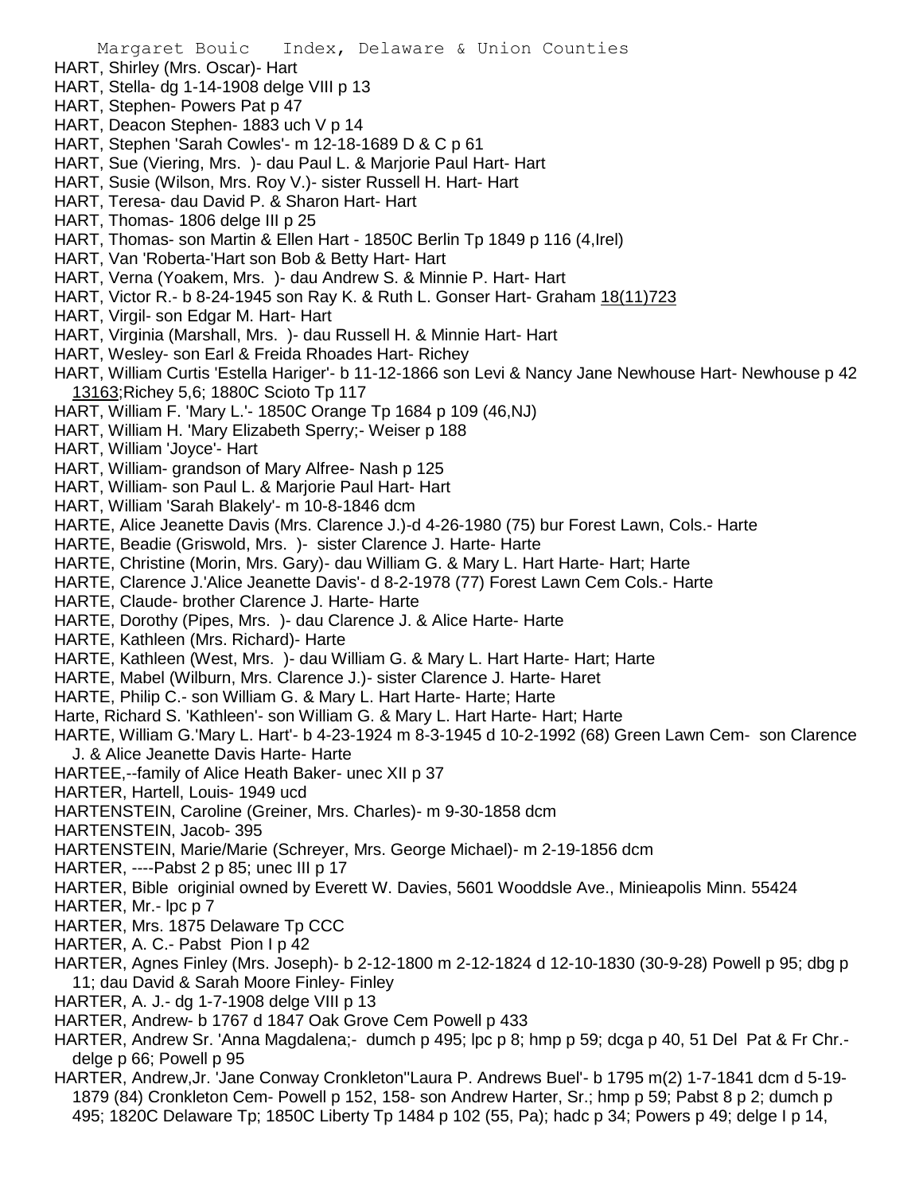HART, Shirley (Mrs. Oscar)- Hart
HART, Stella- dg 1-14-1908 delge VIII p 13
HART, Stephen- Powers Pat p 47
HART, Deacon Stephen- 1883 uch V p 14
HART, Stephen 'Sarah Cowles'- m 12-18-1689 D & C p 61
HART, Sue (Viering, Mrs. )- dau Paul L. & Marjorie Paul Hart- Hart
HART, Susie (Wilson, Mrs. Roy V.)- sister Russell H. Hart- Hart
HART, Teresa- dau David P. & Sharon Hart- Hart
HART, Thomas- 1806 delge III p 25
HART, Thomas- son Martin & Ellen Hart - 1850C Berlin Tp 1849 p 116 (4,Irel)
HART, Van 'Roberta-'Hart son Bob & Betty Hart- Hart
HART, Verna (Yoakem, Mrs. )- dau Andrew S. & Minnie P. Hart- Hart
HART, Victor R.- b 8-24-1945 son Ray K. & Ruth L. Gonser Hart- Graham 18(11)723
HART, Virgil- son Edgar M. Hart- Hart
HART, Virginia (Marshall, Mrs. )- dau Russell H. & Minnie Hart- Hart
HART, Wesley- son Earl & Freida Rhoades Hart- Richey
HART, William Curtis 'Estella Hariger'- b 11-12-1866 son Levi & Nancy Jane Newhouse Hart- Newhouse p 42 13163;Richey 5,6; 1880C Scioto Tp 117
HART, William F. 'Mary L.'- 1850C Orange Tp 1684 p 109 (46,NJ)
HART, William H. 'Mary Elizabeth Sperry;- Weiser p 188
HART, William 'Joyce'- Hart
HART, William- grandson of Mary Alfree- Nash p 125
HART, William- son Paul L. & Marjorie Paul Hart- Hart
HART, William 'Sarah Blakely'- m 10-8-1846 dcm
HARTE, Alice Jeanette Davis (Mrs. Clarence J.)-d 4-26-1980 (75) bur Forest Lawn, Cols.- Harte
HARTE, Beadie (Griswold, Mrs. )- sister Clarence J. Harte- Harte
HARTE, Christine (Morin, Mrs. Gary)- dau William G. & Mary L. Hart Harte- Hart; Harte
HARTE, Clarence J.'Alice Jeanette Davis'- d 8-2-1978 (77) Forest Lawn Cem Cols.- Harte
HARTE, Claude- brother Clarence J. Harte- Harte
HARTE, Dorothy (Pipes, Mrs. )- dau Clarence J. & Alice Harte- Harte
HARTE, Kathleen (Mrs. Richard)- Harte
HARTE, Kathleen (West, Mrs. )- dau William G. & Mary L. Hart Harte- Hart; Harte
HARTE, Mabel (Wilburn, Mrs. Clarence J.)- sister Clarence J. Harte- Haret
HARTE, Philip C.- son William G. & Mary L. Hart Harte- Harte; Harte
Harte, Richard S. 'Kathleen'- son William G. & Mary L. Hart Harte- Hart; Harte
HARTE, William G.'Mary L. Hart'- b 4-23-1924 m 8-3-1945 d 10-2-1992 (68) Green Lawn Cem- son Clarence J. & Alice Jeanette Davis Harte- Harte
HARTEE,--family of Alice Heath Baker- unec XII p 37
HARTER, Hartell, Louis- 1949 ucd
HARTENSTEIN, Caroline (Greiner, Mrs. Charles)- m 9-30-1858 dcm
HARTENSTEIN, Jacob- 395
HARTENSTEIN, Marie/Marie (Schreyer, Mrs. George Michael)- m 2-19-1856 dcm
HARTER, ----Pabst 2 p 85; unec III p 17
HARTER, Bible originial owned by Everett W. Davies, 5601 Wooddsle Ave., Minieapolis Minn. 55424
HARTER, Mr.- lpc p 7
HARTER, Mrs. 1875 Delaware Tp CCC
HARTER, A. C.- Pabst Pion I p 42
HARTER, Agnes Finley (Mrs. Joseph)- b 2-12-1800 m 2-12-1824 d 12-10-1830 (30-9-28) Powell p 95; dbg p 11; dau David & Sarah Moore Finley- Finley
HARTER, A. J.- dg 1-7-1908 delge VIII p 13
HARTER, Andrew- b 1767 d 1847 Oak Grove Cem Powell p 433
HARTER, Andrew Sr. 'Anna Magdalena;- dumch p 495; lpc p 8; hmp p 59; dcga p 40, 51 Del Pat & Fr Chr.- delge p 66; Powell p 95
HARTER, Andrew,Jr. 'Jane Conway Cronkleton''Laura P. Andrews Buel'- b 1795 m(2) 1-7-1841 dcm d 5-19-1879 (84) Cronkleton Cem- Powell p 152, 158- son Andrew Harter, Sr.; hmp p 59; Pabst 8 p 2; dumch p 495; 1820C Delaware Tp; 1850C Liberty Tp 1484 p 102 (55, Pa); hadc p 34; Powers p 49; delge I p 14,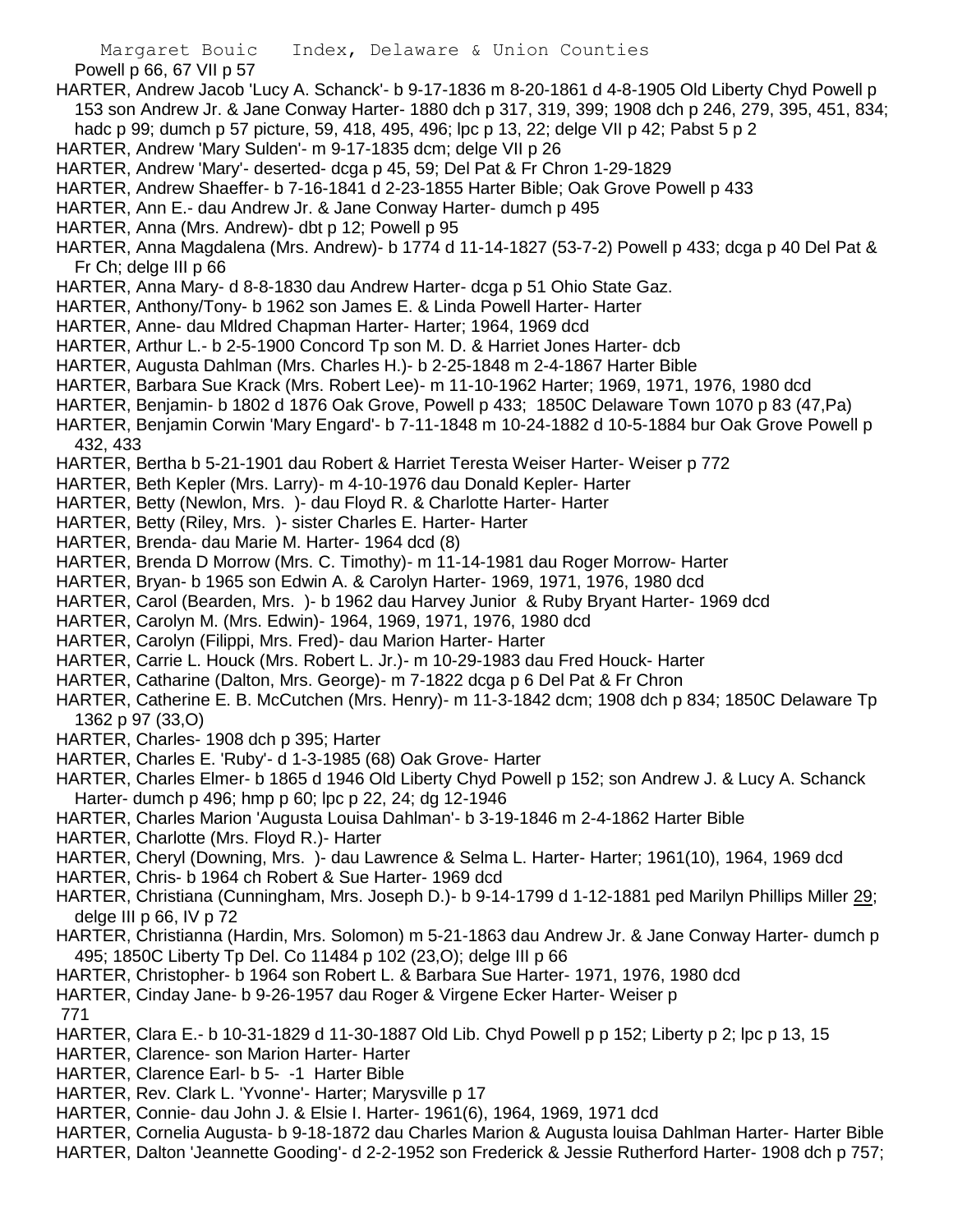Powell p 66, 67 VII p 57

HARTER, Andrew Jacob 'Lucy A. Schanck'- b 9-17-1836 m 8-20-1861 d 4-8-1905 Old Liberty Chyd Powell p 153 son Andrew Jr. & Jane Conway Harter- 1880 dch p 317, 319, 399; 1908 dch p 246, 279, 395, 451, 834; hadc p 99; dumch p 57 picture, 59, 418, 495, 496; lpc p 13, 22; delge VII p 42; Pabst 5 p 2

HARTER, Andrew 'Mary Sulden'- m 9-17-1835 dcm; delge VII p 26

HARTER, Andrew 'Mary'- deserted- dcga p 45, 59; Del Pat & Fr Chron 1-29-1829

HARTER, Andrew Shaeffer- b 7-16-1841 d 2-23-1855 Harter Bible; Oak Grove Powell p 433

HARTER, Ann E.- dau Andrew Jr. & Jane Conway Harter- dumch p 495

HARTER, Anna (Mrs. Andrew)- dbt p 12; Powell p 95

HARTER, Anna Magdalena (Mrs. Andrew)- b 1774 d 11-14-1827 (53-7-2) Powell p 433; dcga p 40 Del Pat & Fr Ch; delge III p 66

HARTER, Anna Mary- d 8-8-1830 dau Andrew Harter- dcga p 51 Ohio State Gaz.

HARTER, Anthony/Tony- b 1962 son James E. & Linda Powell Harter- Harter

HARTER, Anne- dau Mldred Chapman Harter- Harter; 1964, 1969 dcd

HARTER, Arthur L.- b 2-5-1900 Concord Tp son M. D. & Harriet Jones Harter- dcb

HARTER, Augusta Dahlman (Mrs. Charles H.)- b 2-25-1848 m 2-4-1867 Harter Bible

HARTER, Barbara Sue Krack (Mrs. Robert Lee)- m 11-10-1962 Harter; 1969, 1971, 1976, 1980 dcd

HARTER, Benjamin- b 1802 d 1876 Oak Grove, Powell p 433; 1850C Delaware Town 1070 p 83 (47,Pa)

HARTER, Benjamin Corwin 'Mary Engard'- b 7-11-1848 m 10-24-1882 d 10-5-1884 bur Oak Grove Powell p 432, 433

HARTER, Bertha b 5-21-1901 dau Robert & Harriet Teresta Weiser Harter- Weiser p 772

HARTER, Beth Kepler (Mrs. Larry)- m 4-10-1976 dau Donald Kepler- Harter

HARTER, Betty (Newlon, Mrs. )- dau Floyd R. & Charlotte Harter- Harter

HARTER, Betty (Riley, Mrs. )- sister Charles E. Harter- Harter

HARTER, Brenda- dau Marie M. Harter- 1964 dcd (8)

HARTER, Brenda D Morrow (Mrs. C. Timothy)- m 11-14-1981 dau Roger Morrow- Harter

HARTER, Bryan- b 1965 son Edwin A. & Carolyn Harter- 1969, 1971, 1976, 1980 dcd

HARTER, Carol (Bearden, Mrs. )- b 1962 dau Harvey Junior & Ruby Bryant Harter- 1969 dcd

HARTER, Carolyn M. (Mrs. Edwin)- 1964, 1969, 1971, 1976, 1980 dcd

HARTER, Carolyn (Filippi, Mrs. Fred)- dau Marion Harter- Harter

HARTER, Carrie L. Houck (Mrs. Robert L. Jr.)- m 10-29-1983 dau Fred Houck- Harter

HARTER, Catharine (Dalton, Mrs. George)- m 7-1822 dcga p 6 Del Pat & Fr Chron

HARTER, Catherine E. B. McCutchen (Mrs. Henry)- m 11-3-1842 dcm; 1908 dch p 834; 1850C Delaware Tp 1362 p 97 (33,O)

HARTER, Charles- 1908 dch p 395; Harter

HARTER, Charles E. 'Ruby'- d 1-3-1985 (68) Oak Grove- Harter

HARTER, Charles Elmer- b 1865 d 1946 Old Liberty Chyd Powell p 152; son Andrew J. & Lucy A. Schanck Harter- dumch p 496; hmp p 60; lpc p 22, 24; dg 12-1946

HARTER, Charles Marion 'Augusta Louisa Dahlman'- b 3-19-1846 m 2-4-1862 Harter Bible

HARTER, Charlotte (Mrs. Floyd R.)- Harter

HARTER, Cheryl (Downing, Mrs. )- dau Lawrence & Selma L. Harter- Harter; 1961(10), 1964, 1969 dcd

HARTER, Chris- b 1964 ch Robert & Sue Harter- 1969 dcd

HARTER, Christiana (Cunningham, Mrs. Joseph D.)- b 9-14-1799 d 1-12-1881 ped Marilyn Phillips Miller 29; delge III p 66, IV p 72

HARTER, Christianna (Hardin, Mrs. Solomon) m 5-21-1863 dau Andrew Jr. & Jane Conway Harter- dumch p 495; 1850C Liberty Tp Del. Co 11484 p 102 (23,O); delge III p 66

HARTER, Christopher- b 1964 son Robert L. & Barbara Sue Harter- 1971, 1976, 1980 dcd

HARTER, Cinday Jane- b 9-26-1957 dau Roger & Virgene Ecker Harter- Weiser p 771

HARTER, Clara E.- b 10-31-1829 d 11-30-1887 Old Lib. Chyd Powell p p 152; Liberty p 2; lpc p 13, 15

HARTER, Clarence- son Marion Harter- Harter

HARTER, Clarence Earl- b 5- -1 Harter Bible

HARTER, Rev. Clark L. 'Yvonne'- Harter; Marysville p 17

HARTER, Connie- dau John J. & Elsie I. Harter- 1961(6), 1964, 1969, 1971 dcd

HARTER, Cornelia Augusta- b 9-18-1872 dau Charles Marion & Augusta louisa Dahlman Harter- Harter Bible

HARTER, Dalton 'Jeannette Gooding'- d 2-2-1952 son Frederick & Jessie Rutherford Harter- 1908 dch p 757;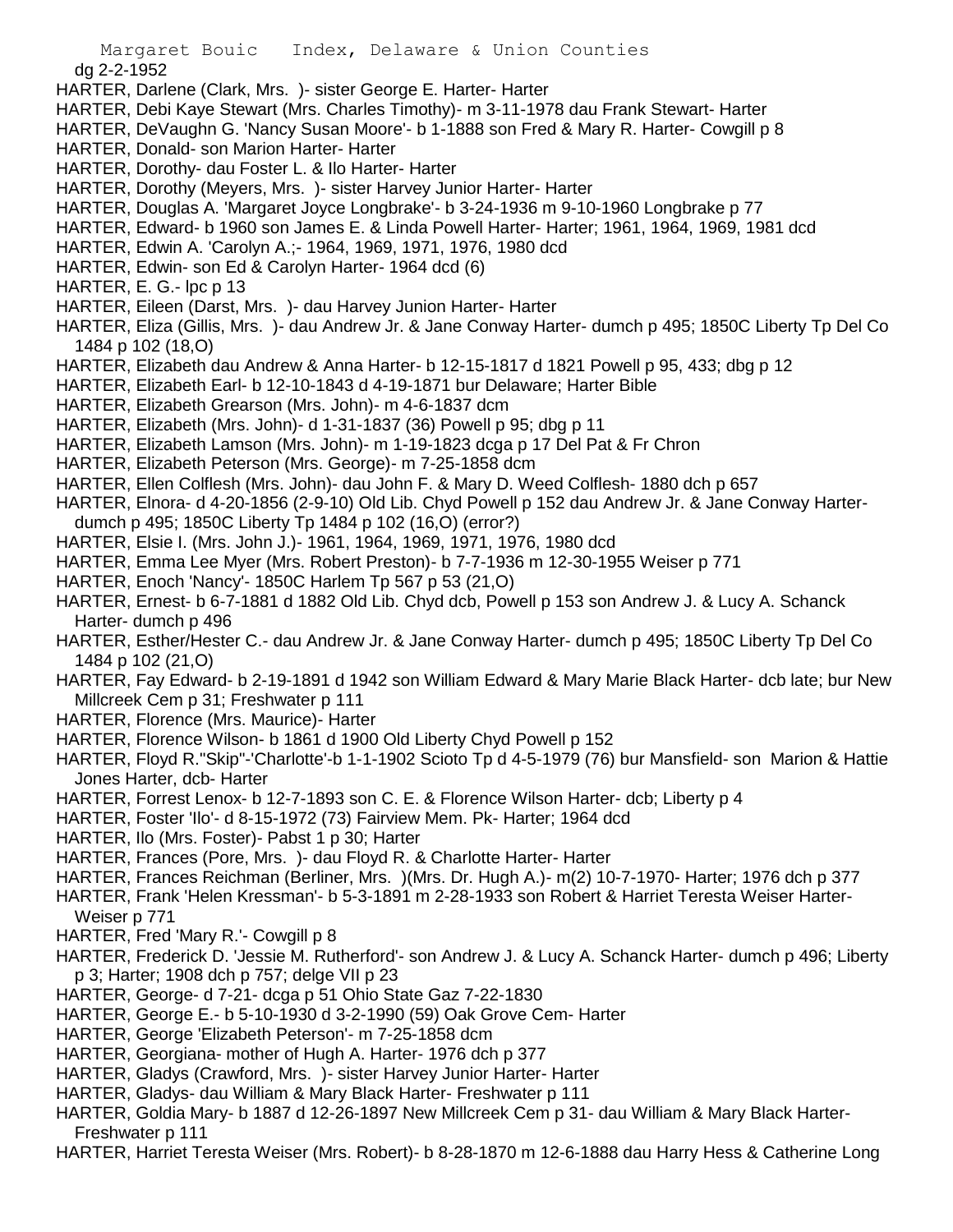dg 2-2-1952

HARTER, Darlene (Clark, Mrs. )- sister George E. Harter- Harter

HARTER, Debi Kaye Stewart (Mrs. Charles Timothy)- m 3-11-1978 dau Frank Stewart- Harter

HARTER, DeVaughn G. 'Nancy Susan Moore'- b 1-1888 son Fred & Mary R. Harter- Cowgill p 8

HARTER, Donald- son Marion Harter- Harter

HARTER, Dorothy- dau Foster L. & Ilo Harter- Harter

HARTER, Dorothy (Meyers, Mrs. )- sister Harvey Junior Harter- Harter

HARTER, Douglas A. 'Margaret Joyce Longbrake'- b 3-24-1936 m 9-10-1960 Longbrake p 77

HARTER, Edward- b 1960 son James E. & Linda Powell Harter- Harter; 1961, 1964, 1969, 1981 dcd

HARTER, Edwin A. 'Carolyn A.;- 1964, 1969, 1971, 1976, 1980 dcd

HARTER, Edwin- son Ed & Carolyn Harter- 1964 dcd (6)

HARTER, E. G.- lpc p 13

HARTER, Eileen (Darst, Mrs. )- dau Harvey Junion Harter- Harter

HARTER, Eliza (Gillis, Mrs. )- dau Andrew Jr. & Jane Conway Harter- dumch p 495; 1850C Liberty Tp Del Co 1484 p 102 (18,O)

HARTER, Elizabeth dau Andrew & Anna Harter- b 12-15-1817 d 1821 Powell p 95, 433; dbg p 12

HARTER, Elizabeth Earl- b 12-10-1843 d 4-19-1871 bur Delaware; Harter Bible

HARTER, Elizabeth Grearson (Mrs. John)- m 4-6-1837 dcm

HARTER, Elizabeth (Mrs. John)- d 1-31-1837 (36) Powell p 95; dbg p 11

HARTER, Elizabeth Lamson (Mrs. John)- m 1-19-1823 dcga p 17 Del Pat & Fr Chron

HARTER, Elizabeth Peterson (Mrs. George)- m 7-25-1858 dcm

HARTER, Ellen Colflesh (Mrs. John)- dau John F. & Mary D. Weed Colflesh- 1880 dch p 657

HARTER, Elnora- d 4-20-1856 (2-9-10) Old Lib. Chyd Powell p 152 dau Andrew Jr. & Jane Conway Harter- dumch p 495; 1850C Liberty Tp 1484 p 102 (16,O) (error?)

HARTER, Elsie I. (Mrs. John J.)- 1961, 1964, 1969, 1971, 1976, 1980 dcd

HARTER, Emma Lee Myer (Mrs. Robert Preston)- b 7-7-1936 m 12-30-1955 Weiser p 771

HARTER, Enoch 'Nancy'- 1850C Harlem Tp 567 p 53 (21,O)

HARTER, Ernest- b 6-7-1881 d 1882 Old Lib. Chyd dcb, Powell p 153 son Andrew J. & Lucy A. Schanck Harter- dumch p 496

HARTER, Esther/Hester C.- dau Andrew Jr. & Jane Conway Harter- dumch p 495; 1850C Liberty Tp Del Co 1484 p 102 (21,O)

HARTER, Fay Edward- b 2-19-1891 d 1942 son William Edward & Mary Marie Black Harter- dcb late; bur New Millcreek Cem p 31; Freshwater p 111

HARTER, Florence (Mrs. Maurice)- Harter

HARTER, Florence Wilson- b 1861 d 1900 Old Liberty Chyd Powell p 152

HARTER, Floyd R."Skip"-'Charlotte'-b 1-1-1902 Scioto Tp d 4-5-1979 (76) bur Mansfield- son Marion & Hattie Jones Harter, dcb- Harter

HARTER, Forrest Lenox- b 12-7-1893 son C. E. & Florence Wilson Harter- dcb; Liberty p 4

HARTER, Foster 'Ilo'- d 8-15-1972 (73) Fairview Mem. Pk- Harter; 1964 dcd

HARTER, Ilo (Mrs. Foster)- Pabst 1 p 30; Harter

HARTER, Frances (Pore, Mrs. )- dau Floyd R. & Charlotte Harter- Harter

HARTER, Frances Reichman (Berliner, Mrs. )(Mrs. Dr. Hugh A.)- m(2) 10-7-1970- Harter; 1976 dch p 377

HARTER, Frank 'Helen Kressman'- b 5-3-1891 m 2-28-1933 son Robert & Harriet Teresta Weiser Harter- Weiser p 771

HARTER, Fred 'Mary R.'- Cowgill p 8

HARTER, Frederick D. 'Jessie M. Rutherford'- son Andrew J. & Lucy A. Schanck Harter- dumch p 496; Liberty p 3; Harter; 1908 dch p 757; delge VII p 23

HARTER, George- d 7-21- dcga p 51 Ohio State Gaz 7-22-1830

HARTER, George E.- b 5-10-1930 d 3-2-1990 (59) Oak Grove Cem- Harter

HARTER, George 'Elizabeth Peterson'- m 7-25-1858 dcm

HARTER, Georgiana- mother of Hugh A. Harter- 1976 dch p 377

HARTER, Gladys (Crawford, Mrs. )- sister Harvey Junior Harter- Harter

HARTER, Gladys- dau William & Mary Black Harter- Freshwater p 111

HARTER, Goldia Mary- b 1887 d 12-26-1897 New Millcreek Cem p 31- dau William & Mary Black Harter- Freshwater p 111

HARTER, Harriet Teresta Weiser (Mrs. Robert)- b 8-28-1870 m 12-6-1888 dau Harry Hess & Catherine Long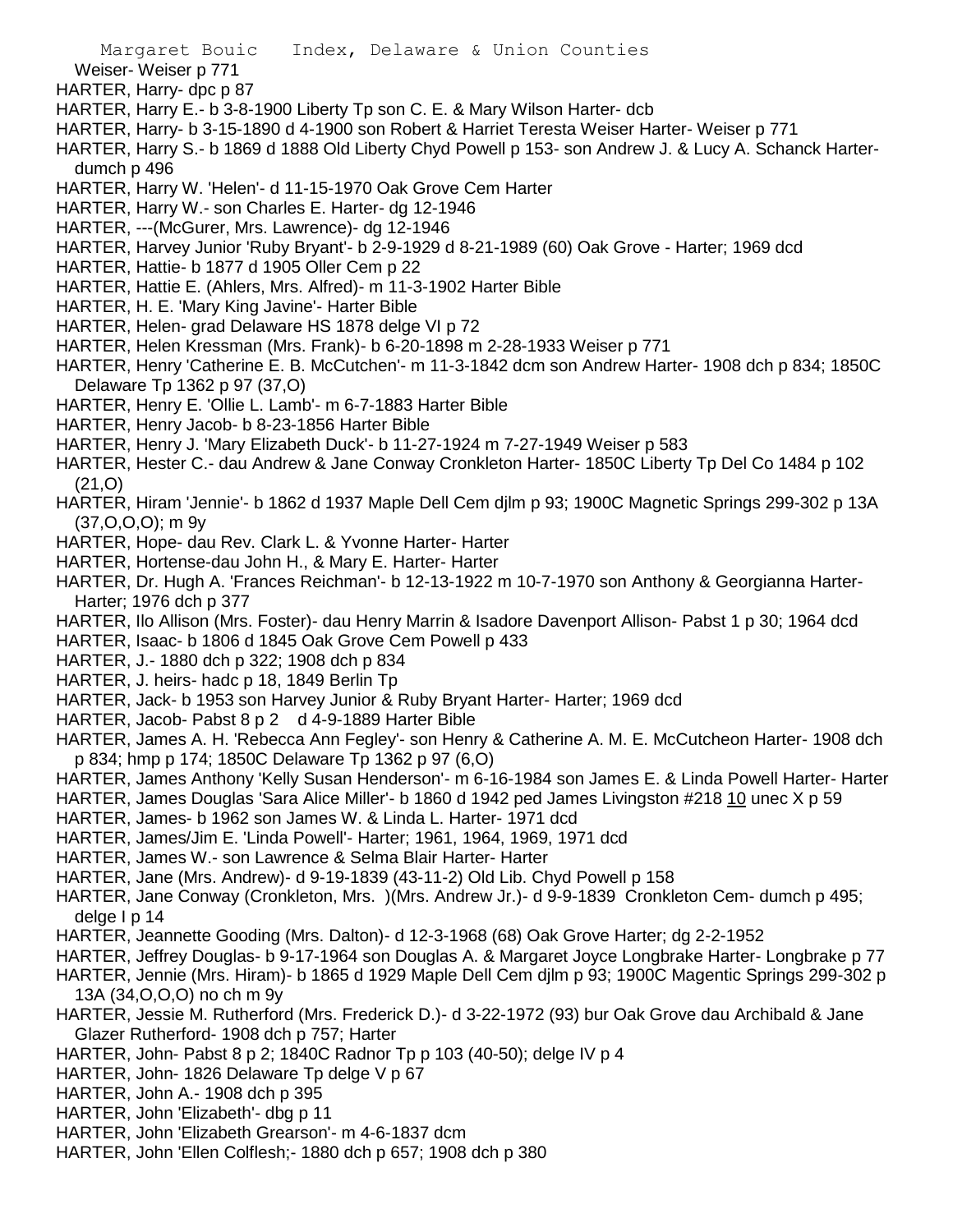Weiser- Weiser p 771

HARTER, Harry- dpc p 87

HARTER, Harry E.- b 3-8-1900 Liberty Tp son C. E. & Mary Wilson Harter- dcb

HARTER, Harry- b 3-15-1890 d 4-1900 son Robert & Harriet Teresta Weiser Harter- Weiser p 771

HARTER, Harry S.- b 1869 d 1888 Old Liberty Chyd Powell p 153- son Andrew J. & Lucy A. Schanck Harter- dumch p 496

HARTER, Harry W. 'Helen'- d 11-15-1970 Oak Grove Cem Harter

HARTER, Harry W.- son Charles E. Harter- dg 12-1946

HARTER, ---(McGurer, Mrs. Lawrence)- dg 12-1946

HARTER, Harvey Junior 'Ruby Bryant'- b 2-9-1929 d 8-21-1989 (60) Oak Grove - Harter; 1969 dcd

HARTER, Hattie- b 1877 d 1905 Oller Cem p 22

HARTER, Hattie E. (Ahlers, Mrs. Alfred)- m 11-3-1902 Harter Bible

HARTER, H. E. 'Mary King Javine'- Harter Bible

HARTER, Helen- grad Delaware HS 1878 delge VI p 72

HARTER, Helen Kressman (Mrs. Frank)- b 6-20-1898 m 2-28-1933 Weiser p 771

HARTER, Henry 'Catherine E. B. McCutchen'- m 11-3-1842 dcm son Andrew Harter- 1908 dch p 834; 1850C Delaware Tp 1362 p 97 (37,O)

HARTER, Henry E. 'Ollie L. Lamb'- m 6-7-1883 Harter Bible

HARTER, Henry Jacob- b 8-23-1856 Harter Bible

HARTER, Henry J. 'Mary Elizabeth Duck'- b 11-27-1924 m 7-27-1949 Weiser p 583

HARTER, Hester C.- dau Andrew & Jane Conway Cronkleton Harter- 1850C Liberty Tp Del Co 1484 p 102 (21,O)

HARTER, Hiram 'Jennie'- b 1862 d 1937 Maple Dell Cem djlm p 93; 1900C Magnetic Springs 299-302 p 13A (37,O,O,O); m 9y

HARTER, Hope- dau Rev. Clark L. & Yvonne Harter- Harter

HARTER, Hortense-dau John H., & Mary E. Harter- Harter

HARTER, Dr. Hugh A. 'Frances Reichman'- b 12-13-1922 m 10-7-1970 son Anthony & Georgianna Harter- Harter; 1976 dch p 377

HARTER, Ilo Allison (Mrs. Foster)- dau Henry Marrin & Isadore Davenport Allison- Pabst 1 p 30; 1964 dcd

HARTER, Isaac- b 1806 d 1845 Oak Grove Cem Powell p 433

HARTER, J.- 1880 dch p 322; 1908 dch p 834

HARTER, J. heirs- hadc p 18, 1849 Berlin Tp

HARTER, Jack- b 1953 son Harvey Junior & Ruby Bryant Harter- Harter; 1969 dcd

HARTER, Jacob- Pabst 8 p 2 d 4-9-1889 Harter Bible

HARTER, James A. H. 'Rebecca Ann Fegley'- son Henry & Catherine A. M. E. McCutcheon Harter- 1908 dch p 834; hmp p 174; 1850C Delaware Tp 1362 p 97 (6,O)

HARTER, James Anthony 'Kelly Susan Henderson'- m 6-16-1984 son James E. & Linda Powell Harter- Harter

HARTER, James Douglas 'Sara Alice Miller'- b 1860 d 1942 ped James Livingston #218 10 unec X p 59

HARTER, James- b 1962 son James W. & Linda L. Harter- 1971 dcd

HARTER, James/Jim E. 'Linda Powell'- Harter; 1961, 1964, 1969, 1971 dcd

HARTER, James W.- son Lawrence & Selma Blair Harter- Harter

HARTER, Jane (Mrs. Andrew)- d 9-19-1839 (43-11-2) Old Lib. Chyd Powell p 158

HARTER, Jane Conway (Cronkleton, Mrs. )(Mrs. Andrew Jr.)- d 9-9-1839 Cronkleton Cem- dumch p 495; delge I p 14

HARTER, Jeannette Gooding (Mrs. Dalton)- d 12-3-1968 (68) Oak Grove Harter; dg 2-2-1952

HARTER, Jeffrey Douglas- b 9-17-1964 son Douglas A. & Margaret Joyce Longbrake Harter- Longbrake p 77

HARTER, Jennie (Mrs. Hiram)- b 1865 d 1929 Maple Dell Cem djlm p 93; 1900C Magentic Springs 299-302 p 13A (34,O,O,O) no ch m 9y

HARTER, Jessie M. Rutherford (Mrs. Frederick D.)- d 3-22-1972 (93) bur Oak Grove dau Archibald & Jane Glazer Rutherford- 1908 dch p 757; Harter

HARTER, John- Pabst 8 p 2; 1840C Radnor Tp p 103 (40-50); delge IV p 4

HARTER, John- 1826 Delaware Tp delge V p 67

HARTER, John A.- 1908 dch p 395

HARTER, John 'Elizabeth'- dbg p 11

HARTER, John 'Elizabeth Grearson'- m 4-6-1837 dcm

HARTER, John 'Ellen Colflesh;- 1880 dch p 657; 1908 dch p 380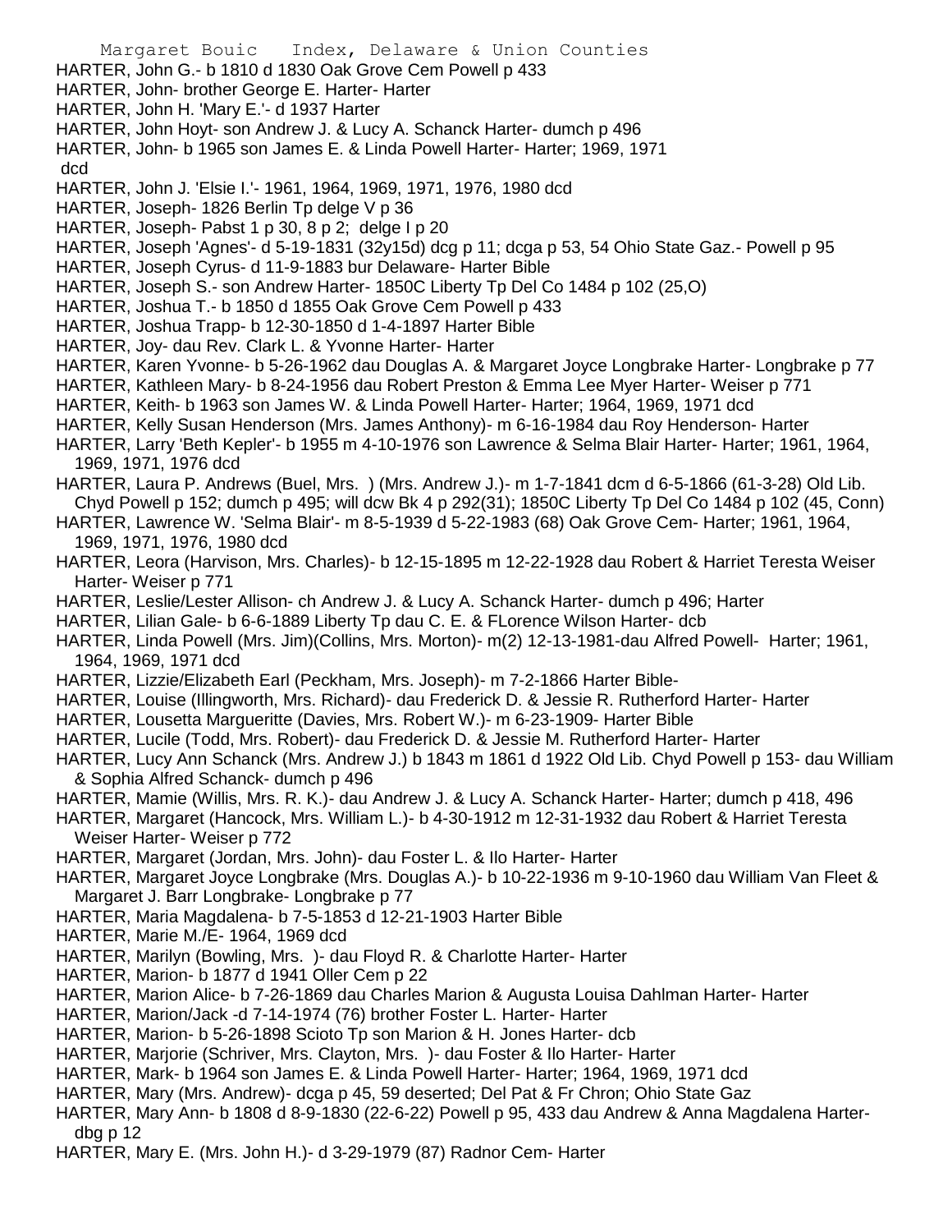HARTER, John G.- b 1810 d 1830 Oak Grove Cem Powell p 433
HARTER, John- brother George E. Harter- Harter
HARTER, John H. 'Mary E.'- d 1937 Harter
HARTER, John Hoyt- son Andrew J. & Lucy A. Schanck Harter- dumch p 496
HARTER, John- b 1965 son James E. & Linda Powell Harter- Harter; 1969, 1971 dcd
HARTER, John J. 'Elsie I.'- 1961, 1964, 1969, 1971, 1976, 1980 dcd
HARTER, Joseph- 1826 Berlin Tp delge V p 36
HARTER, Joseph- Pabst 1 p 30, 8 p 2; delge I p 20
HARTER, Joseph 'Agnes'- d 5-19-1831 (32y15d) dcg p 11; dcga p 53, 54 Ohio State Gaz.- Powell p 95
HARTER, Joseph Cyrus- d 11-9-1883 bur Delaware- Harter Bible
HARTER, Joseph S.- son Andrew Harter- 1850C Liberty Tp Del Co 1484 p 102 (25,O)
HARTER, Joshua T.- b 1850 d 1855 Oak Grove Cem Powell p 433
HARTER, Joshua Trapp- b 12-30-1850 d 1-4-1897 Harter Bible
HARTER, Joy- dau Rev. Clark L. & Yvonne Harter- Harter
HARTER, Karen Yvonne- b 5-26-1962 dau Douglas A. & Margaret Joyce Longbrake Harter- Longbrake p 77
HARTER, Kathleen Mary- b 8-24-1956 dau Robert Preston & Emma Lee Myer Harter- Weiser p 771
HARTER, Keith- b 1963 son James W. & Linda Powell Harter- Harter; 1964, 1969, 1971 dcd
HARTER, Kelly Susan Henderson (Mrs. James Anthony)- m 6-16-1984 dau Roy Henderson- Harter
HARTER, Larry 'Beth Kepler'- b 1955 m 4-10-1976 son Lawrence & Selma Blair Harter- Harter; 1961, 1964, 1969, 1971, 1976 dcd
HARTER, Laura P. Andrews (Buel, Mrs. ) (Mrs. Andrew J.)- m 1-7-1841 dcm d 6-5-1866 (61-3-28) Old Lib. Chyd Powell p 152; dumch p 495; will dcw Bk 4 p 292(31); 1850C Liberty Tp Del Co 1484 p 102 (45, Conn)
HARTER, Lawrence W. 'Selma Blair'- m 8-5-1939 d 5-22-1983 (68) Oak Grove Cem- Harter; 1961, 1964, 1969, 1971, 1976, 1980 dcd
HARTER, Leora (Harvison, Mrs. Charles)- b 12-15-1895 m 12-22-1928 dau Robert & Harriet Teresta Weiser Harter- Weiser p 771
HARTER, Leslie/Lester Allison- ch Andrew J. & Lucy A. Schanck Harter- dumch p 496; Harter
HARTER, Lilian Gale- b 6-6-1889 Liberty Tp dau C. E. & FLorence Wilson Harter- dcb
HARTER, Linda Powell (Mrs. Jim)(Collins, Mrs. Morton)- m(2) 12-13-1981-dau Alfred Powell- Harter; 1961, 1964, 1969, 1971 dcd
HARTER, Lizzie/Elizabeth Earl (Peckham, Mrs. Joseph)- m 7-2-1866 Harter Bible-
HARTER, Louise (Illingworth, Mrs. Richard)- dau Frederick D. & Jessie R. Rutherford Harter- Harter
HARTER, Lousetta Margueritte (Davies, Mrs. Robert W.)- m 6-23-1909- Harter Bible
HARTER, Lucile (Todd, Mrs. Robert)- dau Frederick D. & Jessie M. Rutherford Harter- Harter
HARTER, Lucy Ann Schanck (Mrs. Andrew J.) b 1843 m 1861 d 1922 Old Lib. Chyd Powell p 153- dau William & Sophia Alfred Schanck- dumch p 496
HARTER, Mamie (Willis, Mrs. R. K.)- dau Andrew J. & Lucy A. Schanck Harter- Harter; dumch p 418, 496
HARTER, Margaret (Hancock, Mrs. William L.)- b 4-30-1912 m 12-31-1932 dau Robert & Harriet Teresta Weiser Harter- Weiser p 772
HARTER, Margaret (Jordan, Mrs. John)- dau Foster L. & Ilo Harter- Harter
HARTER, Margaret Joyce Longbrake (Mrs. Douglas A.)- b 10-22-1936 m 9-10-1960 dau William Van Fleet & Margaret J. Barr Longbrake- Longbrake p 77
HARTER, Maria Magdalena- b 7-5-1853 d 12-21-1903 Harter Bible
HARTER, Marie M./E- 1964, 1969 dcd
HARTER, Marilyn (Bowling, Mrs. )- dau Floyd R. & Charlotte Harter- Harter
HARTER, Marion- b 1877 d 1941 Oller Cem p 22
HARTER, Marion Alice- b 7-26-1869 dau Charles Marion & Augusta Louisa Dahlman Harter- Harter
HARTER, Marion/Jack -d 7-14-1974 (76) brother Foster L. Harter- Harter
HARTER, Marion- b 5-26-1898 Scioto Tp son Marion & H. Jones Harter- dcb
HARTER, Marjorie (Schriver, Mrs. Clayton, Mrs. )- dau Foster & Ilo Harter- Harter
HARTER, Mark- b 1964 son James E. & Linda Powell Harter- Harter; 1964, 1969, 1971 dcd
HARTER, Mary (Mrs. Andrew)- dcga p 45, 59 deserted; Del Pat & Fr Chron; Ohio State Gaz
HARTER, Mary Ann- b 1808 d 8-9-1830 (22-6-22) Powell p 95, 433 dau Andrew & Anna Magdalena Harter- dbg p 12
HARTER, Mary E. (Mrs. John H.)- d 3-29-1979 (87) Radnor Cem- Harter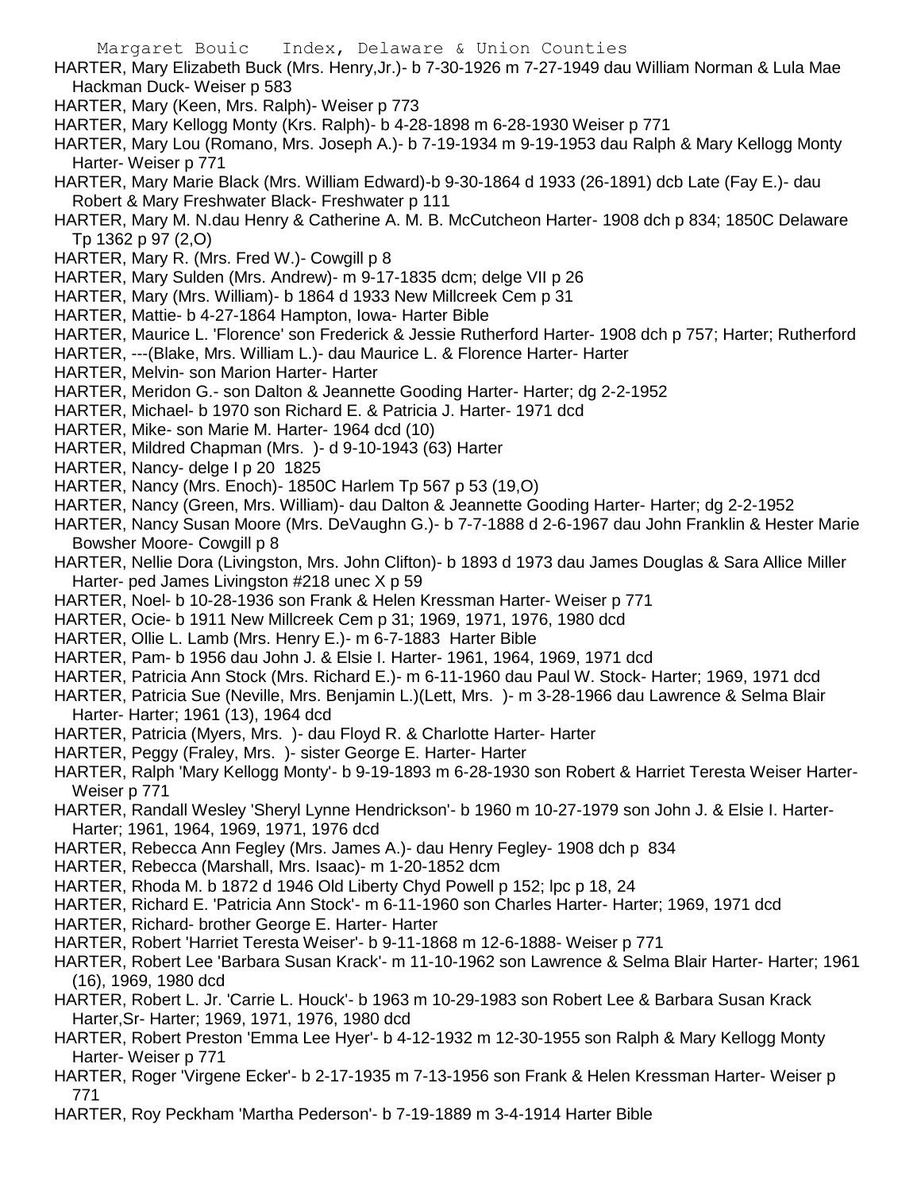HARTER, Mary Elizabeth Buck (Mrs. Henry,Jr.)- b 7-30-1926 m 7-27-1949 dau William Norman & Lula Mae Hackman Duck- Weiser p 583

HARTER, Mary (Keen, Mrs. Ralph)- Weiser p 773

HARTER, Mary Kellogg Monty (Krs. Ralph)- b 4-28-1898 m 6-28-1930 Weiser p 771

HARTER, Mary Lou (Romano, Mrs. Joseph A.)- b 7-19-1934 m 9-19-1953 dau Ralph & Mary Kellogg Monty Harter- Weiser p 771

HARTER, Mary Marie Black (Mrs. William Edward)-b 9-30-1864 d 1933 (26-1891) dcb Late (Fay E.)- dau Robert & Mary Freshwater Black- Freshwater p 111

HARTER, Mary M. N.dau Henry & Catherine A. M. B. McCutcheon Harter- 1908 dch p 834; 1850C Delaware Tp 1362 p 97 (2,O)

HARTER, Mary R. (Mrs. Fred W.)- Cowgill p 8

HARTER, Mary Sulden (Mrs. Andrew)- m 9-17-1835 dcm; delge VII p 26

HARTER, Mary (Mrs. William)- b 1864 d 1933 New Millcreek Cem p 31

HARTER, Mattie- b 4-27-1864 Hampton, Iowa- Harter Bible

HARTER, Maurice L. 'Florence' son Frederick & Jessie Rutherford Harter- 1908 dch p 757; Harter; Rutherford

HARTER, ---(Blake, Mrs. William L.)- dau Maurice L. & Florence Harter- Harter

HARTER, Melvin- son Marion Harter- Harter

HARTER, Meridon G.- son Dalton & Jeannette Gooding Harter- Harter; dg 2-2-1952

HARTER, Michael- b 1970 son Richard E. & Patricia J. Harter- 1971 dcd

HARTER, Mike- son Marie M. Harter- 1964 dcd (10)

HARTER, Mildred Chapman (Mrs. )- d 9-10-1943 (63) Harter

HARTER, Nancy- delge I p 20 1825

HARTER, Nancy (Mrs. Enoch)- 1850C Harlem Tp 567 p 53 (19,O)

HARTER, Nancy (Green, Mrs. William)- dau Dalton & Jeannette Gooding Harter- Harter; dg 2-2-1952

HARTER, Nancy Susan Moore (Mrs. DeVaughn G.)- b 7-7-1888 d 2-6-1967 dau John Franklin & Hester Marie Bowsher Moore- Cowgill p 8

HARTER, Nellie Dora (Livingston, Mrs. John Clifton)- b 1893 d 1973 dau James Douglas & Sara Allice Miller Harter- ped James Livingston #218 unec X p 59

HARTER, Noel- b 10-28-1936 son Frank & Helen Kressman Harter- Weiser p 771

HARTER, Ocie- b 1911 New Millcreek Cem p 31; 1969, 1971, 1976, 1980 dcd

HARTER, Ollie L. Lamb (Mrs. Henry E.)- m 6-7-1883 Harter Bible

HARTER, Pam- b 1956 dau John J. & Elsie I. Harter- 1961, 1964, 1969, 1971 dcd

HARTER, Patricia Ann Stock (Mrs. Richard E.)- m 6-11-1960 dau Paul W. Stock- Harter; 1969, 1971 dcd

HARTER, Patricia Sue (Neville, Mrs. Benjamin L.)(Lett, Mrs. )- m 3-28-1966 dau Lawrence & Selma Blair Harter- Harter; 1961 (13), 1964 dcd

HARTER, Patricia (Myers, Mrs. )- dau Floyd R. & Charlotte Harter- Harter

HARTER, Peggy (Fraley, Mrs. )- sister George E. Harter- Harter

HARTER, Ralph 'Mary Kellogg Monty'- b 9-19-1893 m 6-28-1930 son Robert & Harriet Teresta Weiser Harter- Weiser p 771

HARTER, Randall Wesley 'Sheryl Lynne Hendrickson'- b 1960 m 10-27-1979 son John J. & Elsie I. Harter- Harter; 1961, 1964, 1969, 1971, 1976 dcd

HARTER, Rebecca Ann Fegley (Mrs. James A.)- dau Henry Fegley- 1908 dch p 834

HARTER, Rebecca (Marshall, Mrs. Isaac)- m 1-20-1852 dcm

HARTER, Rhoda M. b 1872 d 1946 Old Liberty Chyd Powell p 152; lpc p 18, 24

HARTER, Richard E. 'Patricia Ann Stock'- m 6-11-1960 son Charles Harter- Harter; 1969, 1971 dcd

HARTER, Richard- brother George E. Harter- Harter

HARTER, Robert 'Harriet Teresta Weiser'- b 9-11-1868 m 12-6-1888- Weiser p 771

HARTER, Robert Lee 'Barbara Susan Krack'- m 11-10-1962 son Lawrence & Selma Blair Harter- Harter; 1961 (16), 1969, 1980 dcd

HARTER, Robert L. Jr. 'Carrie L. Houck'- b 1963 m 10-29-1983 son Robert Lee & Barbara Susan Krack Harter,Sr- Harter; 1969, 1971, 1976, 1980 dcd

HARTER, Robert Preston 'Emma Lee Hyer'- b 4-12-1932 m 12-30-1955 son Ralph & Mary Kellogg Monty Harter- Weiser p 771

HARTER, Roger 'Virgene Ecker'- b 2-17-1935 m 7-13-1956 son Frank & Helen Kressman Harter- Weiser p 771

HARTER, Roy Peckham 'Martha Pederson'- b 7-19-1889 m 3-4-1914 Harter Bible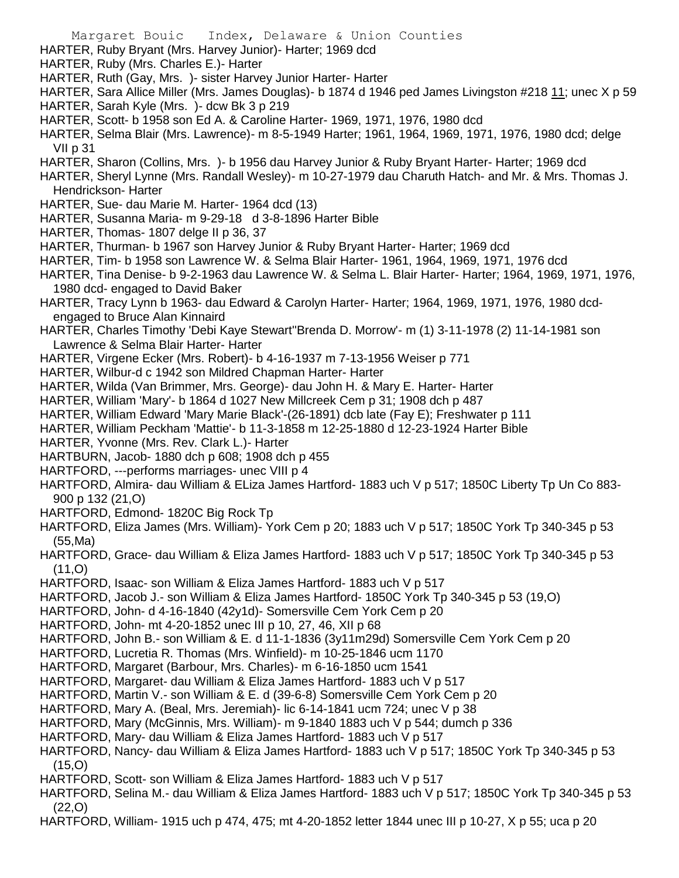HARTER, Ruby Bryant (Mrs. Harvey Junior)- Harter; 1969 dcd

HARTER, Ruby (Mrs. Charles E.)- Harter

HARTER, Ruth (Gay, Mrs. )- sister Harvey Junior Harter- Harter

HARTER, Sara Allice Miller (Mrs. James Douglas)- b 1874 d 1946 ped James Livingston #218 11; unec X p 59

HARTER, Sarah Kyle (Mrs. )- dcw Bk 3 p 219

HARTER, Scott- b 1958 son Ed A. & Caroline Harter- 1969, 1971, 1976, 1980 dcd

HARTER, Selma Blair (Mrs. Lawrence)- m 8-5-1949 Harter; 1961, 1964, 1969, 1971, 1976, 1980 dcd; delge VII p 31

HARTER, Sharon (Collins, Mrs. )- b 1956 dau Harvey Junior & Ruby Bryant Harter- Harter; 1969 dcd

HARTER, Sheryl Lynne (Mrs. Randall Wesley)- m 10-27-1979 dau Charuth Hatch- and Mr. & Mrs. Thomas J. Hendrickson- Harter

HARTER, Sue- dau Marie M. Harter- 1964 dcd (13)

HARTER, Susanna Maria- m 9-29-18 d 3-8-1896 Harter Bible

HARTER, Thomas- 1807 delge II p 36, 37

HARTER, Thurman- b 1967 son Harvey Junior & Ruby Bryant Harter- Harter; 1969 dcd

HARTER, Tim- b 1958 son Lawrence W. & Selma Blair Harter- 1961, 1964, 1969, 1971, 1976 dcd

HARTER, Tina Denise- b 9-2-1963 dau Lawrence W. & Selma L. Blair Harter- Harter; 1964, 1969, 1971, 1976, 1980 dcd- engaged to David Baker

HARTER, Tracy Lynn b 1963- dau Edward & Carolyn Harter- Harter; 1964, 1969, 1971, 1976, 1980 dcd- engaged to Bruce Alan Kinnaird

HARTER, Charles Timothy 'Debi Kaye Stewart''Brenda D. Morrow'- m (1) 3-11-1978 (2) 11-14-1981 son Lawrence & Selma Blair Harter- Harter

HARTER, Virgene Ecker (Mrs. Robert)- b 4-16-1937 m 7-13-1956 Weiser p 771

HARTER, Wilbur-d c 1942 son Mildred Chapman Harter- Harter

HARTER, Wilda (Van Brimmer, Mrs. George)- dau John H. & Mary E. Harter- Harter

HARTER, William 'Mary'- b 1864 d 1027 New Millcreek Cem p 31; 1908 dch p 487

HARTER, William Edward 'Mary Marie Black'-(26-1891) dcb late (Fay E); Freshwater p 111

HARTER, William Peckham 'Mattie'- b 11-3-1858 m 12-25-1880 d 12-23-1924 Harter Bible

HARTER, Yvonne (Mrs. Rev. Clark L.)- Harter

HARTBURN, Jacob- 1880 dch p 608; 1908 dch p 455

HARTFORD, ---performs marriages- unec VIII p 4

HARTFORD, Almira- dau William & ELiza James Hartford- 1883 uch V p 517; 1850C Liberty Tp Un Co 883-900 p 132 (21,O)

HARTFORD, Edmond- 1820C Big Rock Tp

HARTFORD, Eliza James (Mrs. William)- York Cem p 20; 1883 uch V p 517; 1850C York Tp 340-345 p 53 (55,Ma)

HARTFORD, Grace- dau William & Eliza James Hartford- 1883 uch V p 517; 1850C York Tp 340-345 p 53 (11,O)

HARTFORD, Isaac- son William & Eliza James Hartford- 1883 uch V p 517

HARTFORD, Jacob J.- son William & Eliza James Hartford- 1850C York Tp 340-345 p 53 (19,O)

HARTFORD, John- d 4-16-1840 (42y1d)- Somersville Cem York Cem p 20

HARTFORD, John- mt 4-20-1852 unec III p 10, 27, 46, XII p 68

HARTFORD, John B.- son William & E. d 11-1-1836 (3y11m29d) Somersville Cem York Cem p 20

HARTFORD, Lucretia R. Thomas (Mrs. Winfield)- m 10-25-1846 ucm 1170

HARTFORD, Margaret (Barbour, Mrs. Charles)- m 6-16-1850 ucm 1541

HARTFORD, Margaret- dau William & Eliza James Hartford- 1883 uch V p 517

HARTFORD, Martin V.- son William & E. d (39-6-8) Somersville Cem York Cem p 20

HARTFORD, Mary A. (Beal, Mrs. Jeremiah)- lic 6-14-1841 ucm 724; unec V p 38

HARTFORD, Mary (McGinnis, Mrs. William)- m 9-1840 1883 uch V p 544; dumch p 336

HARTFORD, Mary- dau William & Eliza James Hartford- 1883 uch V p 517

HARTFORD, Nancy- dau William & Eliza James Hartford- 1883 uch V p 517; 1850C York Tp 340-345 p 53 (15,O)

HARTFORD, Scott- son William & Eliza James Hartford- 1883 uch V p 517

HARTFORD, Selina M.- dau William & Eliza James Hartford- 1883 uch V p 517; 1850C York Tp 340-345 p 53 (22,O)

HARTFORD, William- 1915 uch p 474, 475; mt 4-20-1852 letter 1844 unec III p 10-27, X p 55; uca p 20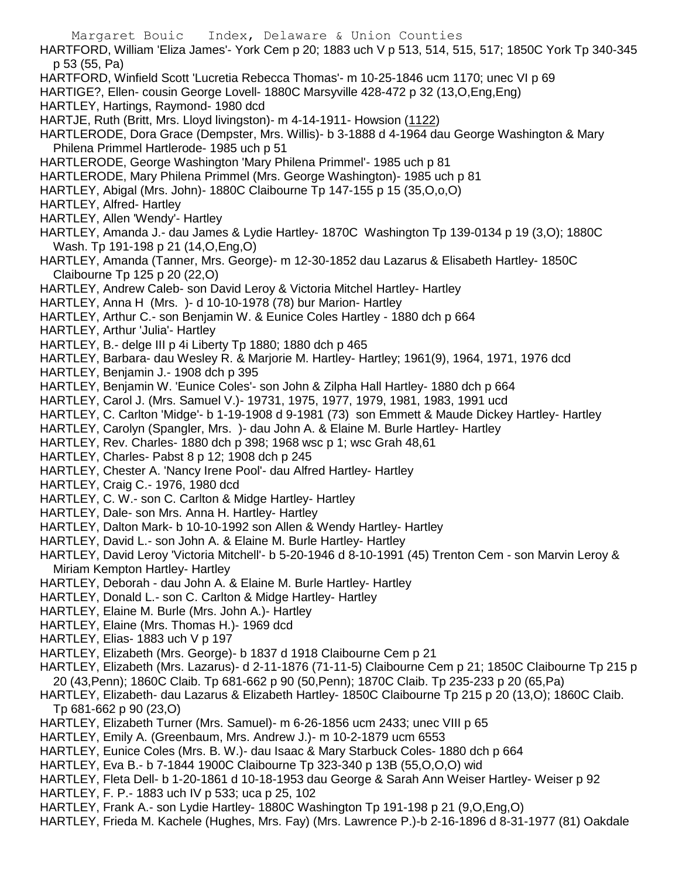HARTFORD, William 'Eliza James'- York Cem p 20; 1883 uch V p 513, 514, 515, 517; 1850C York Tp 340-345 p 53 (55, Pa)

HARTFORD, Winfield Scott 'Lucretia Rebecca Thomas'- m 10-25-1846 ucm 1170; unec VI p 69

HARTIGE?, Ellen- cousin George Lovell- 1880C Marsyville 428-472 p 32 (13,O,Eng,Eng)

HARTLEY, Hartings, Raymond- 1980 dcd

HARTJE, Ruth (Britt, Mrs. Lloyd livingston)- m 4-14-1911- Howsion (1122)

HARTLERODE, Dora Grace (Dempster, Mrs. Willis)- b 3-1888 d 4-1964 dau George Washington & Mary Philena Primmel Hartlerode- 1985 uch p 51

HARTLERODE, George Washington 'Mary Philena Primmel'- 1985 uch p 81

HARTLERODE, Mary Philena Primmel (Mrs. George Washington)- 1985 uch p 81

HARTLEY, Abigal (Mrs. John)- 1880C Claibourne Tp 147-155 p 15 (35,O,o,O)

HARTLEY, Alfred- Hartley

HARTLEY, Allen 'Wendy'- Hartley

HARTLEY, Amanda J.- dau James & Lydie Hartley- 1870C Washington Tp 139-0134 p 19 (3,O); 1880C Wash. Tp 191-198 p 21 (14,O,Eng,O)

HARTLEY, Amanda (Tanner, Mrs. George)- m 12-30-1852 dau Lazarus & Elisabeth Hartley- 1850C Claibourne Tp 125 p 20 (22,O)

HARTLEY, Andrew Caleb- son David Leroy & Victoria Mitchel Hartley- Hartley

HARTLEY, Anna H (Mrs. )- d 10-10-1978 (78) bur Marion- Hartley

HARTLEY, Arthur C.- son Benjamin W. & Eunice Coles Hartley - 1880 dch p 664

HARTLEY, Arthur 'Julia'- Hartley

HARTLEY, B.- delge III p 4i Liberty Tp 1880; 1880 dch p 465

HARTLEY, Barbara- dau Wesley R. & Marjorie M. Hartley- Hartley; 1961(9), 1964, 1971, 1976 dcd

HARTLEY, Benjamin J.- 1908 dch p 395

HARTLEY, Benjamin W. 'Eunice Coles'- son John & Zilpha Hall Hartley- 1880 dch p 664

HARTLEY, Carol J. (Mrs. Samuel V.)- 19731, 1975, 1977, 1979, 1981, 1983, 1991 ucd

HARTLEY, C. Carlton 'Midge'- b 1-19-1908 d 9-1981 (73) son Emmett & Maude Dickey Hartley- Hartley

HARTLEY, Carolyn (Spangler, Mrs. )- dau John A. & Elaine M. Burle Hartley- Hartley

HARTLEY, Rev. Charles- 1880 dch p 398; 1968 wsc p 1; wsc Grah 48,61

HARTLEY, Charles- Pabst 8 p 12; 1908 dch p 245

HARTLEY, Chester A. 'Nancy Irene Pool'- dau Alfred Hartley- Hartley

HARTLEY, Craig C.- 1976, 1980 dcd

HARTLEY, C. W.- son C. Carlton & Midge Hartley- Hartley

HARTLEY, Dale- son Mrs. Anna H. Hartley- Hartley

HARTLEY, Dalton Mark- b 10-10-1992 son Allen & Wendy Hartley- Hartley

HARTLEY, David L.- son John A. & Elaine M. Burle Hartley- Hartley

HARTLEY, David Leroy 'Victoria Mitchell'- b 5-20-1946 d 8-10-1991 (45) Trenton Cem - son Marvin Leroy & Miriam Kempton Hartley- Hartley

HARTLEY, Deborah - dau John A. & Elaine M. Burle Hartley- Hartley

HARTLEY, Donald L.- son C. Carlton & Midge Hartley- Hartley

HARTLEY, Elaine M. Burle (Mrs. John A.)- Hartley

HARTLEY, Elaine (Mrs. Thomas H.)- 1969 dcd

HARTLEY, Elias- 1883 uch V p 197

HARTLEY, Elizabeth (Mrs. George)- b 1837 d 1918 Claibourne Cem p 21

HARTLEY, Elizabeth (Mrs. Lazarus)- d 2-11-1876 (71-11-5) Claibourne Cem p 21; 1850C Claibourne Tp 215 p 20 (43,Penn); 1860C Claib. Tp 681-662 p 90 (50,Penn); 1870C Claib. Tp 235-233 p 20 (65,Pa)

HARTLEY, Elizabeth- dau Lazarus & Elizabeth Hartley- 1850C Claibourne Tp 215 p 20 (13,O); 1860C Claib. Tp 681-662 p 90 (23,O)

HARTLEY, Elizabeth Turner (Mrs. Samuel)- m 6-26-1856 ucm 2433; unec VIII p 65

HARTLEY, Emily A. (Greenbaum, Mrs. Andrew J.)- m 10-2-1879 ucm 6553

HARTLEY, Eunice Coles (Mrs. B. W.)- dau Isaac & Mary Starbuck Coles- 1880 dch p 664

HARTLEY, Eva B.- b 7-1844 1900C Claibourne Tp 323-340 p 13B (55,O,O,O) wid

HARTLEY, Fleta Dell- b 1-20-1861 d 10-18-1953 dau George & Sarah Ann Weiser Hartley- Weiser p 92

HARTLEY, F. P.- 1883 uch IV p 533; uca p 25, 102

HARTLEY, Frank A.- son Lydie Hartley- 1880C Washington Tp 191-198 p 21 (9,O,Eng,O)

HARTLEY, Frieda M. Kachele (Hughes, Mrs. Fay) (Mrs. Lawrence P.)-b 2-16-1896 d 8-31-1977 (81) Oakdale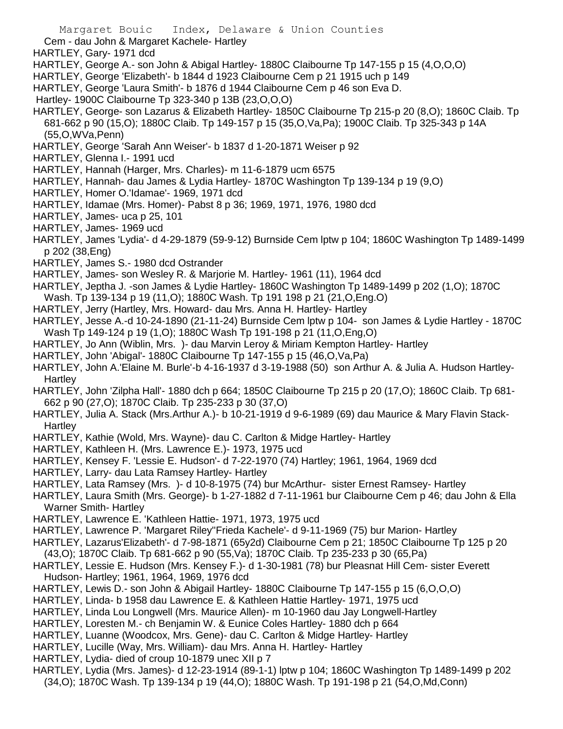Cem - dau John & Margaret Kachele- Hartley

HARTLEY, Gary- 1971 dcd

HARTLEY, George A.- son John & Abigal Hartley- 1880C Claibourne Tp 147-155 p 15 (4,O,O,O)

HARTLEY, George 'Elizabeth'- b 1844 d 1923 Claibourne Cem p 21 1915 uch p 149

HARTLEY, George 'Laura Smith'- b 1876 d 1944 Claibourne Cem p 46 son Eva D. Hartley- 1900C Claibourne Tp 323-340 p 13B (23,O,O,O)

HARTLEY, George- son Lazarus & Elizabeth Hartley- 1850C Claibourne Tp 215-p 20 (8,O); 1860C Claib. Tp 681-662 p 90 (15,O); 1880C Claib. Tp 149-157 p 15 (35,O,Va,Pa); 1900C Claib. Tp 325-343 p 14A (55,O,WVa,Penn)

HARTLEY, George 'Sarah Ann Weiser'- b 1837 d 1-20-1871 Weiser p 92

HARTLEY, Glenna I.- 1991 ucd

HARTLEY, Hannah (Harger, Mrs. Charles)- m 11-6-1879 ucm 6575

HARTLEY, Hannah- dau James & Lydia Hartley- 1870C Washington Tp 139-134 p 19 (9,O)

HARTLEY, Homer O.'Idamae'- 1969, 1971 dcd

HARTLEY, Idamae (Mrs. Homer)- Pabst 8 p 36; 1969, 1971, 1976, 1980 dcd

HARTLEY, James- uca p 25, 101

HARTLEY, James- 1969 ucd

HARTLEY, James 'Lydia'- d 4-29-1879 (59-9-12) Burnside Cem lptw p 104; 1860C Washington Tp 1489-1499 p 202 (38,Eng)

HARTLEY, James S.- 1980 dcd Ostrander

HARTLEY, James- son Wesley R. & Marjorie M. Hartley- 1961 (11), 1964 dcd

HARTLEY, Jeptha J. -son James & Lydie Hartley- 1860C Washington Tp 1489-1499 p 202 (1,O); 1870C Wash. Tp 139-134 p 19 (11,O); 1880C Wash. Tp 191 198 p 21 (21,O,Eng.O)

HARTLEY, Jerry (Hartley, Mrs. Howard- dau Mrs. Anna H. Hartley- Hartley

HARTLEY, Jesse A.-d 10-24-1890 (21-11-24) Burnside Cem lptw p 104- son James & Lydie Hartley - 1870C Wash Tp 149-124 p 19 (1,O); 1880C Wash Tp 191-198 p 21 (11,O,Eng,O)

HARTLEY, Jo Ann (Wiblin, Mrs. )- dau Marvin Leroy & Miriam Kempton Hartley- Hartley

HARTLEY, John 'Abigal'- 1880C Claibourne Tp 147-155 p 15 (46,O,Va,Pa)

HARTLEY, John A.'Elaine M. Burle'-b 4-16-1937 d 3-19-1988 (50) son Arthur A. & Julia A. Hudson Hartley- Hartley

HARTLEY, John 'Zilpha Hall'- 1880 dch p 664; 1850C Claibourne Tp 215 p 20 (17,O); 1860C Claib. Tp 681-662 p 90 (27,O); 1870C Claib. Tp 235-233 p 30 (37,O)

HARTLEY, Julia A. Stack (Mrs.Arthur A.)- b 10-21-1919 d 9-6-1989 (69) dau Maurice & Mary Flavin Stack- Hartley

HARTLEY, Kathie (Wold, Mrs. Wayne)- dau C. Carlton & Midge Hartley- Hartley

HARTLEY, Kathleen H. (Mrs. Lawrence E.)- 1973, 1975 ucd

HARTLEY, Kensey F. 'Lessie E. Hudson'- d 7-22-1970 (74) Hartley; 1961, 1964, 1969 dcd

HARTLEY, Larry- dau Lata Ramsey Hartley- Hartley

HARTLEY, Lata Ramsey (Mrs. )- d 10-8-1975 (74) bur McArthur- sister Ernest Ramsey- Hartley

HARTLEY, Laura Smith (Mrs. George)- b 1-27-1882 d 7-11-1961 bur Claibourne Cem p 46; dau John & Ella Warner Smith- Hartley

HARTLEY, Lawrence E. 'Kathleen Hattie- 1971, 1973, 1975 ucd

HARTLEY, Lawrence P. 'Margaret Riley''Frieda Kachele'- d 9-11-1969 (75) bur Marion- Hartley

HARTLEY, Lazarus'Elizabeth'- d 7-98-1871 (65y2d) Claibourne Cem p 21; 1850C Claibourne Tp 125 p 20 (43,O); 1870C Claib. Tp 681-662 p 90 (55,Va); 1870C Claib. Tp 235-233 p 30 (65,Pa)

HARTLEY, Lessie E. Hudson (Mrs. Kensey F.)- d 1-30-1981 (78) bur Pleasnat Hill Cem- sister Everett Hudson- Hartley; 1961, 1964, 1969, 1976 dcd

HARTLEY, Lewis D.- son John & Abigail Hartley- 1880C Claibourne Tp 147-155 p 15 (6,O,O,O)

HARTLEY, Linda- b 1958 dau Lawrence E. & Kathleen Hattie Hartley- 1971, 1975 ucd

HARTLEY, Linda Lou Longwell (Mrs. Maurice Allen)- m 10-1960 dau Jay Longwell-Hartley

HARTLEY, Loresten M.- ch Benjamin W. & Eunice Coles Hartley- 1880 dch p 664

HARTLEY, Luanne (Woodcox, Mrs. Gene)- dau C. Carlton & Midge Hartley- Hartley

HARTLEY, Lucille (Way, Mrs. William)- dau Mrs. Anna H. Hartley- Hartley

HARTLEY, Lydia- died of croup 10-1879 unec XII p 7

HARTLEY, Lydia (Mrs. James)- d 12-23-1914 (89-1-1) lptw p 104; 1860C Washington Tp 1489-1499 p 202 (34,O); 1870C Wash. Tp 139-134 p 19 (44,O); 1880C Wash. Tp 191-198 p 21 (54,O,Md,Conn)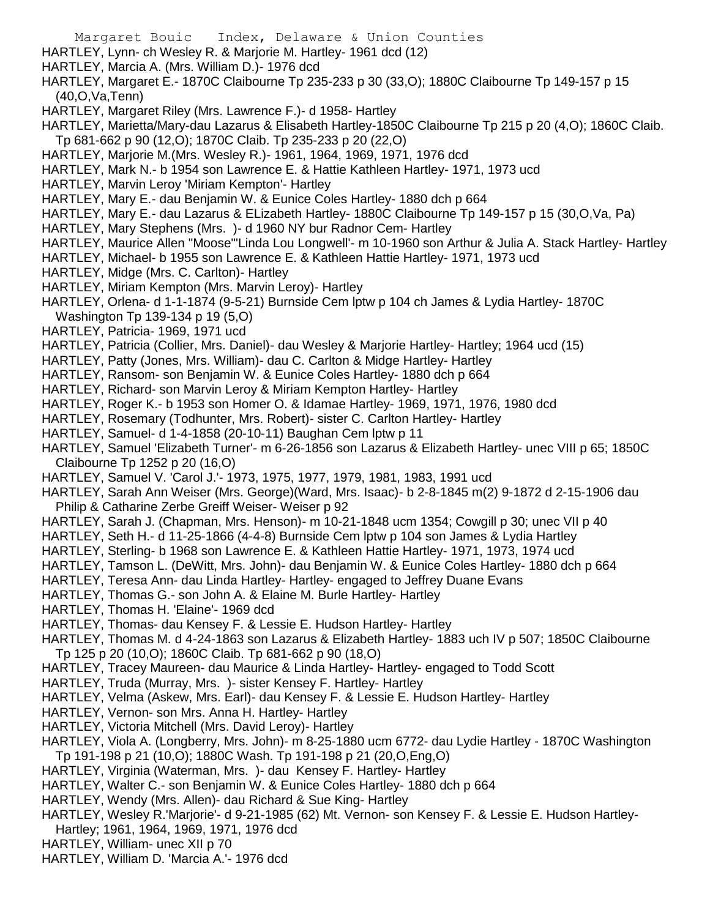HARTLEY, Lynn- ch Wesley R. & Marjorie M. Hartley- 1961 dcd (12)
HARTLEY, Marcia A. (Mrs. William D.)- 1976 dcd
HARTLEY, Margaret E.- 1870C Claibourne Tp 235-233 p 30 (33,O); 1880C Claibourne Tp 149-157 p 15 (40,O,Va,Tenn)
HARTLEY, Margaret Riley (Mrs. Lawrence F.)- d 1958- Hartley
HARTLEY, Marietta/Mary-dau Lazarus & Elisabeth Hartley-1850C Claibourne Tp 215 p 20 (4,O); 1860C Claib. Tp 681-662 p 90 (12,O); 1870C Claib. Tp 235-233 p 20 (22,O)
HARTLEY, Marjorie M.(Mrs. Wesley R.)- 1961, 1964, 1969, 1971, 1976 dcd
HARTLEY, Mark N.- b 1954 son Lawrence E. & Hattie Kathleen Hartley- 1971, 1973 ucd
HARTLEY, Marvin Leroy 'Miriam Kempton'- Hartley
HARTLEY, Mary E.- dau Benjamin W. & Eunice Coles Hartley- 1880 dch p 664
HARTLEY, Mary E.- dau Lazarus & ELizabeth Hartley- 1880C Claibourne Tp 149-157 p 15 (30,O,Va, Pa)
HARTLEY, Mary Stephens (Mrs. )- d 1960 NY bur Radnor Cem- Hartley
HARTLEY, Maurice Allen "Moose"'Linda Lou Longwell'- m 10-1960 son Arthur & Julia A. Stack Hartley- Hartley
HARTLEY, Michael- b 1955 son Lawrence E. & Kathleen Hattie Hartley- 1971, 1973 ucd
HARTLEY, Midge (Mrs. C. Carlton)- Hartley
HARTLEY, Miriam Kempton (Mrs. Marvin Leroy)- Hartley
HARTLEY, Orlena- d 1-1-1874 (9-5-21) Burnside Cem lptw p 104 ch James & Lydia Hartley- 1870C Washington Tp 139-134 p 19 (5,O)
HARTLEY, Patricia- 1969, 1971 ucd
HARTLEY, Patricia (Collier, Mrs. Daniel)- dau Wesley & Marjorie Hartley- Hartley; 1964 ucd (15)
HARTLEY, Patty (Jones, Mrs. William)- dau C. Carlton & Midge Hartley- Hartley
HARTLEY, Ransom- son Benjamin W. & Eunice Coles Hartley- 1880 dch p 664
HARTLEY, Richard- son Marvin Leroy & Miriam Kempton Hartley- Hartley
HARTLEY, Roger K.- b 1953 son Homer O. & Idamae Hartley- 1969, 1971, 1976, 1980 dcd
HARTLEY, Rosemary (Todhunter, Mrs. Robert)- sister C. Carlton Hartley- Hartley
HARTLEY, Samuel- d 1-4-1858 (20-10-11) Baughan Cem lptw p 11
HARTLEY, Samuel 'Elizabeth Turner'- m 6-26-1856 son Lazarus & Elizabeth Hartley- unec VIII p 65; 1850C Claibourne Tp 1252 p 20 (16,O)
HARTLEY, Samuel V. 'Carol J.'- 1973, 1975, 1977, 1979, 1981, 1983, 1991 ucd
HARTLEY, Sarah Ann Weiser (Mrs. George)(Ward, Mrs. Isaac)- b 2-8-1845 m(2) 9-1872 d 2-15-1906 dau Philip & Catharine Zerbe Greiff Weiser- Weiser p 92
HARTLEY, Sarah J. (Chapman, Mrs. Henson)- m 10-21-1848 ucm 1354; Cowgill p 30; unec VII p 40
HARTLEY, Seth H.- d 11-25-1866 (4-4-8) Burnside Cem lptw p 104 son James & Lydia Hartley
HARTLEY, Sterling- b 1968 son Lawrence E. & Kathleen Hattie Hartley- 1971, 1973, 1974 ucd
HARTLEY, Tamson L. (DeWitt, Mrs. John)- dau Benjamin W. & Eunice Coles Hartley- 1880 dch p 664
HARTLEY, Teresa Ann- dau Linda Hartley- Hartley- engaged to Jeffrey Duane Evans
HARTLEY, Thomas G.- son John A. & Elaine M. Burle Hartley- Hartley
HARTLEY, Thomas H. 'Elaine'- 1969 dcd
HARTLEY, Thomas- dau Kensey F. & Lessie E. Hudson Hartley- Hartley
HARTLEY, Thomas M. d 4-24-1863 son Lazarus & Elizabeth Hartley- 1883 uch IV p 507; 1850C Claibourne Tp 125 p 20 (10,O); 1860C Claib. Tp 681-662 p 90 (18,O)
HARTLEY, Tracey Maureen- dau Maurice & Linda Hartley- Hartley- engaged to Todd Scott
HARTLEY, Truda (Murray, Mrs. )- sister Kensey F. Hartley- Hartley
HARTLEY, Velma (Askew, Mrs. Earl)- dau Kensey F. & Lessie E. Hudson Hartley- Hartley
HARTLEY, Vernon- son Mrs. Anna H. Hartley- Hartley
HARTLEY, Victoria Mitchell (Mrs. David Leroy)- Hartley
HARTLEY, Viola A. (Longberry, Mrs. John)- m 8-25-1880 ucm 6772- dau Lydie Hartley - 1870C Washington Tp 191-198 p 21 (10,O); 1880C Wash. Tp 191-198 p 21 (20,O,Eng,O)
HARTLEY, Virginia (Waterman, Mrs. )- dau Kensey F. Hartley- Hartley
HARTLEY, Walter C.- son Benjamin W. & Eunice Coles Hartley- 1880 dch p 664
HARTLEY, Wendy (Mrs. Allen)- dau Richard & Sue King- Hartley
HARTLEY, Wesley R.'Marjorie'- d 9-21-1985 (62) Mt. Vernon- son Kensey F. & Lessie E. Hudson Hartley- Hartley; 1961, 1964, 1969, 1971, 1976 dcd
HARTLEY, William- unec XII p 70
HARTLEY, William D. 'Marcia A.'- 1976 dcd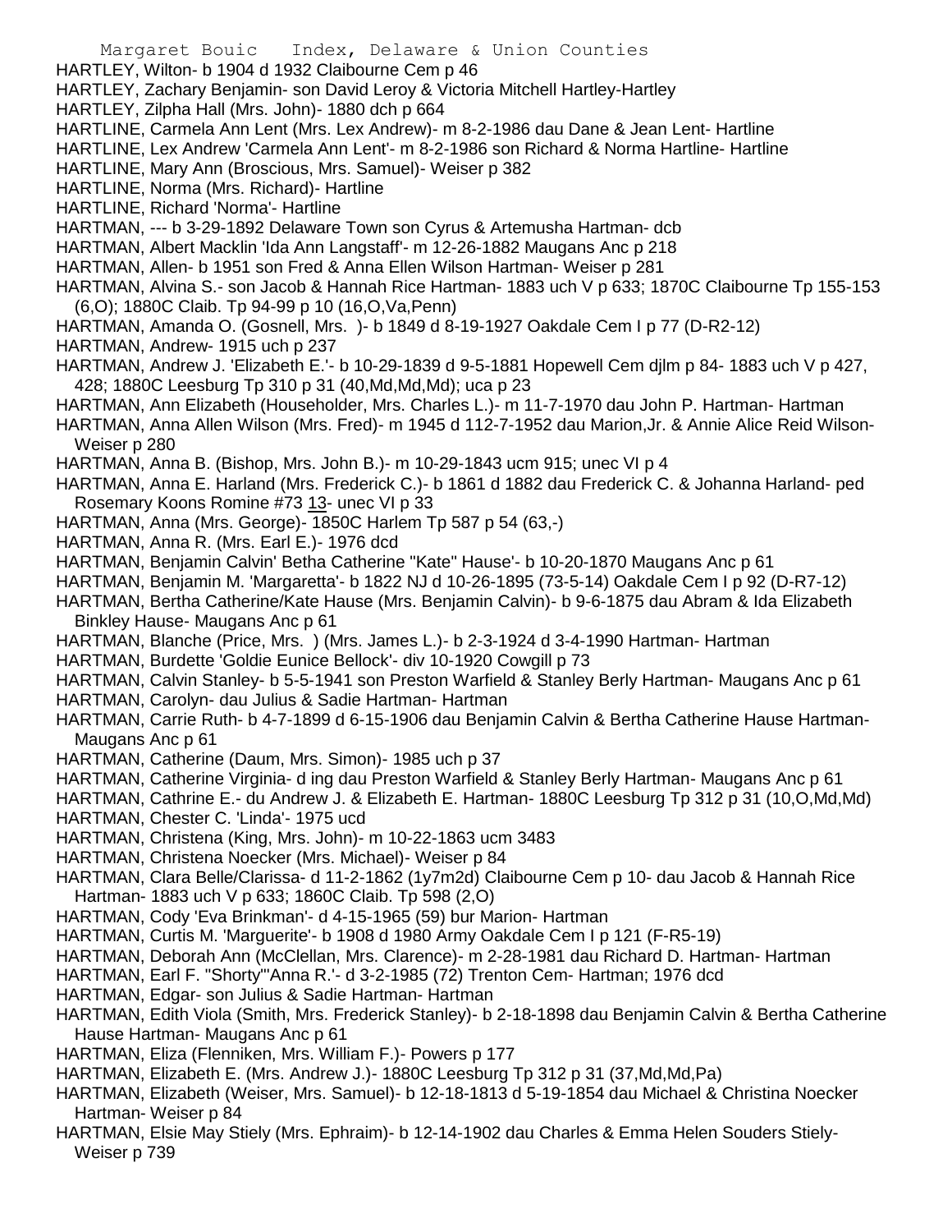HARTLEY, Wilton- b 1904 d 1932 Claibourne Cem p 46
HARTLEY, Zachary Benjamin- son David Leroy & Victoria Mitchell Hartley-Hartley
HARTLEY, Zilpha Hall (Mrs. John)- 1880 dch p 664
HARTLINE, Carmela Ann Lent (Mrs. Lex Andrew)- m 8-2-1986 dau Dane & Jean Lent- Hartline
HARTLINE, Lex Andrew 'Carmela Ann Lent'- m 8-2-1986 son Richard & Norma Hartline- Hartline
HARTLINE, Mary Ann (Broscious, Mrs. Samuel)- Weiser p 382
HARTLINE, Norma (Mrs. Richard)- Hartline
HARTLINE, Richard 'Norma'- Hartline
HARTMAN, --- b 3-29-1892 Delaware Town son Cyrus & Artemusha Hartman- dcb
HARTMAN, Albert Macklin 'Ida Ann Langstaff'- m 12-26-1882 Maugans Anc p 218
HARTMAN, Allen- b 1951 son Fred & Anna Ellen Wilson Hartman- Weiser p 281
HARTMAN, Alvina S.- son Jacob & Hannah Rice Hartman- 1883 uch V p 633; 1870C Claibourne Tp 155-153 (6,O); 1880C Claib. Tp 94-99 p 10 (16,O,Va,Penn)
HARTMAN, Amanda O. (Gosnell, Mrs. )- b 1849 d 8-19-1927 Oakdale Cem I p 77 (D-R2-12)
HARTMAN, Andrew- 1915 uch p 237
HARTMAN, Andrew J. 'Elizabeth E.'- b 10-29-1839 d 9-5-1881 Hopewell Cem djlm p 84- 1883 uch V p 427, 428; 1880C Leesburg Tp 310 p 31 (40,Md,Md,Md); uca p 23
HARTMAN, Ann Elizabeth (Householder, Mrs. Charles L.)- m 11-7-1970 dau John P. Hartman- Hartman
HARTMAN, Anna Allen Wilson (Mrs. Fred)- m 1945 d 112-7-1952 dau Marion,Jr. & Annie Alice Reid Wilson- Weiser p 280
HARTMAN, Anna B. (Bishop, Mrs. John B.)- m 10-29-1843 ucm 915; unec VI p 4
HARTMAN, Anna E. Harland (Mrs. Frederick C.)- b 1861 d 1882 dau Frederick C. & Johanna Harland- ped Rosemary Koons Romine #73 13- unec VI p 33
HARTMAN, Anna (Mrs. George)- 1850C Harlem Tp 587 p 54 (63,-)
HARTMAN, Anna R. (Mrs. Earl E.)- 1976 dcd
HARTMAN, Benjamin Calvin' Betha Catherine "Kate" Hause'- b 10-20-1870 Maugans Anc p 61
HARTMAN, Benjamin M. 'Margaretta'- b 1822 NJ d 10-26-1895 (73-5-14) Oakdale Cem I p 92 (D-R7-12)
HARTMAN, Bertha Catherine/Kate Hause (Mrs. Benjamin Calvin)- b 9-6-1875 dau Abram & Ida Elizabeth Binkley Hause- Maugans Anc p 61
HARTMAN, Blanche (Price, Mrs. ) (Mrs. James L.)- b 2-3-1924 d 3-4-1990 Hartman- Hartman
HARTMAN, Burdette 'Goldie Eunice Bellock'- div 10-1920 Cowgill p 73
HARTMAN, Calvin Stanley- b 5-5-1941 son Preston Warfield & Stanley Berly Hartman- Maugans Anc p 61
HARTMAN, Carolyn- dau Julius & Sadie Hartman- Hartman
HARTMAN, Carrie Ruth- b 4-7-1899 d 6-15-1906 dau Benjamin Calvin & Bertha Catherine Hause Hartman- Maugans Anc p 61
HARTMAN, Catherine (Daum, Mrs. Simon)- 1985 uch p 37
HARTMAN, Catherine Virginia- d ing dau Preston Warfield & Stanley Berly Hartman- Maugans Anc p 61
HARTMAN, Cathrine E.- du Andrew J. & Elizabeth E. Hartman- 1880C Leesburg Tp 312 p 31 (10,O,Md,Md)
HARTMAN, Chester C. 'Linda'- 1975 ucd
HARTMAN, Christena (King, Mrs. John)- m 10-22-1863 ucm 3483
HARTMAN, Christena Noecker (Mrs. Michael)- Weiser p 84
HARTMAN, Clara Belle/Clarissa- d 11-2-1862 (1y7m2d) Claibourne Cem p 10- dau Jacob & Hannah Rice Hartman- 1883 uch V p 633; 1860C Claib. Tp 598 (2,O)
HARTMAN, Cody 'Eva Brinkman'- d 4-15-1965 (59) bur Marion- Hartman
HARTMAN, Curtis M. 'Marguerite'- b 1908 d 1980 Army Oakdale Cem I p 121 (F-R5-19)
HARTMAN, Deborah Ann (McClellan, Mrs. Clarence)- m 2-28-1981 dau Richard D. Hartman- Hartman
HARTMAN, Earl F. "Shorty"'Anna R.'- d 3-2-1985 (72) Trenton Cem- Hartman; 1976 dcd
HARTMAN, Edgar- son Julius & Sadie Hartman- Hartman
HARTMAN, Edith Viola (Smith, Mrs. Frederick Stanley)- b 2-18-1898 dau Benjamin Calvin & Bertha Catherine Hause Hartman- Maugans Anc p 61
HARTMAN, Eliza (Flenniken, Mrs. William F.)- Powers p 177
HARTMAN, Elizabeth E. (Mrs. Andrew J.)- 1880C Leesburg Tp 312 p 31 (37,Md,Md,Pa)
HARTMAN, Elizabeth (Weiser, Mrs. Samuel)- b 12-18-1813 d 5-19-1854 dau Michael & Christina Noecker Hartman- Weiser p 84
HARTMAN, Elsie May Stiely (Mrs. Ephraim)- b 12-14-1902 dau Charles & Emma Helen Souders Stiely- Weiser p 739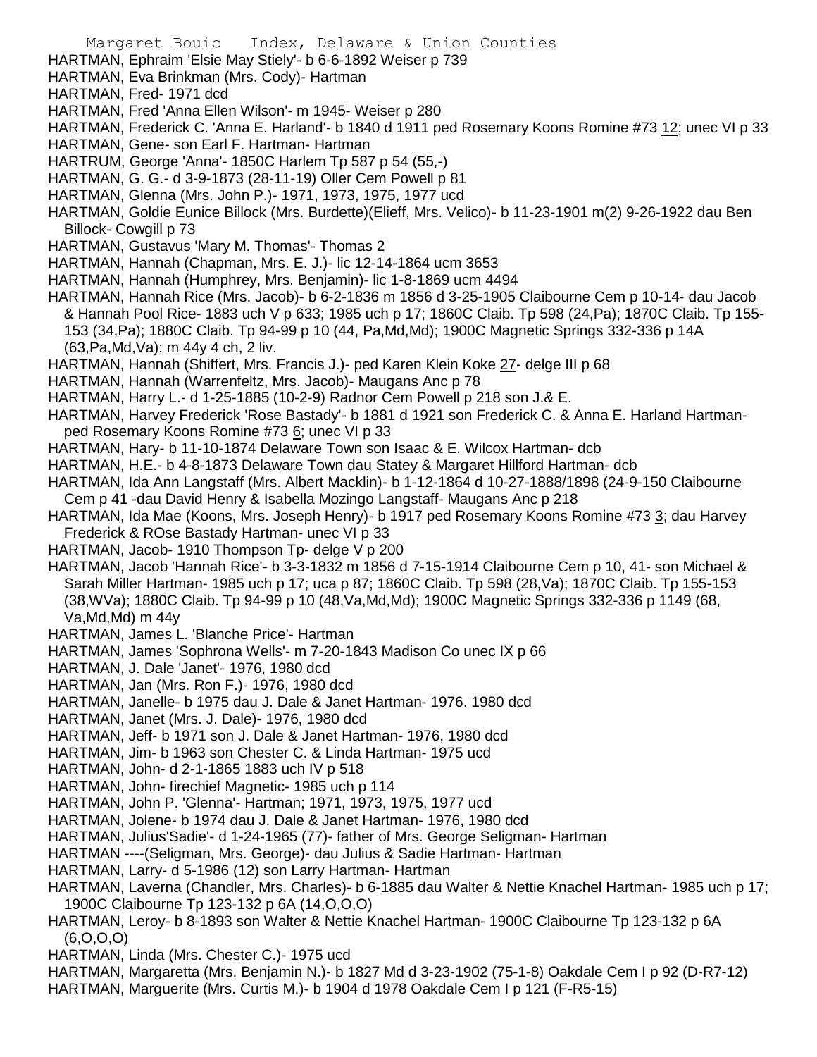HARTMAN, Ephraim 'Elsie May Stiely'- b 6-6-1892 Weiser p 739
HARTMAN, Eva Brinkman (Mrs. Cody)- Hartman
HARTMAN, Fred- 1971 dcd
HARTMAN, Fred 'Anna Ellen Wilson'- m 1945- Weiser p 280
HARTMAN, Frederick C. 'Anna E. Harland'- b 1840 d 1911 ped Rosemary Koons Romine #73 12; unec VI p 33
HARTMAN, Gene- son Earl F. Hartman- Hartman
HARTRUM, George 'Anna'- 1850C Harlem Tp 587 p 54 (55,-)
HARTMAN, G. G.- d 3-9-1873 (28-11-19) Oller Cem Powell p 81
HARTMAN, Glenna (Mrs. John P.)- 1971, 1973, 1975, 1977 ucd
HARTMAN, Goldie Eunice Billock (Mrs. Burdette)(Elieff, Mrs. Velico)- b 11-23-1901 m(2) 9-26-1922 dau Ben Billock- Cowgill p 73
HARTMAN, Gustavus 'Mary M. Thomas'- Thomas 2
HARTMAN, Hannah (Chapman, Mrs. E. J.)- lic 12-14-1864 ucm 3653
HARTMAN, Hannah (Humphrey, Mrs. Benjamin)- lic 1-8-1869 ucm 4494
HARTMAN, Hannah Rice (Mrs. Jacob)- b 6-2-1836 m 1856 d 3-25-1905 Claibourne Cem p 10-14- dau Jacob & Hannah Pool Rice- 1883 uch V p 633; 1985 uch p 17; 1860C Claib. Tp 598 (24,Pa); 1870C Claib. Tp 155-153 (34,Pa); 1880C Claib. Tp 94-99 p 10 (44, Pa,Md,Md); 1900C Magnetic Springs 332-336 p 14A (63,Pa,Md,Va); m 44y 4 ch, 2 liv.
HARTMAN, Hannah (Shiffert, Mrs. Francis J.)- ped Karen Klein Koke 27- delge III p 68
HARTMAN, Hannah (Warrenfeltz, Mrs. Jacob)- Maugans Anc p 78
HARTMAN, Harry L.- d 1-25-1885 (10-2-9) Radnor Cem Powell p 218 son J.& E.
HARTMAN, Harvey Frederick 'Rose Bastady'- b 1881 d 1921 son Frederick C. & Anna E. Harland Hartman- ped Rosemary Koons Romine #73 6; unec VI p 33
HARTMAN, Hary- b 11-10-1874 Delaware Town son Isaac & E. Wilcox Hartman- dcb
HARTMAN, H.E.- b 4-8-1873 Delaware Town dau Statey & Margaret Hillford Hartman- dcb
HARTMAN, Ida Ann Langstaff (Mrs. Albert Macklin)- b 1-12-1864 d 10-27-1888/1898 (24-9-150 Claibourne Cem p 41 -dau David Henry & Isabella Mozingo Langstaff- Maugans Anc p 218
HARTMAN, Ida Mae (Koons, Mrs. Joseph Henry)- b 1917 ped Rosemary Koons Romine #73 3; dau Harvey Frederick & ROse Bastady Hartman- unec VI p 33
HARTMAN, Jacob- 1910 Thompson Tp- delge V p 200
HARTMAN, Jacob 'Hannah Rice'- b 3-3-1832 m 1856 d 7-15-1914 Claibourne Cem p 10, 41- son Michael & Sarah Miller Hartman- 1985 uch p 17; uca p 87; 1860C Claib. Tp 598 (28,Va); 1870C Claib. Tp 155-153 (38,WVa); 1880C Claib. Tp 94-99 p 10 (48,Va,Md,Md); 1900C Magnetic Springs 332-336 p 1149 (68, Va,Md,Md) m 44y
HARTMAN, James L. 'Blanche Price'- Hartman
HARTMAN, James 'Sophrona Wells'- m 7-20-1843 Madison Co unec IX p 66
HARTMAN, J. Dale 'Janet'- 1976, 1980 dcd
HARTMAN, Jan (Mrs. Ron F.)- 1976, 1980 dcd
HARTMAN, Janelle- b 1975 dau J. Dale & Janet Hartman- 1976. 1980 dcd
HARTMAN, Janet (Mrs. J. Dale)- 1976, 1980 dcd
HARTMAN, Jeff- b 1971 son J. Dale & Janet Hartman- 1976, 1980 dcd
HARTMAN, Jim- b 1963 son Chester C. & Linda Hartman- 1975 ucd
HARTMAN, John- d 2-1-1865 1883 uch IV p 518
HARTMAN, John- firechief Magnetic- 1985 uch p 114
HARTMAN, John P. 'Glenna'- Hartman; 1971, 1973, 1975, 1977 ucd
HARTMAN, Jolene- b 1974 dau J. Dale & Janet Hartman- 1976, 1980 dcd
HARTMAN, Julius'Sadie'- d 1-24-1965 (77)- father of Mrs. George Seligman- Hartman
HARTMAN ----(Seligman, Mrs. George)- dau Julius & Sadie Hartman- Hartman
HARTMAN, Larry- d 5-1986 (12) son Larry Hartman- Hartman
HARTMAN, Laverna (Chandler, Mrs. Charles)- b 6-1885 dau Walter & Nettie Knachel Hartman- 1985 uch p 17; 1900C Claibourne Tp 123-132 p 6A (14,O,O,O)
HARTMAN, Leroy- b 8-1893 son Walter & Nettie Knachel Hartman- 1900C Claibourne Tp 123-132 p 6A (6,O,O,O)
HARTMAN, Linda (Mrs. Chester C.)- 1975 ucd
HARTMAN, Margaretta (Mrs. Benjamin N.)- b 1827 Md d 3-23-1902 (75-1-8) Oakdale Cem I p 92 (D-R7-12)
HARTMAN, Marguerite (Mrs. Curtis M.)- b 1904 d 1978 Oakdale Cem I p 121 (F-R5-15)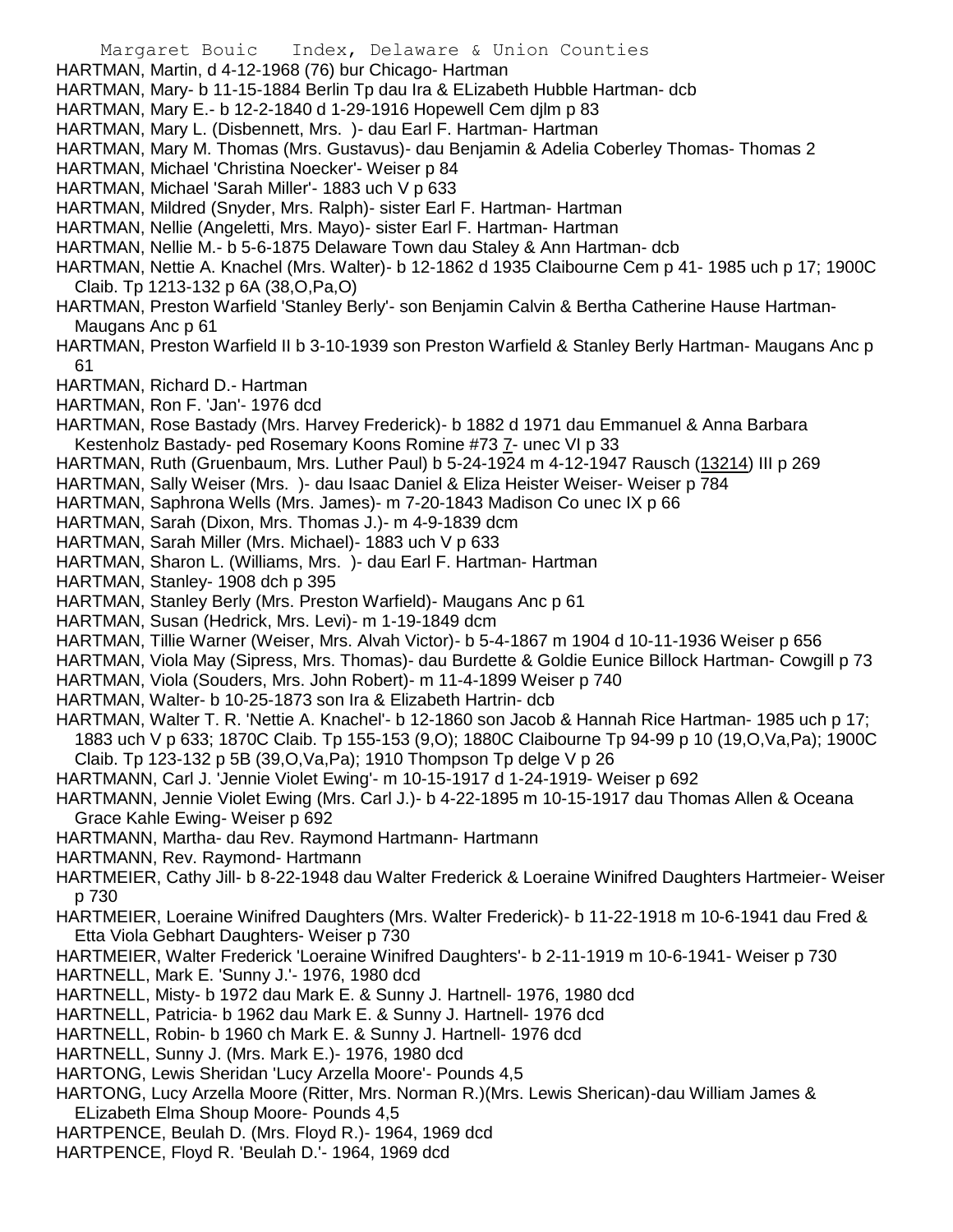HARTMAN, Martin, d 4-12-1968 (76) bur Chicago- Hartman
HARTMAN, Mary- b 11-15-1884 Berlin Tp dau Ira & ELizabeth Hubble Hartman- dcb
HARTMAN, Mary E.- b 12-2-1840 d 1-29-1916 Hopewell Cem djlm p 83
HARTMAN, Mary L. (Disbennett, Mrs. )- dau Earl F. Hartman- Hartman
HARTMAN, Mary M. Thomas (Mrs. Gustavus)- dau Benjamin & Adelia Coberley Thomas- Thomas 2
HARTMAN, Michael 'Christina Noecker'- Weiser p 84
HARTMAN, Michael 'Sarah Miller'- 1883 uch V p 633
HARTMAN, Mildred (Snyder, Mrs. Ralph)- sister Earl F. Hartman- Hartman
HARTMAN, Nellie (Angeletti, Mrs. Mayo)- sister Earl F. Hartman- Hartman
HARTMAN, Nellie M.- b 5-6-1875 Delaware Town dau Staley & Ann Hartman- dcb
HARTMAN, Nettie A. Knachel (Mrs. Walter)- b 12-1862 d 1935 Claibourne Cem p 41- 1985 uch p 17; 1900C Claib. Tp 1213-132 p 6A (38,O,Pa,O)
HARTMAN, Preston Warfield 'Stanley Berly'- son Benjamin Calvin & Bertha Catherine Hause Hartman- Maugans Anc p 61
HARTMAN, Preston Warfield II b 3-10-1939 son Preston Warfield & Stanley Berly Hartman- Maugans Anc p 61
HARTMAN, Richard D.- Hartman
HARTMAN, Ron F. 'Jan'- 1976 dcd
HARTMAN, Rose Bastady (Mrs. Harvey Frederick)- b 1882 d 1971 dau Emmanuel & Anna Barbara Kestenholz Bastady- ped Rosemary Koons Romine #73 7- unec VI p 33
HARTMAN, Ruth (Gruenbaum, Mrs. Luther Paul) b 5-24-1924 m 4-12-1947 Rausch (13214) III p 269
HARTMAN, Sally Weiser (Mrs. )- dau Isaac Daniel & Eliza Heister Weiser- Weiser p 784
HARTMAN, Saphrona Wells (Mrs. James)- m 7-20-1843 Madison Co unec IX p 66
HARTMAN, Sarah (Dixon, Mrs. Thomas J.)- m 4-9-1839 dcm
HARTMAN, Sarah Miller (Mrs. Michael)- 1883 uch V p 633
HARTMAN, Sharon L. (Williams, Mrs. )- dau Earl F. Hartman- Hartman
HARTMAN, Stanley- 1908 dch p 395
HARTMAN, Stanley Berly (Mrs. Preston Warfield)- Maugans Anc p 61
HARTMAN, Susan (Hedrick, Mrs. Levi)- m 1-19-1849 dcm
HARTMAN, Tillie Warner (Weiser, Mrs. Alvah Victor)- b 5-4-1867 m 1904 d 10-11-1936 Weiser p 656
HARTMAN, Viola May (Sipress, Mrs. Thomas)- dau Burdette & Goldie Eunice Billock Hartman- Cowgill p 73
HARTMAN, Viola (Souders, Mrs. John Robert)- m 11-4-1899 Weiser p 740
HARTMAN, Walter- b 10-25-1873 son Ira & Elizabeth Hartrin- dcb
HARTMAN, Walter T. R. 'Nettie A. Knachel'- b 12-1860 son Jacob & Hannah Rice Hartman- 1985 uch p 17; 1883 uch V p 633; 1870C Claib. Tp 155-153 (9,O); 1880C Claibourne Tp 94-99 p 10 (19,O,Va,Pa); 1900C Claib. Tp 123-132 p 5B (39,O,Va,Pa); 1910 Thompson Tp delge V p 26
HARTMANN, Carl J. 'Jennie Violet Ewing'- m 10-15-1917 d 1-24-1919- Weiser p 692
HARTMANN, Jennie Violet Ewing (Mrs. Carl J.)- b 4-22-1895 m 10-15-1917 dau Thomas Allen & Oceana Grace Kahle Ewing- Weiser p 692
HARTMANN, Martha- dau Rev. Raymond Hartmann- Hartmann
HARTMANN, Rev. Raymond- Hartmann
HARTMEIER, Cathy Jill- b 8-22-1948 dau Walter Frederick & Loeraine Winifred Daughters Hartmeier- Weiser p 730
HARTMEIER, Loeraine Winifred Daughters (Mrs. Walter Frederick)- b 11-22-1918 m 10-6-1941 dau Fred & Etta Viola Gebhart Daughters- Weiser p 730
HARTMEIER, Walter Frederick 'Loeraine Winifred Daughters'- b 2-11-1919 m 10-6-1941- Weiser p 730
HARTNELL, Mark E. 'Sunny J.'- 1976, 1980 dcd
HARTNELL, Misty- b 1972 dau Mark E. & Sunny J. Hartnell- 1976, 1980 dcd
HARTNELL, Patricia- b 1962 dau Mark E. & Sunny J. Hartnell- 1976 dcd
HARTNELL, Robin- b 1960 ch Mark E. & Sunny J. Hartnell- 1976 dcd
HARTNELL, Sunny J. (Mrs. Mark E.)- 1976, 1980 dcd
HARTONG, Lewis Sheridan 'Lucy Arzella Moore'- Pounds 4,5
HARTONG, Lucy Arzella Moore (Ritter, Mrs. Norman R.)(Mrs. Lewis Sherican)-dau William James & ELizabeth Elma Shoup Moore- Pounds 4,5
HARTPENCE, Beulah D. (Mrs. Floyd R.)- 1964, 1969 dcd
HARTPENCE, Floyd R. 'Beulah D.'- 1964, 1969 dcd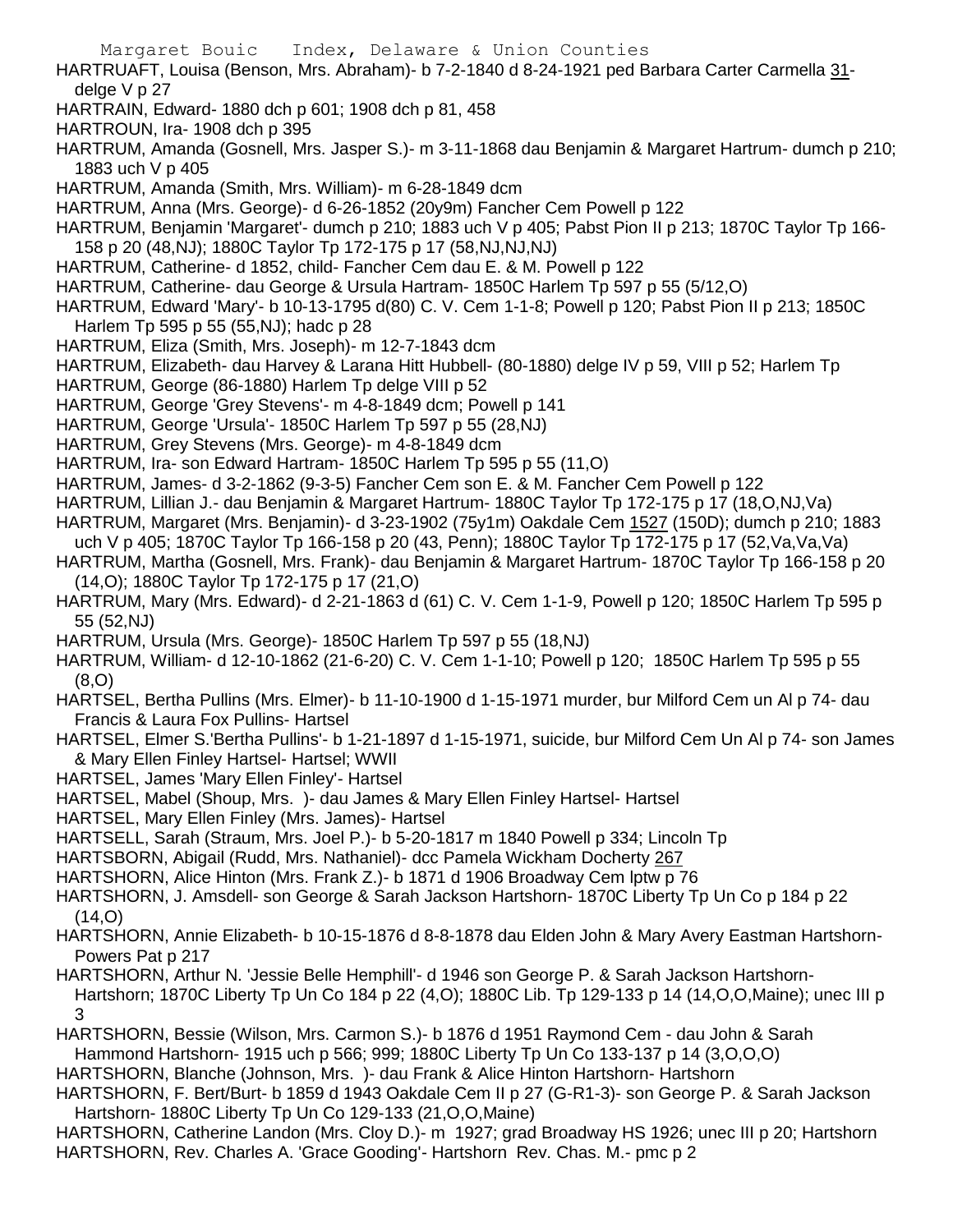HARTRUAFT, Louisa (Benson, Mrs. Abraham)- b 7-2-1840 d 8-24-1921 ped Barbara Carter Carmella 31- delge V p 27

HARTRAIN, Edward- 1880 dch p 601; 1908 dch p 81, 458

HARTROUN, Ira- 1908 dch p 395

HARTRUM, Amanda (Gosnell, Mrs. Jasper S.)- m 3-11-1868 dau Benjamin & Margaret Hartrum- dumch p 210; 1883 uch V p 405

HARTRUM, Amanda (Smith, Mrs. William)- m 6-28-1849 dcm

HARTRUM, Anna (Mrs. George)- d 6-26-1852 (20y9m) Fancher Cem Powell p 122

HARTRUM, Benjamin 'Margaret'- dumch p 210; 1883 uch V p 405; Pabst Pion II p 213; 1870C Taylor Tp 166-158 p 20 (48,NJ); 1880C Taylor Tp 172-175 p 17 (58,NJ,NJ,NJ)

HARTRUM, Catherine- d 1852, child- Fancher Cem dau E. & M. Powell p 122

HARTRUM, Catherine- dau George & Ursula Hartram- 1850C Harlem Tp 597 p 55 (5/12,O)

HARTRUM, Edward 'Mary'- b 10-13-1795 d(80) C. V. Cem 1-1-8; Powell p 120; Pabst Pion II p 213; 1850C Harlem Tp 595 p 55 (55,NJ); hadc p 28

HARTRUM, Eliza (Smith, Mrs. Joseph)- m 12-7-1843 dcm

HARTRUM, Elizabeth- dau Harvey & Larana Hitt Hubbell- (80-1880) delge IV p 59, VIII p 52; Harlem Tp

HARTRUM, George (86-1880) Harlem Tp delge VIII p 52

HARTRUM, George 'Grey Stevens'- m 4-8-1849 dcm; Powell p 141

HARTRUM, George 'Ursula'- 1850C Harlem Tp 597 p 55 (28,NJ)

HARTRUM, Grey Stevens (Mrs. George)- m 4-8-1849 dcm

HARTRUM, Ira- son Edward Hartram- 1850C Harlem Tp 595 p 55 (11,O)

HARTRUM, James- d 3-2-1862 (9-3-5) Fancher Cem son E. & M. Fancher Cem Powell p 122

HARTRUM, Lillian J.- dau Benjamin & Margaret Hartrum- 1880C Taylor Tp 172-175 p 17 (18,O,NJ,Va)

HARTRUM, Margaret (Mrs. Benjamin)- d 3-23-1902 (75y1m) Oakdale Cem 1527 (150D); dumch p 210; 1883 uch V p 405; 1870C Taylor Tp 166-158 p 20 (43, Penn); 1880C Taylor Tp 172-175 p 17 (52,Va,Va,Va)

HARTRUM, Martha (Gosnell, Mrs. Frank)- dau Benjamin & Margaret Hartrum- 1870C Taylor Tp 166-158 p 20 (14,O); 1880C Taylor Tp 172-175 p 17 (21,O)

HARTRUM, Mary (Mrs. Edward)- d 2-21-1863 d (61) C. V. Cem 1-1-9, Powell p 120; 1850C Harlem Tp 595 p 55 (52,NJ)

HARTRUM, Ursula (Mrs. George)- 1850C Harlem Tp 597 p 55 (18,NJ)

HARTRUM, William- d 12-10-1862 (21-6-20) C. V. Cem 1-1-10; Powell p 120; 1850C Harlem Tp 595 p 55 (8,O)

HARTSEL, Bertha Pullins (Mrs. Elmer)- b 11-10-1900 d 1-15-1971 murder, bur Milford Cem un Al p 74- dau Francis & Laura Fox Pullins- Hartsel

HARTSEL, Elmer S.'Bertha Pullins'- b 1-21-1897 d 1-15-1971, suicide, bur Milford Cem Un Al p 74- son James & Mary Ellen Finley Hartsel- Hartsel; WWII

HARTSEL, James 'Mary Ellen Finley'- Hartsel

HARTSEL, Mabel (Shoup, Mrs. )- dau James & Mary Ellen Finley Hartsel- Hartsel

HARTSEL, Mary Ellen Finley (Mrs. James)- Hartsel

HARTSELL, Sarah (Straum, Mrs. Joel P.)- b 5-20-1817 m 1840 Powell p 334; Lincoln Tp

HARTSBORN, Abigail (Rudd, Mrs. Nathaniel)- dcc Pamela Wickham Docherty 267

HARTSHORN, Alice Hinton (Mrs. Frank Z.)- b 1871 d 1906 Broadway Cem lptw p 76

HARTSHORN, J. Amsdell- son George & Sarah Jackson Hartshorn- 1870C Liberty Tp Un Co p 184 p 22 (14,O)

HARTSHORN, Annie Elizabeth- b 10-15-1876 d 8-8-1878 dau Elden John & Mary Avery Eastman Hartshorn- Powers Pat p 217

HARTSHORN, Arthur N. 'Jessie Belle Hemphill'- d 1946 son George P. & Sarah Jackson Hartshorn- Hartshorn; 1870C Liberty Tp Un Co 184 p 22 (4,O); 1880C Lib. Tp 129-133 p 14 (14,O,O,Maine); unec III p 3

HARTSHORN, Bessie (Wilson, Mrs. Carmon S.)- b 1876 d 1951 Raymond Cem - dau John & Sarah Hammond Hartshorn- 1915 uch p 566; 999; 1880C Liberty Tp Un Co 133-137 p 14 (3,O,O,O)

HARTSHORN, Blanche (Johnson, Mrs. )- dau Frank & Alice Hinton Hartshorn- Hartshorn

HARTSHORN, F. Bert/Burt- b 1859 d 1943 Oakdale Cem II p 27 (G-R1-3)- son George P. & Sarah Jackson Hartshorn- 1880C Liberty Tp Un Co 129-133 (21,O,O,Maine)

HARTSHORN, Catherine Landon (Mrs. Cloy D.)- m 1927; grad Broadway HS 1926; unec III p 20; Hartshorn

HARTSHORN, Rev. Charles A. 'Grace Gooding'- Hartshorn Rev. Chas. M.- pmc p 2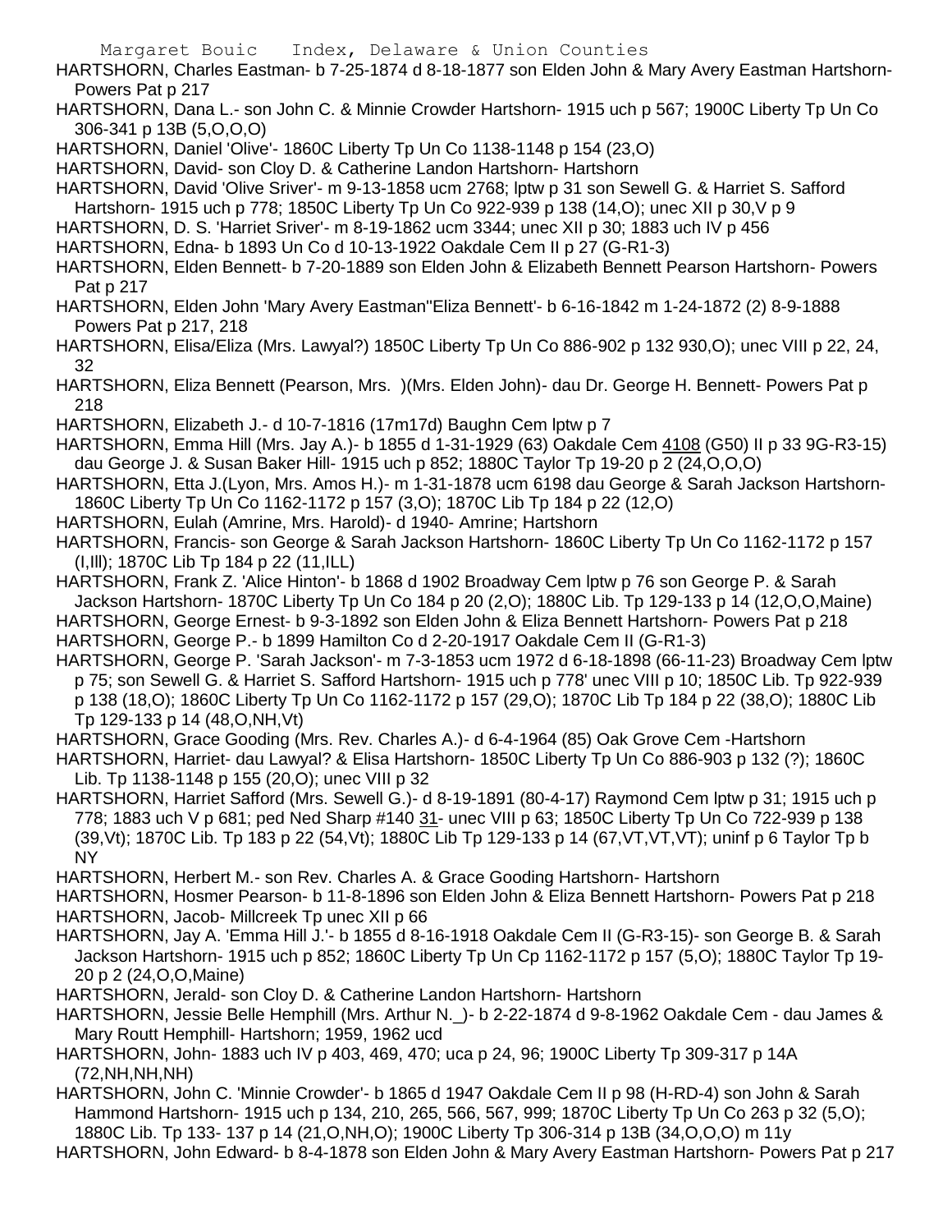HARTSHORN, Charles Eastman- b 7-25-1874 d 8-18-1877 son Elden John & Mary Avery Eastman Hartshorn- Powers Pat p 217

HARTSHORN, Dana L.- son John C. & Minnie Crowder Hartshorn- 1915 uch p 567; 1900C Liberty Tp Un Co 306-341 p 13B (5,O,O,O)

HARTSHORN, Daniel 'Olive'- 1860C Liberty Tp Un Co 1138-1148 p 154 (23,O)

HARTSHORN, David- son Cloy D. & Catherine Landon Hartshorn- Hartshorn

HARTSHORN, David 'Olive Sriver'- m 9-13-1858 ucm 2768; lptw p 31 son Sewell G. & Harriet S. Safford Hartshorn- 1915 uch p 778; 1850C Liberty Tp Un Co 922-939 p 138 (14,O); unec XII p 30,V p 9

HARTSHORN, D. S. 'Harriet Sriver'- m 8-19-1862 ucm 3344; unec XII p 30; 1883 uch IV p 456

HARTSHORN, Edna- b 1893 Un Co d 10-13-1922 Oakdale Cem II p 27 (G-R1-3)

HARTSHORN, Elden Bennett- b 7-20-1889 son Elden John & Elizabeth Bennett Pearson Hartshorn- Powers Pat p 217

HARTSHORN, Elden John 'Mary Avery Eastman''Eliza Bennett'- b 6-16-1842 m 1-24-1872 (2) 8-9-1888 Powers Pat p 217, 218

HARTSHORN, Elisa/Eliza (Mrs. Lawyal?) 1850C Liberty Tp Un Co 886-902 p 132 930,O); unec VIII p 22, 24, 32

HARTSHORN, Eliza Bennett (Pearson, Mrs. )(Mrs. Elden John)- dau Dr. George H. Bennett- Powers Pat p 218

HARTSHORN, Elizabeth J.- d 10-7-1816 (17m17d) Baughn Cem lptw p 7

HARTSHORN, Emma Hill (Mrs. Jay A.)- b 1855 d 1-31-1929 (63) Oakdale Cem 4108 (G50) II p 33 9G-R3-15) dau George J. & Susan Baker Hill- 1915 uch p 852; 1880C Taylor Tp 19-20 p 2 (24,O,O,O)

HARTSHORN, Etta J.(Lyon, Mrs. Amos H.)- m 1-31-1878 ucm 6198 dau George & Sarah Jackson Hartshorn- 1860C Liberty Tp Un Co 1162-1172 p 157 (3,O); 1870C Lib Tp 184 p 22 (12,O)

HARTSHORN, Eulah (Amrine, Mrs. Harold)- d 1940- Amrine; Hartshorn

HARTSHORN, Francis- son George & Sarah Jackson Hartshorn- 1860C Liberty Tp Un Co 1162-1172 p 157 (I,Ill); 1870C Lib Tp 184 p 22 (11,ILL)

HARTSHORN, Frank Z. 'Alice Hinton'- b 1868 d 1902 Broadway Cem lptw p 76 son George P. & Sarah Jackson Hartshorn- 1870C Liberty Tp Un Co 184 p 20 (2,O); 1880C Lib. Tp 129-133 p 14 (12,O,O,Maine)

HARTSHORN, George Ernest- b 9-3-1892 son Elden John & Eliza Bennett Hartshorn- Powers Pat p 218

HARTSHORN, George P.- b 1899 Hamilton Co d 2-20-1917 Oakdale Cem II (G-R1-3)

HARTSHORN, George P. 'Sarah Jackson'- m 7-3-1853 ucm 1972 d 6-18-1898 (66-11-23) Broadway Cem lptw p 75; son Sewell G. & Harriet S. Safford Hartshorn- 1915 uch p 778' unec VIII p 10; 1850C Lib. Tp 922-939 p 138 (18,O); 1860C Liberty Tp Un Co 1162-1172 p 157 (29,O); 1870C Lib Tp 184 p 22 (38,O); 1880C Lib Tp 129-133 p 14 (48,O,NH,Vt)

HARTSHORN, Grace Gooding (Mrs. Rev. Charles A.)- d 6-4-1964 (85) Oak Grove Cem -Hartshorn

HARTSHORN, Harriet- dau Lawyal? & Elisa Hartshorn- 1850C Liberty Tp Un Co 886-903 p 132 (?); 1860C Lib. Tp 1138-1148 p 155 (20,O); unec VIII p 32

HARTSHORN, Harriet Safford (Mrs. Sewell G.)- d 8-19-1891 (80-4-17) Raymond Cem lptw p 31; 1915 uch p 778; 1883 uch V p 681; ped Ned Sharp #140 31- unec VIII p 63; 1850C Liberty Tp Un Co 722-939 p 138 (39,Vt); 1870C Lib. Tp 183 p 22 (54,Vt); 1880C Lib Tp 129-133 p 14 (67,VT,VT,VT); uninf p 6 Taylor Tp b NY

HARTSHORN, Herbert M.- son Rev. Charles A. & Grace Gooding Hartshorn- Hartshorn

HARTSHORN, Hosmer Pearson- b 11-8-1896 son Elden John & Eliza Bennett Hartshorn- Powers Pat p 218

HARTSHORN, Jacob- Millcreek Tp unec XII p 66

HARTSHORN, Jay A. 'Emma Hill J.'- b 1855 d 8-16-1918 Oakdale Cem II (G-R3-15)- son George B. & Sarah Jackson Hartshorn- 1915 uch p 852; 1860C Liberty Tp Un Cp 1162-1172 p 157 (5,O); 1880C Taylor Tp 19-20 p 2 (24,O,O,Maine)

HARTSHORN, Jerald- son Cloy D. & Catherine Landon Hartshorn- Hartshorn

HARTSHORN, Jessie Belle Hemphill (Mrs. Arthur N._)- b 2-22-1874 d 9-8-1962 Oakdale Cem - dau James & Mary Routt Hemphill- Hartshorn; 1959, 1962 ucd

HARTSHORN, John- 1883 uch IV p 403, 469, 470; uca p 24, 96; 1900C Liberty Tp 309-317 p 14A (72,NH,NH,NH)

HARTSHORN, John C. 'Minnie Crowder'- b 1865 d 1947 Oakdale Cem II p 98 (H-RD-4) son John & Sarah Hammond Hartshorn- 1915 uch p 134, 210, 265, 566, 567, 999; 1870C Liberty Tp Un Co 263 p 32 (5,O); 1880C Lib. Tp 133- 137 p 14 (21,O,NH,O); 1900C Liberty Tp 306-314 p 13B (34,O,O,O) m 11y

HARTSHORN, John Edward- b 8-4-1878 son Elden John & Mary Avery Eastman Hartshorn- Powers Pat p 217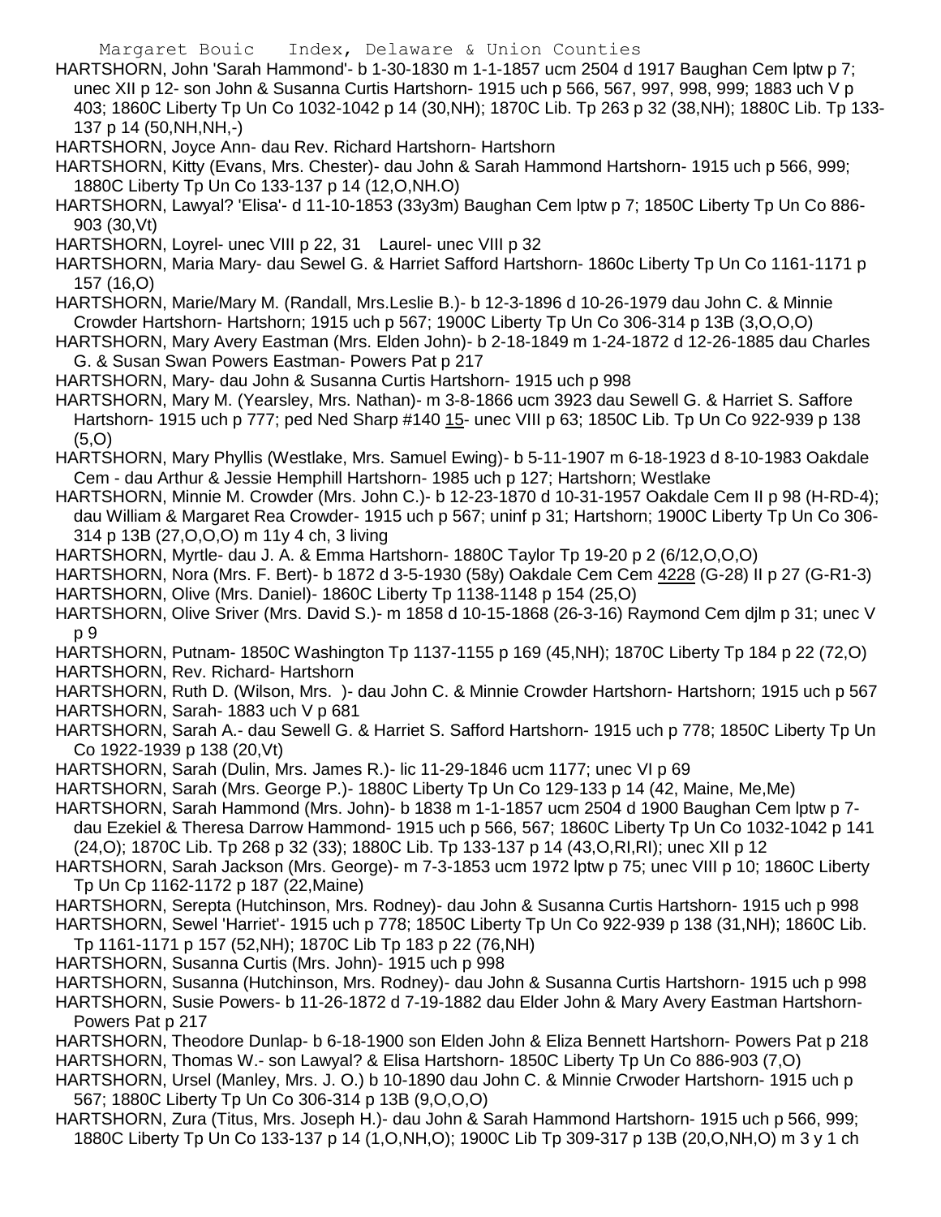HARTSHORN, John 'Sarah Hammond'- b 1-30-1830 m 1-1-1857 ucm 2504 d 1917 Baughan Cem lptw p 7; unec XII p 12- son John & Susanna Curtis Hartshorn- 1915 uch p 566, 567, 997, 998, 999; 1883 uch V p 403; 1860C Liberty Tp Un Co 1032-1042 p 14 (30,NH); 1870C Lib. Tp 263 p 32 (38,NH); 1880C Lib. Tp 133-137 p 14 (50,NH,NH,-)

HARTSHORN, Joyce Ann- dau Rev. Richard Hartshorn- Hartshorn

HARTSHORN, Kitty (Evans, Mrs. Chester)- dau John & Sarah Hammond Hartshorn- 1915 uch p 566, 999; 1880C Liberty Tp Un Co 133-137 p 14 (12,O,NH.O)

HARTSHORN, Lawyal? 'Elisa'- d 11-10-1853 (33y3m) Baughan Cem lptw p 7; 1850C Liberty Tp Un Co 886-903 (30,Vt)

HARTSHORN, Loyrel- unec VIII p 22, 31 Laurel- unec VIII p 32

HARTSHORN, Maria Mary- dau Sewel G. & Harriet Safford Hartshorn- 1860c Liberty Tp Un Co 1161-1171 p 157 (16,O)

HARTSHORN, Marie/Mary M. (Randall, Mrs.Leslie B.)- b 12-3-1896 d 10-26-1979 dau John C. & Minnie Crowder Hartshorn- Hartshorn; 1915 uch p 567; 1900C Liberty Tp Un Co 306-314 p 13B (3,O,O,O)

HARTSHORN, Mary Avery Eastman (Mrs. Elden John)- b 2-18-1849 m 1-24-1872 d 12-26-1885 dau Charles G. & Susan Swan Powers Eastman- Powers Pat p 217

HARTSHORN, Mary- dau John & Susanna Curtis Hartshorn- 1915 uch p 998

HARTSHORN, Mary M. (Yearsley, Mrs. Nathan)- m 3-8-1866 ucm 3923 dau Sewell G. & Harriet S. Saffore Hartshorn- 1915 uch p 777; ped Ned Sharp #140 15- unec VIII p 63; 1850C Lib. Tp Un Co 922-939 p 138 (5,O)

HARTSHORN, Mary Phyllis (Westlake, Mrs. Samuel Ewing)- b 5-11-1907 m 6-18-1923 d 8-10-1983 Oakdale Cem - dau Arthur & Jessie Hemphill Hartshorn- 1985 uch p 127; Hartshorn; Westlake

HARTSHORN, Minnie M. Crowder (Mrs. John C.)- b 12-23-1870 d 10-31-1957 Oakdale Cem II p 98 (H-RD-4); dau William & Margaret Rea Crowder- 1915 uch p 567; uninf p 31; Hartshorn; 1900C Liberty Tp Un Co 306-314 p 13B (27,O,O,O) m 11y 4 ch, 3 living

HARTSHORN, Myrtle- dau J. A. & Emma Hartshorn- 1880C Taylor Tp 19-20 p 2 (6/12,O,O,O)

HARTSHORN, Nora (Mrs. F. Bert)- b 1872 d 3-5-1930 (58y) Oakdale Cem Cem 4228 (G-28) II p 27 (G-R1-3)

HARTSHORN, Olive (Mrs. Daniel)- 1860C Liberty Tp 1138-1148 p 154 (25,O)

HARTSHORN, Olive Sriver (Mrs. David S.)- m 1858 d 10-15-1868 (26-3-16) Raymond Cem djlm p 31; unec V p 9

HARTSHORN, Putnam- 1850C Washington Tp 1137-1155 p 169 (45,NH); 1870C Liberty Tp 184 p 22 (72,O)

HARTSHORN, Rev. Richard- Hartshorn

HARTSHORN, Ruth D. (Wilson, Mrs. )- dau John C. & Minnie Crowder Hartshorn- Hartshorn; 1915 uch p 567

HARTSHORN, Sarah- 1883 uch V p 681

HARTSHORN, Sarah A.- dau Sewell G. & Harriet S. Safford Hartshorn- 1915 uch p 778; 1850C Liberty Tp Un Co 1922-1939 p 138 (20,Vt)

HARTSHORN, Sarah (Dulin, Mrs. James R.)- lic 11-29-1846 ucm 1177; unec VI p 69

HARTSHORN, Sarah (Mrs. George P.)- 1880C Liberty Tp Un Co 129-133 p 14 (42, Maine, Me,Me)

HARTSHORN, Sarah Hammond (Mrs. John)- b 1838 m 1-1-1857 ucm 2504 d 1900 Baughan Cem lptw p 7- dau Ezekiel & Theresa Darrow Hammond- 1915 uch p 566, 567; 1860C Liberty Tp Un Co 1032-1042 p 141 (24,O); 1870C Lib. Tp 268 p 32 (33); 1880C Lib. Tp 133-137 p 14 (43,O,RI,RI); unec XII p 12

HARTSHORN, Sarah Jackson (Mrs. George)- m 7-3-1853 ucm 1972 lptw p 75; unec VIII p 10; 1860C Liberty Tp Un Cp 1162-1172 p 187 (22,Maine)

HARTSHORN, Serepta (Hutchinson, Mrs. Rodney)- dau John & Susanna Curtis Hartshorn- 1915 uch p 998

HARTSHORN, Sewel 'Harriet'- 1915 uch p 778; 1850C Liberty Tp Un Co 922-939 p 138 (31,NH); 1860C Lib. Tp 1161-1171 p 157 (52,NH); 1870C Lib Tp 183 p 22 (76,NH)

HARTSHORN, Susanna Curtis (Mrs. John)- 1915 uch p 998

HARTSHORN, Susanna (Hutchinson, Mrs. Rodney)- dau John & Susanna Curtis Hartshorn- 1915 uch p 998

HARTSHORN, Susie Powers- b 11-26-1872 d 7-19-1882 dau Elder John & Mary Avery Eastman Hartshorn- Powers Pat p 217

HARTSHORN, Theodore Dunlap- b 6-18-1900 son Elden John & Eliza Bennett Hartshorn- Powers Pat p 218

HARTSHORN, Thomas W.- son Lawyal? & Elisa Hartshorn- 1850C Liberty Tp Un Co 886-903 (7,O)

HARTSHORN, Ursel (Manley, Mrs. J. O.) b 10-1890 dau John C. & Minnie Crwoder Hartshorn- 1915 uch p 567; 1880C Liberty Tp Un Co 306-314 p 13B (9,O,O,O)

HARTSHORN, Zura (Titus, Mrs. Joseph H.)- dau John & Sarah Hammond Hartshorn- 1915 uch p 566, 999; 1880C Liberty Tp Un Co 133-137 p 14 (1,O,NH,O); 1900C Lib Tp 309-317 p 13B (20,O,NH,O) m 3 y 1 ch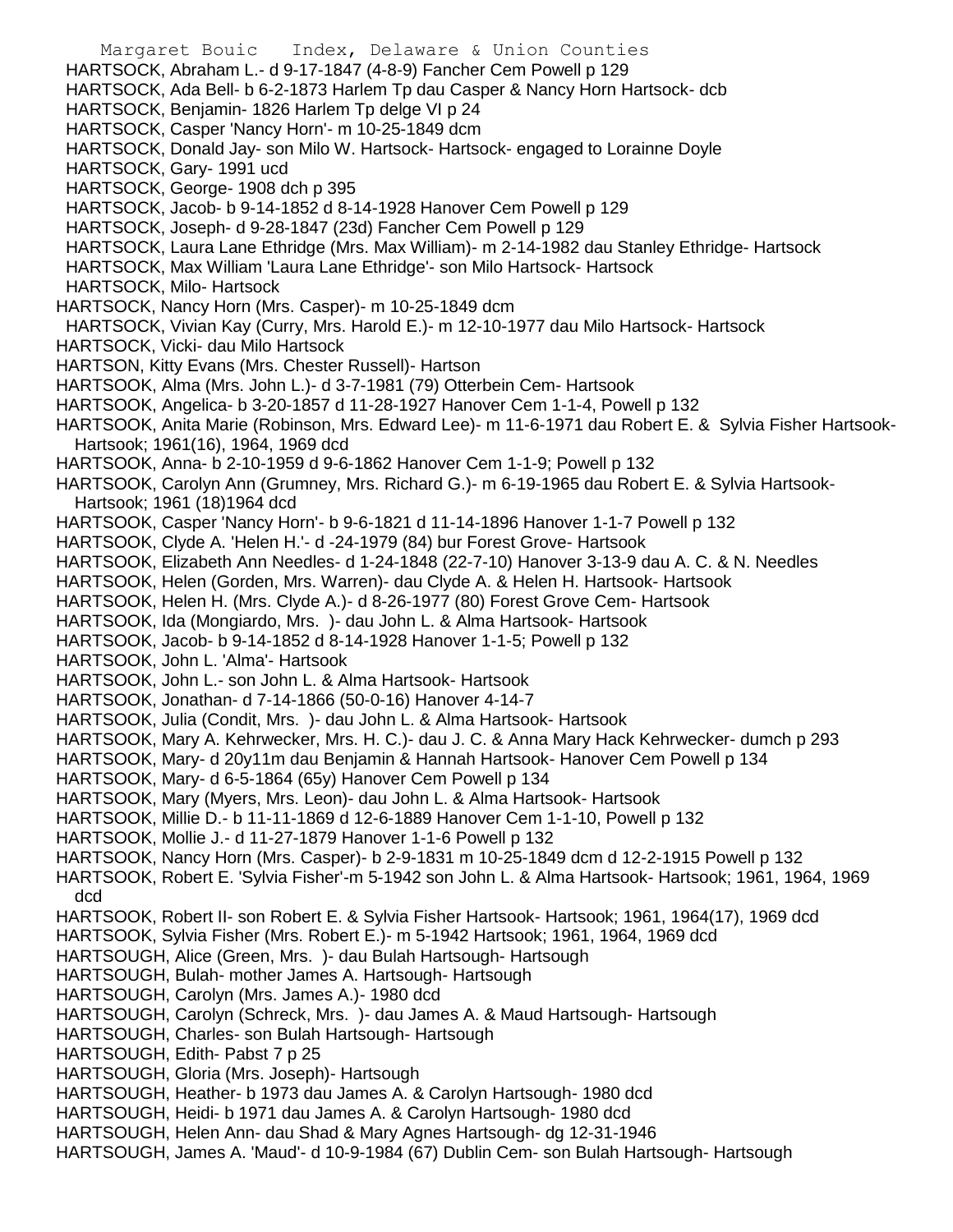HARTSOCK, Abraham L.- d 9-17-1847 (4-8-9) Fancher Cem Powell p 129
HARTSOCK, Ada Bell- b 6-2-1873 Harlem Tp dau Casper & Nancy Horn Hartsock- dcb
HARTSOCK, Benjamin- 1826 Harlem Tp delge VI p 24
HARTSOCK, Casper 'Nancy Horn'- m 10-25-1849 dcm
HARTSOCK, Donald Jay- son Milo W. Hartsock- Hartsock- engaged to Lorainne Doyle
HARTSOCK, Gary- 1991 ucd
HARTSOCK, George- 1908 dch p 395
HARTSOCK, Jacob- b 9-14-1852 d 8-14-1928 Hanover Cem Powell p 129
HARTSOCK, Joseph- d 9-28-1847 (23d) Fancher Cem Powell p 129
HARTSOCK, Laura Lane Ethridge (Mrs. Max William)- m 2-14-1982 dau Stanley Ethridge- Hartsock
HARTSOCK, Max William 'Laura Lane Ethridge'- son Milo Hartsock- Hartsock
HARTSOCK, Milo- Hartsock
HARTSOCK, Nancy Horn (Mrs. Casper)- m 10-25-1849 dcm
HARTSOCK, Vivian Kay (Curry, Mrs. Harold E.)- m 12-10-1977 dau Milo Hartsock- Hartsock
HARTSOCK, Vicki- dau Milo Hartsock
HARTSON, Kitty Evans (Mrs. Chester Russell)- Hartson
HARTSOOK, Alma (Mrs. John L.)- d 3-7-1981 (79) Otterbein Cem- Hartsook
HARTSOOK, Angelica- b 3-20-1857 d 11-28-1927 Hanover Cem 1-1-4, Powell p 132
HARTSOOK, Anita Marie (Robinson, Mrs. Edward Lee)- m 11-6-1971 dau Robert E. & Sylvia Fisher Hartsook- Hartsook; 1961(16), 1964, 1969 dcd
HARTSOOK, Anna- b 2-10-1959 d 9-6-1862 Hanover Cem 1-1-9; Powell p 132
HARTSOOK, Carolyn Ann (Grumney, Mrs. Richard G.)- m 6-19-1965 dau Robert E. & Sylvia Hartsook- Hartsook; 1961 (18)1964 dcd
HARTSOOK, Casper 'Nancy Horn'- b 9-6-1821 d 11-14-1896 Hanover 1-1-7 Powell p 132
HARTSOOK, Clyde A. 'Helen H.'- d -24-1979 (84) bur Forest Grove- Hartsook
HARTSOOK, Elizabeth Ann Needles- d 1-24-1848 (22-7-10) Hanover 3-13-9 dau A. C. & N. Needles
HARTSOOK, Helen (Gorden, Mrs. Warren)- dau Clyde A. & Helen H. Hartsook- Hartsook
HARTSOOK, Helen H. (Mrs. Clyde A.)- d 8-26-1977 (80) Forest Grove Cem- Hartsook
HARTSOOK, Ida (Mongiardo, Mrs. )- dau John L. & Alma Hartsook- Hartsook
HARTSOOK, Jacob- b 9-14-1852 d 8-14-1928 Hanover 1-1-5; Powell p 132
HARTSOOK, John L. 'Alma'- Hartsook
HARTSOOK, John L.- son John L. & Alma Hartsook- Hartsook
HARTSOOK, Jonathan- d 7-14-1866 (50-0-16) Hanover 4-14-7
HARTSOOK, Julia (Condit, Mrs. )- dau John L. & Alma Hartsook- Hartsook
HARTSOOK, Mary A. Kehrwecker, Mrs. H. C.)- dau J. C. & Anna Mary Hack Kehrwecker- dumch p 293
HARTSOOK, Mary- d 20y11m dau Benjamin & Hannah Hartsook- Hanover Cem Powell p 134
HARTSOOK, Mary- d 6-5-1864 (65y) Hanover Cem Powell p 134
HARTSOOK, Mary (Myers, Mrs. Leon)- dau John L. & Alma Hartsook- Hartsook
HARTSOOK, Millie D.- b 11-11-1869 d 12-6-1889 Hanover Cem 1-1-10, Powell p 132
HARTSOOK, Mollie J.- d 11-27-1879 Hanover 1-1-6 Powell p 132
HARTSOOK, Nancy Horn (Mrs. Casper)- b 2-9-1831 m 10-25-1849 dcm d 12-2-1915 Powell p 132
HARTSOOK, Robert E. 'Sylvia Fisher'-m 5-1942 son John L. & Alma Hartsook- Hartsook; 1961, 1964, 1969 dcd
HARTSOOK, Robert II- son Robert E. & Sylvia Fisher Hartsook- Hartsook; 1961, 1964(17), 1969 dcd
HARTSOOK, Sylvia Fisher (Mrs. Robert E.)- m 5-1942 Hartsook; 1961, 1964, 1969 dcd
HARTSOUGH, Alice (Green, Mrs. )- dau Bulah Hartsough- Hartsough
HARTSOUGH, Bulah- mother James A. Hartsough- Hartsough
HARTSOUGH, Carolyn (Mrs. James A.)- 1980 dcd
HARTSOUGH, Carolyn (Schreck, Mrs. )- dau James A. & Maud Hartsough- Hartsough
HARTSOUGH, Charles- son Bulah Hartsough- Hartsough
HARTSOUGH, Edith- Pabst 7 p 25
HARTSOUGH, Gloria (Mrs. Joseph)- Hartsough
HARTSOUGH, Heather- b 1973 dau James A. & Carolyn Hartsough- 1980 dcd
HARTSOUGH, Heidi- b 1971 dau James A. & Carolyn Hartsough- 1980 dcd
HARTSOUGH, Helen Ann- dau Shad & Mary Agnes Hartsough- dg 12-31-1946
HARTSOUGH, James A. 'Maud'- d 10-9-1984 (67) Dublin Cem- son Bulah Hartsough- Hartsough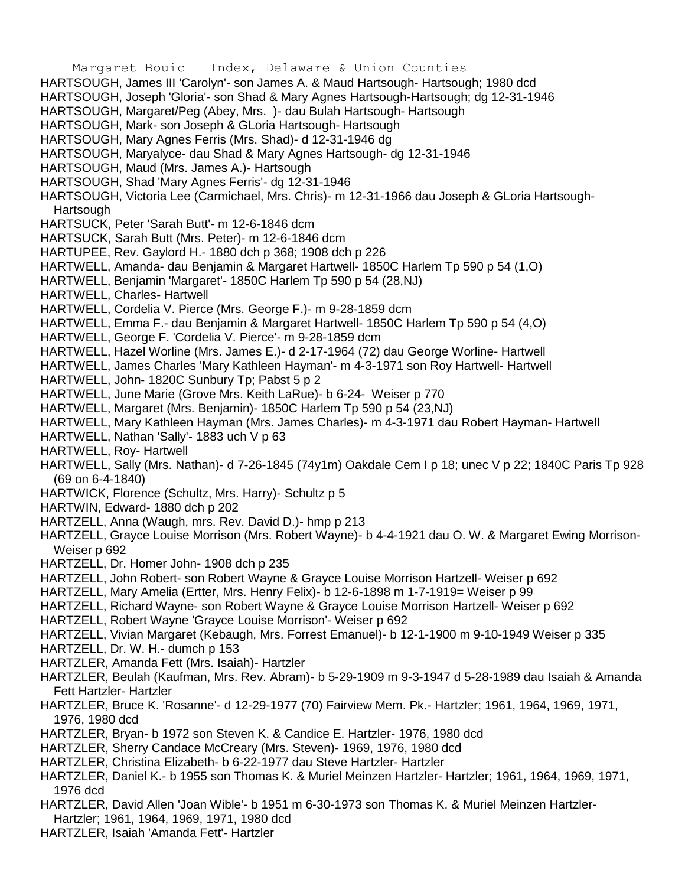HARTSOUGH, James III 'Carolyn'- son James A. & Maud Hartsough- Hartsough; 1980 dcd
HARTSOUGH, Joseph 'Gloria'- son Shad & Mary Agnes Hartsough-Hartsough; dg 12-31-1946
HARTSOUGH, Margaret/Peg (Abey, Mrs. )- dau Bulah Hartsough- Hartsough
HARTSOUGH, Mark- son Joseph & GLoria Hartsough- Hartsough
HARTSOUGH, Mary Agnes Ferris (Mrs. Shad)- d 12-31-1946 dg
HARTSOUGH, Maryalyce- dau Shad & Mary Agnes Hartsough- dg 12-31-1946
HARTSOUGH, Maud (Mrs. James A.)- Hartsough
HARTSOUGH, Shad 'Mary Agnes Ferris'- dg 12-31-1946
HARTSOUGH, Victoria Lee (Carmichael, Mrs. Chris)- m 12-31-1966 dau Joseph & GLoria Hartsough- Hartsough
HARTSUCK, Peter 'Sarah Butt'- m 12-6-1846 dcm
HARTSUCK, Sarah Butt (Mrs. Peter)- m 12-6-1846 dcm
HARTUPEE, Rev. Gaylord H.- 1880 dch p 368; 1908 dch p 226
HARTWELL, Amanda- dau Benjamin & Margaret Hartwell- 1850C Harlem Tp 590 p 54 (1,O)
HARTWELL, Benjamin 'Margaret'- 1850C Harlem Tp 590 p 54 (28,NJ)
HARTWELL, Charles- Hartwell
HARTWELL, Cordelia V. Pierce (Mrs. George F.)- m 9-28-1859 dcm
HARTWELL, Emma F.- dau Benjamin & Margaret Hartwell- 1850C Harlem Tp 590 p 54 (4,O)
HARTWELL, George F. 'Cordelia V. Pierce'- m 9-28-1859 dcm
HARTWELL, Hazel Worline (Mrs. James E.)- d 2-17-1964 (72) dau George Worline- Hartwell
HARTWELL, James Charles 'Mary Kathleen Hayman'- m 4-3-1971 son Roy Hartwell- Hartwell
HARTWELL, John- 1820C Sunbury Tp; Pabst 5 p 2
HARTWELL, June Marie (Grove Mrs. Keith LaRue)- b 6-24- Weiser p 770
HARTWELL, Margaret (Mrs. Benjamin)- 1850C Harlem Tp 590 p 54 (23,NJ)
HARTWELL, Mary Kathleen Hayman (Mrs. James Charles)- m 4-3-1971 dau Robert Hayman- Hartwell
HARTWELL, Nathan 'Sally'- 1883 uch V p 63
HARTWELL, Roy- Hartwell
HARTWELL, Sally (Mrs. Nathan)- d 7-26-1845 (74y1m) Oakdale Cem I p 18; unec V p 22; 1840C Paris Tp 928 (69 on 6-4-1840)
HARTWICK, Florence (Schultz, Mrs. Harry)- Schultz p 5
HARTWIN, Edward- 1880 dch p 202
HARTZELL, Anna (Waugh, mrs. Rev. David D.)- hmp p 213
HARTZELL, Grayce Louise Morrison (Mrs. Robert Wayne)- b 4-4-1921 dau O. W. & Margaret Ewing Morrison- Weiser p 692
HARTZELL, Dr. Homer John- 1908 dch p 235
HARTZELL, John Robert- son Robert Wayne & Grayce Louise Morrison Hartzell- Weiser p 692
HARTZELL, Mary Amelia (Ertter, Mrs. Henry Felix)- b 12-6-1898 m 1-7-1919= Weiser p 99
HARTZELL, Richard Wayne- son Robert Wayne & Grayce Louise Morrison Hartzell- Weiser p 692
HARTZELL, Robert Wayne 'Grayce Louise Morrison'- Weiser p 692
HARTZELL, Vivian Margaret (Kebaugh, Mrs. Forrest Emanuel)- b 12-1-1900 m 9-10-1949 Weiser p 335
HARTZELL, Dr. W. H.- dumch p 153
HARTZLER, Amanda Fett (Mrs. Isaiah)- Hartzler
HARTZLER, Beulah (Kaufman, Mrs. Rev. Abram)- b 5-29-1909 m 9-3-1947 d 5-28-1989 dau Isaiah & Amanda Fett Hartzler- Hartzler
HARTZLER, Bruce K. 'Rosanne'- d 12-29-1977 (70) Fairview Mem. Pk.- Hartzler; 1961, 1964, 1969, 1971, 1976, 1980 dcd
HARTZLER, Bryan- b 1972 son Steven K. & Candice E. Hartzler- 1976, 1980 dcd
HARTZLER, Sherry Candace McCreary (Mrs. Steven)- 1969, 1976, 1980 dcd
HARTZLER, Christina Elizabeth- b 6-22-1977 dau Steve Hartzler- Hartzler
HARTZLER, Daniel K.- b 1955 son Thomas K. & Muriel Meinzen Hartzler- Hartzler; 1961, 1964, 1969, 1971, 1976 dcd
HARTZLER, David Allen 'Joan Wible'- b 1951 m 6-30-1973 son Thomas K. & Muriel Meinzen Hartzler- Hartzler; 1961, 1964, 1969, 1971, 1980 dcd
HARTZLER, Isaiah 'Amanda Fett'- Hartzler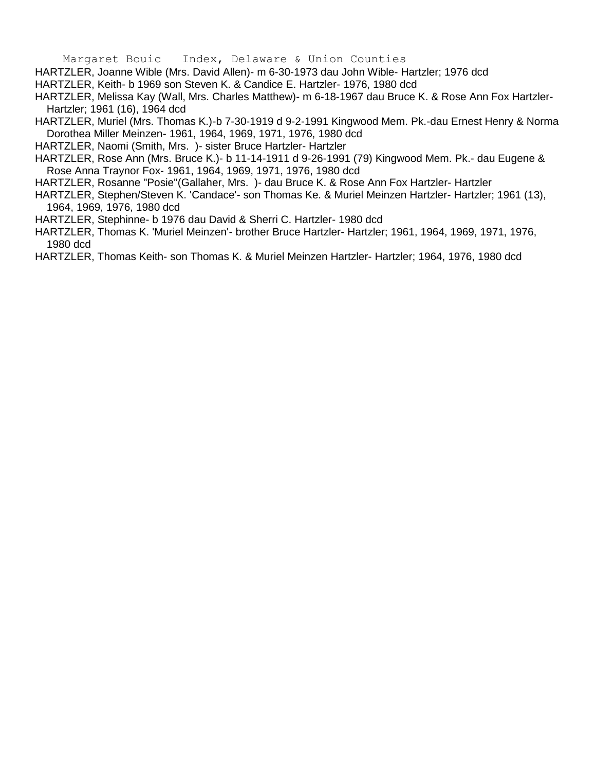HARTZLER, Joanne Wible (Mrs. David Allen)- m 6-30-1973 dau John Wible- Hartzler; 1976 dcd

HARTZLER, Keith- b 1969 son Steven K. & Candice E. Hartzler- 1976, 1980 dcd

HARTZLER, Melissa Kay (Wall, Mrs. Charles Matthew)- m 6-18-1967 dau Bruce K. & Rose Ann Fox Hartzler- Hartzler; 1961 (16), 1964 dcd

HARTZLER, Muriel (Mrs. Thomas K.)-b 7-30-1919 d 9-2-1991 Kingwood Mem. Pk.-dau Ernest Henry & Norma Dorothea Miller Meinzen- 1961, 1964, 1969, 1971, 1976, 1980 dcd

HARTZLER, Naomi (Smith, Mrs. )- sister Bruce Hartzler- Hartzler

HARTZLER, Rose Ann (Mrs. Bruce K.)- b 11-14-1911 d 9-26-1991 (79) Kingwood Mem. Pk.- dau Eugene & Rose Anna Traynor Fox- 1961, 1964, 1969, 1971, 1976, 1980 dcd

HARTZLER, Rosanne "Posie"(Gallaher, Mrs. )- dau Bruce K. & Rose Ann Fox Hartzler- Hartzler

HARTZLER, Stephen/Steven K. 'Candace'- son Thomas Ke. & Muriel Meinzen Hartzler- Hartzler; 1961 (13), 1964, 1969, 1976, 1980 dcd

HARTZLER, Stephinne- b 1976 dau David & Sherri C. Hartzler- 1980 dcd

HARTZLER, Thomas K. 'Muriel Meinzen'- brother Bruce Hartzler- Hartzler; 1961, 1964, 1969, 1971, 1976, 1980 dcd

HARTZLER, Thomas Keith- son Thomas K. & Muriel Meinzen Hartzler- Hartzler; 1964, 1976, 1980 dcd